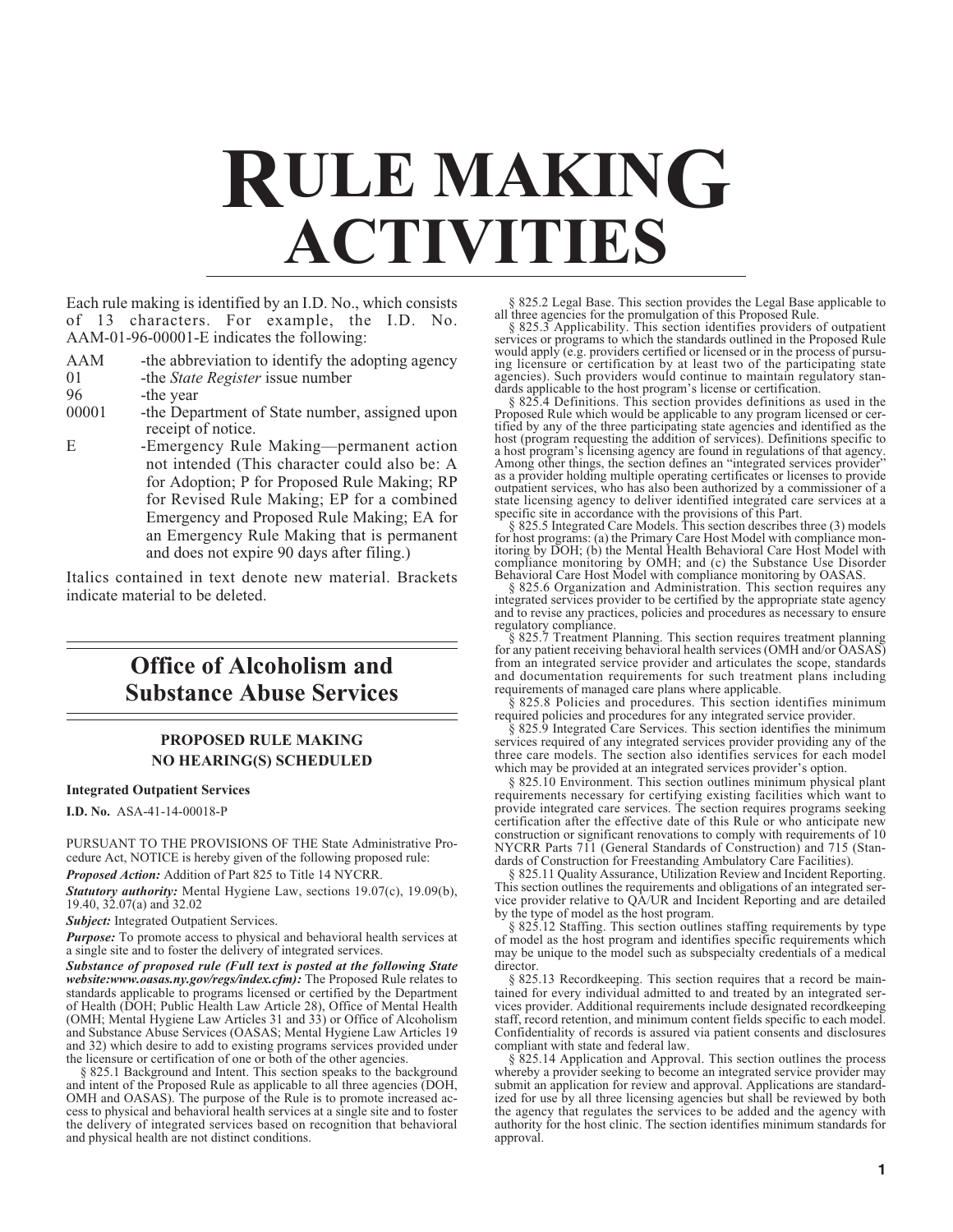# RULE MAKING ACTIVITIES

Each rule making is identified by an I.D. No., which consists of 13 characters. For example, the I.D. No. AAM-01-96-00001-E indicates the following:

AAM -the abbreviation to identify the adopting agency
01 -the *State Register* issue number
96 -the year
00001 -the Department of State number, assigned upon receipt of notice.
E -Emergency Rule Making—permanent action not intended (This character could also be: A for Adoption; P for Proposed Rule Making; RP for Revised Rule Making; EP for a combined Emergency and Proposed Rule Making; EA for an Emergency Rule Making that is permanent and does not expire 90 days after filing.)

Italics contained in text denote new material. Brackets indicate material to be deleted.

## Office of Alcoholism and Substance Abuse Services

### PROPOSED RULE MAKING NO HEARING(S) SCHEDULED

**Integrated Outpatient Services**

**I.D. No.** ASA-41-14-00018-P

PURSUANT TO THE PROVISIONS OF THE State Administrative Procedure Act, NOTICE is hereby given of the following proposed rule:

***Proposed Action:*** Addition of Part 825 to Title 14 NYCRR.

***Statutory authority:*** Mental Hygiene Law, sections 19.07(c), 19.09(b), 19.40, 32.07(a) and 32.02

***Subject:*** Integrated Outpatient Services.

***Purpose:*** To promote access to physical and behavioral health services at a single site and to foster the delivery of integrated services.

***Substance of proposed rule (Full text is posted at the following State website:www.oasas.ny.gov/regs/index.cfm):*** The Proposed Rule relates to standards applicable to programs licensed or certified by the Department of Health (DOH; Public Health Law Article 28), Office of Mental Health (OMH; Mental Hygiene Law Articles 31 and 33) or Office of Alcoholism and Substance Abuse Services (OASAS; Mental Hygiene Law Articles 19 and 32) which desire to add to existing programs services provided under the licensure or certification of one or both of the other agencies.

§ 825.1 Background and Intent. This section speaks to the background and intent of the Proposed Rule as applicable to all three agencies (DOH, OMH and OASAS). The purpose of the Rule is to promote increased access to physical and behavioral health services at a single site and to foster the delivery of integrated services based on recognition that behavioral and physical health are not distinct conditions.

§ 825.2 Legal Base. This section provides the Legal Base applicable to all three agencies for the promulgation of this Proposed Rule.

§ 825.3 Applicability. This section identifies providers of outpatient services or programs to which the standards outlined in the Proposed Rule would apply (e.g. providers certified or licensed or in the process of pursuing licensure or certification by at least two of the participating state agencies). Such providers would continue to maintain regulatory standards applicable to the host program's license or certification.

§ 825.4 Definitions. This section provides definitions as used in the Proposed Rule which would be applicable to any program licensed or certified by any of the three participating state agencies and identified as the host (program requesting the addition of services). Definitions specific to a host program's licensing agency are found in regulations of that agency. Among other things, the section defines an "integrated services provider" as a provider holding multiple operating certificates or licenses to provide outpatient services, who has also been authorized by a commissioner of a state licensing agency to deliver identified integrated care services at a specific site in accordance with the provisions of this Part.

§ 825.5 Integrated Care Models. This section describes three (3) models for host programs: (a) the Primary Care Host Model with compliance monitoring by DOH; (b) the Mental Health Behavioral Care Host Model with compliance monitoring by OMH; and (c) the Substance Use Disorder Behavioral Care Host Model with compliance monitoring by OASAS.

§ 825.6 Organization and Administration. This section requires any integrated services provider to be certified by the appropriate state agency and to revise any practices, policies and procedures as necessary to ensure regulatory compliance.

§ 825.7 Treatment Planning. This section requires treatment planning for any patient receiving behavioral health services (OMH and/or OASAS) from an integrated service provider and articulates the scope, standards and documentation requirements for such treatment plans including requirements of managed care plans where applicable.

§ 825.8 Policies and procedures. This section identifies minimum required policies and procedures for any integrated service provider.

§ 825.9 Integrated Care Services. This section identifies the minimum services required of any integrated services provider providing any of the three care models. The section also identifies services for each model which may be provided at an integrated services provider's option.

§ 825.10 Environment. This section outlines minimum physical plant requirements necessary for certifying existing facilities which want to provide integrated care services. The section requires programs seeking certification after the effective date of this Rule or who anticipate new construction or significant renovations to comply with requirements of 10 NYCRR Parts 711 (General Standards of Construction) and 715 (Standards of Construction for Freestanding Ambulatory Care Facilities).

§ 825.11 Quality Assurance, Utilization Review and Incident Reporting. This section outlines the requirements and obligations of an integrated service provider relative to QA/UR and Incident Reporting and are detailed by the type of model as the host program.

§ 825.12 Staffing. This section outlines staffing requirements by type of model as the host program and identifies specific requirements which may be unique to the model such as subspecialty credentials of a medical director.

§ 825.13 Recordkeeping. This section requires that a record be maintained for every individual admitted to and treated by an integrated services provider. Additional requirements include designated recordkeeping staff, record retention, and minimum content fields specific to each model. Confidentiality of records is assured via patient consents and disclosures compliant with state and federal law.

§ 825.14 Application and Approval. This section outlines the process whereby a provider seeking to become an integrated service provider may submit an application for review and approval. Applications are standardized for use by all three licensing agencies but shall be reviewed by both the agency that regulates the services to be added and the agency with authority for the host clinic. The section identifies minimum standards for approval.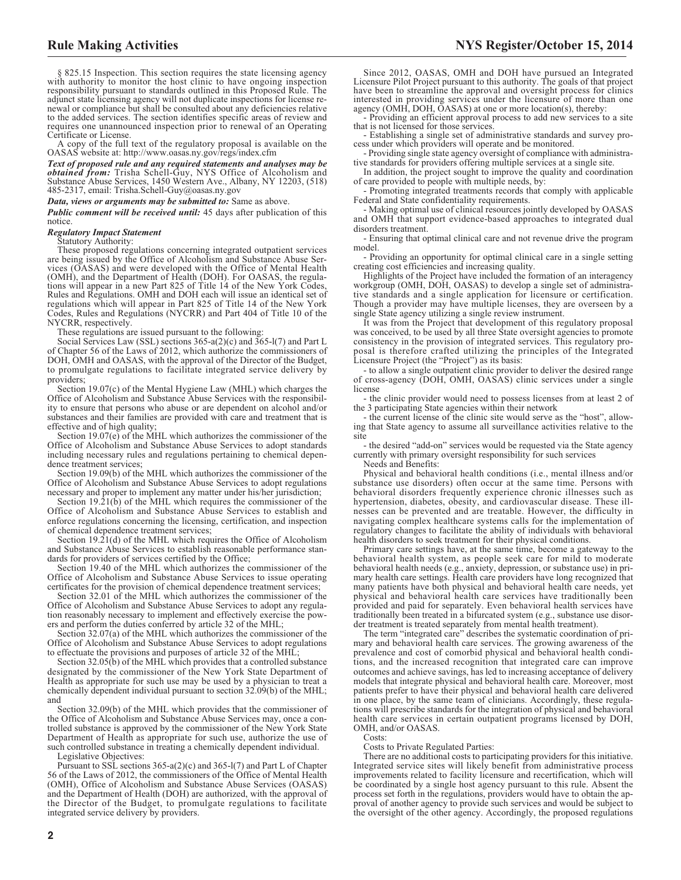§ 825.15 Inspection. This section requires the state licensing agency with authority to monitor the host clinic to have ongoing inspection responsibility pursuant to standards outlined in this Proposed Rule. The adjunct state licensing agency will not duplicate inspections for license renewal or compliance but shall be consulted about any deficiencies relative to the added services. The section identifies specific areas of review and requires one unannounced inspection prior to renewal of an Operating Certificate or License.

A copy of the full text of the regulatory proposal is available on the OASAS website at: http://www.oasas.ny.gov/regs/index.cfm

***Text of proposed rule and any required statements and analyses may be obtained from:*** Trisha Schell-Guy, NYS Office of Alcoholism and Substance Abuse Services, 1450 Western Ave., Albany, NY 12203, (518) 485-2317, email: Trisha.Schell-Guy@oasas.ny.gov

***Data, views or arguments may be submitted to:*** Same as above.

***Public comment will be received until:*** 45 days after publication of this notice.

***Regulatory Impact Statement***

Statutory Authority:

These proposed regulations concerning integrated outpatient services are being issued by the Office of Alcoholism and Substance Abuse Services (OASAS) and were developed with the Office of Mental Health (OMH), and the Department of Health (DOH). For OASAS, the regulations will appear in a new Part 825 of Title 14 of the New York Codes, Rules and Regulations. OMH and DOH each will issue an identical set of regulations which will appear in Part 825 of Title 14 of the New York Codes, Rules and Regulations (NYCRR) and Part 404 of Title 10 of the NYCRR, respectively.

These regulations are issued pursuant to the following:

Social Services Law (SSL) sections 365-a(2)(c) and 365-l(7) and Part L of Chapter 56 of the Laws of 2012, which authorize the commissioners of DOH, OMH and OASAS, with the approval of the Director of the Budget, to promulgate regulations to facilitate integrated service delivery by providers;

Section 19.07(c) of the Mental Hygiene Law (MHL) which charges the Office of Alcoholism and Substance Abuse Services with the responsibility to ensure that persons who abuse or are dependent on alcohol and/or substances and their families are provided with care and treatment that is effective and of high quality;

Section 19.07(e) of the MHL which authorizes the commissioner of the Office of Alcoholism and Substance Abuse Services to adopt standards including necessary rules and regulations pertaining to chemical dependence treatment services;

Section 19.09(b) of the MHL which authorizes the commissioner of the Office of Alcoholism and Substance Abuse Services to adopt regulations necessary and proper to implement any matter under his/her jurisdiction;

Section 19.21(b) of the MHL which requires the commissioner of the Office of Alcoholism and Substance Abuse Services to establish and enforce regulations concerning the licensing, certification, and inspection of chemical dependence treatment services;

Section 19.21(d) of the MHL which requires the Office of Alcoholism and Substance Abuse Services to establish reasonable performance standards for providers of services certified by the Office;

Section 19.40 of the MHL which authorizes the commissioner of the Office of Alcoholism and Substance Abuse Services to issue operating certificates for the provision of chemical dependence treatment services;

Section 32.01 of the MHL which authorizes the commissioner of the Office of Alcoholism and Substance Abuse Services to adopt any regulation reasonably necessary to implement and effectively exercise the powers and perform the duties conferred by article 32 of the MHL;

Section 32.07(a) of the MHL which authorizes the commissioner of the Office of Alcoholism and Substance Abuse Services to adopt regulations to effectuate the provisions and purposes of article 32 of the MHL;

Section 32.05(b) of the MHL which provides that a controlled substance designated by the commissioner of the New York State Department of Health as appropriate for such use may be used by a physician to treat a chemically dependent individual pursuant to section 32.09(b) of the MHL; and

Section 32.09(b) of the MHL which provides that the commissioner of the Office of Alcoholism and Substance Abuse Services may, once a controlled substance is approved by the commissioner of the New York State Department of Health as appropriate for such use, authorize the use of such controlled substance in treating a chemically dependent individual.

Legislative Objectives:

Pursuant to SSL sections 365-a(2)(c) and 365-l(7) and Part L of Chapter 56 of the Laws of 2012, the commissioners of the Office of Mental Health (OMH), Office of Alcoholism and Substance Abuse Services (OASAS) and the Department of Health (DOH) are authorized, with the approval of the Director of the Budget, to promulgate regulations to facilitate integrated service delivery by providers.

Since 2012, OASAS, OMH and DOH have pursued an Integrated Licensure Pilot Project pursuant to this authority. The goals of that project have been to streamline the approval and oversight process for clinics interested in providing services under the licensure of more than one agency (OMH, DOH, OASAS) at one or more location(s), thereby:

- Providing an efficient approval process to add new services to a site that is not licensed for those services.
- Establishing a single set of administrative standards and survey process under which providers will operate and be monitored.
- Providing single state agency oversight of compliance with administrative standards for providers offering multiple services at a single site.

In addition, the project sought to improve the quality and coordination of care provided to people with multiple needs, by:

- Promoting integrated treatments records that comply with applicable Federal and State confidentiality requirements.
- Making optimal use of clinical resources jointly developed by OASAS and OMH that support evidence-based approaches to integrated dual disorders treatment.
- Ensuring that optimal clinical care and not revenue drive the program model.
- Providing an opportunity for optimal clinical care in a single setting creating cost efficiencies and increasing quality.

Highlights of the Project have included the formation of an interagency workgroup (OMH, DOH, OASAS) to develop a single set of administrative standards and a single application for licensure or certification. Though a provider may have multiple licenses, they are overseen by a single State agency utilizing a single review instrument.

It was from the Project that development of this regulatory proposal was conceived, to be used by all three State oversight agencies to promote consistency in the provision of integrated services. This regulatory proposal is therefore crafted utilizing the principles of the Integrated Licensure Project (the "Project") as its basis:

- to allow a single outpatient clinic provider to deliver the desired range of cross-agency (DOH, OMH, OASAS) clinic services under a single license
- the clinic provider would need to possess licenses from at least 2 of the 3 participating State agencies within their network
- the current license of the clinic site would serve as the "host", allowing that State agency to assume all surveillance activities relative to the site
- the desired "add-on" services would be requested via the State agency currently with primary oversight responsibility for such services

Needs and Benefits:

Physical and behavioral health conditions (i.e., mental illness and/or substance use disorders) often occur at the same time. Persons with behavioral disorders frequently experience chronic illnesses such as hypertension, diabetes, obesity, and cardiovascular disease. These illnesses can be prevented and are treatable. However, the difficulty in navigating complex healthcare systems calls for the implementation of regulatory changes to facilitate the ability of individuals with behavioral health disorders to seek treatment for their physical conditions.

Primary care settings have, at the same time, become a gateway to the behavioral health system, as people seek care for mild to moderate behavioral health needs (e.g., anxiety, depression, or substance use) in primary health care settings. Health care providers have long recognized that many patients have both physical and behavioral health care needs, yet physical and behavioral health care services have traditionally been provided and paid for separately. Even behavioral health services have traditionally been treated in a bifurcated system (e.g., substance use disorder treatment is treated separately from mental health treatment).

The term "integrated care" describes the systematic coordination of primary and behavioral health care services. The growing awareness of the prevalence and cost of comorbid physical and behavioral health conditions, and the increased recognition that integrated care can improve outcomes and achieve savings, has led to increasing acceptance of delivery models that integrate physical and behavioral health care. Moreover, most patients prefer to have their physical and behavioral health care delivered in one place, by the same team of clinicians. Accordingly, these regulations will prescribe standards for the integration of physical and behavioral health care services in certain outpatient programs licensed by DOH, OMH, and/or OASAS.

Costs:

Costs to Private Regulated Parties:

There are no additional costs to participating providers for this initiative. Integrated service sites will likely benefit from administrative process improvements related to facility licensure and recertification, which will be coordinated by a single host agency pursuant to this rule. Absent the process set forth in the regulations, providers would have to obtain the approval of another agency to provide such services and would be subject to the oversight of the other agency. Accordingly, the proposed regulations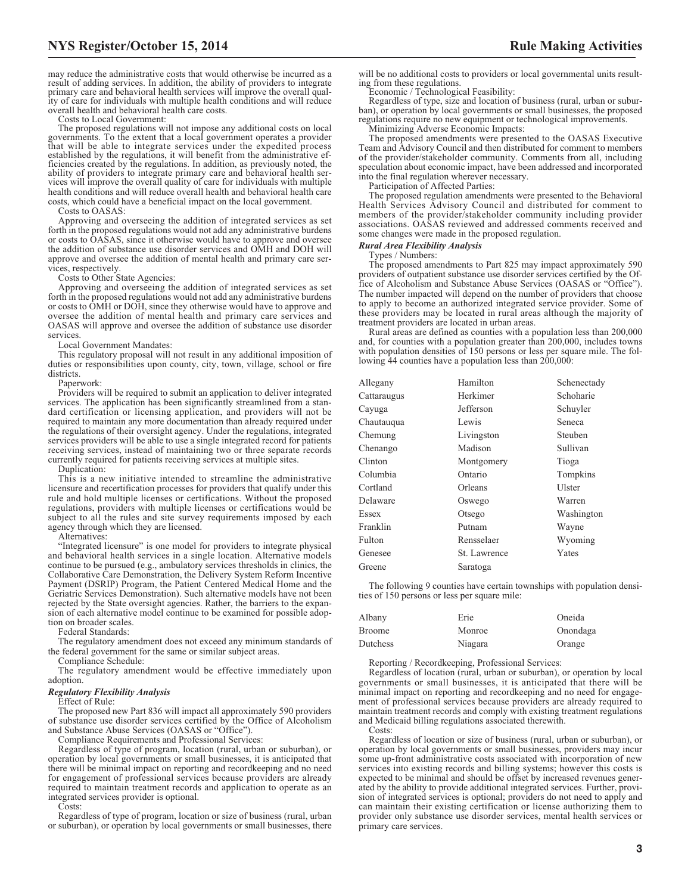may reduce the administrative costs that would otherwise be incurred as a result of adding services. In addition, the ability of providers to integrate primary care and behavioral health services will improve the overall quality of care for individuals with multiple health conditions and will reduce overall health and behavioral health care costs.

Costs to Local Government:

The proposed regulations will not impose any additional costs on local governments. To the extent that a local government operates a provider that will be able to integrate services under the expedited process established by the regulations, it will benefit from the administrative efficiencies created by the regulations. In addition, as previously noted, the ability of providers to integrate primary care and behavioral health services will improve the overall quality of care for individuals with multiple health conditions and will reduce overall health and behavioral health care costs, which could have a beneficial impact on the local government.

Costs to OASAS:

Approving and overseeing the addition of integrated services as set forth in the proposed regulations would not add any administrative burdens or costs to OASAS, since it otherwise would have to approve and oversee the addition of substance use disorder services and OMH and DOH will approve and oversee the addition of mental health and primary care services, respectively.

Costs to Other State Agencies:

Approving and overseeing the addition of integrated services as set forth in the proposed regulations would not add any administrative burdens or costs to OMH or DOH, since they otherwise would have to approve and oversee the addition of mental health and primary care services and OASAS will approve and oversee the addition of substance use disorder services.

Local Government Mandates:

This regulatory proposal will not result in any additional imposition of duties or responsibilities upon county, city, town, village, school or fire districts.

Paperwork:

Providers will be required to submit an application to deliver integrated services. The application has been significantly streamlined from a standard certification or licensing application, and providers will not be required to maintain any more documentation than already required under the regulations of their oversight agency. Under the regulations, integrated services providers will be able to use a single integrated record for patients receiving services, instead of maintaining two or three separate records currently required for patients receiving services at multiple sites.

Duplication:

This is a new initiative intended to streamline the administrative licensure and recertification processes for providers that qualify under this rule and hold multiple licenses or certifications. Without the proposed regulations, providers with multiple licenses or certifications would be subject to all the rules and site survey requirements imposed by each agency through which they are licensed.

Alternatives:

"Integrated licensure" is one model for providers to integrate physical and behavioral health services in a single location. Alternative models continue to be pursued (e.g., ambulatory services thresholds in clinics, the Collaborative Care Demonstration, the Delivery System Reform Incentive Payment (DSRIP) Program, the Patient Centered Medical Home and the Geriatric Services Demonstration). Such alternative models have not been rejected by the State oversight agencies. Rather, the barriers to the expansion of each alternative model continue to be examined for possible adoption on broader scales.

Federal Standards:

The regulatory amendment does not exceed any minimum standards of the federal government for the same or similar subject areas.

Compliance Schedule:

The regulatory amendment would be effective immediately upon adoption.

***Regulatory Flexibility Analysis***

Effect of Rule:

The proposed new Part 836 will impact all approximately 590 providers of substance use disorder services certified by the Office of Alcoholism and Substance Abuse Services (OASAS or "Office").

Compliance Requirements and Professional Services:

Regardless of type of program, location (rural, urban or suburban), or operation by local governments or small businesses, it is anticipated that there will be minimal impact on reporting and recordkeeping and no need for engagement of professional services because providers are already required to maintain treatment records and application to operate as an integrated services provider is optional.

Costs:

Regardless of type of program, location or size of business (rural, urban or suburban), or operation by local governments or small businesses, there will be no additional costs to providers or local governmental units resulting from these regulations.

Economic / Technological Feasibility:

Regardless of type, size and location of business (rural, urban or suburban), or operation by local governments or small businesses, the proposed regulations require no new equipment or technological improvements.

Minimizing Adverse Economic Impacts:

The proposed amendments were presented to the OASAS Executive Team and Advisory Council and then distributed for comment to members of the provider/stakeholder community. Comments from all, including speculation about economic impact, have been addressed and incorporated into the final regulation wherever necessary.

Participation of Affected Parties:

The proposed regulation amendments were presented to the Behavioral Health Services Advisory Council and distributed for comment to members of the provider/stakeholder community including provider associations. OASAS reviewed and addressed comments received and some changes were made in the proposed regulation.

***Rural Area Flexibility Analysis***

Types / Numbers:

The proposed amendments to Part 825 may impact approximately 590 providers of outpatient substance use disorder services certified by the Office of Alcoholism and Substance Abuse Services (OASAS or "Office"). The number impacted will depend on the number of providers that choose to apply to become an authorized integrated service provider. Some of these providers may be located in rural areas although the majority of treatment providers are located in urban areas.

Rural areas are defined as counties with a population less than 200,000 and, for counties with a population greater than 200,000, includes towns with population densities of 150 persons or less per square mile. The following 44 counties have a population less than 200,000:

| | | |
|---|---|---|
| Allegany | Hamilton | Schenectady |
| Cattaraugus | Herkimer | Schoharie |
| Cayuga | Jefferson | Schuyler |
| Chautauqua | Lewis | Seneca |
| Chemung | Livingston | Steuben |
| Chenango | Madison | Sullivan |
| Clinton | Montgomery | Tioga |
| Columbia | Ontario | Tompkins |
| Cortland | Orleans | Ulster |
| Delaware | Oswego | Warren |
| Essex | Otsego | Washington |
| Franklin | Putnam | Wayne |
| Fulton | Rensselaer | Wyoming |
| Genesee | St. Lawrence | Yates |
| Greene | Saratoga | |

The following 9 counties have certain townships with population densities of 150 persons or less per square mile:

| | | |
|---|---|---|
| Albany | Erie | Oneida |
| Broome | Monroe | Onondaga |
| Dutchess | Niagara | Orange |

Reporting / Recordkeeping, Professional Services:

Regardless of location (rural, urban or suburban), or operation by local governments or small businesses, it is anticipated that there will be minimal impact on reporting and recordkeeping and no need for engagement of professional services because providers are already required to maintain treatment records and comply with existing treatment regulations and Medicaid billing regulations associated therewith.

Costs:

Regardless of location or size of business (rural, urban or suburban), or operation by local governments or small businesses, providers may incur some up-front administrative costs associated with incorporation of new services into existing records and billing systems; however this costs is expected to be minimal and should be offset by increased revenues generated by the ability to provide additional integrated services. Further, provision of integrated services is optional; providers do not need to apply and can maintain their existing certification or license authorizing them to provider only substance use disorder services, mental health services or primary care services.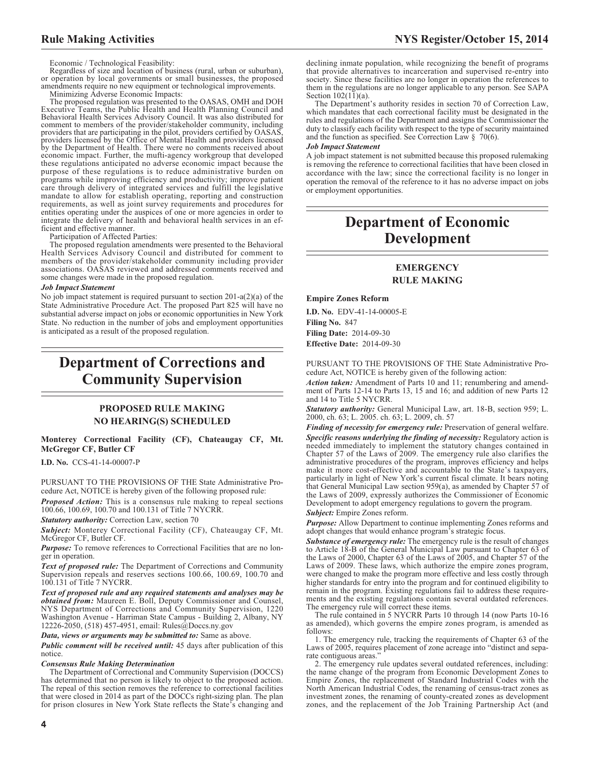Economic / Technological Feasibility:

Regardless of size and location of business (rural, urban or suburban), or operation by local governments or small businesses, the proposed amendments require no new equipment or technological improvements.

Minimizing Adverse Economic Impacts:

The proposed regulation was presented to the OASAS, OMH and DOH Executive Teams, the Public Health and Health Planning Council and Behavioral Health Services Advisory Council. It was also distributed for comment to members of the provider/stakeholder community, including providers that are participating in the pilot, providers certified by OASAS, providers licensed by the Office of Mental Health and providers licensed by the Department of Health. There were no comments received about economic impact. Further, the mufti-agency workgroup that developed these regulations anticipated no adverse economic impact because the purpose of these regulations is to reduce administrative burden on programs while improving efficiency and productivity; improve patient care through delivery of integrated services and fulfill the legislative mandate to allow for establish operating, reporting and construction requirements, as well as joint survey requirements and procedures for entities operating under the auspices of one or more agencies in order to integrate the delivery of health and behavioral health services in an efficient and effective manner.

Participation of Affected Parties:

The proposed regulation amendments were presented to the Behavioral Health Services Advisory Council and distributed for comment to members of the provider/stakeholder community including provider associations. OASAS reviewed and addressed comments received and some changes were made in the proposed regulation.

***Job Impact Statement***

No job impact statement is required pursuant to section 201-a(2)(a) of the State Administrative Procedure Act. The proposed Part 825 will have no substantial adverse impact on jobs or economic opportunities in New York State. No reduction in the number of jobs and employment opportunities is anticipated as a result of the proposed regulation.

# Department of Corrections and Community Supervision

## PROPOSED RULE MAKING
## NO HEARING(S) SCHEDULED

**Monterey Correctional Facility (CF), Chateaugay CF, Mt. McGregor CF, Butler CF**

**I.D. No.** CCS-41-14-00007-P

PURSUANT TO THE PROVISIONS OF THE State Administrative Procedure Act, NOTICE is hereby given of the following proposed rule:

***Proposed Action:*** This is a consensus rule making to repeal sections 100.66, 100.69, 100.70 and 100.131 of Title 7 NYCRR.

***Statutory authority:*** Correction Law, section 70

***Subject:*** Monterey Correctional Facility (CF), Chateaugay CF, Mt. McGregor CF, Butler CF.

***Purpose:*** To remove references to Correctional Facilities that are no longer in operation.

***Text of proposed rule:*** The Department of Corrections and Community Supervision repeals and reserves sections 100.66, 100.69, 100.70 and 100.131 of Title 7 NYCRR.

***Text of proposed rule and any required statements and analyses may be obtained from:*** Maureen E. Boll, Deputy Commissioner and Counsel, NYS Department of Corrections and Community Supervision, 1220 Washington Avenue - Harriman State Campus - Building 2, Albany, NY 12226-2050, (518) 457-4951, email: Rules@Doccs.ny.gov

***Data, views or arguments may be submitted to:*** Same as above.

***Public comment will be received until:*** 45 days after publication of this notice.

***Consensus Rule Making Determination***

The Department of Correctional and Community Supervision (DOCCS) has determined that no person is likely to object to the proposed action. The repeal of this section removes the reference to correctional facilities that were closed in 2014 as part of the DOCCs right-sizing plan. The plan for prison closures in New York State reflects the State's changing and declining inmate population, while recognizing the benefit of programs that provide alternatives to incarceration and supervised re-entry into society. Since these facilities are no longer in operation the references to them in the regulations are no longer applicable to any person. See SAPA Section 102(11)(a).

The Department's authority resides in section 70 of Correction Law, which mandates that each correctional facility must be designated in the rules and regulations of the Department and assigns the Commissioner the duty to classify each facility with respect to the type of security maintained and the function as specified. See Correction Law § 70(6).

***Job Impact Statement***

A job impact statement is not submitted because this proposed rulemaking is removing the reference to correctional facilities that have been closed in accordance with the law; since the correctional facility is no longer in operation the removal of the reference to it has no adverse impact on jobs or employment opportunities.

# Department of Economic Development

## EMERGENCY
## RULE MAKING

**Empire Zones Reform**

**I.D. No.** EDV-41-14-00005-E
**Filing No.** 847
**Filing Date:** 2014-09-30
**Effective Date:** 2014-09-30

PURSUANT TO THE PROVISIONS OF THE State Administrative Procedure Act, NOTICE is hereby given of the following action:

***Action taken:*** Amendment of Parts 10 and 11; renumbering and amendment of Parts 12-14 to Parts 13, 15 and 16; and addition of new Parts 12 and 14 to Title 5 NYCRR.

***Statutory authority:*** General Municipal Law, art. 18-B, section 959; L. 2000, ch. 63; L. 2005. ch. 63; L. 2009, ch. 57

***Finding of necessity for emergency rule:*** Preservation of general welfare.

***Specific reasons underlying the finding of necessity:*** Regulatory action is needed immediately to implement the statutory changes contained in Chapter 57 of the Laws of 2009. The emergency rule also clarifies the administrative procedures of the program, improves efficiency and helps make it more cost-effective and accountable to the State's taxpayers, particularly in light of New York's current fiscal climate. It bears noting that General Municipal Law section 959(a), as amended by Chapter 57 of the Laws of 2009, expressly authorizes the Commissioner of Economic Development to adopt emergency regulations to govern the program.

***Subject:*** Empire Zones reform.

***Purpose:*** Allow Department to continue implementing Zones reforms and adopt changes that would enhance program's strategic focus.

***Substance of emergency rule:*** The emergency rule is the result of changes to Article 18-B of the General Municipal Law pursuant to Chapter 63 of the Laws of 2000, Chapter 63 of the Laws of 2005, and Chapter 57 of the Laws of 2009. These laws, which authorize the empire zones program, were changed to make the program more effective and less costly through higher standards for entry into the program and for continued eligibility to remain in the program. Existing regulations fail to address these requirements and the existing regulations contain several outdated references. The emergency rule will correct these items.

The rule contained in 5 NYCRR Parts 10 through 14 (now Parts 10-16 as amended), which governs the empire zones program, is amended as follows:

1. The emergency rule, tracking the requirements of Chapter 63 of the Laws of 2005, requires placement of zone acreage into "distinct and separate contiguous areas."

2. The emergency rule updates several outdated references, including: the name change of the program from Economic Development Zones to Empire Zones, the replacement of Standard Industrial Codes with the North American Industrial Codes, the renaming of census-tract zones as investment zones, the renaming of county-created zones as development zones, and the replacement of the Job Training Partnership Act (and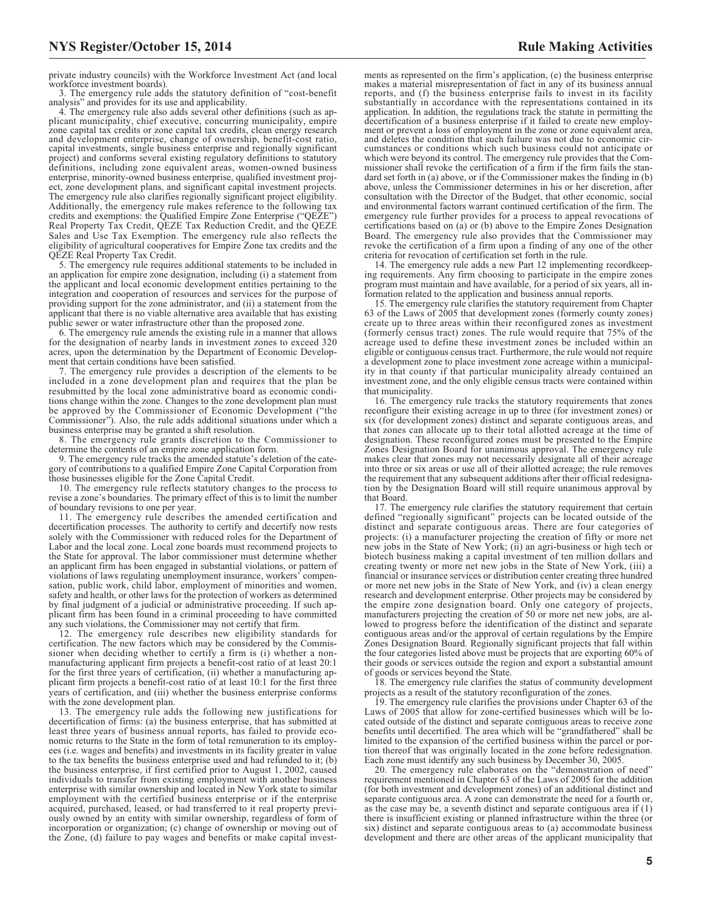private industry councils) with the Workforce Investment Act (and local workforce investment boards).

3. The emergency rule adds the statutory definition of "cost-benefit analysis" and provides for its use and applicability.

4. The emergency rule also adds several other definitions (such as applicant municipality, chief executive, concurring municipality, empire zone capital tax credits or zone capital tax credits, clean energy research and development enterprise, change of ownership, benefit-cost ratio, capital investments, single business enterprise and regionally significant project) and conforms several existing regulatory definitions to statutory definitions, including zone equivalent areas, women-owned business enterprise, minority-owned business enterprise, qualified investment project, zone development plans, and significant capital investment projects. The emergency rule also clarifies regionally significant project eligibility. Additionally, the emergency rule makes reference to the following tax credits and exemptions: the Qualified Empire Zone Enterprise ("QEZE") Real Property Tax Credit, QEZE Tax Reduction Credit, and the QEZE Sales and Use Tax Exemption. The emergency rule also reflects the eligibility of agricultural cooperatives for Empire Zone tax credits and the QEZE Real Property Tax Credit.

5. The emergency rule requires additional statements to be included in an application for empire zone designation, including (i) a statement from the applicant and local economic development entities pertaining to the integration and cooperation of resources and services for the purpose of providing support for the zone administrator, and (ii) a statement from the applicant that there is no viable alternative area available that has existing public sewer or water infrastructure other than the proposed zone.

6. The emergency rule amends the existing rule in a manner that allows for the designation of nearby lands in investment zones to exceed 320 acres, upon the determination by the Department of Economic Development that certain conditions have been satisfied.

7. The emergency rule provides a description of the elements to be included in a zone development plan and requires that the plan be resubmitted by the local zone administrative board as economic conditions change within the zone. Changes to the zone development plan must be approved by the Commissioner of Economic Development ("the Commissioner"). Also, the rule adds additional situations under which a business enterprise may be granted a shift resolution.

8. The emergency rule grants discretion to the Commissioner to determine the contents of an empire zone application form.

9. The emergency rule tracks the amended statute's deletion of the category of contributions to a qualified Empire Zone Capital Corporation from those businesses eligible for the Zone Capital Credit.

10. The emergency rule reflects statutory changes to the process to revise a zone's boundaries. The primary effect of this is to limit the number of boundary revisions to one per year.

11. The emergency rule describes the amended certification and decertification processes. The authority to certify and decertify now rests solely with the Commissioner with reduced roles for the Department of Labor and the local zone. Local zone boards must recommend projects to the State for approval. The labor commissioner must determine whether an applicant firm has been engaged in substantial violations, or pattern of violations of laws regulating unemployment insurance, workers' compensation, public work, child labor, employment of minorities and women, safety and health, or other laws for the protection of workers as determined by final judgment of a judicial or administrative proceeding. If such applicant firm has been found in a criminal proceeding to have committed any such violations, the Commissioner may not certify that firm.

12. The emergency rule describes new eligibility standards for certification. The new factors which may be considered by the Commissioner when deciding whether to certify a firm is (i) whether a non-manufacturing applicant firm projects a benefit-cost ratio of at least 20:1 for the first three years of certification, (ii) whether a manufacturing applicant firm projects a benefit-cost ratio of at least 10:1 for the first three years of certification, and (iii) whether the business enterprise conforms with the zone development plan.

13. The emergency rule adds the following new justifications for decertification of firms: (a) the business enterprise, that has submitted at least three years of business annual reports, has failed to provide economic returns to the State in the form of total remuneration to its employees (i.e. wages and benefits) and investments in its facility greater in value to the tax benefits the business enterprise used and had refunded to it; (b) the business enterprise, if first certified prior to August 1, 2002, caused individuals to transfer from existing employment with another business enterprise with similar ownership and located in New York state to similar employment with the certified business enterprise or if the enterprise acquired, purchased, leased, or had transferred to it real property previously owned by an entity with similar ownership, regardless of form of incorporation or organization; (c) change of ownership or moving out of the Zone, (d) failure to pay wages and benefits or make capital investments as represented on the firm's application, (e) the business enterprise makes a material misrepresentation of fact in any of its business annual reports, and (f) the business enterprise fails to invest in its facility substantially in accordance with the representations contained in its application. In addition, the regulations track the statute in permitting the decertification of a business enterprise if it failed to create new employment or prevent a loss of employment in the zone or zone equivalent area, and deletes the condition that such failure was not due to economic circumstances or conditions which such business could not anticipate or which were beyond its control. The emergency rule provides that the Commissioner shall revoke the certification of a firm if the firm fails the standard set forth in (a) above, or if the Commissioner makes the finding in (b) above, unless the Commissioner determines in his or her discretion, after consultation with the Director of the Budget, that other economic, social and environmental factors warrant continued certification of the firm. The emergency rule further provides for a process to appeal revocations of certifications based on (a) or (b) above to the Empire Zones Designation Board. The emergency rule also provides that the Commissioner may revoke the certification of a firm upon a finding of any one of the other criteria for revocation of certification set forth in the rule.

14. The emergency rule adds a new Part 12 implementing recordkeeping requirements. Any firm choosing to participate in the empire zones program must maintain and have available, for a period of six years, all information related to the application and business annual reports.

15. The emergency rule clarifies the statutory requirement from Chapter 63 of the Laws of 2005 that development zones (formerly county zones) create up to three areas within their reconfigured zones as investment (formerly census tract) zones. The rule would require that 75% of the acreage used to define these investment zones be included within an eligible or contiguous census tract. Furthermore, the rule would not require a development zone to place investment zone acreage within a municipality in that county if that particular municipality already contained an investment zone, and the only eligible census tracts were contained within that municipality.

16. The emergency rule tracks the statutory requirements that zones reconfigure their existing acreage in up to three (for investment zones) or six (for development zones) distinct and separate contiguous areas, and that zones can allocate up to their total allotted acreage at the time of designation. These reconfigured zones must be presented to the Empire Zones Designation Board for unanimous approval. The emergency rule makes clear that zones may not necessarily designate all of their acreage into three or six areas or use all of their allotted acreage; the rule removes the requirement that any subsequent additions after their official redesignation by the Designation Board will still require unanimous approval by that Board.

17. The emergency rule clarifies the statutory requirement that certain defined "regionally significant" projects can be located outside of the distinct and separate contiguous areas. There are four categories of projects: (i) a manufacturer projecting the creation of fifty or more net new jobs in the State of New York; (ii) an agri-business or high tech or biotech business making a capital investment of ten million dollars and creating twenty or more net new jobs in the State of New York, (iii) a financial or insurance services or distribution center creating three hundred or more net new jobs in the State of New York, and (iv) a clean energy research and development enterprise. Other projects may be considered by the empire zone designation board. Only one category of projects, manufacturers projecting the creation of 50 or more net new jobs, are allowed to progress before the identification of the distinct and separate contiguous areas and/or the approval of certain regulations by the Empire Zones Designation Board. Regionally significant projects that fall within the four categories listed above must be projects that are exporting 60% of their goods or services outside the region and export a substantial amount of goods or services beyond the State.

18. The emergency rule clarifies the status of community development projects as a result of the statutory reconfiguration of the zones.

19. The emergency rule clarifies the provisions under Chapter 63 of the Laws of 2005 that allow for zone-certified businesses which will be located outside of the distinct and separate contiguous areas to receive zone benefits until decertified. The area which will be "grandfathered" shall be limited to the expansion of the certified business within the parcel or portion thereof that was originally located in the zone before redesignation. Each zone must identify any such business by December 30, 2005.

20. The emergency rule elaborates on the "demonstration of need" requirement mentioned in Chapter 63 of the Laws of 2005 for the addition (for both investment and development zones) of an additional distinct and separate contiguous area. A zone can demonstrate the need for a fourth or, as the case may be, a seventh distinct and separate contiguous area if (1) there is insufficient existing or planned infrastructure within the three (or six) distinct and separate contiguous areas to (a) accommodate business development and there are other areas of the applicant municipality that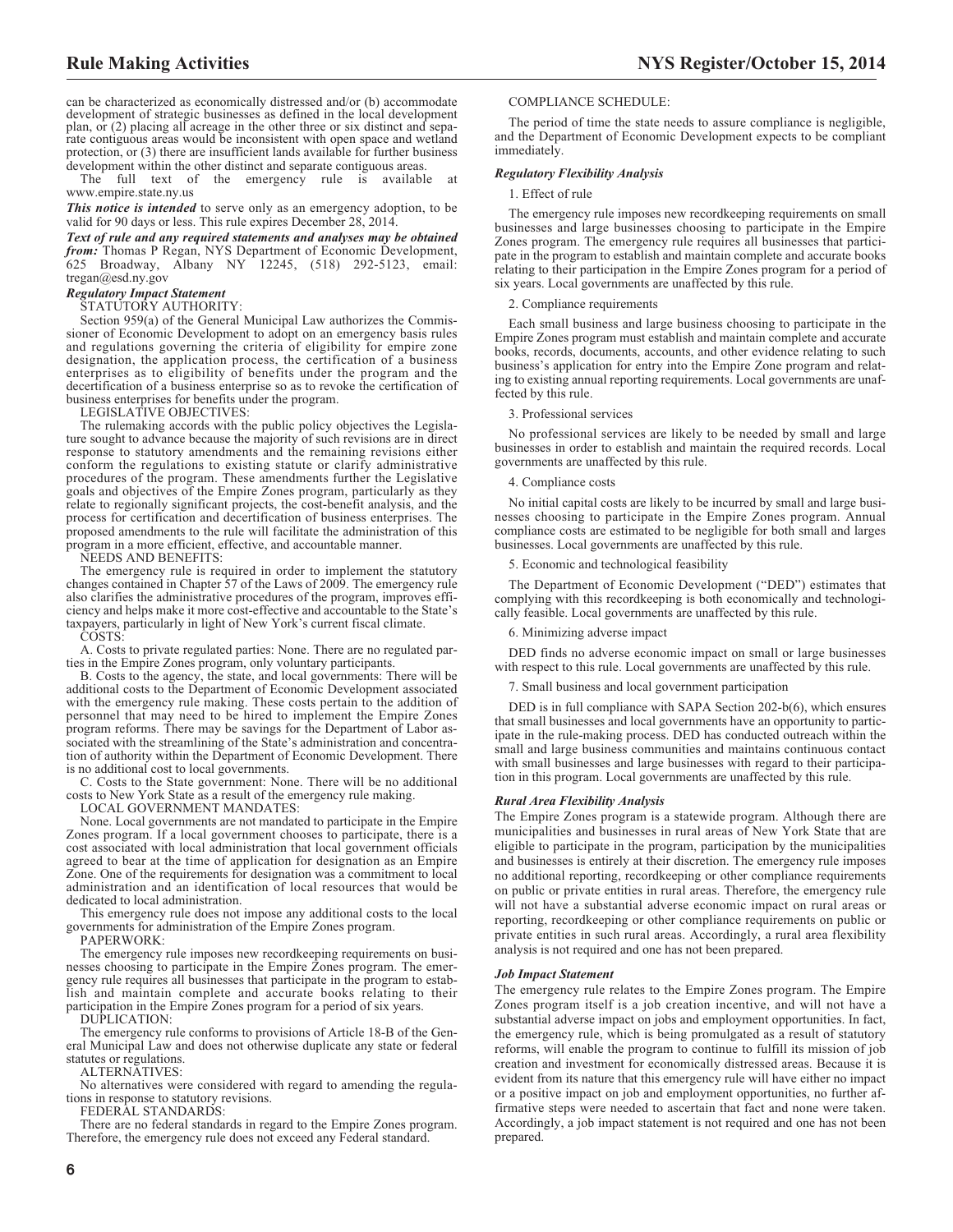can be characterized as economically distressed and/or (b) accommodate development of strategic businesses as defined in the local development plan, or (2) placing all acreage in the other three or six distinct and separate contiguous areas would be inconsistent with open space and wetland protection, or (3) there are insufficient lands available for further business development within the other distinct and separate contiguous areas.

The full text of the emergency rule is available at www.empire.state.ny.us

***This notice is intended*** to serve only as an emergency adoption, to be valid for 90 days or less. This rule expires December 28, 2014.

***Text of rule and any required statements and analyses may be obtained from:*** Thomas P Regan, NYS Department of Economic Development, 625 Broadway, Albany NY 12245, (518) 292-5123, email: tregan@esd.ny.gov

***Regulatory Impact Statement***

STATUTORY AUTHORITY:

Section 959(a) of the General Municipal Law authorizes the Commissioner of Economic Development to adopt on an emergency basis rules and regulations governing the criteria of eligibility for empire zone designation, the application process, the certification of a business enterprises as to eligibility of benefits under the program and the decertification of a business enterprise so as to revoke the certification of business enterprises for benefits under the program.

LEGISLATIVE OBJECTIVES:

The rulemaking accords with the public policy objectives the Legislature sought to advance because the majority of such revisions are in direct response to statutory amendments and the remaining revisions either conform the regulations to existing statute or clarify administrative procedures of the program. These amendments further the Legislative goals and objectives of the Empire Zones program, particularly as they relate to regionally significant projects, the cost-benefit analysis, and the process for certification and decertification of business enterprises. The proposed amendments to the rule will facilitate the administration of this program in a more efficient, effective, and accountable manner.

NEEDS AND BENEFITS:

The emergency rule is required in order to implement the statutory changes contained in Chapter 57 of the Laws of 2009. The emergency rule also clarifies the administrative procedures of the program, improves efficiency and helps make it more cost-effective and accountable to the State's taxpayers, particularly in light of New York's current fiscal climate.

COSTS:

A. Costs to private regulated parties: None. There are no regulated parties in the Empire Zones program, only voluntary participants.

B. Costs to the agency, the state, and local governments: There will be additional costs to the Department of Economic Development associated with the emergency rule making. These costs pertain to the addition of personnel that may need to be hired to implement the Empire Zones program reforms. There may be savings for the Department of Labor associated with the streamlining of the State's administration and concentration of authority within the Department of Economic Development. There is no additional cost to local governments.

C. Costs to the State government: None. There will be no additional costs to New York State as a result of the emergency rule making.

LOCAL GOVERNMENT MANDATES:

None. Local governments are not mandated to participate in the Empire Zones program. If a local government chooses to participate, there is a cost associated with local administration that local government officials agreed to bear at the time of application for designation as an Empire Zone. One of the requirements for designation was a commitment to local administration and an identification of local resources that would be dedicated to local administration.

This emergency rule does not impose any additional costs to the local governments for administration of the Empire Zones program.

PAPERWORK:

The emergency rule imposes new recordkeeping requirements on businesses choosing to participate in the Empire Zones program. The emergency rule requires all businesses that participate in the program to establish and maintain complete and accurate books relating to their participation in the Empire Zones program for a period of six years.

DUPLICATION:

The emergency rule conforms to provisions of Article 18-B of the General Municipal Law and does not otherwise duplicate any state or federal statutes or regulations.

ALTERNATIVES:

No alternatives were considered with regard to amending the regulations in response to statutory revisions.

FEDERAL STANDARDS:

There are no federal standards in regard to the Empire Zones program. Therefore, the emergency rule does not exceed any Federal standard.

COMPLIANCE SCHEDULE:

The period of time the state needs to assure compliance is negligible, and the Department of Economic Development expects to be compliant immediately.

***Regulatory Flexibility Analysis***

1. Effect of rule

The emergency rule imposes new recordkeeping requirements on small businesses and large businesses choosing to participate in the Empire Zones program. The emergency rule requires all businesses that participate in the program to establish and maintain complete and accurate books relating to their participation in the Empire Zones program for a period of six years. Local governments are unaffected by this rule.

2. Compliance requirements

Each small business and large business choosing to participate in the Empire Zones program must establish and maintain complete and accurate books, records, documents, accounts, and other evidence relating to such business's application for entry into the Empire Zone program and relating to existing annual reporting requirements. Local governments are unaffected by this rule.

3. Professional services

No professional services are likely to be needed by small and large businesses in order to establish and maintain the required records. Local governments are unaffected by this rule.

4. Compliance costs

No initial capital costs are likely to be incurred by small and large businesses choosing to participate in the Empire Zones program. Annual compliance costs are estimated to be negligible for both small and larges businesses. Local governments are unaffected by this rule.

5. Economic and technological feasibility

The Department of Economic Development ("DED") estimates that complying with this recordkeeping is both economically and technologically feasible. Local governments are unaffected by this rule.

6. Minimizing adverse impact

DED finds no adverse economic impact on small or large businesses with respect to this rule. Local governments are unaffected by this rule.

7. Small business and local government participation

DED is in full compliance with SAPA Section 202-b(6), which ensures that small businesses and local governments have an opportunity to participate in the rule-making process. DED has conducted outreach within the small and large business communities and maintains continuous contact with small businesses and large businesses with regard to their participation in this program. Local governments are unaffected by this rule.

***Rural Area Flexibility Analysis***

The Empire Zones program is a statewide program. Although there are municipalities and businesses in rural areas of New York State that are eligible to participate in the program, participation by the municipalities and businesses is entirely at their discretion. The emergency rule imposes no additional reporting, recordkeeping or other compliance requirements on public or private entities in rural areas. Therefore, the emergency rule will not have a substantial adverse economic impact on rural areas or reporting, recordkeeping or other compliance requirements on public or private entities in such rural areas. Accordingly, a rural area flexibility analysis is not required and one has not been prepared.

***Job Impact Statement***

The emergency rule relates to the Empire Zones program. The Empire Zones program itself is a job creation incentive, and will not have a substantial adverse impact on jobs and employment opportunities. In fact, the emergency rule, which is being promulgated as a result of statutory reforms, will enable the program to continue to fulfill its mission of job creation and investment for economically distressed areas. Because it is evident from its nature that this emergency rule will have either no impact or a positive impact on job and employment opportunities, no further affirmative steps were needed to ascertain that fact and none were taken. Accordingly, a job impact statement is not required and one has not been prepared.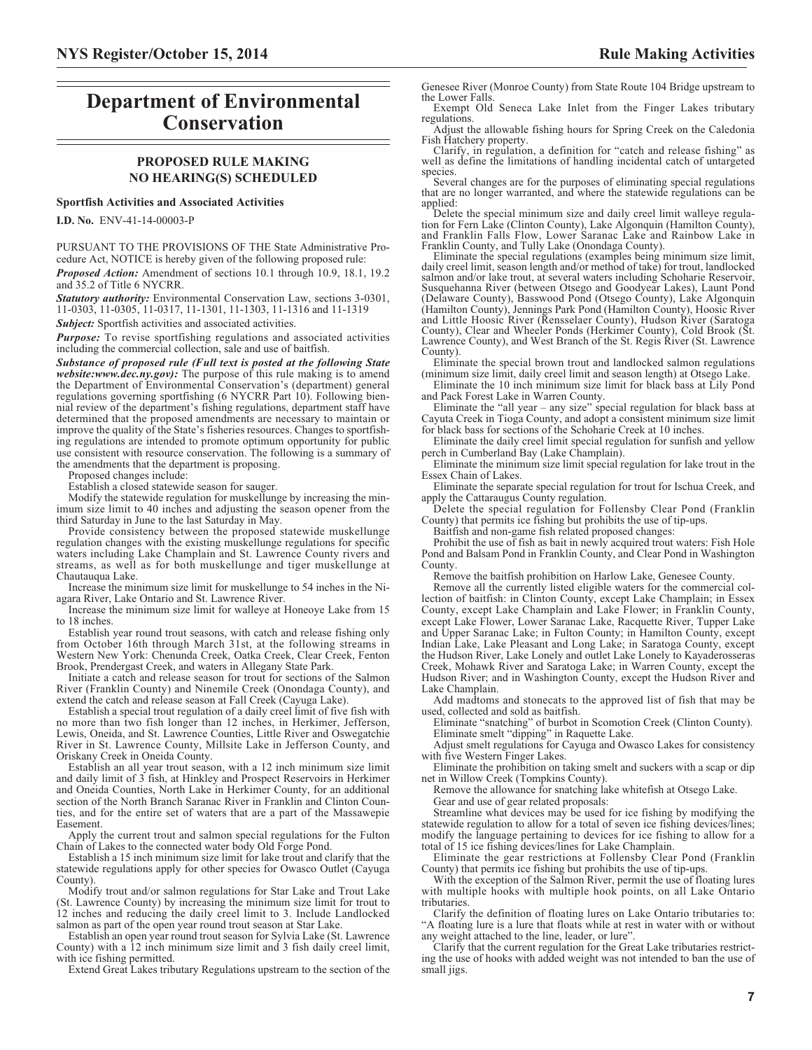# Department of Environmental Conservation

## PROPOSED RULE MAKING NO HEARING(S) SCHEDULED

### Sportfish Activities and Associated Activities

**I.D. No.** ENV-41-14-00003-P

PURSUANT TO THE PROVISIONS OF THE State Administrative Procedure Act, NOTICE is hereby given of the following proposed rule:

***Proposed Action:*** Amendment of sections 10.1 through 10.9, 18.1, 19.2 and 35.2 of Title 6 NYCRR.

***Statutory authority:*** Environmental Conservation Law, sections 3-0301, 11-0303, 11-0305, 11-0317, 11-1301, 11-1303, 11-1316 and 11-1319

***Subject:*** Sportfish activities and associated activities.

***Purpose:*** To revise sportfishing regulations and associated activities including the commercial collection, sale and use of baitfish.

***Substance of proposed rule (Full text is posted at the following State website:www.dec.ny.gov):*** The purpose of this rule making is to amend the Department of Environmental Conservation's (department) general regulations governing sportfishing (6 NYCRR Part 10). Following biennial review of the department's fishing regulations, department staff have determined that the proposed amendments are necessary to maintain or improve the quality of the State's fisheries resources. Changes to sportfishing regulations are intended to promote optimum opportunity for public use consistent with resource conservation. The following is a summary of the amendments that the department is proposing.

Proposed changes include:

Establish a closed statewide season for sauger.

Modify the statewide regulation for muskellunge by increasing the minimum size limit to 40 inches and adjusting the season opener from the third Saturday in June to the last Saturday in May.

Provide consistency between the proposed statewide muskellunge regulation changes with the existing muskellunge regulations for specific waters including Lake Champlain and St. Lawrence County rivers and streams, as well as for both muskellunge and tiger muskellunge at Chautauqua Lake.

Increase the minimum size limit for muskellunge to 54 inches in the Niagara River, Lake Ontario and St. Lawrence River.

Increase the minimum size limit for walleye at Honeoye Lake from 15 to 18 inches.

Establish year round trout seasons, with catch and release fishing only from October 16th through March 31st, at the following streams in Western New York: Chenunda Creek, Oatka Creek, Clear Creek, Fenton Brook, Prendergast Creek, and waters in Allegany State Park.

Initiate a catch and release season for trout for sections of the Salmon River (Franklin County) and Ninemile Creek (Onondaga County), and extend the catch and release season at Fall Creek (Cayuga Lake).

Establish a special trout regulation of a daily creel limit of five fish with no more than two fish longer than 12 inches, in Herkimer, Jefferson, Lewis, Oneida, and St. Lawrence Counties, Little River and Oswegatchie River in St. Lawrence County, Millsite Lake in Jefferson County, and Oriskany Creek in Oneida County.

Establish an all year trout season, with a 12 inch minimum size limit and daily limit of 3 fish, at Hinkley and Prospect Reservoirs in Herkimer and Oneida Counties, North Lake in Herkimer County, for an additional section of the North Branch Saranac River in Franklin and Clinton Counties, and for the entire set of waters that are a part of the Massawepie Easement.

Apply the current trout and salmon special regulations for the Fulton Chain of Lakes to the connected water body Old Forge Pond.

Establish a 15 inch minimum size limit for lake trout and clarify that the statewide regulations apply for other species for Owasco Outlet (Cayuga County).

Modify trout and/or salmon regulations for Star Lake and Trout Lake (St. Lawrence County) by increasing the minimum size limit for trout to 12 inches and reducing the daily creel limit to 3. Include Landlocked salmon as part of the open year round trout season at Star Lake.

Establish an open year round trout season for Sylvia Lake (St. Lawrence County) with a 12 inch minimum size limit and 3 fish daily creel limit, with ice fishing permitted.

Extend Great Lakes tributary Regulations upstream to the section of the Genesee River (Monroe County) from State Route 104 Bridge upstream to the Lower Falls.

Exempt Old Seneca Lake Inlet from the Finger Lakes tributary regulations.

Adjust the allowable fishing hours for Spring Creek on the Caledonia Fish Hatchery property.

Clarify, in regulation, a definition for "catch and release fishing" as well as define the limitations of handling incidental catch of untargeted species.

Several changes are for the purposes of eliminating special regulations that are no longer warranted, and where the statewide regulations can be applied:

Delete the special minimum size and daily creel limit walleye regulation for Fern Lake (Clinton County), Lake Algonquin (Hamilton County), and Franklin Falls Flow, Lower Saranac Lake and Rainbow Lake in Franklin County, and Tully Lake (Onondaga County).

Eliminate the special regulations (examples being minimum size limit, daily creel limit, season length and/or method of take) for trout, landlocked salmon and/or lake trout, at several waters including Schoharie Reservoir, Susquehanna River (between Otsego and Goodyear Lakes), Launt Pond (Delaware County), Basswood Pond (Otsego County), Lake Algonquin (Hamilton County), Jennings Park Pond (Hamilton County), Hoosic River and Little Hoosic River (Rensselaer County), Hudson River (Saratoga County), Clear and Wheeler Ponds (Herkimer County), Cold Brook (St. Lawrence County), and West Branch of the St. Regis River (St. Lawrence County).

Eliminate the special brown trout and landlocked salmon regulations (minimum size limit, daily creel limit and season length) at Otsego Lake.

Eliminate the 10 inch minimum size limit for black bass at Lily Pond and Pack Forest Lake in Warren County.

Eliminate the "all year – any size" special regulation for black bass at Cayuta Creek in Tioga County, and adopt a consistent minimum size limit for black bass for sections of the Schoharie Creek at 10 inches.

Eliminate the daily creel limit special regulation for sunfish and yellow perch in Cumberland Bay (Lake Champlain).

Eliminate the minimum size limit special regulation for lake trout in the Essex Chain of Lakes.

Eliminate the separate special regulation for trout for Ischua Creek, and apply the Cattaraugus County regulation.

Delete the special regulation for Follensby Clear Pond (Franklin County) that permits ice fishing but prohibits the use of tip-ups.

Baitfish and non-game fish related proposed changes:

Prohibit the use of fish as bait in newly acquired trout waters: Fish Hole Pond and Balsam Pond in Franklin County, and Clear Pond in Washington County.

Remove the baitfish prohibition on Harlow Lake, Genesee County.

Remove all the currently listed eligible waters for the commercial collection of baitfish: in Clinton County, except Lake Champlain; in Essex County, except Lake Champlain and Lake Flower; in Franklin County, except Lake Flower, Lower Saranac Lake, Racquette River, Tupper Lake and Upper Saranac Lake; in Fulton County; in Hamilton County, except Indian Lake, Lake Pleasant and Long Lake; in Saratoga County, except the Hudson River, Lake Lonely and outlet Lake Lonely to Kayaderosseras Creek, Mohawk River and Saratoga Lake; in Warren County, except the Hudson River; and in Washington County, except the Hudson River and Lake Champlain.

Add madtoms and stonecats to the approved list of fish that may be used, collected and sold as baitfish.

Eliminate "snatching" of burbot in Scomotion Creek (Clinton County).

Eliminate smelt "dipping" in Raquette Lake.

Adjust smelt regulations for Cayuga and Owasco Lakes for consistency with five Western Finger Lakes.

Eliminate the prohibition on taking smelt and suckers with a scap or dip net in Willow Creek (Tompkins County).

Remove the allowance for snatching lake whitefish at Otsego Lake.

Gear and use of gear related proposals:

Streamline what devices may be used for ice fishing by modifying the statewide regulation to allow for a total of seven ice fishing devices/lines; modify the language pertaining to devices for ice fishing to allow for a total of 15 ice fishing devices/lines for Lake Champlain.

Eliminate the gear restrictions at Follensby Clear Pond (Franklin County) that permits ice fishing but prohibits the use of tip-ups.

With the exception of the Salmon River, permit the use of floating lures with multiple hooks with multiple hook points, on all Lake Ontario tributaries.

Clarify the definition of floating lures on Lake Ontario tributaries to: "A floating lure is a lure that floats while at rest in water with or without any weight attached to the line, leader, or lure".

Clarify that the current regulation for the Great Lake tributaries restricting the use of hooks with added weight was not intended to ban the use of small jigs.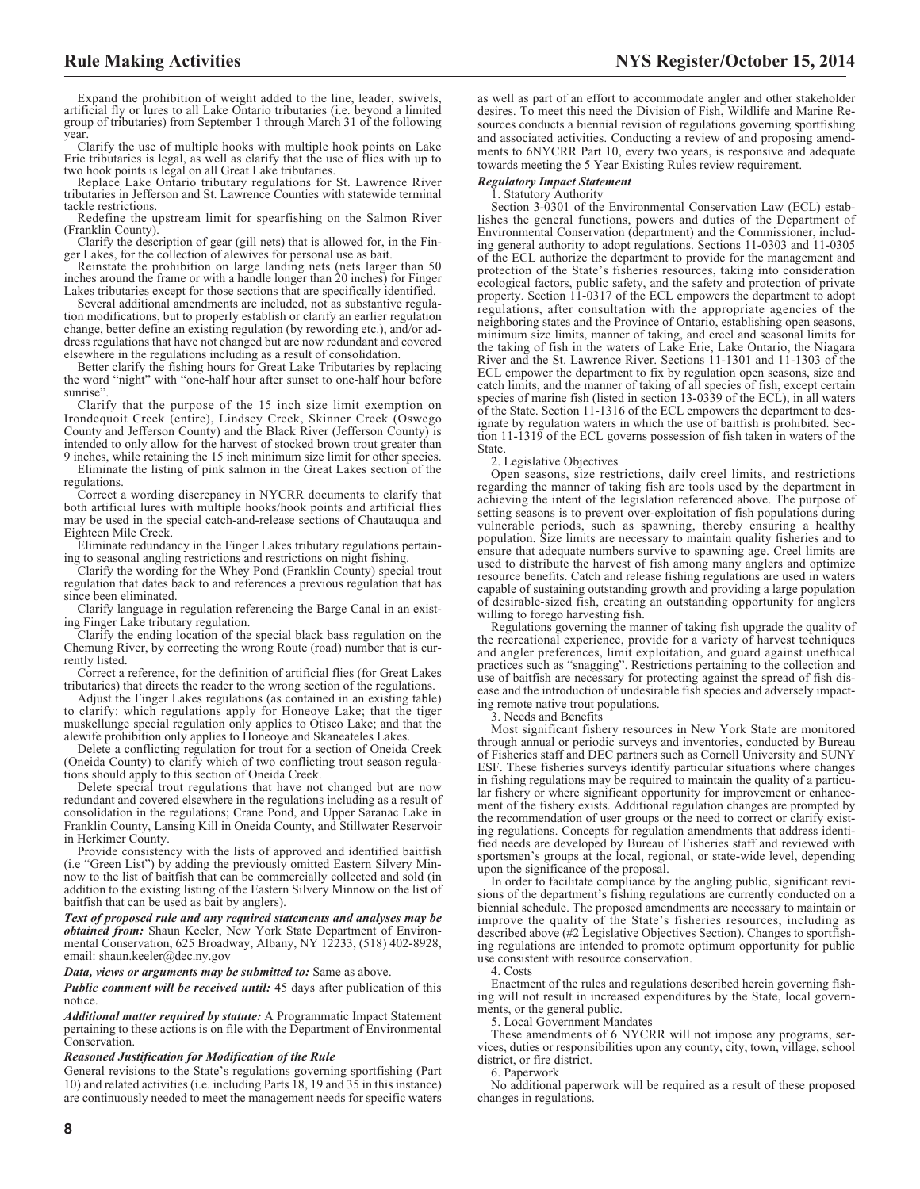Expand the prohibition of weight added to the line, leader, swivels, artificial fly or lures to all Lake Ontario tributaries (i.e. beyond a limited group of tributaries) from September 1 through March 31 of the following year.

Clarify the use of multiple hooks with multiple hook points on Lake Erie tributaries is legal, as well as clarify that the use of flies with up to two hook points is legal on all Great Lake tributaries.

Replace Lake Ontario tributary regulations for St. Lawrence River tributaries in Jefferson and St. Lawrence Counties with statewide terminal tackle restrictions.

Redefine the upstream limit for spearfishing on the Salmon River (Franklin County).

Clarify the description of gear (gill nets) that is allowed for, in the Finger Lakes, for the collection of alewives for personal use as bait.

Reinstate the prohibition on large landing nets (nets larger than 50 inches around the frame or with a handle longer than 20 inches) for Finger Lakes tributaries except for those sections that are specifically identified.

Several additional amendments are included, not as substantive regulation modifications, but to properly establish or clarify an earlier regulation change, better define an existing regulation (by rewording etc.), and/or address regulations that have not changed but are now redundant and covered elsewhere in the regulations including as a result of consolidation.

Better clarify the fishing hours for Great Lake Tributaries by replacing the word "night" with "one-half hour after sunset to one-half hour before sunrise".

Clarify that the purpose of the 15 inch size limit exemption on Irondequoit Creek (entire), Lindsey Creek, Skinner Creek (Oswego County and Jefferson County) and the Black River (Jefferson County) is intended to only allow for the harvest of stocked brown trout greater than 9 inches, while retaining the 15 inch minimum size limit for other species.

Eliminate the listing of pink salmon in the Great Lakes section of the regulations.

Correct a wording discrepancy in NYCRR documents to clarify that both artificial lures with multiple hooks/hook points and artificial flies may be used in the special catch-and-release sections of Chautauqua and Eighteen Mile Creek.

Eliminate redundancy in the Finger Lakes tributary regulations pertaining to seasonal angling restrictions and restrictions on night fishing.

Clarify the wording for the Whey Pond (Franklin County) special trout regulation that dates back to and references a previous regulation that has since been eliminated.

Clarify language in regulation referencing the Barge Canal in an existing Finger Lake tributary regulation.

Clarify the ending location of the special black bass regulation on the Chemung River, by correcting the wrong Route (road) number that is currently listed.

Correct a reference, for the definition of artificial flies (for Great Lakes tributaries) that directs the reader to the wrong section of the regulations.

Adjust the Finger Lakes regulations (as contained in an existing table) to clarify: which regulations apply for Honeoye Lake; that the tiger muskellunge special regulation only applies to Otisco Lake; and that the alewife prohibition only applies to Honeoye and Skaneateles Lakes.

Delete a conflicting regulation for trout for a section of Oneida Creek (Oneida County) to clarify which of two conflicting trout season regulations should apply to this section of Oneida Creek.

Delete special trout regulations that have not changed but are now redundant and covered elsewhere in the regulations including as a result of consolidation in the regulations; Crane Pond, and Upper Saranac Lake in Franklin County, Lansing Kill in Oneida County, and Stillwater Reservoir in Herkimer County.

Provide consistency with the lists of approved and identified baitfish (i.e "Green List") by adding the previously omitted Eastern Silvery Minnow to the list of baitfish that can be commercially collected and sold (in addition to the existing listing of the Eastern Silvery Minnow on the list of baitfish that can be used as bait by anglers).

***Text of proposed rule and any required statements and analyses may be obtained from:*** Shaun Keeler, New York State Department of Environmental Conservation, 625 Broadway, Albany, NY 12233, (518) 402-8928, email: shaun.keeler@dec.ny.gov

***Data, views or arguments may be submitted to:*** Same as above.

***Public comment will be received until:*** 45 days after publication of this notice.

***Additional matter required by statute:*** A Programmatic Impact Statement pertaining to these actions is on file with the Department of Environmental Conservation.

***Reasoned Justification for Modification of the Rule***

General revisions to the State's regulations governing sportfishing (Part 10) and related activities (i.e. including Parts 18, 19 and 35 in this instance) are continuously needed to meet the management needs for specific waters as well as part of an effort to accommodate angler and other stakeholder desires. To meet this need the Division of Fish, Wildlife and Marine Resources conducts a biennial revision of regulations governing sportfishing and associated activities. Conducting a review of and proposing amendments to 6NYCRR Part 10, every two years, is responsive and adequate towards meeting the 5 Year Existing Rules review requirement.

***Regulatory Impact Statement***

1. Statutory Authority

Section 3-0301 of the Environmental Conservation Law (ECL) establishes the general functions, powers and duties of the Department of Environmental Conservation (department) and the Commissioner, including general authority to adopt regulations. Sections 11-0303 and 11-0305 of the ECL authorize the department to provide for the management and protection of the State's fisheries resources, taking into consideration ecological factors, public safety, and the safety and protection of private property. Section 11-0317 of the ECL empowers the department to adopt regulations, after consultation with the appropriate agencies of the neighboring states and the Province of Ontario, establishing open seasons, minimum size limits, manner of taking, and creel and seasonal limits for the taking of fish in the waters of Lake Erie, Lake Ontario, the Niagara River and the St. Lawrence River. Sections 11-1301 and 11-1303 of the ECL empower the department to fix by regulation open seasons, size and catch limits, and the manner of taking of all species of fish, except certain species of marine fish (listed in section 13-0339 of the ECL), in all waters of the State. Section 11-1316 of the ECL empowers the department to designate by regulation waters in which the use of baitfish is prohibited. Section 11-1319 of the ECL governs possession of fish taken in waters of the State.

2. Legislative Objectives

Open seasons, size restrictions, daily creel limits, and restrictions regarding the manner of taking fish are tools used by the department in achieving the intent of the legislation referenced above. The purpose of setting seasons is to prevent over-exploitation of fish populations during vulnerable periods, such as spawning, thereby ensuring a healthy population. Size limits are necessary to maintain quality fisheries and to ensure that adequate numbers survive to spawning age. Creel limits are used to distribute the harvest of fish among many anglers and optimize resource benefits. Catch and release fishing regulations are used in waters capable of sustaining outstanding growth and providing a large population of desirable-sized fish, creating an outstanding opportunity for anglers willing to forego harvesting fish.

Regulations governing the manner of taking fish upgrade the quality of the recreational experience, provide for a variety of harvest techniques and angler preferences, limit exploitation, and guard against unethical practices such as "snagging". Restrictions pertaining to the collection and use of baitfish are necessary for protecting against the spread of fish disease and the introduction of undesirable fish species and adversely impacting remote native trout populations.

3. Needs and Benefits

Most significant fishery resources in New York State are monitored through annual or periodic surveys and inventories, conducted by Bureau of Fisheries staff and DEC partners such as Cornell University and SUNY ESF. These fisheries surveys identify particular situations where changes in fishing regulations may be required to maintain the quality of a particular fishery or where significant opportunity for improvement or enhancement of the fishery exists. Additional regulation changes are prompted by the recommendation of user groups or the need to correct or clarify existing regulations. Concepts for regulation amendments that address identified needs are developed by Bureau of Fisheries staff and reviewed with sportsmen's groups at the local, regional, or state-wide level, depending upon the significance of the proposal.

In order to facilitate compliance by the angling public, significant revisions of the department's fishing regulations are currently conducted on a biennial schedule. The proposed amendments are necessary to maintain or improve the quality of the State's fisheries resources, including as described above (#2 Legislative Objectives Section). Changes to sportfishing regulations are intended to promote optimum opportunity for public use consistent with resource conservation.

4. Costs

Enactment of the rules and regulations described herein governing fishing will not result in increased expenditures by the State, local governments, or the general public.

5. Local Government Mandates

These amendments of 6 NYCRR will not impose any programs, services, duties or responsibilities upon any county, city, town, village, school district, or fire district.

6. Paperwork

No additional paperwork will be required as a result of these proposed changes in regulations.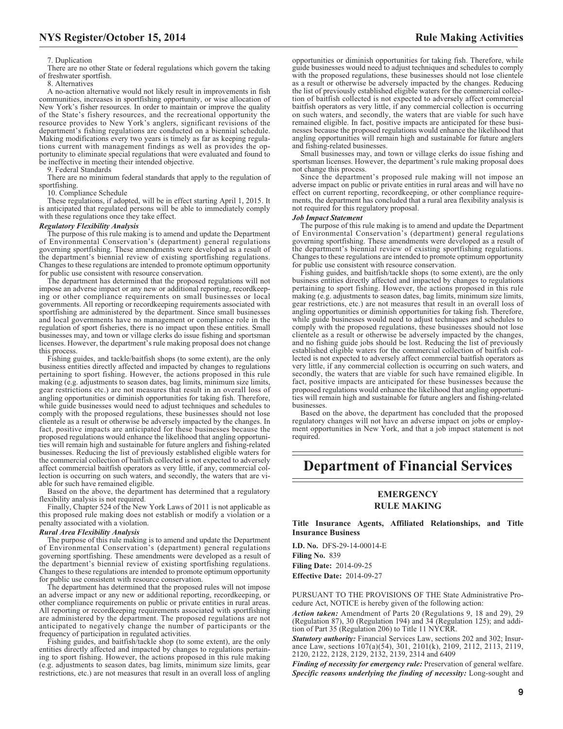7. Duplication

There are no other State or federal regulations which govern the taking of freshwater sportfish.

8. Alternatives

A no-action alternative would not likely result in improvements in fish communities, increases in sportfishing opportunity, or wise allocation of New York's fisher resources. In order to maintain or improve the quality of the State's fishery resources, and the recreational opportunity the resource provides to New York's anglers, significant revisions of the department's fishing regulations are conducted on a biennial schedule. Making modifications every two years is timely as far as keeping regulations current with management findings as well as provides the opportunity to eliminate special regulations that were evaluated and found to be ineffective in meeting their intended objective.

9. Federal Standards

There are no minimum federal standards that apply to the regulation of sportfishing.

10. Compliance Schedule

These regulations, if adopted, will be in effect starting April 1, 2015. It is anticipated that regulated persons will be able to immediately comply with these regulations once they take effect.

***Regulatory Flexibility Analysis***

The purpose of this rule making is to amend and update the Department of Environmental Conservation's (department) general regulations governing sportfishing. These amendments were developed as a result of the department's biennial review of existing sportfishing regulations. Changes to these regulations are intended to promote optimum opportunity for public use consistent with resource conservation.

The department has determined that the proposed regulations will not impose an adverse impact or any new or additional reporting, recordkeeping or other compliance requirements on small businesses or local governments. All reporting or recordkeeping requirements associated with sportfishing are administered by the department. Since small businesses and local governments have no management or compliance role in the regulation of sport fisheries, there is no impact upon these entities. Small businesses may, and town or village clerks do issue fishing and sportsman licenses. However, the department's rule making proposal does not change this process.

Fishing guides, and tackle/baitfish shops (to some extent), are the only business entities directly affected and impacted by changes to regulations pertaining to sport fishing. However, the actions proposed in this rule making (e.g. adjustments to season dates, bag limits, minimum size limits, gear restrictions etc.) are not measures that result in an overall loss of angling opportunities or diminish opportunities for taking fish. Therefore, while guide businesses would need to adjust techniques and schedules to comply with the proposed regulations, these businesses should not lose clientele as a result or otherwise be adversely impacted by the changes. In fact, positive impacts are anticipated for these businesses because the proposed regulations would enhance the likelihood that angling opportunities will remain high and sustainable for future anglers and fishing-related businesses. Reducing the list of previously established eligible waters for the commercial collection of baitfish collected is not expected to adversely affect commercial baitfish operators as very little, if any, commercial collection is occurring on such waters, and secondly, the waters that are viable for such have remained eligible.

Based on the above, the department has determined that a regulatory flexibility analysis is not required.

Finally, Chapter 524 of the New York Laws of 2011 is not applicable as this proposed rule making does not establish or modify a violation or a penalty associated with a violation.

***Rural Area Flexibility Analysis***

The purpose of this rule making is to amend and update the Department of Environmental Conservation's (department) general regulations governing sportfishing. These amendments were developed as a result of the department's biennial review of existing sportfishing regulations. Changes to these regulations are intended to promote optimum opportunity for public use consistent with resource conservation.

The department has determined that the proposed rules will not impose an adverse impact or any new or additional reporting, recordkeeping, or other compliance requirements on public or private entities in rural areas. All reporting or recordkeeping requirements associated with sportfishing are administered by the department. The proposed regulations are not anticipated to negatively change the number of participants or the frequency of participation in regulated activities.

Fishing guides, and baitfish/tackle shop (to some extent), are the only entities directly affected and impacted by changes to regulations pertaining to sport fishing. However, the actions proposed in this rule making (e.g. adjustments to season dates, bag limits, minimum size limits, gear restrictions, etc.) are not measures that result in an overall loss of angling opportunities or diminish opportunities for taking fish. Therefore, while guide businesses would need to adjust techniques and schedules to comply with the proposed regulations, these businesses should not lose clientele as a result or otherwise be adversely impacted by the changes. Reducing the list of previously established eligible waters for the commercial collection of baitfish collected is not expected to adversely affect commercial baitfish operators as very little, if any commercial collection is occurring on such waters, and secondly, the waters that are viable for such have remained eligible. In fact, positive impacts are anticipated for these businesses because the proposed regulations would enhance the likelihood that angling opportunities will remain high and sustainable for future anglers and fishing-related businesses.

Small businesses may, and town or village clerks do issue fishing and sportsman licenses. However, the department's rule making proposal does not change this process.

Since the department's proposed rule making will not impose an adverse impact on public or private entities in rural areas and will have no effect on current reporting, recordkeeping, or other compliance requirements, the department has concluded that a rural area flexibility analysis is not required for this regulatory proposal.

***Job Impact Statement***

The purpose of this rule making is to amend and update the Department of Environmental Conservation's (department) general regulations governing sportfishing. These amendments were developed as a result of the department's biennial review of existing sportfishing regulations. Changes to these regulations are intended to promote optimum opportunity for public use consistent with resource conservation.

Fishing guides, and baitfish/tackle shops (to some extent), are the only business entities directly affected and impacted by changes to regulations pertaining to sport fishing. However, the actions proposed in this rule making (e.g. adjustments to season dates, bag limits, minimum size limits, gear restrictions, etc.) are not measures that result in an overall loss of angling opportunities or diminish opportunities for taking fish. Therefore, while guide businesses would need to adjust techniques and schedules to comply with the proposed regulations, these businesses should not lose clientele as a result or otherwise be adversely impacted by the changes, and no fishing guide jobs should be lost. Reducing the list of previously established eligible waters for the commercial collection of baitfish collected is not expected to adversely affect commercial baitfish operators as very little, if any commercial collection is occurring on such waters, and secondly, the waters that are viable for such have remained eligible. In fact, positive impacts are anticipated for these businesses because the proposed regulations would enhance the likelihood that angling opportunities will remain high and sustainable for future anglers and fishing-related businesses.

Based on the above, the department has concluded that the proposed regulatory changes will not have an adverse impact on jobs or employment opportunities in New York, and that a job impact statement is not required.

# Department of Financial Services

## EMERGENCY RULE MAKING

### Title Insurance Agents, Affiliated Relationships, and Title Insurance Business

**I.D. No.** DFS-29-14-00014-E
**Filing No.** 839
**Filing Date:** 2014-09-25
**Effective Date:** 2014-09-27

PURSUANT TO THE PROVISIONS OF THE State Administrative Procedure Act, NOTICE is hereby given of the following action:

***Action taken:*** Amendment of Parts 20 (Regulations 9, 18 and 29), 29 (Regulation 87), 30 (Regulation 194) and 34 (Regulation 125); and addition of Part 35 (Regulation 206) to Title 11 NYCRR.

***Statutory authority:*** Financial Services Law, sections 202 and 302; Insurance Law, sections 107(a)(54), 301, 2101(k), 2109, 2112, 2113, 2119, 2120, 2122, 2128, 2129, 2132, 2139, 2314 and 6409

***Finding of necessity for emergency rule:*** Preservation of general welfare.

***Specific reasons underlying the finding of necessity:*** Long-sought and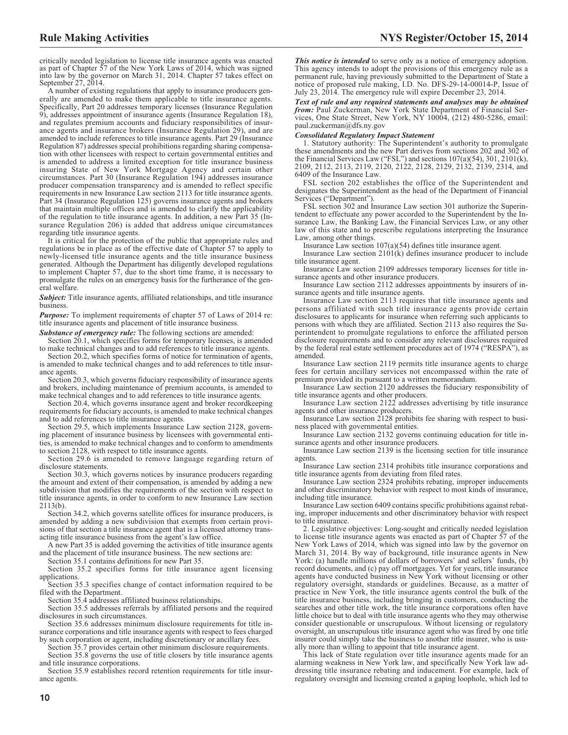critically needed legislation to license title insurance agents was enacted as part of Chapter 57 of the New York Laws of 2014, which was signed into law by the governor on March 31, 2014. Chapter 57 takes effect on September 27, 2014.

A number of existing regulations that apply to insurance producers generally are amended to make them applicable to title insurance agents. Specifically, Part 20 addresses temporary licenses (Insurance Regulation 9), addresses appointment of insurance agents (Insurance Regulation 18), and regulates premium accounts and fiduciary responsibilities of insurance agents and insurance brokers (Insurance Regulation 29), and are amended to include references to title insurance agents. Part 29 (Insurance Regulation 87) addresses special prohibitions regarding sharing compensation with other licensees with respect to certain governmental entities and is amended to address a limited exception for title insurance business insuring State of New York Mortgage Agency and certain other circumstances. Part 30 (Insurance Regulation 194) addresses insurance producer compensation transparency and is amended to reflect specific requirements in new Insurance Law section 2113 for title insurance agents. Part 34 (Insurance Regulation 125) governs insurance agents and brokers that maintain multiple offices and is amended to clarify the applicability of the regulation to title insurance agents. In addition, a new Part 35 (Insurance Regulation 206) is added that address unique circumstances regarding title insurance agents.

It is critical for the protection of the public that appropriate rules and regulations be in place as of the effective date of Chapter 57 to apply to newly-licensed title insurance agents and the title insurance business generated. Although the Department has diligently developed regulations to implement Chapter 57, due to the short time frame, it is necessary to promulgate the rules on an emergency basis for the furtherance of the general welfare.

***Subject:*** Title insurance agents, affiliated relationships, and title insurance business.

***Purpose:*** To implement requirements of chapter 57 of Laws of 2014 re: title insurance agents and placement of title insurance business.

***Substance of emergency rule:*** The following sections are amended:

Section 20.1, which specifies forms for temporary licenses, is amended to make technical changes and to add references to title insurance agents.

Section 20.2, which specifies forms of notice for termination of agents, is amended to make technical changes and to add references to title insurance agents.

Section 20.3, which governs fiduciary responsibility of insurance agents and brokers, including maintenance of premium accounts, is amended to make technical changes and to add references to title insurance agents.

Section 20.4, which governs insurance agent and broker recordkeeping requirements for fiduciary accounts, is amended to make technical changes and to add references to title insurance agents.

Section 29.5, which implements Insurance Law section 2128, governing placement of insurance business by licensees with governmental entities, is amended to make technical changes and to conform to amendments to section 2128, with respect to title insurance agents.

Section 29.6 is amended to remove language regarding return of disclosure statements.

Section 30.3, which governs notices by insurance producers regarding the amount and extent of their compensation, is amended by adding a new subdivision that modifies the requirements of the section with respect to title insurance agents, in order to conform to new Insurance Law section 2113(b).

Section 34.2, which governs satellite offices for insurance producers, is amended by adding a new subdivision that exempts from certain provisions of that section a title insurance agent that is a licensed attorney transacting title insurance business from the agent's law office.

A new Part 35 is added governing the activities of title insurance agents and the placement of title insurance business. The new sections are:

Section 35.1 contains definitions for new Part 35.

Section 35.2 specifies forms for title insurance agent licensing applications.

Section 35.3 specifies change of contact information required to be filed with the Department.

Section 35.4 addresses affiliated business relationships.

Section 35.5 addresses referrals by affiliated persons and the required disclosures in such circumstances.

Section 35.6 addresses minimum disclosure requirements for title insurance corporations and title insurance agents with respect to fees charged by such corporation or agent, including discretionary or ancillary fees.

Section 35.7 provides certain other minimum disclosure requirements.

Section 35.8 governs the use of title closers by title insurance agents and title insurance corporations.

Section 35.9 establishes record retention requirements for title insurance agents.

***This notice is intended*** to serve only as a notice of emergency adoption. This agency intends to adopt the provisions of this emergency rule as a permanent rule, having previously submitted to the Department of State a notice of proposed rule making, I.D. No. DFS-29-14-00014-P, Issue of July 23, 2014. The emergency rule will expire December 23, 2014.

***Text of rule and any required statements and analyses may be obtained from:*** Paul Zuckerman, New York State Department of Financial Services, One State Street, New York, NY 10004, (212) 480-5286, email: paul.zuckerman@dfs.ny.gov

***Consolidated Regulatory Impact Statement***

1. Statutory authority: The Superintendent's authority to promulgate these amendments and the new Part derives from sections 202 and 302 of the Financial Services Law ("FSL") and sections 107(a)(54), 301, 2101(k), 2109, 2112, 2113, 2119, 2120, 2122, 2128, 2129, 2132, 2139, 2314, and 6409 of the Insurance Law.

FSL section 202 establishes the office of the Superintendent and designates the Superintendent as the head of the Department of Financial Services ("Department").

FSL section 302 and Insurance Law section 301 authorize the Superintendent to effectuate any power accorded to the Superintendent by the Insurance Law, the Banking Law, the Financial Services Law, or any other law of this state and to prescribe regulations interpreting the Insurance Law, among other things.

Insurance Law section 107(a)(54) defines title insurance agent.

Insurance Law section 2101(k) defines insurance producer to include title insurance agent.

Insurance Law section 2109 addresses temporary licenses for title insurance agents and other insurance producers.

Insurance Law section 2112 addresses appointments by insurers of insurance agents and title insurance agents.

Insurance Law section 2113 requires that title insurance agents and persons affiliated with such title insurance agents provide certain disclosures to applicants for insurance when referring such applicants to persons with which they are affiliated. Section 2113 also requires the Superintendent to promulgate regulations to enforce the affiliated person disclosure requirements and to consider any relevant disclosures required by the federal real estate settlement procedures act of 1974 ("RESPA"), as amended.

Insurance Law section 2119 permits title insurance agents to charge fees for certain ancillary services not encompassed within the rate of premium provided its pursuant to a written memorandum.

Insurance Law section 2120 addresses the fiduciary responsibility of title insurance agents and other producers.

Insurance Law section 2122 addresses advertising by title insurance agents and other insurance producers.

Insurance Law section 2128 prohibits fee sharing with respect to business placed with governmental entities.

Insurance Law section 2132 governs continuing education for title insurance agents and other insurance producers.

Insurance Law section 2139 is the licensing section for title insurance agents.

Insurance Law section 2314 prohibits title insurance corporations and title insurance agents from deviating from filed rates.

Insurance Law section 2324 prohibits rebating, improper inducements and other discriminatory behavior with respect to most kinds of insurance, including title insurance.

Insurance Law section 6409 contains specific prohibitions against rebating, improper inducements and other discriminatory behavior with respect to title insurance.

2. Legislative objectives: Long-sought and critically needed legislation to license title insurance agents was enacted as part of Chapter 57 of the New York Laws of 2014, which was signed into law by the governor on March 31, 2014. By way of background, title insurance agents in New York: (a) handle millions of dollars of borrowers' and sellers' funds, (b) record documents, and (c) pay off mortgages. Yet for years, title insurance agents have conducted business in New York without licensing or other regulatory oversight, standards or guidelines. Because, as a matter of practice in New York, the title insurance agents control the bulk of the title insurance business, including bringing in customers, conducting the searches and other title work, the title insurance corporations often have little choice but to deal with title insurance agents who they may otherwise consider questionable or unscrupulous. Without licensing or regulatory oversight, an unscrupulous title insurance agent who was fired by one title insurer could simply take the business to another title insurer, who is usually more than willing to appoint that title insurance agent.

This lack of State regulation over title insurance agents made for an alarming weakness in New York law, and specifically New York law addressing title insurance rebating and inducement. For example, lack of regulatory oversight and licensing created a gaping loophole, which led to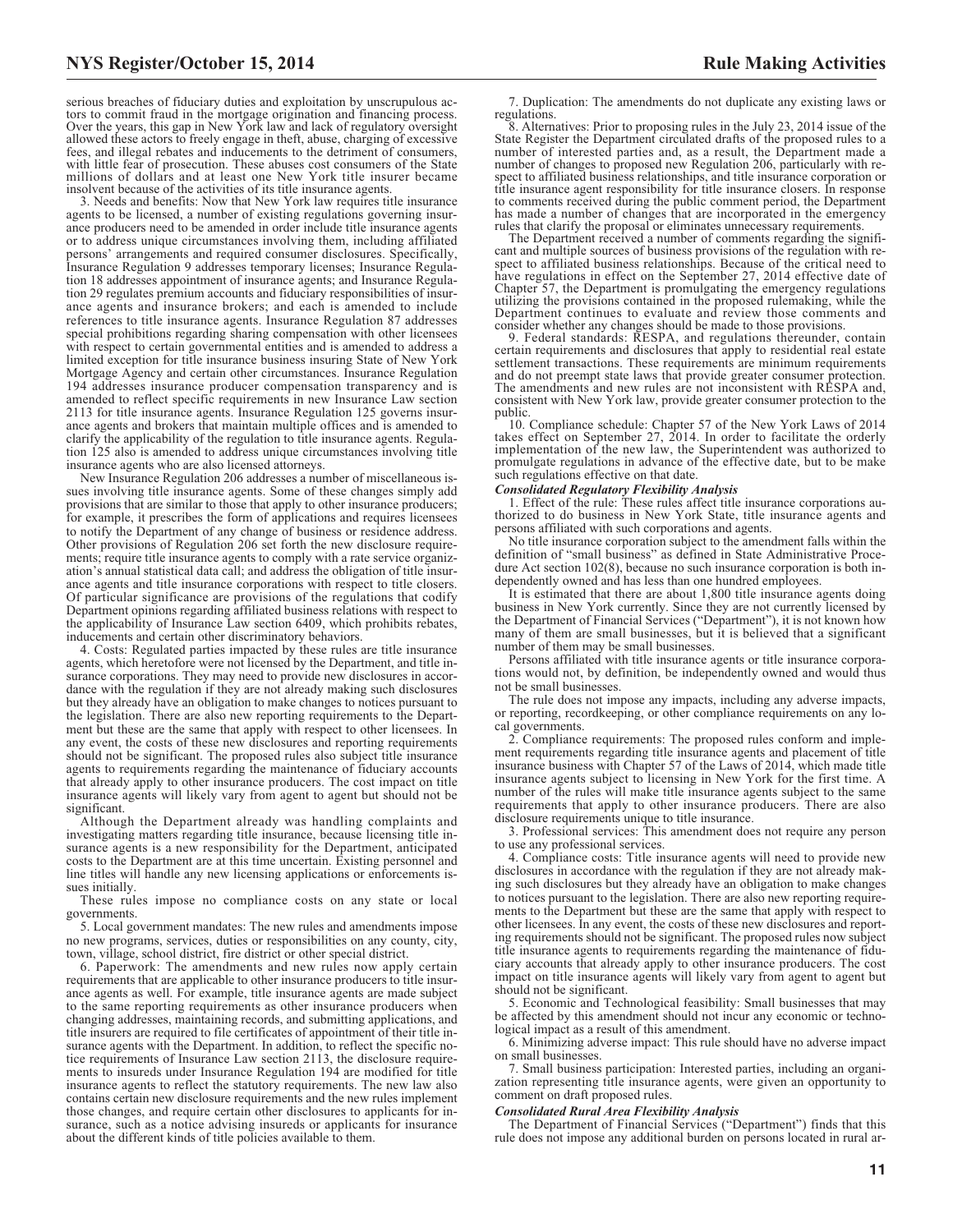serious breaches of fiduciary duties and exploitation by unscrupulous actors to commit fraud in the mortgage origination and financing process. Over the years, this gap in New York law and lack of regulatory oversight allowed these actors to freely engage in theft, abuse, charging of excessive fees, and illegal rebates and inducements to the detriment of consumers, with little fear of prosecution. These abuses cost consumers of the State millions of dollars and at least one New York title insurer became insolvent because of the activities of its title insurance agents.

3. Needs and benefits: Now that New York law requires title insurance agents to be licensed, a number of existing regulations governing insurance producers need to be amended in order include title insurance agents or to address unique circumstances involving them, including affiliated persons' arrangements and required consumer disclosures. Specifically, Insurance Regulation 9 addresses temporary licenses; Insurance Regulation 18 addresses appointment of insurance agents; and Insurance Regulation 29 regulates premium accounts and fiduciary responsibilities of insurance agents and insurance brokers; and each is amended to include references to title insurance agents. Insurance Regulation 87 addresses special prohibitions regarding sharing compensation with other licensees with respect to certain governmental entities and is amended to address a limited exception for title insurance business insuring State of New York Mortgage Agency and certain other circumstances. Insurance Regulation 194 addresses insurance producer compensation transparency and is amended to reflect specific requirements in new Insurance Law section 2113 for title insurance agents. Insurance Regulation 125 governs insurance agents and brokers that maintain multiple offices and is amended to clarify the applicability of the regulation to title insurance agents. Regulation 125 also is amended to address unique circumstances involving title insurance agents who are also licensed attorneys.

New Insurance Regulation 206 addresses a number of miscellaneous issues involving title insurance agents. Some of these changes simply add provisions that are similar to those that apply to other insurance producers; for example, it prescribes the form of applications and requires licensees to notify the Department of any change of business or residence address. Other provisions of Regulation 206 set forth the new disclosure requirements; require title insurance agents to comply with a rate service organization's annual statistical data call; and address the obligation of title insurance agents and title insurance corporations with respect to title closers. Of particular significance are provisions of the regulations that codify Department opinions regarding affiliated business relations with respect to the applicability of Insurance Law section 6409, which prohibits rebates, inducements and certain other discriminatory behaviors.

4. Costs: Regulated parties impacted by these rules are title insurance agents, which heretofore were not licensed by the Department, and title insurance corporations. They may need to provide new disclosures in accordance with the regulation if they are not already making such disclosures but they already have an obligation to make changes to notices pursuant to the legislation. There are also new reporting requirements to the Department but these are the same that apply with respect to other licensees. In any event, the costs of these new disclosures and reporting requirements should not be significant. The proposed rules also subject title insurance agents to requirements regarding the maintenance of fiduciary accounts that already apply to other insurance producers. The cost impact on title insurance agents will likely vary from agent to agent but should not be significant.

Although the Department already was handling complaints and investigating matters regarding title insurance, because licensing title insurance agents is a new responsibility for the Department, anticipated costs to the Department are at this time uncertain. Existing personnel and line titles will handle any new licensing applications or enforcements issues initially.

These rules impose no compliance costs on any state or local governments.

5. Local government mandates: The new rules and amendments impose no new programs, services, duties or responsibilities on any county, city, town, village, school district, fire district or other special district.

6. Paperwork: The amendments and new rules now apply certain requirements that are applicable to other insurance producers to title insurance agents as well. For example, title insurance agents are made subject to the same reporting requirements as other insurance producers when changing addresses, maintaining records, and submitting applications, and title insurers are required to file certificates of appointment of their title insurance agents with the Department. In addition, to reflect the specific notice requirements of Insurance Law section 2113, the disclosure requirements to insureds under Insurance Regulation 194 are modified for title insurance agents to reflect the statutory requirements. The new law also contains certain new disclosure requirements and the new rules implement those changes, and require certain other disclosures to applicants for insurance, such as a notice advising insureds or applicants for insurance about the different kinds of title policies available to them.

7. Duplication: The amendments do not duplicate any existing laws or regulations.

8. Alternatives: Prior to proposing rules in the July 23, 2014 issue of the State Register the Department circulated drafts of the proposed rules to a number of interested parties and, as a result, the Department made a number of changes to proposed new Regulation 206, particularly with respect to affiliated business relationships, and title insurance corporation or title insurance agent responsibility for title insurance closers. In response to comments received during the public comment period, the Department has made a number of changes that are incorporated in the emergency rules that clarify the proposal or eliminates unnecessary requirements.

The Department received a number of comments regarding the significant and multiple sources of business provisions of the regulation with respect to affiliated business relationships. Because of the critical need to have regulations in effect on the September 27, 2014 effective date of Chapter 57, the Department is promulgating the emergency regulations utilizing the provisions contained in the proposed rulemaking, while the Department continues to evaluate and review those comments and consider whether any changes should be made to those provisions.

9. Federal standards: RESPA, and regulations thereunder, contain certain requirements and disclosures that apply to residential real estate settlement transactions. These requirements are minimum requirements and do not preempt state laws that provide greater consumer protection. The amendments and new rules are not inconsistent with RESPA and, consistent with New York law, provide greater consumer protection to the public.

10. Compliance schedule: Chapter 57 of the New York Laws of 2014 takes effect on September 27, 2014. In order to facilitate the orderly implementation of the new law, the Superintendent was authorized to promulgate regulations in advance of the effective date, but to make such regulations effective on that date.

***Consolidated Regulatory Flexibility Analysis***

1. Effect of the rule: These rules affect title insurance corporations authorized to do business in New York State, title insurance agents and persons affiliated with such corporations and agents.

No title insurance corporation subject to the amendment falls within the definition of "small business" as defined in State Administrative Procedure Act section 102(8), because no such insurance corporation is both independently owned and has less than one hundred employees.

It is estimated that there are about 1,800 title insurance agents doing business in New York currently. Since they are not currently licensed by the Department of Financial Services ("Department"), it is not known how many of them are small businesses, but it is believed that a significant number of them may be small businesses.

Persons affiliated with title insurance agents or title insurance corporations would not, by definition, be independently owned and would thus not be small businesses.

The rule does not impose any impacts, including any adverse impacts, or reporting, recordkeeping, or other compliance requirements on any local governments.

2. Compliance requirements: The proposed rules conform and implement requirements regarding title insurance agents and placement of title insurance business with Chapter 57 of the Laws of 2014, which made title insurance agents subject to licensing in New York for the first time. A number of the rules will make title insurance agents subject to the same requirements that apply to other insurance producers. There are also disclosure requirements unique to title insurance.

3. Professional services: This amendment does not require any person to use any professional services.

4. Compliance costs: Title insurance agents will need to provide new disclosures in accordance with the regulation if they are not already making such disclosures but they already have an obligation to make changes to notices pursuant to the legislation. There are also new reporting requirements to the Department but these are the same that apply with respect to other licensees. In any event, the costs of these new disclosures and reporting requirements should not be significant. The proposed rules now subject title insurance agents to requirements regarding the maintenance of fiduciary accounts that already apply to other insurance producers. The cost impact on title insurance agents will likely vary from agent to agent but should not be significant.

5. Economic and Technological feasibility: Small businesses that may be affected by this amendment should not incur any economic or technological impact as a result of this amendment.

6. Minimizing adverse impact: This rule should have no adverse impact on small businesses.

7. Small business participation: Interested parties, including an organization representing title insurance agents, were given an opportunity to comment on draft proposed rules.

***Consolidated Rural Area Flexibility Analysis***

The Department of Financial Services ("Department") finds that this rule does not impose any additional burden on persons located in rural ar-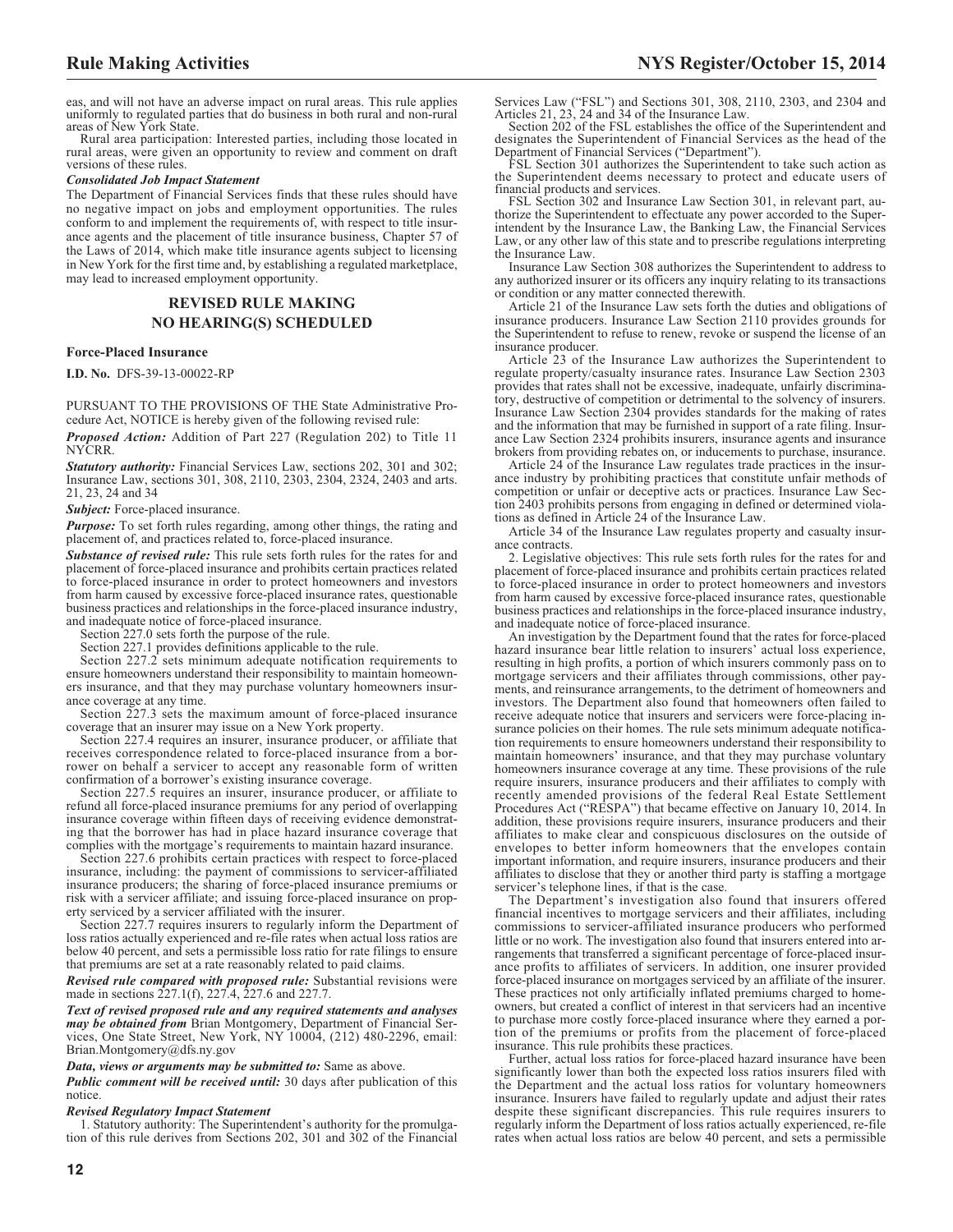eas, and will not have an adverse impact on rural areas. This rule applies uniformly to regulated parties that do business in both rural and non-rural areas of New York State.

Rural area participation: Interested parties, including those located in rural areas, were given an opportunity to review and comment on draft versions of these rules.

***Consolidated Job Impact Statement***

The Department of Financial Services finds that these rules should have no negative impact on jobs and employment opportunities. The rules conform to and implement the requirements of, with respect to title insurance agents and the placement of title insurance business, Chapter 57 of the Laws of 2014, which make title insurance agents subject to licensing in New York for the first time and, by establishing a regulated marketplace, may lead to increased employment opportunity.

## REVISED RULE MAKING
## NO HEARING(S) SCHEDULED

**Force-Placed Insurance**

**I.D. No.** DFS-39-13-00022-RP

PURSUANT TO THE PROVISIONS OF THE State Administrative Procedure Act, NOTICE is hereby given of the following revised rule:

***Proposed Action:*** Addition of Part 227 (Regulation 202) to Title 11 NYCRR.

***Statutory authority:*** Financial Services Law, sections 202, 301 and 302; Insurance Law, sections 301, 308, 2110, 2303, 2304, 2324, 2403 and arts. 21, 23, 24 and 34

***Subject:*** Force-placed insurance.

***Purpose:*** To set forth rules regarding, among other things, the rating and placement of, and practices related to, force-placed insurance.

***Substance of revised rule:*** This rule sets forth rules for the rates for and placement of force-placed insurance and prohibits certain practices related to force-placed insurance in order to protect homeowners and investors from harm caused by excessive force-placed insurance rates, questionable business practices and relationships in the force-placed insurance industry, and inadequate notice of force-placed insurance.

Section 227.0 sets forth the purpose of the rule.

Section 227.1 provides definitions applicable to the rule.

Section 227.2 sets minimum adequate notification requirements to ensure homeowners understand their responsibility to maintain homeowners insurance, and that they may purchase voluntary homeowners insurance coverage at any time.

Section 227.3 sets the maximum amount of force-placed insurance coverage that an insurer may issue on a New York property.

Section 227.4 requires an insurer, insurance producer, or affiliate that receives correspondence related to force-placed insurance from a borrower on behalf a servicer to accept any reasonable form of written confirmation of a borrower's existing insurance coverage.

Section 227.5 requires an insurer, insurance producer, or affiliate to refund all force-placed insurance premiums for any period of overlapping insurance coverage within fifteen days of receiving evidence demonstrating that the borrower has had in place hazard insurance coverage that complies with the mortgage's requirements to maintain hazard insurance.

Section 227.6 prohibits certain practices with respect to force-placed insurance, including: the payment of commissions to servicer-affiliated insurance producers; the sharing of force-placed insurance premiums or risk with a servicer affiliate; and issuing force-placed insurance on property serviced by a servicer affiliated with the insurer.

Section 227.7 requires insurers to regularly inform the Department of loss ratios actually experienced and re-file rates when actual loss ratios are below 40 percent, and sets a permissible loss ratio for rate filings to ensure that premiums are set at a rate reasonably related to paid claims.

***Revised rule compared with proposed rule:*** Substantial revisions were made in sections 227.1(f), 227.4, 227.6 and 227.7.

***Text of revised proposed rule and any required statements and analyses may be obtained from*** Brian Montgomery, Department of Financial Services, One State Street, New York, NY 10004, (212) 480-2296, email: Brian.Montgomery@dfs.ny.gov

***Data, views or arguments may be submitted to:*** Same as above.

***Public comment will be received until:*** 30 days after publication of this notice.

***Revised Regulatory Impact Statement***

1. Statutory authority: The Superintendent's authority for the promulgation of this rule derives from Sections 202, 301 and 302 of the Financial Services Law ("FSL") and Sections 301, 308, 2110, 2303, and 2304 and Articles 21, 23, 24 and 34 of the Insurance Law.

Section 202 of the FSL establishes the office of the Superintendent and designates the Superintendent of Financial Services as the head of the Department of Financial Services ("Department").

FSL Section 301 authorizes the Superintendent to take such action as the Superintendent deems necessary to protect and educate users of financial products and services.

FSL Section 302 and Insurance Law Section 301, in relevant part, authorize the Superintendent to effectuate any power accorded to the Superintendent by the Insurance Law, the Banking Law, the Financial Services Law, or any other law of this state and to prescribe regulations interpreting the Insurance Law.

Insurance Law Section 308 authorizes the Superintendent to address to any authorized insurer or its officers any inquiry relating to its transactions or condition or any matter connected therewith.

Article 21 of the Insurance Law sets forth the duties and obligations of insurance producers. Insurance Law Section 2110 provides grounds for the Superintendent to refuse to renew, revoke or suspend the license of an insurance producer.

Article 23 of the Insurance Law authorizes the Superintendent to regulate property/casualty insurance rates. Insurance Law Section 2303 provides that rates shall not be excessive, inadequate, unfairly discriminatory, destructive of competition or detrimental to the solvency of insurers. Insurance Law Section 2304 provides standards for the making of rates and the information that may be furnished in support of a rate filing. Insurance Law Section 2324 prohibits insurers, insurance agents and insurance brokers from providing rebates on, or inducements to purchase, insurance.

Article 24 of the Insurance Law regulates trade practices in the insurance industry by prohibiting practices that constitute unfair methods of competition or unfair or deceptive acts or practices. Insurance Law Section 2403 prohibits persons from engaging in defined or determined violations as defined in Article 24 of the Insurance Law.

Article 34 of the Insurance Law regulates property and casualty insurance contracts.

2. Legislative objectives: This rule sets forth rules for the rates for and placement of force-placed insurance and prohibits certain practices related to force-placed insurance in order to protect homeowners and investors from harm caused by excessive force-placed insurance rates, questionable business practices and relationships in the force-placed insurance industry, and inadequate notice of force-placed insurance.

An investigation by the Department found that the rates for force-placed hazard insurance bear little relation to insurers' actual loss experience, resulting in high profits, a portion of which insurers commonly pass on to mortgage servicers and their affiliates through commissions, other payments, and reinsurance arrangements, to the detriment of homeowners and investors. The Department also found that homeowners often failed to receive adequate notice that insurers and servicers were force-placing insurance policies on their homes. The rule sets minimum adequate notification requirements to ensure homeowners understand their responsibility to maintain homeowners' insurance, and that they may purchase voluntary homeowners insurance coverage at any time. These provisions of the rule require insurers, insurance producers and their affiliates to comply with recently amended provisions of the federal Real Estate Settlement Procedures Act ("RESPA") that became effective on January 10, 2014. In addition, these provisions require insurers, insurance producers and their affiliates to make clear and conspicuous disclosures on the outside of envelopes to better inform homeowners that the envelopes contain important information, and require insurers, insurance producers and their affiliates to disclose that they or another third party is staffing a mortgage servicer's telephone lines, if that is the case.

The Department's investigation also found that insurers offered financial incentives to mortgage servicers and their affiliates, including commissions to servicer-affiliated insurance producers who performed little or no work. The investigation also found that insurers entered into arrangements that transferred a significant percentage of force-placed insurance profits to affiliates of servicers. In addition, one insurer provided force-placed insurance on mortgages serviced by an affiliate of the insurer. These practices not only artificially inflated premiums charged to homeowners, but created a conflict of interest in that servicers had an incentive to purchase more costly force-placed insurance where they earned a portion of the premiums or profits from the placement of force-placed insurance. This rule prohibits these practices.

Further, actual loss ratios for force-placed hazard insurance have been significantly lower than both the expected loss ratios insurers filed with the Department and the actual loss ratios for voluntary homeowners insurance. Insurers have failed to regularly update and adjust their rates despite these significant discrepancies. This rule requires insurers to regularly inform the Department of loss ratios actually experienced, re-file rates when actual loss ratios are below 40 percent, and sets a permissible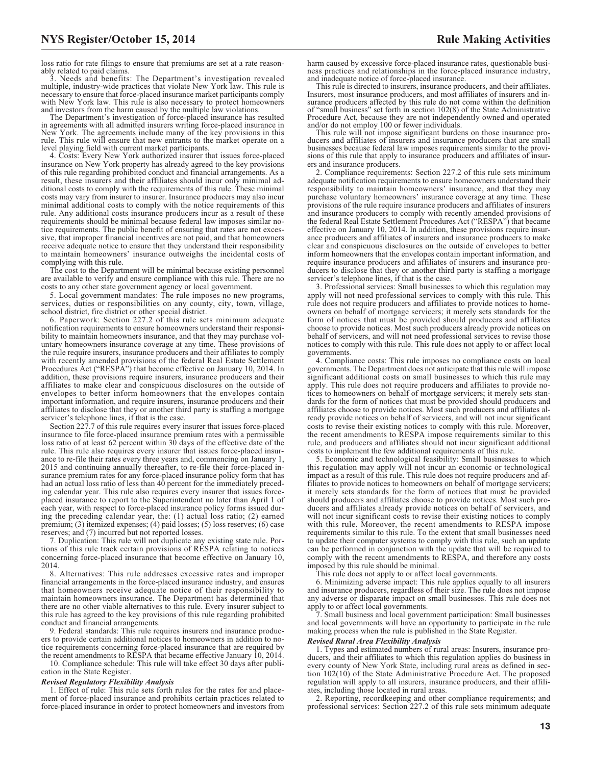loss ratio for rate filings to ensure that premiums are set at a rate reasonably related to paid claims.

3. Needs and benefits: The Department's investigation revealed multiple, industry-wide practices that violate New York law. This rule is necessary to ensure that force-placed insurance market participants comply with New York law. This rule is also necessary to protect homeowners and investors from the harm caused by the multiple law violations.

The Department's investigation of force-placed insurance has resulted in agreements with all admitted insurers writing force-placed insurance in New York. The agreements include many of the key provisions in this rule. This rule will ensure that new entrants to the market operate on a level playing field with current market participants.

4. Costs: Every New York authorized insurer that issues force-placed insurance on New York property has already agreed to the key provisions of this rule regarding prohibited conduct and financial arrangements. As a result, these insurers and their affiliates should incur only minimal additional costs to comply with the requirements of this rule. These minimal costs may vary from insurer to insurer. Insurance producers may also incur minimal additional costs to comply with the notice requirements of this rule. Any additional costs insurance producers incur as a result of these requirements should be minimal because federal law imposes similar notice requirements. The public benefit of ensuring that rates are not excessive, that improper financial incentives are not paid, and that homeowners receive adequate notice to ensure that they understand their responsibility to maintain homeowners' insurance outweighs the incidental costs of complying with this rule.

The cost to the Department will be minimal because existing personnel are available to verify and ensure compliance with this rule. There are no costs to any other state government agency or local government.

5. Local government mandates: The rule imposes no new programs, services, duties or responsibilities on any county, city, town, village, school district, fire district or other special district.

6. Paperwork: Section 227.2 of this rule sets minimum adequate notification requirements to ensure homeowners understand their responsibility to maintain homeowners insurance, and that they may purchase voluntary homeowners insurance coverage at any time. These provisions of the rule require insurers, insurance producers and their affiliates to comply with recently amended provisions of the federal Real Estate Settlement Procedures Act ("RESPA") that become effective on January 10, 2014. In addition, these provisions require insurers, insurance producers and their affiliates to make clear and conspicuous disclosures on the outside of envelopes to better inform homeowners that the envelopes contain important information, and require insurers, insurance producers and their affiliates to disclose that they or another third party is staffing a mortgage servicer's telephone lines, if that is the case.

Section 227.7 of this rule requires every insurer that issues force-placed insurance to file force-placed insurance premium rates with a permissible loss ratio of at least 62 percent within 30 days of the effective date of the rule. This rule also requires every insurer that issues force-placed insurance to re-file their rates every three years and, commencing on January 1, 2015 and continuing annually thereafter, to re-file their force-placed insurance premium rates for any force-placed insurance policy form that has had an actual loss ratio of less than 40 percent for the immediately preceding calendar year. This rule also requires every insurer that issues force-placed insurance to report to the Superintendent no later than April 1 of each year, with respect to force-placed insurance policy forms issued during the preceding calendar year, the: (1) actual loss ratio; (2) earned premium; (3) itemized expenses; (4) paid losses; (5) loss reserves; (6) case reserves; and (7) incurred but not reported losses.

7. Duplication: This rule will not duplicate any existing state rule. Portions of this rule track certain provisions of RESPA relating to notices concerning force-placed insurance that become effective on January 10, 2014.

8. Alternatives: This rule addresses excessive rates and improper financial arrangements in the force-placed insurance industry, and ensures that homeowners receive adequate notice of their responsibility to maintain homeowners insurance. The Department has determined that there are no other viable alternatives to this rule. Every insurer subject to this rule has agreed to the key provisions of this rule regarding prohibited conduct and financial arrangements.

9. Federal standards: This rule requires insurers and insurance producers to provide certain additional notices to homeowners in addition to notice requirements concerning force-placed insurance that are required by the recent amendments to RESPA that became effective January 10, 2014.

10. Compliance schedule: This rule will take effect 30 days after publication in the State Register.

***Revised Regulatory Flexibility Analysis***

1. Effect of rule: This rule sets forth rules for the rates for and placement of force-placed insurance and prohibits certain practices related to force-placed insurance in order to protect homeowners and investors from harm caused by excessive force-placed insurance rates, questionable business practices and relationships in the force-placed insurance industry, and inadequate notice of force-placed insurance.

This rule is directed to insurers, insurance producers, and their affiliates. Insurers, most insurance producers, and most affiliates of insurers and insurance producers affected by this rule do not come within the definition of "small business" set forth in section 102(8) of the State Administrative Procedure Act, because they are not independently owned and operated and/or do not employ 100 or fewer individuals.

This rule will not impose significant burdens on those insurance producers and affiliates of insurers and insurance producers that are small businesses because federal law imposes requirements similar to the provisions of this rule that apply to insurance producers and affiliates of insurers and insurance producers.

2. Compliance requirements: Section 227.2 of this rule sets minimum adequate notification requirements to ensure homeowners understand their responsibility to maintain homeowners' insurance, and that they may purchase voluntary homeowners' insurance coverage at any time. These provisions of the rule require insurance producers and affiliates of insurers and insurance producers to comply with recently amended provisions of the federal Real Estate Settlement Procedures Act ("RESPA") that became effective on January 10, 2014. In addition, these provisions require insurance producers and affiliates of insurers and insurance producers to make clear and conspicuous disclosures on the outside of envelopes to better inform homeowners that the envelopes contain important information, and require insurance producers and affiliates of insurers and insurance producers to disclose that they or another third party is staffing a mortgage servicer's telephone lines, if that is the case.

3. Professional services: Small businesses to which this regulation may apply will not need professional services to comply with this rule. This rule does not require producers and affiliates to provide notices to homeowners on behalf of mortgage servicers; it merely sets standards for the form of notices that must be provided should producers and affiliates choose to provide notices. Most such producers already provide notices on behalf of servicers, and will not need professional services to revise those notices to comply with this rule. This rule does not apply to or affect local governments.

4. Compliance costs: This rule imposes no compliance costs on local governments. The Department does not anticipate that this rule will impose significant additional costs on small businesses to which this rule may apply. This rule does not require producers and affiliates to provide notices to homeowners on behalf of mortgage servicers; it merely sets standards for the form of notices that must be provided should producers and affiliates choose to provide notices. Most such producers and affiliates already provide notices on behalf of servicers, and will not incur significant costs to revise their existing notices to comply with this rule. Moreover, the recent amendments to RESPA impose requirements similar to this rule, and producers and affiliates should not incur significant additional costs to implement the few additional requirements of this rule.

5. Economic and technological feasibility: Small businesses to which this regulation may apply will not incur an economic or technological impact as a result of this rule. This rule does not require producers and affiliates to provide notices to homeowners on behalf of mortgage servicers; it merely sets standards for the form of notices that must be provided should producers and affiliates choose to provide notices. Most such producers and affiliates already provide notices on behalf of servicers, and will not incur significant costs to revise their existing notices to comply with this rule. Moreover, the recent amendments to RESPA impose requirements similar to this rule. To the extent that small businesses need to update their computer systems to comply with this rule, such an update can be performed in conjunction with the update that will be required to comply with the recent amendments to RESPA, and therefore any costs imposed by this rule should be minimal.

This rule does not apply to or affect local governments.

6. Minimizing adverse impact: This rule applies equally to all insurers and insurance producers, regardless of their size. The rule does not impose any adverse or disparate impact on small businesses. This rule does not apply to or affect local governments.

7. Small business and local government participation: Small businesses and local governments will have an opportunity to participate in the rule making process when the rule is published in the State Register.

***Revised Rural Area Flexibility Analysis***

1. Types and estimated numbers of rural areas: Insurers, insurance producers, and their affiliates to which this regulation applies do business in every county of New York State, including rural areas as defined in section 102(10) of the State Administrative Procedure Act. The proposed regulation will apply to all insurers, insurance producers, and their affiliates, including those located in rural areas.

2. Reporting, recordkeeping and other compliance requirements; and professional services: Section 227.2 of this rule sets minimum adequate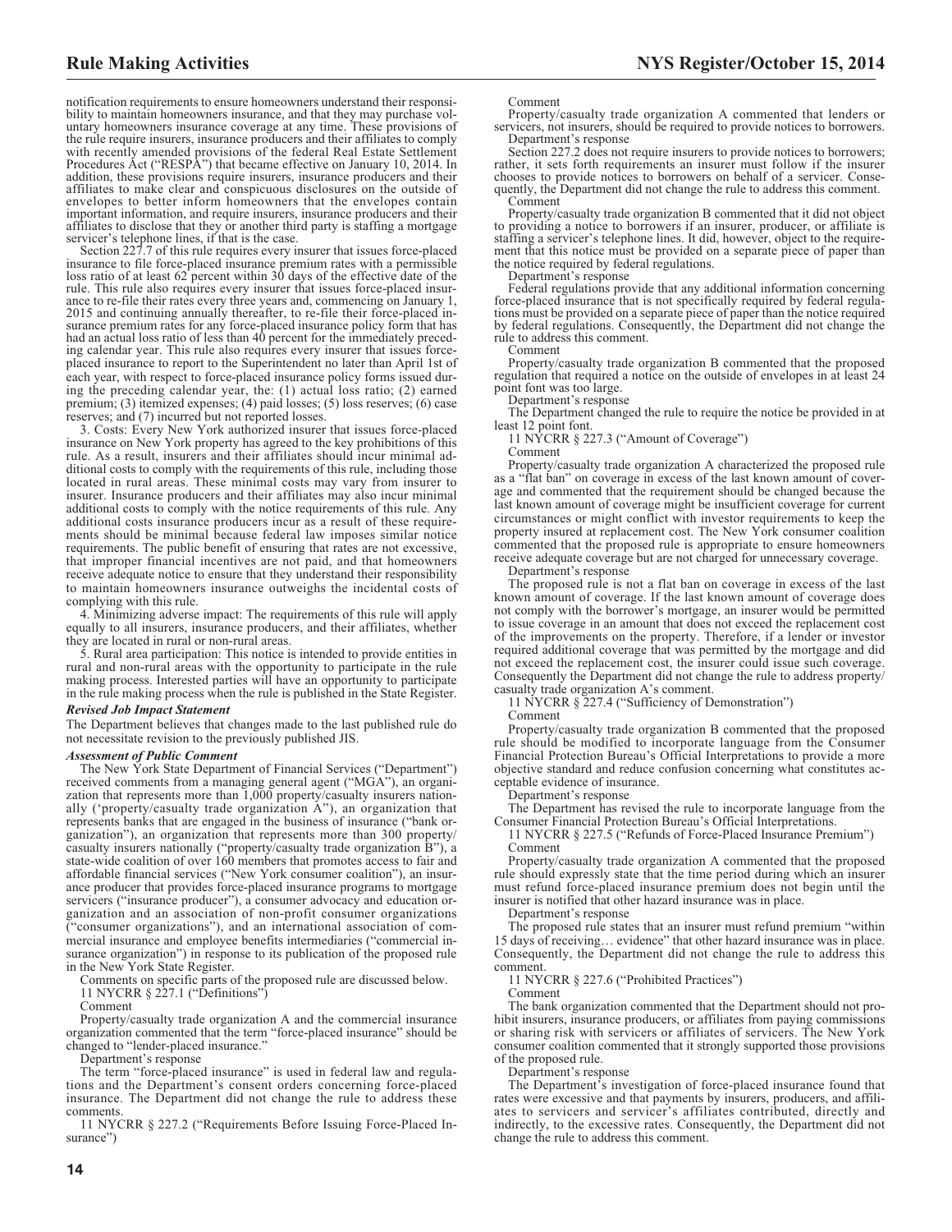notification requirements to ensure homeowners understand their responsibility to maintain homeowners insurance, and that they may purchase voluntary homeowners insurance coverage at any time. These provisions of the rule require insurers, insurance producers and their affiliates to comply with recently amended provisions of the federal Real Estate Settlement Procedures Act ("RESPA") that became effective on January 10, 2014. In addition, these provisions require insurers, insurance producers and their affiliates to make clear and conspicuous disclosures on the outside of envelopes to better inform homeowners that the envelopes contain important information, and require insurers, insurance producers and their affiliates to disclose that they or another third party is staffing a mortgage servicer's telephone lines, if that is the case.

Section 227.7 of this rule requires every insurer that issues force-placed insurance to file force-placed insurance premium rates with a permissible loss ratio of at least 62 percent within 30 days of the effective date of the rule. This rule also requires every insurer that issues force-placed insurance to re-file their rates every three years and, commencing on January 1, 2015 and continuing annually thereafter, to re-file their force-placed insurance premium rates for any force-placed insurance policy form that has had an actual loss ratio of less than 40 percent for the immediately preceding calendar year. This rule also requires every insurer that issues force-placed insurance to report to the Superintendent no later than April 1st of each year, with respect to force-placed insurance policy forms issued during the preceding calendar year, the: (1) actual loss ratio; (2) earned premium; (3) itemized expenses; (4) paid losses; (5) loss reserves; (6) case reserves; and (7) incurred but not reported losses.

3. Costs: Every New York authorized insurer that issues force-placed insurance on New York property has agreed to the key prohibitions of this rule. As a result, insurers and their affiliates should incur minimal additional costs to comply with the requirements of this rule, including those located in rural areas. These minimal costs may vary from insurer to insurer. Insurance producers and their affiliates may also incur minimal additional costs to comply with the notice requirements of this rule. Any additional costs insurance producers incur as a result of these requirements should be minimal because federal law imposes similar notice requirements. The public benefit of ensuring that rates are not excessive, that improper financial incentives are not paid, and that homeowners receive adequate notice to ensure that they understand their responsibility to maintain homeowners insurance outweighs the incidental costs of complying with this rule.

4. Minimizing adverse impact: The requirements of this rule will apply equally to all insurers, insurance producers, and their affiliates, whether they are located in rural or non-rural areas.

5. Rural area participation: This notice is intended to provide entities in rural and non-rural areas with the opportunity to participate in the rule making process. Interested parties will have an opportunity to participate in the rule making process when the rule is published in the State Register.

***Revised Job Impact Statement***

The Department believes that changes made to the last published rule do not necessitate revision to the previously published JIS.

***Assessment of Public Comment***

The New York State Department of Financial Services ("Department") received comments from a managing general agent ("MGA"), an organization that represents more than 1,000 property/casualty insurers nationally ('property/casualty trade organization A"), an organization that represents banks that are engaged in the business of insurance ("bank organization"), an organization that represents more than 300 property/casualty insurers nationally ("property/casualty trade organization B"), a state-wide coalition of over 160 members that promotes access to fair and affordable financial services ("New York consumer coalition"), an insurance producer that provides force-placed insurance programs to mortgage servicers ("insurance producer"), a consumer advocacy and education organization and an association of non-profit consumer organizations ("consumer organizations"), and an international association of commercial insurance and employee benefits intermediaries ("commercial insurance organization") in response to its publication of the proposed rule in the New York State Register.

Comments on specific parts of the proposed rule are discussed below.

11 NYCRR § 227.1 ("Definitions")

Comment

Property/casualty trade organization A and the commercial insurance organization commented that the term "force-placed insurance" should be changed to "lender-placed insurance."

Department's response

The term "force-placed insurance" is used in federal law and regulations and the Department's consent orders concerning force-placed insurance. The Department did not change the rule to address these comments.

11 NYCRR § 227.2 ("Requirements Before Issuing Force-Placed Insurance")

Comment

Property/casualty trade organization A commented that lenders or servicers, not insurers, should be required to provide notices to borrowers.

Department's response

Section 227.2 does not require insurers to provide notices to borrowers; rather, it sets forth requirements an insurer must follow if the insurer chooses to provide notices to borrowers on behalf of a servicer. Consequently, the Department did not change the rule to address this comment.

Comment

Property/casualty trade organization B commented that it did not object to providing a notice to borrowers if an insurer, producer, or affiliate is staffing a servicer's telephone lines. It did, however, object to the requirement that this notice must be provided on a separate piece of paper than the notice required by federal regulations.

Department's response

Federal regulations provide that any additional information concerning force-placed insurance that is not specifically required by federal regulations must be provided on a separate piece of paper than the notice required by federal regulations. Consequently, the Department did not change the rule to address this comment.

Comment

Property/casualty trade organization B commented that the proposed regulation that required a notice on the outside of envelopes in at least 24 point font was too large.

Department's response

The Department changed the rule to require the notice be provided in at least 12 point font.

11 NYCRR § 227.3 ("Amount of Coverage")

Comment

Property/casualty trade organization A characterized the proposed rule as a "flat ban" on coverage in excess of the last known amount of coverage and commented that the requirement should be changed because the last known amount of coverage might be insufficient coverage for current circumstances or might conflict with investor requirements to keep the property insured at replacement cost. The New York consumer coalition commented that the proposed rule is appropriate to ensure homeowners receive adequate coverage but are not charged for unnecessary coverage.

Department's response

The proposed rule is not a flat ban on coverage in excess of the last known amount of coverage. If the last known amount of coverage does not comply with the borrower's mortgage, an insurer would be permitted to issue coverage in an amount that does not exceed the replacement cost of the improvements on the property. Therefore, if a lender or investor required additional coverage that was permitted by the mortgage and did not exceed the replacement cost, the insurer could issue such coverage. Consequently the Department did not change the rule to address property/casualty trade organization A's comment.

11 NYCRR § 227.4 ("Sufficiency of Demonstration")

Comment

Property/casualty trade organization B commented that the proposed rule should be modified to incorporate language from the Consumer Financial Protection Bureau's Official Interpretations to provide a more objective standard and reduce confusion concerning what constitutes acceptable evidence of insurance.

Department's response

The Department has revised the rule to incorporate language from the Consumer Financial Protection Bureau's Official Interpretations.

11 NYCRR § 227.5 ("Refunds of Force-Placed Insurance Premium")

Comment

Property/casualty trade organization A commented that the proposed rule should expressly state that the time period during which an insurer must refund force-placed insurance premium does not begin until the insurer is notified that other hazard insurance was in place.

Department's response

The proposed rule states that an insurer must refund premium "within 15 days of receiving… evidence" that other hazard insurance was in place. Consequently, the Department did not change the rule to address this comment.

11 NYCRR § 227.6 ("Prohibited Practices")

Comment

The bank organization commented that the Department should not prohibit insurers, insurance producers, or affiliates from paying commissions or sharing risk with servicers or affiliates of servicers. The New York consumer coalition commented that it strongly supported those provisions of the proposed rule.

Department's response

The Department's investigation of force-placed insurance found that rates were excessive and that payments by insurers, producers, and affiliates to servicers and servicer's affiliates contributed, directly and indirectly, to the excessive rates. Consequently, the Department did not change the rule to address this comment.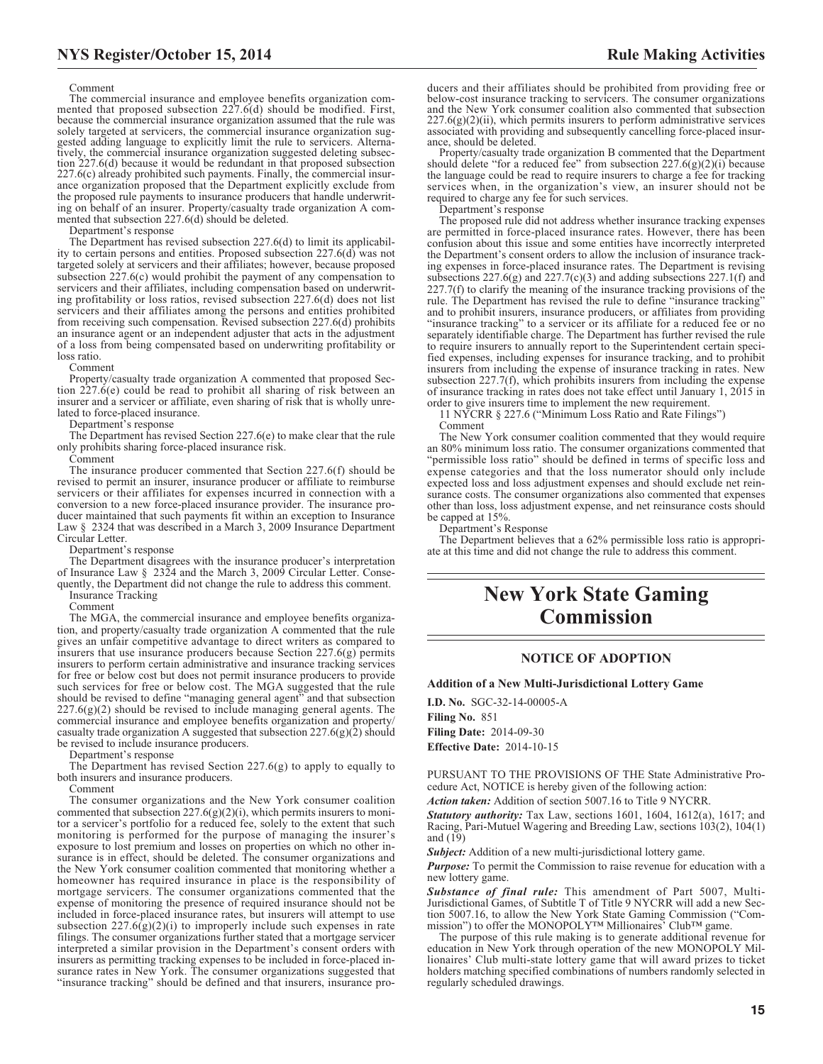Comment

The commercial insurance and employee benefits organization commented that proposed subsection 227.6(d) should be modified. First, because the commercial insurance organization assumed that the rule was solely targeted at servicers, the commercial insurance organization suggested adding language to explicitly limit the rule to servicers. Alternatively, the commercial insurance organization suggested deleting subsection 227.6(d) because it would be redundant in that proposed subsection 227.6(c) already prohibited such payments. Finally, the commercial insurance organization proposed that the Department explicitly exclude from the proposed rule payments to insurance producers that handle underwriting on behalf of an insurer. Property/casualty trade organization A commented that subsection 227.6(d) should be deleted.

Department's response

The Department has revised subsection 227.6(d) to limit its applicability to certain persons and entities. Proposed subsection 227.6(d) was not targeted solely at servicers and their affiliates; however, because proposed subsection 227.6(c) would prohibit the payment of any compensation to servicers and their affiliates, including compensation based on underwriting profitability or loss ratios, revised subsection 227.6(d) does not list servicers and their affiliates among the persons and entities prohibited from receiving such compensation. Revised subsection 227.6(d) prohibits an insurance agent or an independent adjuster that acts in the adjustment of a loss from being compensated based on underwriting profitability or loss ratio.

Comment

Property/casualty trade organization A commented that proposed Section 227.6(e) could be read to prohibit all sharing of risk between an insurer and a servicer or affiliate, even sharing of risk that is wholly unrelated to force-placed insurance.

Department's response

The Department has revised Section 227.6(e) to make clear that the rule only prohibits sharing force-placed insurance risk.

Comment

The insurance producer commented that Section 227.6(f) should be revised to permit an insurer, insurance producer or affiliate to reimburse servicers or their affiliates for expenses incurred in connection with a conversion to a new force-placed insurance provider. The insurance producer maintained that such payments fit within an exception to Insurance Law § 2324 that was described in a March 3, 2009 Insurance Department Circular Letter.

Department's response

The Department disagrees with the insurance producer's interpretation of Insurance Law § 2324 and the March 3, 2009 Circular Letter. Consequently, the Department did not change the rule to address this comment.

Insurance Tracking

Comment

The MGA, the commercial insurance and employee benefits organization, and property/casualty trade organization A commented that the rule gives an unfair competitive advantage to direct writers as compared to insurers that use insurance producers because Section 227.6(g) permits insurers to perform certain administrative and insurance tracking services for free or below cost but does not permit insurance producers to provide such services for free or below cost. The MGA suggested that the rule should be revised to define "managing general agent" and that subsection 227.6(g)(2) should be revised to include managing general agents. The commercial insurance and employee benefits organization and property/casualty trade organization A suggested that subsection 227.6(g)(2) should be revised to include insurance producers.

Department's response

The Department has revised Section 227.6(g) to apply to equally to both insurers and insurance producers.

Comment

The consumer organizations and the New York consumer coalition commented that subsection 227.6(g)(2)(i), which permits insurers to monitor a servicer's portfolio for a reduced fee, solely to the extent that such monitoring is performed for the purpose of managing the insurer's exposure to lost premium and losses on properties on which no other insurance is in effect, should be deleted. The consumer organizations and the New York consumer coalition commented that monitoring whether a homeowner has required insurance in place is the responsibility of mortgage servicers. The consumer organizations commented that the expense of monitoring the presence of required insurance should not be included in force-placed insurance rates, but insurers will attempt to use subsection 227.6(g)(2)(i) to improperly include such expenses in rate filings. The consumer organizations further stated that a mortgage servicer interpreted a similar provision in the Department's consent orders with insurers as permitting tracking expenses to be included in force-placed insurance rates in New York. The consumer organizations suggested that "insurance tracking" should be defined and that insurers, insurance producers and their affiliates should be prohibited from providing free or below-cost insurance tracking to servicers. The consumer organizations and the New York consumer coalition also commented that subsection 227.6(g)(2)(ii), which permits insurers to perform administrative services associated with providing and subsequently cancelling force-placed insurance, should be deleted.

Property/casualty trade organization B commented that the Department should delete "for a reduced fee" from subsection 227.6(g)(2)(i) because the language could be read to require insurers to charge a fee for tracking services when, in the organization's view, an insurer should not be required to charge any fee for such services.

Department's response

The proposed rule did not address whether insurance tracking expenses are permitted in force-placed insurance rates. However, there has been confusion about this issue and some entities have incorrectly interpreted the Department's consent orders to allow the inclusion of insurance tracking expenses in force-placed insurance rates. The Department is revising subsections 227.6(g) and 227.7(c)(3) and adding subsections 227.1(f) and 227.7(f) to clarify the meaning of the insurance tracking provisions of the rule. The Department has revised the rule to define "insurance tracking" and to prohibit insurers, insurance producers, or affiliates from providing "insurance tracking" to a servicer or its affiliate for a reduced fee or no separately identifiable charge. The Department has further revised the rule to require insurers to annually report to the Superintendent certain specified expenses, including expenses for insurance tracking, and to prohibit insurers from including the expense of insurance tracking in rates. New subsection 227.7(f), which prohibits insurers from including the expense of insurance tracking in rates does not take effect until January 1, 2015 in order to give insurers time to implement the new requirement.

11 NYCRR § 227.6 ("Minimum Loss Ratio and Rate Filings")

Comment

The New York consumer coalition commented that they would require an 80% minimum loss ratio. The consumer organizations commented that "permissible loss ratio" should be defined in terms of specific loss and expense categories and that the loss numerator should only include expected loss and loss adjustment expenses and should exclude net reinsurance costs. The consumer organizations also commented that expenses other than loss, loss adjustment expense, and net reinsurance costs should be capped at 15%.

Department's Response

The Department believes that a 62% permissible loss ratio is appropriate at this time and did not change the rule to address this comment.

# New York State Gaming Commission

## NOTICE OF ADOPTION

### Addition of a New Multi-Jurisdictional Lottery Game

**I.D. No.** SGC-32-14-00005-A
**Filing No.** 851
**Filing Date:** 2014-09-30
**Effective Date:** 2014-10-15

PURSUANT TO THE PROVISIONS OF THE State Administrative Procedure Act, NOTICE is hereby given of the following action:

***Action taken:*** Addition of section 5007.16 to Title 9 NYCRR.

***Statutory authority:*** Tax Law, sections 1601, 1604, 1612(a), 1617; and Racing, Pari-Mutuel Wagering and Breeding Law, sections 103(2), 104(1) and (19)

***Subject:*** Addition of a new multi-jurisdictional lottery game.

***Purpose:*** To permit the Commission to raise revenue for education with a new lottery game.

***Substance of final rule:*** This amendment of Part 5007, Multi-Jurisdictional Games, of Subtitle T of Title 9 NYCRR will add a new Section 5007.16, to allow the New York State Gaming Commission ("Commission") to offer the MONOPOLY™ Millionaires' Club™ game.

The purpose of this rule making is to generate additional revenue for education in New York through operation of the new MONOPOLY Millionaires' Club multi-state lottery game that will award prizes to ticket holders matching specified combinations of numbers randomly selected in regularly scheduled drawings.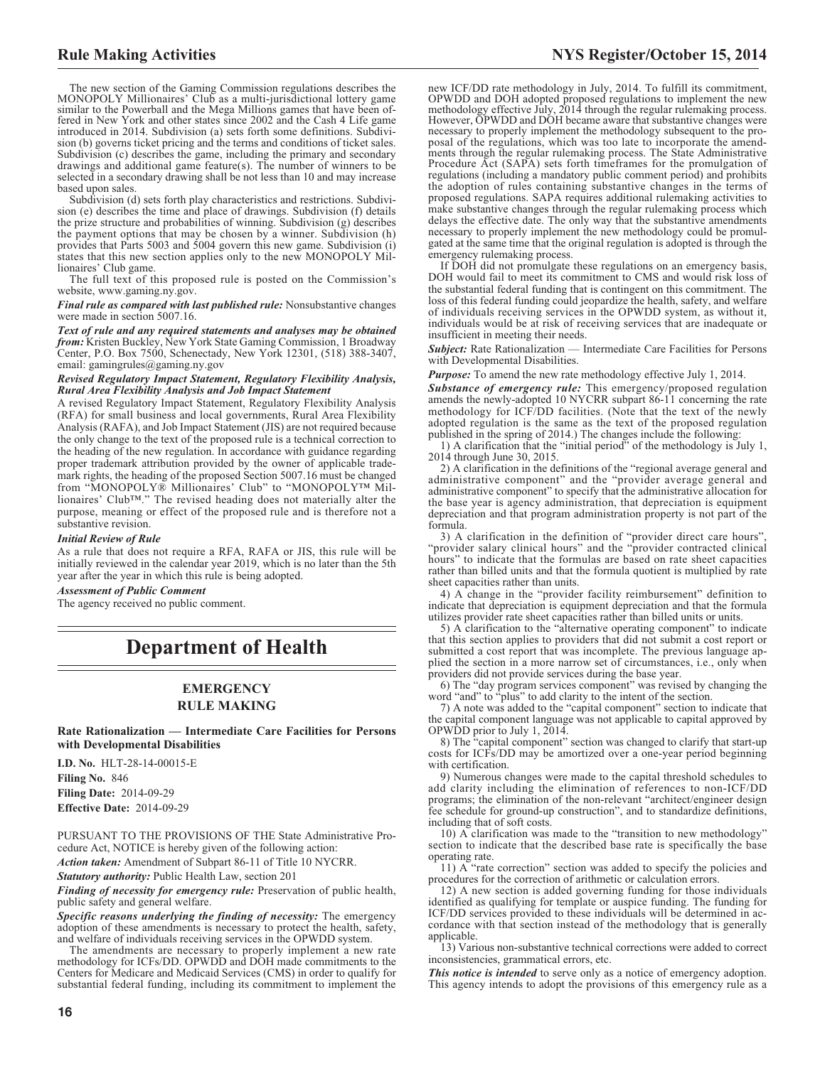The new section of the Gaming Commission regulations describes the MONOPOLY Millionaires' Club as a multi-jurisdictional lottery game similar to the Powerball and the Mega Millions games that have been offered in New York and other states since 2002 and the Cash 4 Life game introduced in 2014. Subdivision (a) sets forth some definitions. Subdivision (b) governs ticket pricing and the terms and conditions of ticket sales. Subdivision (c) describes the game, including the primary and secondary drawings and additional game feature(s). The number of winners to be selected in a secondary drawing shall be not less than 10 and may increase based upon sales.

Subdivision (d) sets forth play characteristics and restrictions. Subdivision (e) describes the time and place of drawings. Subdivision (f) details the prize structure and probabilities of winning. Subdivision (g) describes the payment options that may be chosen by a winner. Subdivision (h) provides that Parts 5003 and 5004 govern this new game. Subdivision (i) states that this new section applies only to the new MONOPOLY Millionaires' Club game.

The full text of this proposed rule is posted on the Commission's website, www.gaming.ny.gov.

***Final rule as compared with last published rule:*** Nonsubstantive changes were made in section 5007.16.

***Text of rule and any required statements and analyses may be obtained from:*** Kristen Buckley, New York State Gaming Commission, 1 Broadway Center, P.O. Box 7500, Schenectady, New York 12301, (518) 388-3407, email: gamingrules@gaming.ny.gov

***Revised Regulatory Impact Statement, Regulatory Flexibility Analysis, Rural Area Flexibility Analysis and Job Impact Statement***

A revised Regulatory Impact Statement, Regulatory Flexibility Analysis (RFA) for small business and local governments, Rural Area Flexibility Analysis (RAFA), and Job Impact Statement (JIS) are not required because the only change to the text of the proposed rule is a technical correction to the heading of the new regulation. In accordance with guidance regarding proper trademark attribution provided by the owner of applicable trademark rights, the heading of the proposed Section 5007.16 must be changed from "MONOPOLY® Millionaires' Club" to "MONOPOLY™ Millionaires' Club™." The revised heading does not materially alter the purpose, meaning or effect of the proposed rule and is therefore not a substantive revision.

***Initial Review of Rule***

As a rule that does not require a RFA, RAFA or JIS, this rule will be initially reviewed in the calendar year 2019, which is no later than the 5th year after the year in which this rule is being adopted.

***Assessment of Public Comment***

The agency received no public comment.

# Department of Health

## EMERGENCY RULE MAKING

### Rate Rationalization — Intermediate Care Facilities for Persons with Developmental Disabilities

**I.D. No.** HLT-28-14-00015-E
**Filing No.** 846
**Filing Date:** 2014-09-29
**Effective Date:** 2014-09-29

PURSUANT TO THE PROVISIONS OF THE State Administrative Procedure Act, NOTICE is hereby given of the following action:

***Action taken:*** Amendment of Subpart 86-11 of Title 10 NYCRR.

***Statutory authority:*** Public Health Law, section 201

***Finding of necessity for emergency rule:*** Preservation of public health, public safety and general welfare.

***Specific reasons underlying the finding of necessity:*** The emergency adoption of these amendments is necessary to protect the health, safety, and welfare of individuals receiving services in the OPWDD system.

The amendments are necessary to properly implement a new rate methodology for ICFs/DD. OPWDD and DOH made commitments to the Centers for Medicare and Medicaid Services (CMS) in order to qualify for substantial federal funding, including its commitment to implement the new ICF/DD rate methodology in July, 2014. To fulfill its commitment, OPWDD and DOH adopted proposed regulations to implement the new methodology effective July, 2014 through the regular rulemaking process. However, OPWDD and DOH became aware that substantive changes were necessary to properly implement the methodology subsequent to the proposal of the regulations, which was too late to incorporate the amendments through the regular rulemaking process. The State Administrative Procedure Act (SAPA) sets forth timeframes for the promulgation of regulations (including a mandatory public comment period) and prohibits the adoption of rules containing substantive changes in the terms of proposed regulations. SAPA requires additional rulemaking activities to make substantive changes through the regular rulemaking process which delays the effective date. The only way that the substantive amendments necessary to properly implement the new methodology could be promulgated at the same time that the original regulation is adopted is through the emergency rulemaking process.

If DOH did not promulgate these regulations on an emergency basis, DOH would fail to meet its commitment to CMS and would risk loss of the substantial federal funding that is contingent on this commitment. The loss of this federal funding could jeopardize the health, safety, and welfare of individuals receiving services in the OPWDD system, as without it, individuals would be at risk of receiving services that are inadequate or insufficient in meeting their needs.

***Subject:*** Rate Rationalization — Intermediate Care Facilities for Persons with Developmental Disabilities.

***Purpose:*** To amend the new rate methodology effective July 1, 2014.

***Substance of emergency rule:*** This emergency/proposed regulation amends the newly-adopted 10 NYCRR subpart 86-11 concerning the rate methodology for ICF/DD facilities. (Note that the text of the newly adopted regulation is the same as the text of the proposed regulation published in the spring of 2014.) The changes include the following:

1) A clarification that the "initial period" of the methodology is July 1, 2014 through June 30, 2015.

2) A clarification in the definitions of the "regional average general and administrative component" and the "provider average general and administrative component" to specify that the administrative allocation for the base year is agency administration, that depreciation is equipment depreciation and that program administration property is not part of the formula.

3) A clarification in the definition of "provider direct care hours", "provider salary clinical hours" and the "provider contracted clinical hours" to indicate that the formulas are based on rate sheet capacities rather than billed units and that the formula quotient is multiplied by rate sheet capacities rather than units.

4) A change in the "provider facility reimbursement" definition to indicate that depreciation is equipment depreciation and that the formula utilizes provider rate sheet capacities rather than billed units or units.

5) A clarification to the "alternative operating component" to indicate that this section applies to providers that did not submit a cost report or submitted a cost report that was incomplete. The previous language applied the section in a more narrow set of circumstances, i.e., only when providers did not provide services during the base year.

6) The "day program services component" was revised by changing the word "and" to "plus" to add clarity to the intent of the section.

7) A note was added to the "capital component" section to indicate that the capital component language was not applicable to capital approved by OPWDD prior to July 1, 2014.

8) The "capital component" section was changed to clarify that start-up costs for ICFs/DD may be amortized over a one-year period beginning with certification.

9) Numerous changes were made to the capital threshold schedules to add clarity including the elimination of references to non-ICF/DD programs; the elimination of the non-relevant "architect/engineer design fee schedule for ground-up construction", and to standardize definitions, including that of soft costs.

10) A clarification was made to the "transition to new methodology" section to indicate that the described base rate is specifically the base operating rate.

11) A "rate correction" section was added to specify the policies and procedures for the correction of arithmetic or calculation errors.

12) A new section is added governing funding for those individuals identified as qualifying for template or auspice funding. The funding for ICF/DD services provided to these individuals will be determined in accordance with that section instead of the methodology that is generally applicable.

13) Various non-substantive technical corrections were added to correct inconsistencies, grammatical errors, etc.

***This notice is intended*** to serve only as a notice of emergency adoption. This agency intends to adopt the provisions of this emergency rule as a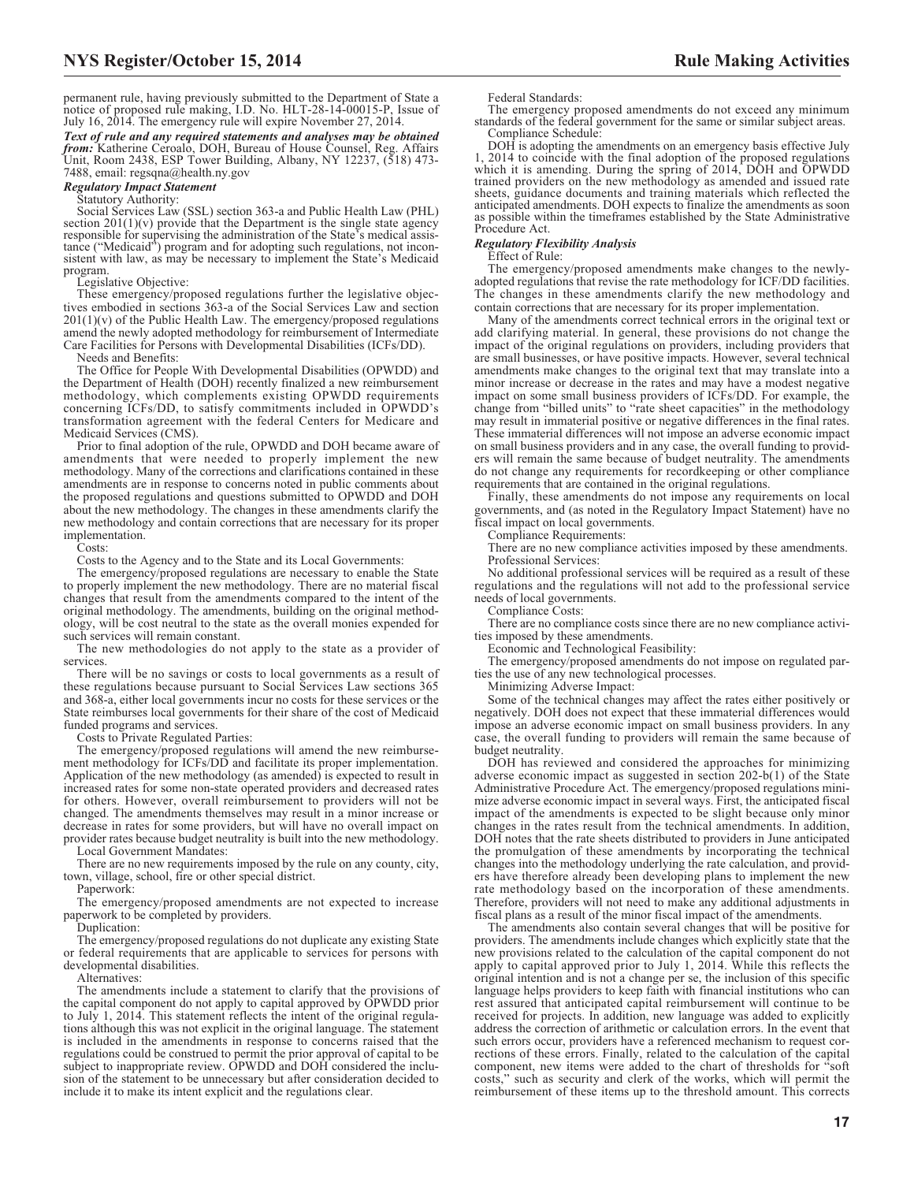permanent rule, having previously submitted to the Department of State a notice of proposed rule making, I.D. No. HLT-28-14-00015-P, Issue of July 16, 2014. The emergency rule will expire November 27, 2014.

***Text of rule and any required statements and analyses may be obtained from:*** Katherine Ceroalo, DOH, Bureau of House Counsel, Reg. Affairs Unit, Room 2438, ESP Tower Building, Albany, NY 12237, (518) 473-7488, email: regsqna@health.ny.gov

***Regulatory Impact Statement***

Statutory Authority:

Social Services Law (SSL) section 363-a and Public Health Law (PHL) section 201(1)(v) provide that the Department is the single state agency responsible for supervising the administration of the State's medical assistance ("Medicaid") program and for adopting such regulations, not inconsistent with law, as may be necessary to implement the State's Medicaid program.

Legislative Objective:

These emergency/proposed regulations further the legislative objectives embodied in sections 363-a of the Social Services Law and section 201(1)(v) of the Public Health Law. The emergency/proposed regulations amend the newly adopted methodology for reimbursement of Intermediate Care Facilities for Persons with Developmental Disabilities (ICFs/DD).

Needs and Benefits:

The Office for People With Developmental Disabilities (OPWDD) and the Department of Health (DOH) recently finalized a new reimbursement methodology, which complements existing OPWDD requirements concerning ICFs/DD, to satisfy commitments included in OPWDD's transformation agreement with the federal Centers for Medicare and Medicaid Services (CMS).

Prior to final adoption of the rule, OPWDD and DOH became aware of amendments that were needed to properly implement the new methodology. Many of the corrections and clarifications contained in these amendments are in response to concerns noted in public comments about the proposed regulations and questions submitted to OPWDD and DOH about the new methodology. The changes in these amendments clarify the new methodology and contain corrections that are necessary for its proper implementation.

Costs:

Costs to the Agency and to the State and its Local Governments:

The emergency/proposed regulations are necessary to enable the State to properly implement the new methodology. There are no material fiscal changes that result from the amendments compared to the intent of the original methodology. The amendments, building on the original methodology, will be cost neutral to the state as the overall monies expended for such services will remain constant.

The new methodologies do not apply to the state as a provider of services.

There will be no savings or costs to local governments as a result of these regulations because pursuant to Social Services Law sections 365 and 368-a, either local governments incur no costs for these services or the State reimburses local governments for their share of the cost of Medicaid funded programs and services.

Costs to Private Regulated Parties:

The emergency/proposed regulations will amend the new reimbursement methodology for ICFs/DD and facilitate its proper implementation. Application of the new methodology (as amended) is expected to result in increased rates for some non-state operated providers and decreased rates for others. However, overall reimbursement to providers will not be changed. The amendments themselves may result in a minor increase or decrease in rates for some providers, but will have no overall impact on provider rates because budget neutrality is built into the new methodology.

Local Government Mandates:

There are no new requirements imposed by the rule on any county, city, town, village, school, fire or other special district.

Paperwork:

The emergency/proposed amendments are not expected to increase paperwork to be completed by providers.

Duplication:

The emergency/proposed regulations do not duplicate any existing State or federal requirements that are applicable to services for persons with developmental disabilities.

Alternatives:

The amendments include a statement to clarify that the provisions of the capital component do not apply to capital approved by OPWDD prior to July 1, 2014. This statement reflects the intent of the original regulations although this was not explicit in the original language. The statement is included in the amendments in response to concerns raised that the regulations could be construed to permit the prior approval of capital to be subject to inappropriate review. OPWDD and DOH considered the inclusion of the statement to be unnecessary but after consideration decided to include it to make its intent explicit and the regulations clear.

Federal Standards:

The emergency proposed amendments do not exceed any minimum standards of the federal government for the same or similar subject areas.

Compliance Schedule:

DOH is adopting the amendments on an emergency basis effective July 1, 2014 to coincide with the final adoption of the proposed regulations which it is amending. During the spring of 2014, DOH and OPWDD trained providers on the new methodology as amended and issued rate sheets, guidance documents and training materials which reflected the anticipated amendments. DOH expects to finalize the amendments as soon as possible within the timeframes established by the State Administrative Procedure Act.

***Regulatory Flexibility Analysis***

Effect of Rule:

The emergency/proposed amendments make changes to the newly-adopted regulations that revise the rate methodology for ICF/DD facilities. The changes in these amendments clarify the new methodology and contain corrections that are necessary for its proper implementation.

Many of the amendments correct technical errors in the original text or add clarifying material. In general, these provisions do not change the impact of the original regulations on providers, including providers that are small businesses, or have positive impacts. However, several technical amendments make changes to the original text that may translate into a minor increase or decrease in the rates and may have a modest negative impact on some small business providers of ICFs/DD. For example, the change from "billed units" to "rate sheet capacities" in the methodology may result in immaterial positive or negative differences in the final rates. These immaterial differences will not impose an adverse economic impact on small business providers and in any case, the overall funding to providers will remain the same because of budget neutrality. The amendments do not change any requirements for recordkeeping or other compliance requirements that are contained in the original regulations.

Finally, these amendments do not impose any requirements on local governments, and (as noted in the Regulatory Impact Statement) have no fiscal impact on local governments.

Compliance Requirements:

There are no new compliance activities imposed by these amendments.

Professional Services:

No additional professional services will be required as a result of these regulations and the regulations will not add to the professional service needs of local governments.

Compliance Costs:

There are no compliance costs since there are no new compliance activities imposed by these amendments.

Economic and Technological Feasibility:

The emergency/proposed amendments do not impose on regulated parties the use of any new technological processes.

Minimizing Adverse Impact:

Some of the technical changes may affect the rates either positively or negatively. DOH does not expect that these immaterial differences would impose an adverse economic impact on small business providers. In any case, the overall funding to providers will remain the same because of budget neutrality.

DOH has reviewed and considered the approaches for minimizing adverse economic impact as suggested in section 202-b(1) of the State Administrative Procedure Act. The emergency/proposed regulations minimize adverse economic impact in several ways. First, the anticipated fiscal impact of the amendments is expected to be slight because only minor changes in the rates result from the technical amendments. In addition, DOH notes that the rate sheets distributed to providers in June anticipated the promulgation of these amendments by incorporating the technical changes into the methodology underlying the rate calculation, and providers have therefore already been developing plans to implement the new rate methodology based on the incorporation of these amendments. Therefore, providers will not need to make any additional adjustments in fiscal plans as a result of the minor fiscal impact of the amendments.

The amendments also contain several changes that will be positive for providers. The amendments include changes which explicitly state that the new provisions related to the calculation of the capital component do not apply to capital approved prior to July 1, 2014. While this reflects the original intention and is not a change per se, the inclusion of this specific language helps providers to keep faith with financial institutions who can rest assured that anticipated capital reimbursement will continue to be received for projects. In addition, new language was added to explicitly address the correction of arithmetic or calculation errors. In the event that such errors occur, providers have a referenced mechanism to request corrections of these errors. Finally, related to the calculation of the capital component, new items were added to the chart of thresholds for "soft costs," such as security and clerk of the works, which will permit the reimbursement of these items up to the threshold amount. This corrects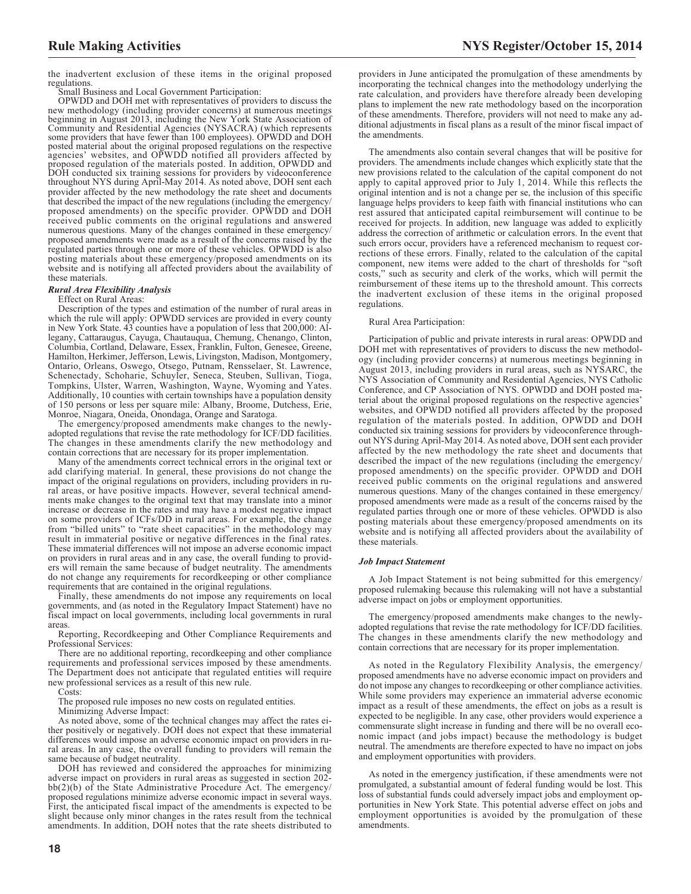the inadvertent exclusion of these items in the original proposed regulations.

Small Business and Local Government Participation:

OPWDD and DOH met with representatives of providers to discuss the new methodology (including provider concerns) at numerous meetings beginning in August 2013, including the New York State Association of Community and Residential Agencies (NYSACRA) (which represents some providers that have fewer than 100 employees). OPWDD and DOH posted material about the original proposed regulations on the respective agencies' websites, and OPWDD notified all providers affected by proposed regulation of the materials posted. In addition, OPWDD and DOH conducted six training sessions for providers by videoconference throughout NYS during April-May 2014. As noted above, DOH sent each provider affected by the new methodology the rate sheet and documents that described the impact of the new regulations (including the emergency/proposed amendments) on the specific provider. OPWDD and DOH received public comments on the original regulations and answered numerous questions. Many of the changes contained in these emergency/proposed amendments were made as a result of the concerns raised by the regulated parties through one or more of these vehicles. OPWDD is also posting materials about these emergency/proposed amendments on its website and is notifying all affected providers about the availability of these materials.

***Rural Area Flexibility Analysis***

Effect on Rural Areas:

Description of the types and estimation of the number of rural areas in which the rule will apply: OPWDD services are provided in every county in New York State. 43 counties have a population of less that 200,000: Allegany, Cattaraugus, Cayuga, Chautauqua, Chemung, Chenango, Clinton, Columbia, Cortland, Delaware, Essex, Franklin, Fulton, Genesee, Greene, Hamilton, Herkimer, Jefferson, Lewis, Livingston, Madison, Montgomery, Ontario, Orleans, Oswego, Otsego, Putnam, Rensselaer, St. Lawrence, Schenectady, Schoharie, Schuyler, Seneca, Steuben, Sullivan, Tioga, Tompkins, Ulster, Warren, Washington, Wayne, Wyoming and Yates. Additionally, 10 counties with certain townships have a population density of 150 persons or less per square mile: Albany, Broome, Dutchess, Erie, Monroe, Niagara, Oneida, Onondaga, Orange and Saratoga.

The emergency/proposed amendments make changes to the newly-adopted regulations that revise the rate methodology for ICF/DD facilities. The changes in these amendments clarify the new methodology and contain corrections that are necessary for its proper implementation.

Many of the amendments correct technical errors in the original text or add clarifying material. In general, these provisions do not change the impact of the original regulations on providers, including providers in rural areas, or have positive impacts. However, several technical amendments make changes to the original text that may translate into a minor increase or decrease in the rates and may have a modest negative impact on some providers of ICFs/DD in rural areas. For example, the change from "billed units" to "rate sheet capacities" in the methodology may result in immaterial positive or negative differences in the final rates. These immaterial differences will not impose an adverse economic impact on providers in rural areas and in any case, the overall funding to providers will remain the same because of budget neutrality. The amendments do not change any requirements for recordkeeping or other compliance requirements that are contained in the original regulations.

Finally, these amendments do not impose any requirements on local governments, and (as noted in the Regulatory Impact Statement) have no fiscal impact on local governments, including local governments in rural areas.

Reporting, Recordkeeping and Other Compliance Requirements and Professional Services:

There are no additional reporting, recordkeeping and other compliance requirements and professional services imposed by these amendments. The Department does not anticipate that regulated entities will require new professional services as a result of this new rule.

Costs:

The proposed rule imposes no new costs on regulated entities.

Minimizing Adverse Impact:

As noted above, some of the technical changes may affect the rates either positively or negatively. DOH does not expect that these immaterial differences would impose an adverse economic impact on providers in rural areas. In any case, the overall funding to providers will remain the same because of budget neutrality.

DOH has reviewed and considered the approaches for minimizing adverse impact on providers in rural areas as suggested in section 202-bb(2)(b) of the State Administrative Procedure Act. The emergency/proposed regulations minimize adverse economic impact in several ways. First, the anticipated fiscal impact of the amendments is expected to be slight because only minor changes in the rates result from the technical amendments. In addition, DOH notes that the rate sheets distributed to providers in June anticipated the promulgation of these amendments by incorporating the technical changes into the methodology underlying the rate calculation, and providers have therefore already been developing plans to implement the new rate methodology based on the incorporation of these amendments. Therefore, providers will not need to make any additional adjustments in fiscal plans as a result of the minor fiscal impact of the amendments.

The amendments also contain several changes that will be positive for providers. The amendments include changes which explicitly state that the new provisions related to the calculation of the capital component do not apply to capital approved prior to July 1, 2014. While this reflects the original intention and is not a change per se, the inclusion of this specific language helps providers to keep faith with financial institutions who can rest assured that anticipated capital reimbursement will continue to be received for projects. In addition, new language was added to explicitly address the correction of arithmetic or calculation errors. In the event that such errors occur, providers have a referenced mechanism to request corrections of these errors. Finally, related to the calculation of the capital component, new items were added to the chart of thresholds for "soft costs," such as security and clerk of the works, which will permit the reimbursement of these items up to the threshold amount. This corrects the inadvertent exclusion of these items in the original proposed regulations.

Rural Area Participation:

Participation of public and private interests in rural areas: OPWDD and DOH met with representatives of providers to discuss the new methodology (including provider concerns) at numerous meetings beginning in August 2013, including providers in rural areas, such as NYSARC, the NYS Association of Community and Residential Agencies, NYS Catholic Conference, and CP Association of NYS. OPWDD and DOH posted material about the original proposed regulations on the respective agencies' websites, and OPWDD notified all providers affected by the proposed regulation of the materials posted. In addition, OPWDD and DOH conducted six training sessions for providers by videoconference throughout NYS during April-May 2014. As noted above, DOH sent each provider affected by the new methodology the rate sheet and documents that described the impact of the new regulations (including the emergency/proposed amendments) on the specific provider. OPWDD and DOH received public comments on the original regulations and answered numerous questions. Many of the changes contained in these emergency/proposed amendments were made as a result of the concerns raised by the regulated parties through one or more of these vehicles. OPWDD is also posting materials about these emergency/proposed amendments on its website and is notifying all affected providers about the availability of these materials.

***Job Impact Statement***

A Job Impact Statement is not being submitted for this emergency/proposed rulemaking because this rulemaking will not have a substantial adverse impact on jobs or employment opportunities.

The emergency/proposed amendments make changes to the newly-adopted regulations that revise the rate methodology for ICF/DD facilities. The changes in these amendments clarify the new methodology and contain corrections that are necessary for its proper implementation.

As noted in the Regulatory Flexibility Analysis, the emergency/proposed amendments have no adverse economic impact on providers and do not impose any changes to recordkeeping or other compliance activities. While some providers may experience an immaterial adverse economic impact as a result of these amendments, the effect on jobs as a result is expected to be negligible. In any case, other providers would experience a commensurate slight increase in funding and there will be no overall economic impact (and jobs impact) because the methodology is budget neutral. The amendments are therefore expected to have no impact on jobs and employment opportunities with providers.

As noted in the emergency justification, if these amendments were not promulgated, a substantial amount of federal funding would be lost. This loss of substantial funds could adversely impact jobs and employment opportunities in New York State. This potential adverse effect on jobs and employment opportunities is avoided by the promulgation of these amendments.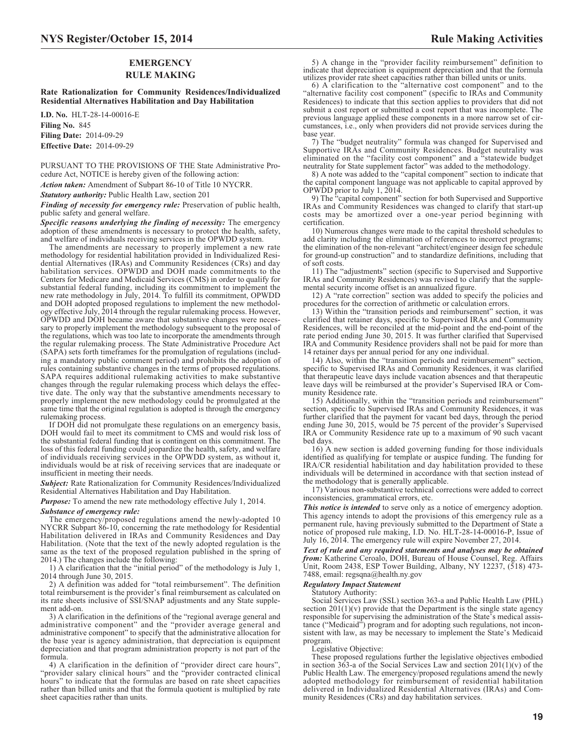## EMERGENCY RULE MAKING

### Rate Rationalization for Community Residences/Individualized Residential Alternatives Habilitation and Day Habilitation

**I.D. No.** HLT-28-14-00016-E
**Filing No.** 845
**Filing Date:** 2014-09-29
**Effective Date:** 2014-09-29

PURSUANT TO THE PROVISIONS OF THE State Administrative Procedure Act, NOTICE is hereby given of the following action:

***Action taken:*** Amendment of Subpart 86-10 of Title 10 NYCRR.

***Statutory authority:*** Public Health Law, section 201

***Finding of necessity for emergency rule:*** Preservation of public health, public safety and general welfare.

***Specific reasons underlying the finding of necessity:*** The emergency adoption of these amendments is necessary to protect the health, safety, and welfare of individuals receiving services in the OPWDD system.

The amendments are necessary to properly implement a new rate methodology for residential habilitation provided in Individualized Residential Alternatives (IRAs) and Community Residences (CRs) and day habilitation services. OPWDD and DOH made commitments to the Centers for Medicare and Medicaid Services (CMS) in order to qualify for substantial federal funding, including its commitment to implement the new rate methodology in July, 2014. To fulfill its commitment, OPWDD and DOH adopted proposed regulations to implement the new methodology effective July, 2014 through the regular rulemaking process. However, OPWDD and DOH became aware that substantive changes were necessary to properly implement the methodology subsequent to the proposal of the regulations, which was too late to incorporate the amendments through the regular rulemaking process. The State Administrative Procedure Act (SAPA) sets forth timeframes for the promulgation of regulations (including a mandatory public comment period) and prohibits the adoption of rules containing substantive changes in the terms of proposed regulations. SAPA requires additional rulemaking activities to make substantive changes through the regular rulemaking process which delays the effective date. The only way that the substantive amendments necessary to properly implement the new methodology could be promulgated at the same time that the original regulation is adopted is through the emergency rulemaking process.

If DOH did not promulgate these regulations on an emergency basis, DOH would fail to meet its commitment to CMS and would risk loss of the substantial federal funding that is contingent on this commitment. The loss of this federal funding could jeopardize the health, safety, and welfare of individuals receiving services in the OPWDD system, as without it, individuals would be at risk of receiving services that are inadequate or insufficient in meeting their needs.

***Subject:*** Rate Rationalization for Community Residences/Individualized Residential Alternatives Habilitation and Day Habilitation.

***Purpose:*** To amend the new rate methodology effective July 1, 2014.

***Substance of emergency rule:***

The emergency/proposed regulations amend the newly-adopted 10 NYCRR Subpart 86-10, concerning the rate methodology for Residential Habilitation delivered in IRAs and Community Residences and Day Habilitation. (Note that the text of the newly adopted regulation is the same as the text of the proposed regulation published in the spring of 2014.) The changes include the following:

1) A clarification that the "initial period" of the methodology is July 1, 2014 through June 30, 2015.

2) A definition was added for "total reimbursement". The definition total reimbursement is the provider's final reimbursement as calculated on its rate sheets inclusive of SSI/SNAP adjustments and any State supplement add-on.

3) A clarification in the definitions of the "regional average general and administrative component" and the "provider average general and administrative component" to specify that the administrative allocation for the base year is agency administration, that depreciation is equipment depreciation and that program administration property is not part of the formula.

4) A clarification in the definition of "provider direct care hours", "provider salary clinical hours" and the "provider contracted clinical hours" to indicate that the formulas are based on rate sheet capacities rather than billed units and that the formula quotient is multiplied by rate sheet capacities rather than units.

5) A change in the "provider facility reimbursement" definition to indicate that depreciation is equipment depreciation and that the formula utilizes provider rate sheet capacities rather than billed units or units.

6) A clarification to the "alternative cost component" and to the "alternative facility cost component" (specific to IRAs and Community Residences) to indicate that this section applies to providers that did not submit a cost report or submitted a cost report that was incomplete. The previous language applied these components in a more narrow set of circumstances, i.e., only when providers did not provide services during the base year.

7) The "budget neutrality" formula was changed for Supervised and Supportive IRAs and Community Residences. Budget neutrality was eliminated on the "facility cost component" and a "statewide budget neutrality for State supplement factor" was added to the methodology.

8) A note was added to the "capital component" section to indicate that the capital component language was not applicable to capital approved by OPWDD prior to July 1, 2014.

9) The "capital component" section for both Supervised and Supportive IRAs and Community Residences was changed to clarify that start-up costs may be amortized over a one-year period beginning with certification.

10) Numerous changes were made to the capital threshold schedules to add clarity including the elimination of references to incorrect programs; the elimination of the non-relevant "architect/engineer design fee schedule for ground-up construction" and to standardize definitions, including that of soft costs.

11) The "adjustments" section (specific to Supervised and Supportive IRAs and Community Residences) was revised to clarify that the supplemental security income offset is an annualized figure.

12) A "rate correction" section was added to specify the policies and procedures for the correction of arithmetic or calculation errors.

13) Within the "transition periods and reimbursement" section, it was clarified that retainer days, specific to Supervised IRAs and Community Residences, will be reconciled at the mid-point and the end-point of the rate period ending June 30, 2015. It was further clarified that Supervised IRA and Community Residence providers shall not be paid for more than 14 retainer days per annual period for any one individual.

14) Also, within the "transition periods and reimbursement" section, specific to Supervised IRAs and Community Residences, it was clarified that therapeutic leave days include vacation absences and that therapeutic leave days will be reimbursed at the provider's Supervised IRA or Community Residence rate.

15) Additionally, within the "transition periods and reimbursement" section, specific to Supervised IRAs and Community Residences, it was further clarified that the payment for vacant bed days, through the period ending June 30, 2015, would be 75 percent of the provider's Supervised IRA or Community Residence rate up to a maximum of 90 such vacant bed days.

16) A new section is added governing funding for those individuals identified as qualifying for template or auspice funding. The funding for IRA/CR residential habilitation and day habilitation provided to these individuals will be determined in accordance with that section instead of the methodology that is generally applicable.

17) Various non-substantive technical corrections were added to correct inconsistencies, grammatical errors, etc.

***This notice is intended*** to serve only as a notice of emergency adoption. This agency intends to adopt the provisions of this emergency rule as a permanent rule, having previously submitted to the Department of State a notice of proposed rule making, I.D. No. HLT-28-14-00016-P, Issue of July 16, 2014. The emergency rule will expire November 27, 2014.

***Text of rule and any required statements and analyses may be obtained from:*** Katherine Ceroalo, DOH, Bureau of House Counsel, Reg. Affairs Unit, Room 2438, ESP Tower Building, Albany, NY 12237, (518) 473-7488, email: regsqna@health.ny.gov

***Regulatory Impact Statement***

Statutory Authority:

Social Services Law (SSL) section 363-a and Public Health Law (PHL) section 201(1)(v) provide that the Department is the single state agency responsible for supervising the administration of the State's medical assistance ("Medicaid") program and for adopting such regulations, not inconsistent with law, as may be necessary to implement the State's Medicaid program.

Legislative Objective:

These proposed regulations further the legislative objectives embodied in section 363-a of the Social Services Law and section 201(1)(v) of the Public Health Law. The emergency/proposed regulations amend the newly adopted methodology for reimbursement of residential habilitation delivered in Individualized Residential Alternatives (IRAs) and Community Residences (CRs) and day habilitation services.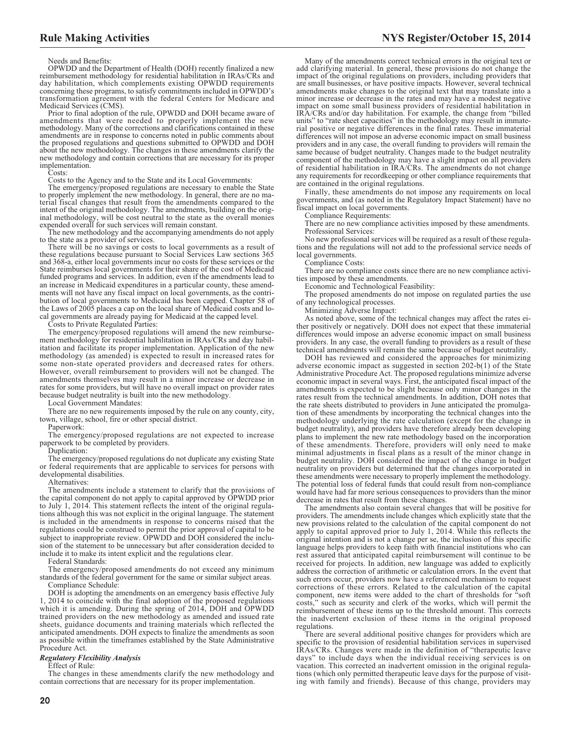Needs and Benefits:

OPWDD and the Department of Health (DOH) recently finalized a new reimbursement methodology for residential habilitation in IRAs/CRs and day habilitation, which complements existing OPWDD requirements concerning these programs, to satisfy commitments included in OPWDD's transformation agreement with the federal Centers for Medicare and Medicaid Services (CMS).

Prior to final adoption of the rule, OPWDD and DOH became aware of amendments that were needed to properly implement the new methodology. Many of the corrections and clarifications contained in these amendments are in response to concerns noted in public comments about the proposed regulations and questions submitted to OPWDD and DOH about the new methodology. The changes in these amendments clarify the new methodology and contain corrections that are necessary for its proper implementation.

Costs:

Costs to the Agency and to the State and its Local Governments:

The emergency/proposed regulations are necessary to enable the State to properly implement the new methodology. In general, there are no material fiscal changes that result from the amendments compared to the intent of the original methodology. The amendments, building on the original methodology, will be cost neutral to the state as the overall monies expended overall for such services will remain constant.

The new methodology and the accompanying amendments do not apply to the state as a provider of services.

There will be no savings or costs to local governments as a result of these regulations because pursuant to Social Services Law sections 365 and 368-a, either local governments incur no costs for these services or the State reimburses local governments for their share of the cost of Medicaid funded programs and services. In addition, even if the amendments lead to an increase in Medicaid expenditures in a particular county, these amendments will not have any fiscal impact on local governments, as the contribution of local governments to Medicaid has been capped. Chapter 58 of the Laws of 2005 places a cap on the local share of Medicaid costs and local governments are already paying for Medicaid at the capped level.

Costs to Private Regulated Parties:

The emergency/proposed regulations will amend the new reimbursement methodology for residential habilitation in IRAs/CRs and day habilitation and facilitate its proper implementation. Application of the new methodology (as amended) is expected to result in increased rates for some non-state operated providers and decreased rates for others. However, overall reimbursement to providers will not be changed. The amendments themselves may result in a minor increase or decrease in rates for some providers, but will have no overall impact on provider rates because budget neutrality is built into the new methodology.

Local Government Mandates:

There are no new requirements imposed by the rule on any county, city, town, village, school, fire or other special district.

Paperwork:

The emergency/proposed regulations are not expected to increase paperwork to be completed by providers.

Duplication:

The emergency/proposed regulations do not duplicate any existing State or federal requirements that are applicable to services for persons with developmental disabilities.

Alternatives:

The amendments include a statement to clarify that the provisions of the capital component do not apply to capital approved by OPWDD prior to July 1, 2014. This statement reflects the intent of the original regulations although this was not explicit in the original language. The statement is included in the amendments in response to concerns raised that the regulations could be construed to permit the prior approval of capital to be subject to inappropriate review. OPWDD and DOH considered the inclusion of the statement to be unnecessary but after consideration decided to include it to make its intent explicit and the regulations clear.

Federal Standards:

The emergency/proposed amendments do not exceed any minimum standards of the federal government for the same or similar subject areas.

Compliance Schedule:

DOH is adopting the amendments on an emergency basis effective July 1, 2014 to coincide with the final adoption of the proposed regulations which it is amending. During the spring of 2014, DOH and OPWDD trained providers on the new methodology as amended and issued rate sheets, guidance documents and training materials which reflected the anticipated amendments. DOH expects to finalize the amendments as soon as possible within the timeframes established by the State Administrative Procedure Act.

### *Regulatory Flexibility Analysis*

Effect of Rule:

The changes in these amendments clarify the new methodology and contain corrections that are necessary for its proper implementation.

Many of the amendments correct technical errors in the original text or add clarifying material. In general, these provisions do not change the impact of the original regulations on providers, including providers that are small businesses, or have positive impacts. However, several technical amendments make changes to the original text that may translate into a minor increase or decrease in the rates and may have a modest negative impact on some small business providers of residential habilitation in IRA/CRs and/or day habilitation. For example, the change from "billed units" to "rate sheet capacities" in the methodology may result in immaterial positive or negative differences in the final rates. These immaterial differences will not impose an adverse economic impact on small business providers and in any case, the overall funding to providers will remain the same because of budget neutrality. Changes made to the budget neutrality component of the methodology may have a slight impact on all providers of residential habilitation in IRA/CRs. The amendments do not change any requirements for recordkeeping or other compliance requirements that are contained in the original regulations.

Finally, these amendments do not impose any requirements on local governments, and (as noted in the Regulatory Impact Statement) have no fiscal impact on local governments.

Compliance Requirements:

There are no new compliance activities imposed by these amendments.

Professional Services:

No new professional services will be required as a result of these regulations and the regulations will not add to the professional service needs of local governments.

Compliance Costs:

There are no compliance costs since there are no new compliance activities imposed by these amendments.

Economic and Technological Feasibility:

The proposed amendments do not impose on regulated parties the use of any technological processes.

Minimizing Adverse Impact:

As noted above, some of the technical changes may affect the rates either positively or negatively. DOH does not expect that these immaterial differences would impose an adverse economic impact on small business providers. In any case, the overall funding to providers as a result of these technical amendments will remain the same because of budget neutrality.

DOH has reviewed and considered the approaches for minimizing adverse economic impact as suggested in section 202-b(1) of the State Administrative Procedure Act. The proposed regulations minimize adverse economic impact in several ways. First, the anticipated fiscal impact of the amendments is expected to be slight because only minor changes in the rates result from the technical amendments. In addition, DOH notes that the rate sheets distributed to providers in June anticipated the promulgation of these amendments by incorporating the technical changes into the methodology underlying the rate calculation (except for the change in budget neutrality), and providers have therefore already been developing plans to implement the new rate methodology based on the incorporation of these amendments. Therefore, providers will only need to make minimal adjustments in fiscal plans as a result of the minor change in budget neutrality. DOH considered the impact of the change in budget neutrality on providers but determined that the changes incorporated in these amendments were necessary to properly implement the methodology. The potential loss of federal funds that could result from non-compliance would have had far more serious consequences to providers than the minor decrease in rates that result from these changes.

The amendments also contain several changes that will be positive for providers. The amendments include changes which explicitly state that the new provisions related to the calculation of the capital component do not apply to capital approved prior to July 1, 2014. While this reflects the original intention and is not a change per se, the inclusion of this specific language helps providers to keep faith with financial institutions who can rest assured that anticipated capital reimbursement will continue to be received for projects. In addition, new language was added to explicitly address the correction of arithmetic or calculation errors. In the event that such errors occur, providers now have a referenced mechanism to request corrections of these errors. Related to the calculation of the capital component, new items were added to the chart of thresholds for "soft costs," such as security and clerk of the works, which will permit the reimbursement of these items up to the threshold amount. This corrects the inadvertent exclusion of these items in the original proposed regulations.

There are several additional positive changes for providers which are specific to the provision of residential habilitation services in supervised IRAs/CRs. Changes were made in the definition of "therapeutic leave days" to include days when the individual receiving services is on vacation. This corrected an inadvertent omission in the original regulations (which only permitted therapeutic leave days for the purpose of visiting with family and friends). Because of this change, providers may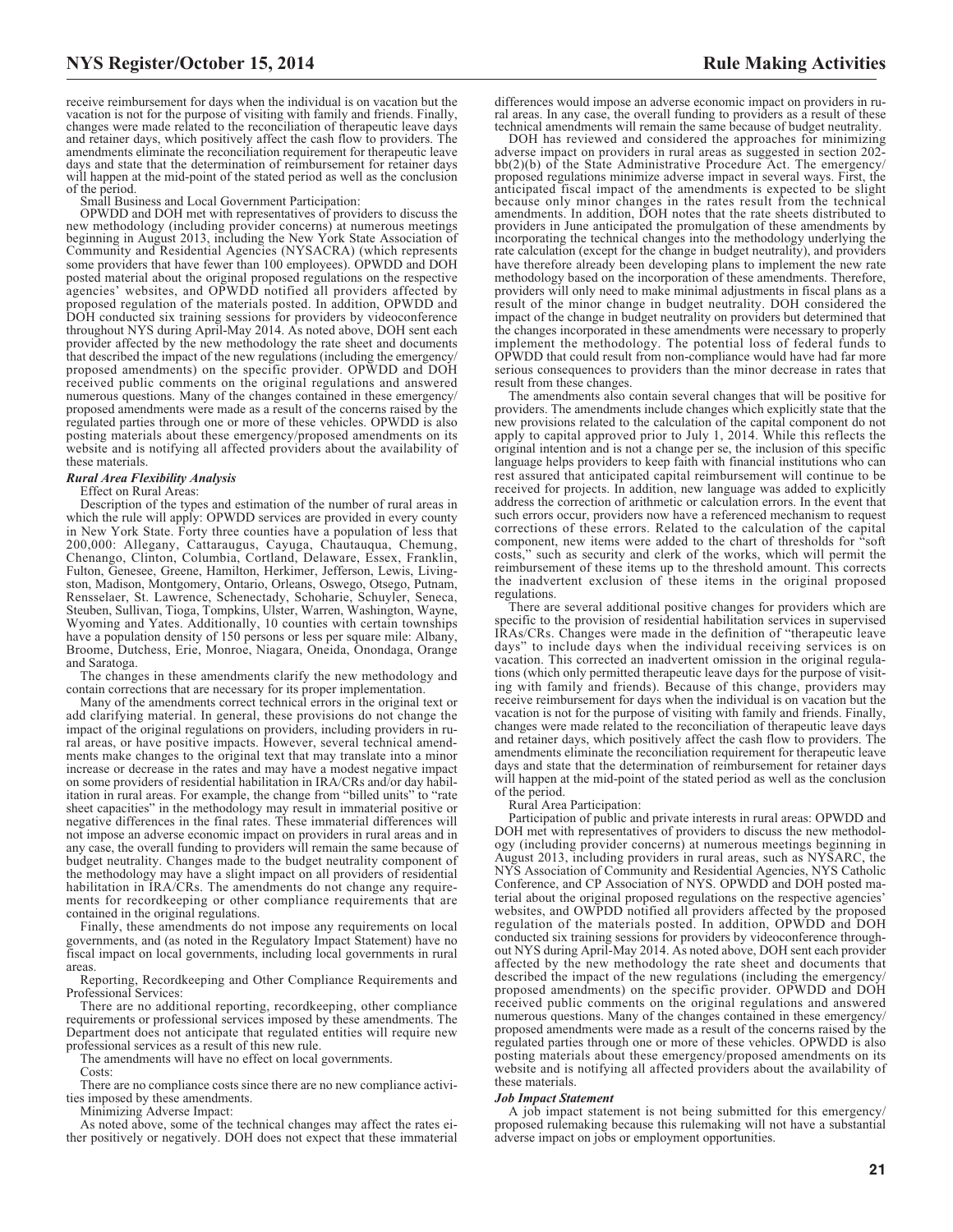receive reimbursement for days when the individual is on vacation but the vacation is not for the purpose of visiting with family and friends. Finally, changes were made related to the reconciliation of therapeutic leave days and retainer days, which positively affect the cash flow to providers. The amendments eliminate the reconciliation requirement for therapeutic leave days and state that the determination of reimbursement for retainer days will happen at the mid-point of the stated period as well as the conclusion of the period.

Small Business and Local Government Participation:

OPWDD and DOH met with representatives of providers to discuss the new methodology (including provider concerns) at numerous meetings beginning in August 2013, including the New York State Association of Community and Residential Agencies (NYSACRA) (which represents some providers that have fewer than 100 employees). OPWDD and DOH posted material about the original proposed regulations on the respective agencies' websites, and OPWDD notified all providers affected by proposed regulation of the materials posted. In addition, OPWDD and DOH conducted six training sessions for providers by videoconference throughout NYS during April-May 2014. As noted above, DOH sent each provider affected by the new methodology the rate sheet and documents that described the impact of the new regulations (including the emergency/proposed amendments) on the specific provider. OPWDD and DOH received public comments on the original regulations and answered numerous questions. Many of the changes contained in these emergency/proposed amendments were made as a result of the concerns raised by the regulated parties through one or more of these vehicles. OPWDD is also posting materials about these emergency/proposed amendments on its website and is notifying all affected providers about the availability of these materials.

***Rural Area Flexibility Analysis***

Effect on Rural Areas:

Description of the types and estimation of the number of rural areas in which the rule will apply: OPWDD services are provided in every county in New York State. Forty three counties have a population of less that 200,000: Allegany, Cattaraugus, Cayuga, Chautauqua, Chemung, Chenango, Clinton, Columbia, Cortland, Delaware, Essex, Franklin, Fulton, Genesee, Greene, Hamilton, Herkimer, Jefferson, Lewis, Livingston, Madison, Montgomery, Ontario, Orleans, Oswego, Otsego, Putnam, Rensselaer, St. Lawrence, Schenectady, Schoharie, Schuyler, Seneca, Steuben, Sullivan, Tioga, Tompkins, Ulster, Warren, Washington, Wayne, Wyoming and Yates. Additionally, 10 counties with certain townships have a population density of 150 persons or less per square mile: Albany, Broome, Dutchess, Erie, Monroe, Niagara, Oneida, Onondaga, Orange and Saratoga.

The changes in these amendments clarify the new methodology and contain corrections that are necessary for its proper implementation.

Many of the amendments correct technical errors in the original text or add clarifying material. In general, these provisions do not change the impact of the original regulations on providers, including providers in rural areas, or have positive impacts. However, several technical amendments make changes to the original text that may translate into a minor increase or decrease in the rates and may have a modest negative impact on some providers of residential habilitation in IRA/CRs and/or day habilitation in rural areas. For example, the change from "billed units" to "rate sheet capacities" in the methodology may result in immaterial positive or negative differences in the final rates. These immaterial differences will not impose an adverse economic impact on providers in rural areas and in any case, the overall funding to providers will remain the same because of budget neutrality. Changes made to the budget neutrality component of the methodology may have a slight impact on all providers of residential habilitation in IRA/CRs. The amendments do not change any requirements for recordkeeping or other compliance requirements that are contained in the original regulations.

Finally, these amendments do not impose any requirements on local governments, and (as noted in the Regulatory Impact Statement) have no fiscal impact on local governments, including local governments in rural areas.

Reporting, Recordkeeping and Other Compliance Requirements and Professional Services:

There are no additional reporting, recordkeeping, other compliance requirements or professional services imposed by these amendments. The Department does not anticipate that regulated entities will require new professional services as a result of this new rule.

The amendments will have no effect on local governments.

Costs:

There are no compliance costs since there are no new compliance activities imposed by these amendments.

Minimizing Adverse Impact:

As noted above, some of the technical changes may affect the rates either positively or negatively. DOH does not expect that these immaterial differences would impose an adverse economic impact on providers in rural areas. In any case, the overall funding to providers as a result of these technical amendments will remain the same because of budget neutrality.

DOH has reviewed and considered the approaches for minimizing adverse impact on providers in rural areas as suggested in section 202-bb(2)(b) of the State Administrative Procedure Act. The emergency/proposed regulations minimize adverse impact in several ways. First, the anticipated fiscal impact of the amendments is expected to be slight because only minor changes in the rates result from the technical amendments. In addition, DOH notes that the rate sheets distributed to providers in June anticipated the promulgation of these amendments by incorporating the technical changes into the methodology underlying the rate calculation (except for the change in budget neutrality), and providers have therefore already been developing plans to implement the new rate methodology based on the incorporation of these amendments. Therefore, providers will only need to make minimal adjustments in fiscal plans as a result of the minor change in budget neutrality. DOH considered the impact of the change in budget neutrality on providers but determined that the changes incorporated in these amendments were necessary to properly implement the methodology. The potential loss of federal funds to OPWDD that could result from non-compliance would have had far more serious consequences to providers than the minor decrease in rates that result from these changes.

The amendments also contain several changes that will be positive for providers. The amendments include changes which explicitly state that the new provisions related to the calculation of the capital component do not apply to capital approved prior to July 1, 2014. While this reflects the original intention and is not a change per se, the inclusion of this specific language helps providers to keep faith with financial institutions who can rest assured that anticipated capital reimbursement will continue to be received for projects. In addition, new language was added to explicitly address the correction of arithmetic or calculation errors. In the event that such errors occur, providers now have a referenced mechanism to request corrections of these errors. Related to the calculation of the capital component, new items were added to the chart of thresholds for "soft costs," such as security and clerk of the works, which will permit the reimbursement of these items up to the threshold amount. This corrects the inadvertent exclusion of these items in the original proposed regulations.

There are several additional positive changes for providers which are specific to the provision of residential habilitation services in supervised IRAs/CRs. Changes were made in the definition of "therapeutic leave days" to include days when the individual receiving services is on vacation. This corrected an inadvertent omission in the original regulations (which only permitted therapeutic leave days for the purpose of visiting with family and friends). Because of this change, providers may receive reimbursement for days when the individual is on vacation but the vacation is not for the purpose of visiting with family and friends. Finally, changes were made related to the reconciliation of therapeutic leave days and retainer days, which positively affect the cash flow to providers. The amendments eliminate the reconciliation requirement for therapeutic leave days and state that the determination of reimbursement for retainer days will happen at the mid-point of the stated period as well as the conclusion of the period.

Rural Area Participation:

Participation of public and private interests in rural areas: OPWDD and DOH met with representatives of providers to discuss the new methodology (including provider concerns) at numerous meetings beginning in August 2013, including providers in rural areas, such as NYSARC, the NYS Association of Community and Residential Agencies, NYS Catholic Conference, and CP Association of NYS. OPWDD and DOH posted material about the original proposed regulations on the respective agencies' websites, and OWPDD notified all providers affected by the proposed regulation of the materials posted. In addition, OPWDD and DOH conducted six training sessions for providers by videoconference throughout NYS during April-May 2014. As noted above, DOH sent each provider affected by the new methodology the rate sheet and documents that described the impact of the new regulations (including the emergency/proposed amendments) on the specific provider. OPWDD and DOH received public comments on the original regulations and answered numerous questions. Many of the changes contained in these emergency/proposed amendments were made as a result of the concerns raised by the regulated parties through one or more of these vehicles. OPWDD is also posting materials about these emergency/proposed amendments on its website and is notifying all affected providers about the availability of these materials.

***Job Impact Statement***

A job impact statement is not being submitted for this emergency/proposed rulemaking because this rulemaking will not have a substantial adverse impact on jobs or employment opportunities.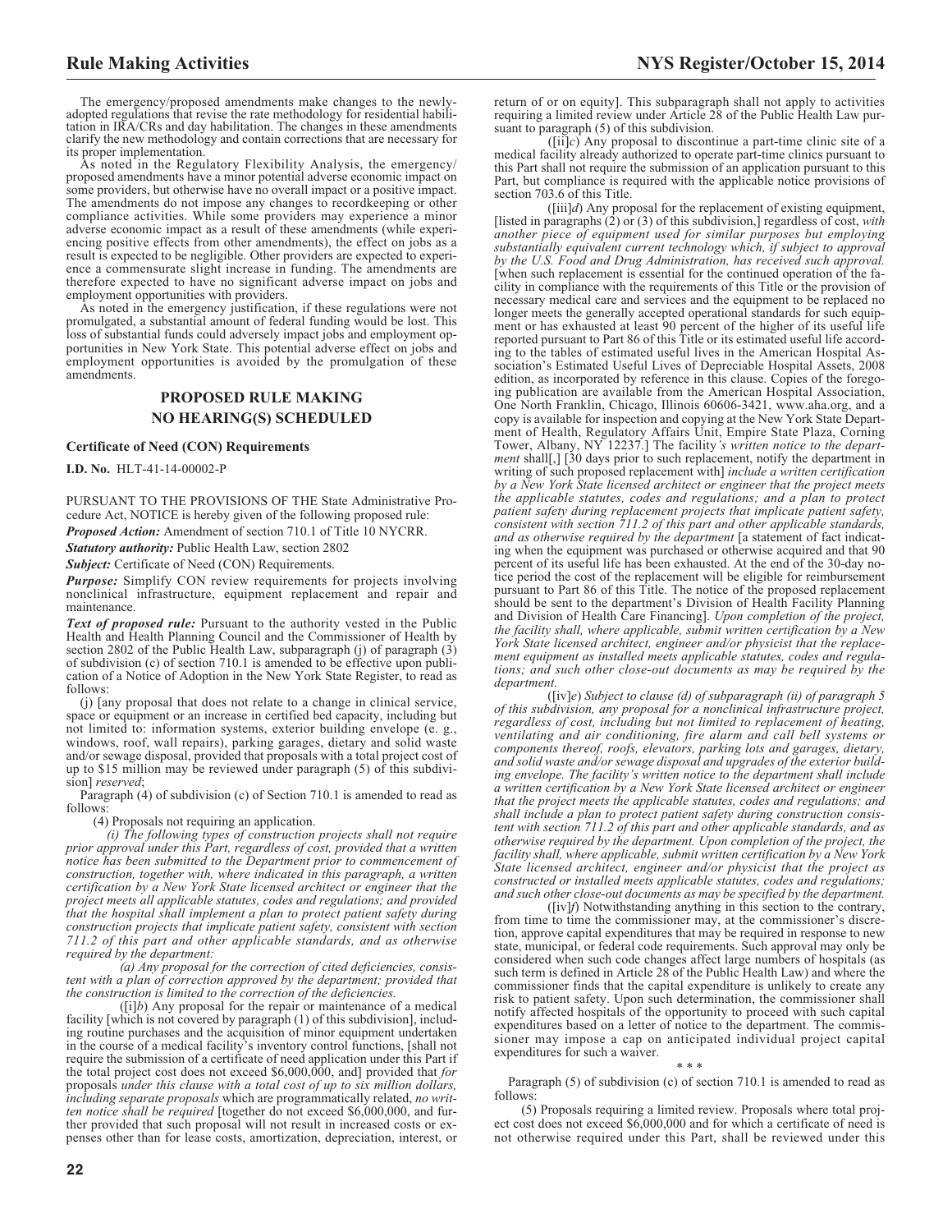The emergency/proposed amendments make changes to the newly-adopted regulations that revise the rate methodology for residential habilitation in IRA/CRs and day habilitation. The changes in these amendments clarify the new methodology and contain corrections that are necessary for its proper implementation.

As noted in the Regulatory Flexibility Analysis, the emergency/proposed amendments have a minor potential adverse economic impact on some providers, but otherwise have no overall impact or a positive impact. The amendments do not impose any changes to recordkeeping or other compliance activities. While some providers may experience a minor adverse economic impact as a result of these amendments (while experiencing positive effects from other amendments), the effect on jobs as a result is expected to be negligible. Other providers are expected to experience a commensurate slight increase in funding. The amendments are therefore expected to have no significant adverse impact on jobs and employment opportunities with providers.

As noted in the emergency justification, if these regulations were not promulgated, a substantial amount of federal funding would be lost. This loss of substantial funds could adversely impact jobs and employment opportunities in New York State. This potential adverse effect on jobs and employment opportunities is avoided by the promulgation of these amendments.

## PROPOSED RULE MAKING
## NO HEARING(S) SCHEDULED

### Certificate of Need (CON) Requirements

**I.D. No.** HLT-41-14-00002-P

PURSUANT TO THE PROVISIONS OF THE State Administrative Procedure Act, NOTICE is hereby given of the following proposed rule:

***Proposed Action:*** Amendment of section 710.1 of Title 10 NYCRR.

***Statutory authority:*** Public Health Law, section 2802

***Subject:*** Certificate of Need (CON) Requirements.

***Purpose:*** Simplify CON review requirements for projects involving nonclinical infrastructure, equipment replacement and repair and maintenance.

***Text of proposed rule:*** Pursuant to the authority vested in the Public Health and Health Planning Council and the Commissioner of Health by section 2802 of the Public Health Law, subparagraph (j) of paragraph (3) of subdivision (c) of section 710.1 is amended to be effective upon publication of a Notice of Adoption in the New York State Register, to read as follows:

(j) [any proposal that does not relate to a change in clinical service, space or equipment or an increase in certified bed capacity, including but not limited to: information systems, exterior building envelope (e. g., windows, roof, wall repairs), parking garages, dietary and solid waste and/or sewage disposal, provided that proposals with a total project cost of up to $15 million may be reviewed under paragraph (5) of this subdivision] *reserved*;

Paragraph (4) of subdivision (c) of Section 710.1 is amended to read as follows:

(4) Proposals not requiring an application.

*(i) The following types of construction projects shall not require prior approval under this Part, regardless of cost, provided that a written notice has been submitted to the Department prior to commencement of construction, together with, where indicated in this paragraph, a written certification by a New York State licensed architect or engineer that the project meets all applicable statutes, codes and regulations; and provided that the hospital shall implement a plan to protect patient safety during construction projects that implicate patient safety, consistent with section 711.2 of this part and other applicable standards, and as otherwise required by the department:*

*(a) Any proposal for the correction of cited deficiencies, consistent with a plan of correction approved by the department; provided that the construction is limited to the correction of the deficiencies.*

([i]*b*) Any proposal for the repair or maintenance of a medical facility [which is not covered by paragraph (1) of this subdivision], including routine purchases and the acquisition of minor equipment undertaken in the course of a medical facility's inventory control functions, [shall not require the submission of a certificate of need application under this Part if the total project cost does not exceed $6,000,000, and] provided that *for* proposals *under this clause with a total cost of up to six million dollars, including separate proposals* which are programmatically related, *no written notice shall be required* [together do not exceed $6,000,000, and further provided that such proposal will not result in increased costs or expenses other than for lease costs, amortization, depreciation, interest, or return of or on equity]. This subparagraph shall not apply to activities requiring a limited review under Article 28 of the Public Health Law pursuant to paragraph (5) of this subdivision.

([ii]*c*) Any proposal to discontinue a part-time clinic site of a medical facility already authorized to operate part-time clinics pursuant to this Part shall not require the submission of an application pursuant to this Part, but compliance is required with the applicable notice provisions of section 703.6 of this Title.

([iii]*d*) Any proposal for the replacement of existing equipment, [listed in paragraphs (2) or (3) of this subdivision,] regardless of cost, *with another piece of equipment used for similar purposes but employing substantially equivalent current technology which, if subject to approval by the U.S. Food and Drug Administration, has received such approval.* [when such replacement is essential for the continued operation of the facility in compliance with the requirements of this Title or the provision of necessary medical care and services and the equipment to be replaced no longer meets the generally accepted operational standards for such equipment or has exhausted at least 90 percent of the higher of its useful life reported pursuant to Part 86 of this Title or its estimated useful life according to the tables of estimated useful lives in the American Hospital Association's Estimated Useful Lives of Depreciable Hospital Assets, 2008 edition, as incorporated by reference in this clause. Copies of the foregoing publication are available from the American Hospital Association, One North Franklin, Chicago, Illinois 60606-3421, www.aha.org, and a copy is available for inspection and copying at the New York State Department of Health, Regulatory Affairs Unit, Empire State Plaza, Corning Tower, Albany, NY 12237.] The facility*'s written notice to the department* shall[,] [30 days prior to such replacement, notify the department in writing of such proposed replacement with] *include a written certification by a New York State licensed architect or engineer that the project meets the applicable statutes, codes and regulations; and a plan to protect patient safety during replacement projects that implicate patient safety, consistent with section 711.2 of this part and other applicable standards, and as otherwise required by the department* [a statement of fact indicating when the equipment was purchased or otherwise acquired and that 90 percent of its useful life has been exhausted. At the end of the 30-day notice period the cost of the replacement will be eligible for reimbursement pursuant to Part 86 of this Title. The notice of the proposed replacement should be sent to the department's Division of Health Facility Planning and Division of Health Care Financing]. *Upon completion of the project, the facility shall, where applicable, submit written certification by a New York State licensed architect, engineer and/or physicist that the replacement equipment as installed meets applicable statutes, codes and regulations; and such other close-out documents as may be required by the department.*

([iv]*e*) *Subject to clause (d) of subparagraph (ii) of paragraph 5 of this subdivision, any proposal for a nonclinical infrastructure project, regardless of cost, including but not limited to replacement of heating, ventilating and air conditioning, fire alarm and call bell systems or components thereof, roofs, elevators, parking lots and garages, dietary, and solid waste and/or sewage disposal and upgrades of the exterior building envelope. The facility's written notice to the department shall include a written certification by a New York State licensed architect or engineer that the project meets the applicable statutes, codes and regulations; and shall include a plan to protect patient safety during construction consistent with section 711.2 of this part and other applicable standards, and as otherwise required by the department. Upon completion of the project, the facility shall, where applicable, submit written certification by a New York State licensed architect, engineer and/or physicist that the project as constructed or installed meets applicable statutes, codes and regulations; and such other close-out documents as may be specified by the department.*

([iv]*f*) Notwithstanding anything in this section to the contrary, from time to time the commissioner may, at the commissioner's discretion, approve capital expenditures that may be required in response to new state, municipal, or federal code requirements. Such approval may only be considered when such code changes affect large numbers of hospitals (as such term is defined in Article 28 of the Public Health Law) and where the commissioner finds that the capital expenditure is unlikely to create any risk to patient safety. Upon such determination, the commissioner shall notify affected hospitals of the opportunity to proceed with such capital expenditures based on a letter of notice to the department. The commissioner may impose a cap on anticipated individual project capital expenditures for such a waiver.

\* \* \*

Paragraph (5) of subdivision (c) of section 710.1 is amended to read as follows:

(5) Proposals requiring a limited review. Proposals where total project cost does not exceed $6,000,000 and for which a certificate of need is not otherwise required under this Part, shall be reviewed under this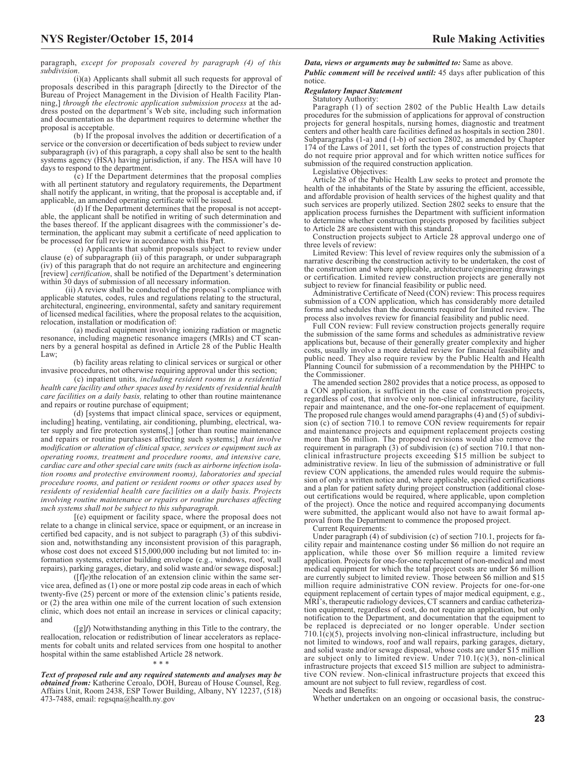paragraph, *except for proposals covered by paragraph (4) of this subdivision*.

(i)(a) Applicants shall submit all such requests for approval of proposals described in this paragraph [directly to the Director of the Bureau of Project Management in the Division of Health Facility Planning,] *through the electronic application submission process* at the address posted on the department's Web site, including such information and documentation as the department requires to determine whether the proposal is acceptable.

(b) If the proposal involves the addition or decertification of a service or the conversion or decertification of beds subject to review under subparagraph (iv) of this paragraph, a copy shall also be sent to the health systems agency (HSA) having jurisdiction, if any. The HSA will have 10 days to respond to the department.

(c) If the Department determines that the proposal complies with all pertinent statutory and regulatory requirements, the Department shall notify the applicant, in writing, that the proposal is acceptable and, if applicable, an amended operating certificate will be issued.

(d) If the Department determines that the proposal is not acceptable, the applicant shall be notified in writing of such determination and the bases thereof. If the applicant disagrees with the commissioner's determination, the applicant may submit a certificate of need application to be processed for full review in accordance with this Part.

(e) Applicants that submit proposals subject to review under clause (e) of subparagraph (ii) of this paragraph, or under subparagraph (iv) of this paragraph that do not require an architecture and engineering [review] *certification*, shall be notified of the Department's determination within 30 days of submission of all necessary information.

(ii) A review shall be conducted of the proposal's compliance with applicable statutes, codes, rules and regulations relating to the structural, architectural, engineering, environmental, safety and sanitary requirement of licensed medical facilities, where the proposal relates to the acquisition, relocation, installation or modification of:

(a) medical equipment involving ionizing radiation or magnetic resonance, including magnetic resonance imagers (MRIs) and CT scanners by a general hospital as defined in Article 28 of the Public Health Law;

(b) facility areas relating to clinical services or surgical or other invasive procedures, not otherwise requiring approval under this section;

(c) inpatient units*, including resident rooms in a residential health care facility and other spaces used by residents of residential health care facilities on a daily basis,* relating to other than routine maintenance and repairs or routine purchase of equipment;

(d) [systems that impact clinical space, services or equipment, including] heating, ventilating, air conditioning, plumbing, electrical, water supply and fire protection systems[,] [other than routine maintenance and repairs or routine purchases affecting such systems;] *that involve modification or alteration of clinical space, services or equipment such as operating rooms, treatment and procedure rooms, and intensive care, cardiac care and other special care units (such as airborne infection isolation rooms and protective environment rooms), laboratories and special procedure rooms, and patient or resident rooms or other spaces used by residents of residential health care facilities on a daily basis. Projects involving routine maintenance or repairs or routine purchases affecting such systems shall not be subject to this subparagraph.*

[(e) equipment or facility space, where the proposal does not relate to a change in clinical service, space or equipment, or an increase in certified bed capacity, and is not subject to paragraph (3) of this subdivision and, notwithstanding any inconsistent provision of this paragraph, whose cost does not exceed $15,000,000 including but not limited to: information systems, exterior building envelope (e.g., windows, roof, wall repairs), parking garages, dietary, and solid waste and/or sewage disposal;]

([f]*e*)the relocation of an extension clinic within the same service area, defined as (1) one or more postal zip code areas in each of which twenty-five (25) percent or more of the extension clinic's patients reside, or (2) the area within one mile of the current location of such extension clinic, which does not entail an increase in services or clinical capacity; and

([g]*f*) Notwithstanding anything in this Title to the contrary, the reallocation, relocation or redistribution of linear accelerators as replacements for cobalt units and related services from one hospital to another hospital within the same established Article 28 network.

\* \* \*

***Text of proposed rule and any required statements and analyses may be obtained from:*** Katherine Ceroalo, DOH, Bureau of House Counsel, Reg. Affairs Unit, Room 2438, ESP Tower Building, Albany, NY 12237, (518) 473-7488, email: regsqna@health.ny.gov

***Data, views or arguments may be submitted to:*** Same as above.

***Public comment will be received until:*** 45 days after publication of this notice.

***Regulatory Impact Statement***

Statutory Authority:

Paragraph (1) of section 2802 of the Public Health Law details procedures for the submission of applications for approval of construction projects for general hospitals, nursing homes, diagnostic and treatment centers and other health care facilities defined as hospitals in section 2801. Subparagraphs (1-a) and (1-b) of section 2802, as amended by Chapter 174 of the Laws of 2011, set forth the types of construction projects that do not require prior approval and for which written notice suffices for submission of the required construction application.

Legislative Objectives:

Article 28 of the Public Health Law seeks to protect and promote the health of the inhabitants of the State by assuring the efficient, accessible, and affordable provision of health services of the highest quality and that such services are properly utilized. Section 2802 seeks to ensure that the application process furnishes the Department with sufficient information to determine whether construction projects proposed by facilities subject to Article 28 are consistent with this standard.

Construction projects subject to Article 28 approval undergo one of three levels of review:

Limited Review: This level of review requires only the submission of a narrative describing the construction activity to be undertaken, the cost of the construction and where applicable, architecture/engineering drawings or certification. Limited review construction projects are generally not subject to review for financial feasibility or public need.

Administrative Certificate of Need (CON) review: This process requires submission of a CON application, which has considerably more detailed forms and schedules than the documents required for limited review. The process also involves review for financial feasibility and public need.

Full CON review: Full review construction projects generally require the submission of the same forms and schedules as administrative review applications but, because of their generally greater complexity and higher costs, usually involve a more detailed review for financial feasibility and public need. They also require review by the Public Health and Health Planning Council for submission of a recommendation by the PHHPC to the Commissioner.

The amended section 2802 provides that a notice process, as opposed to a CON application, is sufficient in the case of construction projects, regardless of cost, that involve only non-clinical infrastructure, facility repair and maintenance, and the one-for-one replacement of equipment. The proposed rule changes would amend paragraphs (4) and (5) of subdivision (c) of section 710.1 to remove CON review requirements for repair and maintenance projects and equipment replacement projects costing more than $6 million. The proposed revisions would also remove the requirement in paragraph (3) of subdivision (c) of section 710.1 that non-clinical infrastructure projects exceeding $15 million be subject to administrative review. In lieu of the submission of administrative or full review CON applications, the amended rules would require the submission of only a written notice and, where applicable, specified certifications and a plan for patient safety during project construction (additional close-out certifications would be required, where applicable, upon completion of the project). Once the notice and required accompanying documents were submitted, the applicant would also not have to await formal approval from the Department to commence the proposed project.

Current Requirements:

Under paragraph (4) of subdivision (c) of section 710.1, projects for facility repair and maintenance costing under $6 million do not require an application, while those over $6 million require a limited review application. Projects for one-for-one replacement of non-medical and most medical equipment for which the total project costs are under $6 million are currently subject to limited review. Those between $6 million and $15 million require administrative CON review. Projects for one-for-one equipment replacement of certain types of major medical equipment, e.g., MRI's, therapeutic radiology devices, CT scanners and cardiac catheterization equipment, regardless of cost, do not require an application, but only notification to the Department, and documentation that the equipment to be replaced is depreciated or no longer operable. Under section 710.1(c)(5), projects involving non-clinical infrastructure, including but not limited to windows, roof and wall repairs, parking garages, dietary, and solid waste and/or sewage disposal, whose costs are under $15 million are subject only to limited review. Under 710.1(c)(3), non-clinical infrastructure projects that exceed $15 million are subject to administrative CON review. Non-clinical infrastructure projects that exceed this amount are not subject to full review, regardless of cost.

Needs and Benefits:

Whether undertaken on an ongoing or occasional basis, the construc-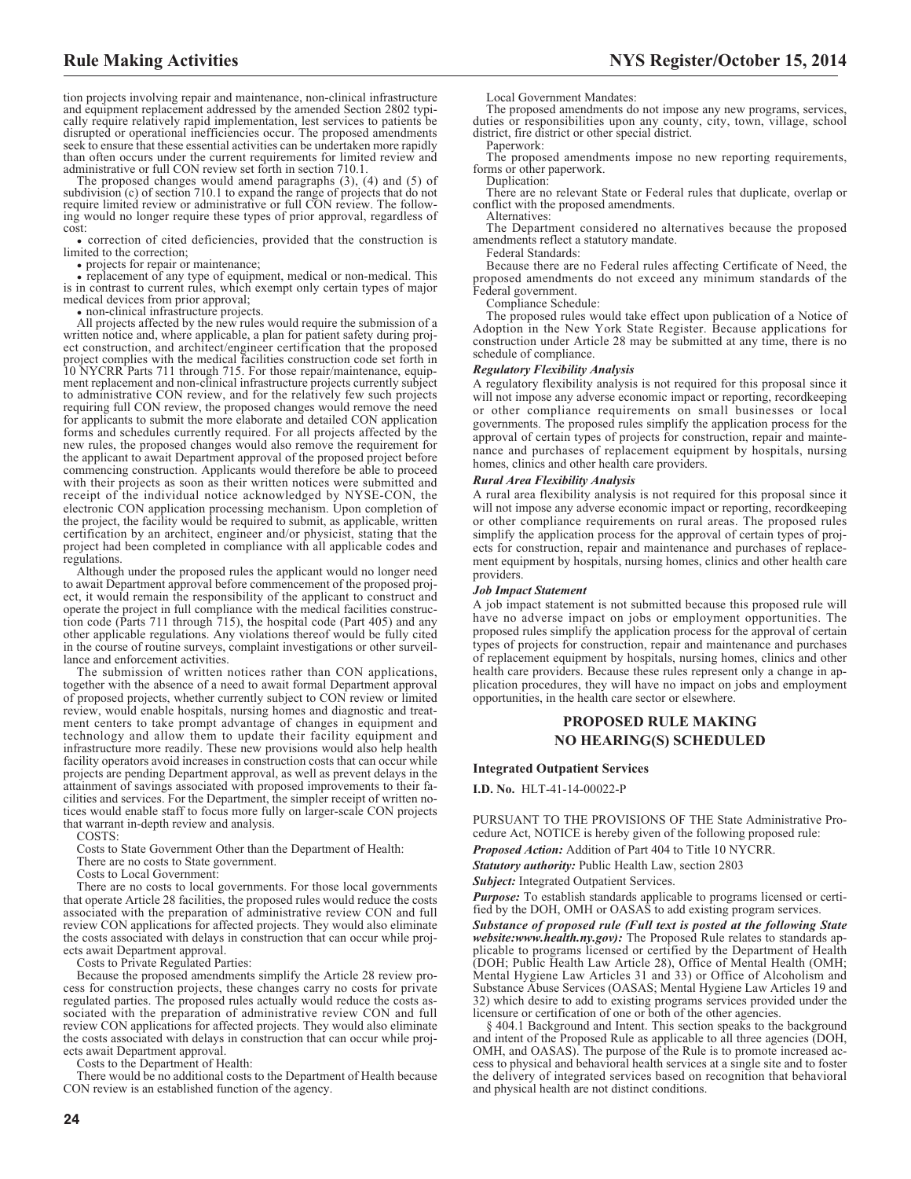tion projects involving repair and maintenance, non-clinical infrastructure and equipment replacement addressed by the amended Section 2802 typically require relatively rapid implementation, lest services to patients be disrupted or operational inefficiencies occur. The proposed amendments seek to ensure that these essential activities can be undertaken more rapidly than often occurs under the current requirements for limited review and administrative or full CON review set forth in section 710.1.

The proposed changes would amend paragraphs (3), (4) and (5) of subdivision (c) of section 710.1 to expand the range of projects that do not require limited review or administrative or full CON review. The following would no longer require these types of prior approval, regardless of cost:

- correction of cited deficiencies, provided that the construction is limited to the correction;
- projects for repair or maintenance;
- replacement of any type of equipment, medical or non-medical. This is in contrast to current rules, which exempt only certain types of major medical devices from prior approval;
- non-clinical infrastructure projects.

All projects affected by the new rules would require the submission of a written notice and, where applicable, a plan for patient safety during project construction, and architect/engineer certification that the proposed project complies with the medical facilities construction code set forth in 10 NYCRR Parts 711 through 715. For those repair/maintenance, equipment replacement and non-clinical infrastructure projects currently subject to administrative CON review, and for the relatively few such projects requiring full CON review, the proposed changes would remove the need for applicants to submit the more elaborate and detailed CON application forms and schedules currently required. For all projects affected by the new rules, the proposed changes would also remove the requirement for the applicant to await Department approval of the proposed project before commencing construction. Applicants would therefore be able to proceed with their projects as soon as their written notices were submitted and receipt of the individual notice acknowledged by NYSE-CON, the electronic CON application processing mechanism. Upon completion of the project, the facility would be required to submit, as applicable, written certification by an architect, engineer and/or physicist, stating that the project had been completed in compliance with all applicable codes and regulations.

Although under the proposed rules the applicant would no longer need to await Department approval before commencement of the proposed project, it would remain the responsibility of the applicant to construct and operate the project in full compliance with the medical facilities construction code (Parts 711 through 715), the hospital code (Part 405) and any other applicable regulations. Any violations thereof would be fully cited in the course of routine surveys, complaint investigations or other surveillance and enforcement activities.

The submission of written notices rather than CON applications, together with the absence of a need to await formal Department approval of proposed projects, whether currently subject to CON review or limited review, would enable hospitals, nursing homes and diagnostic and treatment centers to take prompt advantage of changes in equipment and technology and allow them to update their facility equipment and infrastructure more readily. These new provisions would also help health facility operators avoid increases in construction costs that can occur while projects are pending Department approval, as well as prevent delays in the attainment of savings associated with proposed improvements to their facilities and services. For the Department, the simpler receipt of written notices would enable staff to focus more fully on larger-scale CON projects that warrant in-depth review and analysis.

COSTS:

Costs to State Government Other than the Department of Health:

There are no costs to State government.

Costs to Local Government:

There are no costs to local governments. For those local governments that operate Article 28 facilities, the proposed rules would reduce the costs associated with the preparation of administrative review CON and full review CON applications for affected projects. They would also eliminate the costs associated with delays in construction that can occur while projects await Department approval.

Costs to Private Regulated Parties:

Because the proposed amendments simplify the Article 28 review process for construction projects, these changes carry no costs for private regulated parties. The proposed rules actually would reduce the costs associated with the preparation of administrative review CON and full review CON applications for affected projects. They would also eliminate the costs associated with delays in construction that can occur while projects await Department approval.

Costs to the Department of Health:

There would be no additional costs to the Department of Health because CON review is an established function of the agency.

Local Government Mandates:

The proposed amendments do not impose any new programs, services, duties or responsibilities upon any county, city, town, village, school district, fire district or other special district.

Paperwork:

The proposed amendments impose no new reporting requirements, forms or other paperwork.

Duplication:

There are no relevant State or Federal rules that duplicate, overlap or conflict with the proposed amendments.

Alternatives:

The Department considered no alternatives because the proposed amendments reflect a statutory mandate.

Federal Standards:

Because there are no Federal rules affecting Certificate of Need, the proposed amendments do not exceed any minimum standards of the Federal government.

Compliance Schedule:

The proposed rules would take effect upon publication of a Notice of Adoption in the New York State Register. Because applications for construction under Article 28 may be submitted at any time, there is no schedule of compliance.

***Regulatory Flexibility Analysis***

A regulatory flexibility analysis is not required for this proposal since it will not impose any adverse economic impact or reporting, recordkeeping or other compliance requirements on small businesses or local governments. The proposed rules simplify the application process for the approval of certain types of projects for construction, repair and maintenance and purchases of replacement equipment by hospitals, nursing homes, clinics and other health care providers.

***Rural Area Flexibility Analysis***

A rural area flexibility analysis is not required for this proposal since it will not impose any adverse economic impact or reporting, recordkeeping or other compliance requirements on rural areas. The proposed rules simplify the application process for the approval of certain types of projects for construction, repair and maintenance and purchases of replacement equipment by hospitals, nursing homes, clinics and other health care providers.

***Job Impact Statement***

A job impact statement is not submitted because this proposed rule will have no adverse impact on jobs or employment opportunities. The proposed rules simplify the application process for the approval of certain types of projects for construction, repair and maintenance and purchases of replacement equipment by hospitals, nursing homes, clinics and other health care providers. Because these rules represent only a change in application procedures, they will have no impact on jobs and employment opportunities, in the health care sector or elsewhere.

## PROPOSED RULE MAKING NO HEARING(S) SCHEDULED

**Integrated Outpatient Services**

**I.D. No.** HLT-41-14-00022-P

PURSUANT TO THE PROVISIONS OF THE State Administrative Procedure Act, NOTICE is hereby given of the following proposed rule:

***Proposed Action:*** Addition of Part 404 to Title 10 NYCRR.

***Statutory authority:*** Public Health Law, section 2803

***Subject:*** Integrated Outpatient Services.

***Purpose:*** To establish standards applicable to programs licensed or certified by the DOH, OMH or OASAS to add existing program services.

***Substance of proposed rule (Full text is posted at the following State website:www.health.ny.gov):*** The Proposed Rule relates to standards applicable to programs licensed or certified by the Department of Health (DOH; Public Health Law Article 28), Office of Mental Health (OMH; Mental Hygiene Law Articles 31 and 33) or Office of Alcoholism and Substance Abuse Services (OASAS; Mental Hygiene Law Articles 19 and 32) which desire to add to existing programs services provided under the licensure or certification of one or both of the other agencies.

§ 404.1 Background and Intent. This section speaks to the background and intent of the Proposed Rule as applicable to all three agencies (DOH, OMH, and OASAS). The purpose of the Rule is to promote increased access to physical and behavioral health services at a single site and to foster the delivery of integrated services based on recognition that behavioral and physical health are not distinct conditions.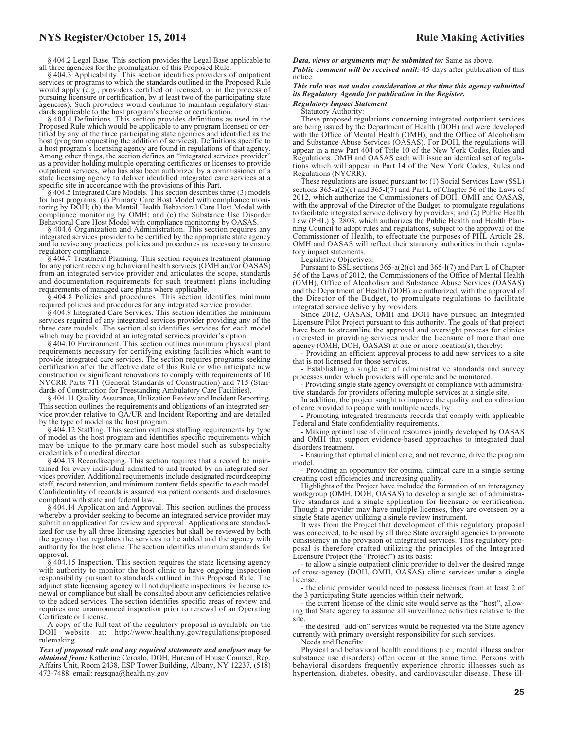§ 404.2 Legal Base. This section provides the Legal Base applicable to all three agencies for the promulgation of this Proposed Rule.

§ 404.3 Applicability. This section identifies providers of outpatient services or programs to which the standards outlined in the Proposed Rule would apply (e.g., providers certified or licensed, or in the process of pursuing licensure or certification, by at least two of the participating state agencies). Such providers would continue to maintain regulatory standards applicable to the host program's license or certification.

§ 404.4 Definitions. This section provides definitions as used in the Proposed Rule which would be applicable to any program licensed or certified by any of the three participating state agencies and identified as the host (program requesting the addition of services). Definitions specific to a host program's licensing agency are found in regulations of that agency. Among other things, the section defines an "integrated services provider" as a provider holding multiple operating certificates or licenses to provide outpatient services, who has also been authorized by a commissioner of a state licensing agency to deliver identified integrated care services at a specific site in accordance with the provisions of this Part.

§ 404.5 Integrated Care Models. This section describes three (3) models for host programs: (a) Primary Care Host Model with compliance monitoring by DOH; (b) the Mental Health Behavioral Care Host Model with compliance monitoring by OMH; and (c) the Substance Use Disorder Behavioral Care Host Model with compliance monitoring by OASAS.

§ 404.6 Organization and Administration. This section requires any integrated services provider to be certified by the appropriate state agency and to revise any practices, policies and procedures as necessary to ensure regulatory compliance.

§ 404.7 Treatment Planning. This section requires treatment planning for any patient receiving behavioral health services (OMH and/or OASAS) from an integrated service provider and articulates the scope, standards and documentation requirements for such treatment plans including requirements of managed care plans where applicable.

§ 404.8 Policies and procedures. This section identifies minimum required policies and procedures for any integrated service provider.

§ 404.9 Integrated Care Services. This section identifies the minimum services required of any integrated services provider providing any of the three care models. The section also identifies services for each model which may be provided at an integrated services provider's option.

§ 404.10 Environment. This section outlines minimum physical plant requirements necessary for certifying existing facilities which want to provide integrated care services. The section requires programs seeking certification after the effective date of this Rule or who anticipate new construction or significant renovations to comply with requirements of 10 NYCRR Parts 711 (General Standards of Construction) and 715 (Standards of Construction for Freestanding Ambulatory Care Facilities).

§ 404.11 Quality Assurance, Utilization Review and Incident Reporting. This section outlines the requirements and obligations of an integrated service provider relative to QA/UR and Incident Reporting and are detailed by the type of model as the host program.

§ 404.12 Staffing. This section outlines staffing requirements by type of model as the host program and identifies specific requirements which may be unique to the primary care host model such as subspecialty credentials of a medical director.

§ 404.13 Recordkeeping. This section requires that a record be maintained for every individual admitted to and treated by an integrated services provider. Additional requirements include designated recordkeeping staff, record retention, and minimum content fields specific to each model. Confidentiality of records is assured via patient consents and disclosures compliant with state and federal law.

§ 404.14 Application and Approval. This section outlines the process whereby a provider seeking to become an integrated service provider may submit an application for review and approval. Applications are standardized for use by all three licensing agencies but shall be reviewed by both the agency that regulates the services to be added and the agency with authority for the host clinic. The section identifies minimum standards for approval.

§ 404.15 Inspection. This section requires the state licensing agency with authority to monitor the host clinic to have ongoing inspection responsibility pursuant to standards outlined in this Proposed Rule. The adjunct state licensing agency will not duplicate inspections for license renewal or compliance but shall be consulted about any deficiencies relative to the added services. The section identifies specific areas of review and requires one unannounced inspection prior to renewal of an Operating Certificate or License.

A copy of the full text of the regulatory proposal is available on the DOH website at: http://www.health.ny.gov/regulations/proposed rulemaking.

***Text of proposed rule and any required statements and analyses may be obtained from:*** Katherine Ceroalo, DOH, Bureau of House Counsel, Reg. Affairs Unit, Room 2438, ESP Tower Building, Albany, NY 12237, (518) 473-7488, email: regsqna@health.ny.gov

***Data, views or arguments may be submitted to:*** Same as above.

***Public comment will be received until:*** 45 days after publication of this notice.

***This rule was not under consideration at the time this agency submitted its Regulatory Agenda for publication in the Register.***

***Regulatory Impact Statement***

Statutory Authority:

These proposed regulations concerning integrated outpatient services are being issued by the Department of Health (DOH) and were developed with the Office of Mental Health (OMH), and the Office of Alcoholism and Substance Abuse Services (OASAS). For DOH, the regulations will appear in a new Part 404 of Title 10 of the New York Codes, Rules and Regulations. OMH and OASAS each will issue an identical set of regulations which will appear in Part 14 of the New York Codes, Rules and Regulations (NYCRR).

These regulations are issued pursuant to: (1) Social Services Law (SSL) sections 365-a(2)(c) and 365-l(7) and Part L of Chapter 56 of the Laws of 2012, which authorize the Commissioners of DOH, OMH and OASAS, with the approval of the Director of the Budget, to promulgate regulations to facilitate integrated service delivery by providers; and (2) Public Health Law (PHL) § 2803, which authorizes the Public Health and Health Planning Council to adopt rules and regulations, subject to the approval of the Commissioner of Health, to effectuate the purposes of PHL Article 28. OMH and OASAS will reflect their statutory authorities in their regulatory impact statements.

Legislative Objectives:

Pursuant to SSL sections 365-a(2)(c) and 365-l(7) and Part L of Chapter 56 of the Laws of 2012, the Commissioners of the Office of Mental Health (OMH), Office of Alcoholism and Substance Abuse Services (OASAS) and the Department of Health (DOH) are authorized, with the approval of the Director of the Budget, to promulgate regulations to facilitate integrated service delivery by providers.

Since 2012, OASAS, OMH and DOH have pursued an Integrated Licensure Pilot Project pursuant to this authority. The goals of that project have been to streamline the approval and oversight process for clinics interested in providing services under the licensure of more than one agency (OMH, DOH, OASAS) at one or more location(s), thereby:

- Providing an efficient approval process to add new services to a site that is not licensed for those services.
- Establishing a single set of administrative standards and survey processes under which providers will operate and be monitored.
- Providing single state agency oversight of compliance with administrative standards for providers offering multiple services at a single site.

In addition, the project sought to improve the quality and coordination of care provided to people with multiple needs, by:

- Promoting integrated treatments records that comply with applicable Federal and State confidentiality requirements.
- Making optimal use of clinical resources jointly developed by OASAS and OMH that support evidence-based approaches to integrated dual disorders treatment.
- Ensuring that optimal clinical care, and not revenue, drive the program model.
- Providing an opportunity for optimal clinical care in a single setting creating cost efficiencies and increasing quality.

Highlights of the Project have included the formation of an interagency workgroup (OMH, DOH, OASAS) to develop a single set of administrative standards and a single application for licensure or certification. Though a provider may have multiple licenses, they are overseen by a single State agency utilizing a single review instrument.

It was from the Project that development of this regulatory proposal was conceived, to be used by all three State oversight agencies to promote consistency in the provision of integrated services. This regulatory proposal is therefore crafted utilizing the principles of the Integrated Licensure Project (the "Project") as its basis:

- to allow a single outpatient clinic provider to deliver the desired range of cross-agency (DOH, OMH, OASAS) clinic services under a single license.
- the clinic provider would need to possess licenses from at least 2 of the 3 participating State agencies within their network.
- the current license of the clinic site would serve as the "host", allowing that State agency to assume all surveillance activities relative to the site.
- the desired "add-on" services would be requested via the State agency currently with primary oversight responsibility for such services.

Needs and Benefits:

Physical and behavioral health conditions (i.e., mental illness and/or substance use disorders) often occur at the same time. Persons with behavioral disorders frequently experience chronic illnesses such as hypertension, diabetes, obesity, and cardiovascular disease. These ill-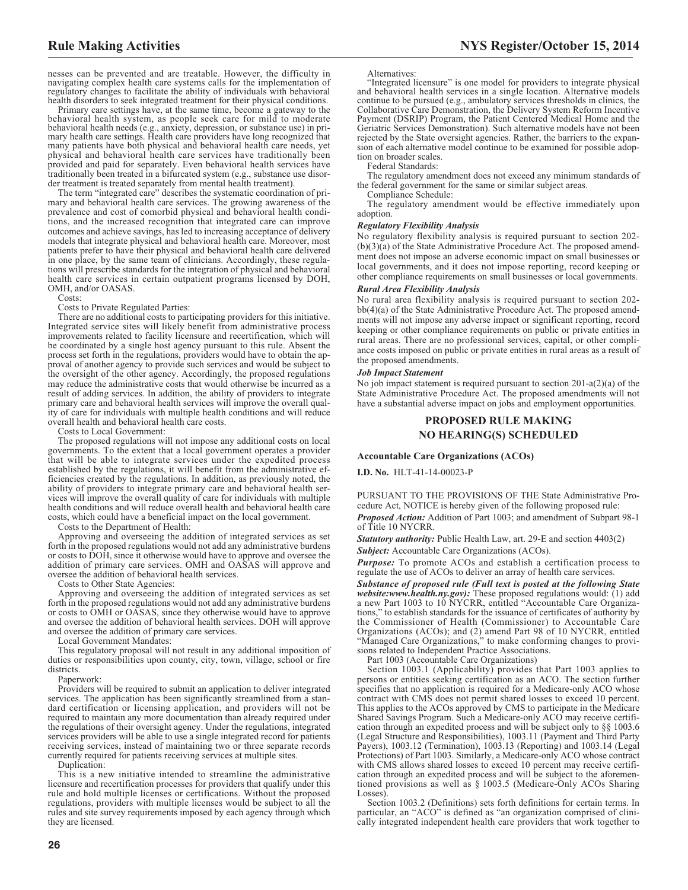nesses can be prevented and are treatable. However, the difficulty in navigating complex health care systems calls for the implementation of regulatory changes to facilitate the ability of individuals with behavioral health disorders to seek integrated treatment for their physical conditions.

Primary care settings have, at the same time, become a gateway to the behavioral health system, as people seek care for mild to moderate behavioral health needs (e.g., anxiety, depression, or substance use) in primary health care settings. Health care providers have long recognized that many patients have both physical and behavioral health care needs, yet physical and behavioral health care services have traditionally been provided and paid for separately. Even behavioral health services have traditionally been treated in a bifurcated system (e.g., substance use disorder treatment is treated separately from mental health treatment).

The term "integrated care" describes the systematic coordination of primary and behavioral health care services. The growing awareness of the prevalence and cost of comorbid physical and behavioral health conditions, and the increased recognition that integrated care can improve outcomes and achieve savings, has led to increasing acceptance of delivery models that integrate physical and behavioral health care. Moreover, most patients prefer to have their physical and behavioral health care delivered in one place, by the same team of clinicians. Accordingly, these regulations will prescribe standards for the integration of physical and behavioral health care services in certain outpatient programs licensed by DOH, OMH, and/or OASAS.

Costs:

Costs to Private Regulated Parties:

There are no additional costs to participating providers for this initiative. Integrated service sites will likely benefit from administrative process improvements related to facility licensure and recertification, which will be coordinated by a single host agency pursuant to this rule. Absent the process set forth in the regulations, providers would have to obtain the approval of another agency to provide such services and would be subject to the oversight of the other agency. Accordingly, the proposed regulations may reduce the administrative costs that would otherwise be incurred as a result of adding services. In addition, the ability of providers to integrate primary care and behavioral health services will improve the overall quality of care for individuals with multiple health conditions and will reduce overall health and behavioral health care costs.

Costs to Local Government:

The proposed regulations will not impose any additional costs on local governments. To the extent that a local government operates a provider that will be able to integrate services under the expedited process established by the regulations, it will benefit from the administrative efficiencies created by the regulations. In addition, as previously noted, the ability of providers to integrate primary care and behavioral health services will improve the overall quality of care for individuals with multiple health conditions and will reduce overall health and behavioral health care costs, which could have a beneficial impact on the local government.

Costs to the Department of Health:

Approving and overseeing the addition of integrated services as set forth in the proposed regulations would not add any administrative burdens or costs to DOH, since it otherwise would have to approve and oversee the addition of primary care services. OMH and OASAS will approve and oversee the addition of behavioral health services.

Costs to Other State Agencies:

Approving and overseeing the addition of integrated services as set forth in the proposed regulations would not add any administrative burdens or costs to OMH or OASAS, since they otherwise would have to approve and oversee the addition of behavioral health services. DOH will approve and oversee the addition of primary care services.

Local Government Mandates:

This regulatory proposal will not result in any additional imposition of duties or responsibilities upon county, city, town, village, school or fire districts.

Paperwork:

Providers will be required to submit an application to deliver integrated services. The application has been significantly streamlined from a standard certification or licensing application, and providers will not be required to maintain any more documentation than already required under the regulations of their oversight agency. Under the regulations, integrated services providers will be able to use a single integrated record for patients receiving services, instead of maintaining two or three separate records currently required for patients receiving services at multiple sites.

Duplication:

This is a new initiative intended to streamline the administrative licensure and recertification processes for providers that qualify under this rule and hold multiple licenses or certifications. Without the proposed regulations, providers with multiple licenses would be subject to all the rules and site survey requirements imposed by each agency through which they are licensed.

Alternatives:

"Integrated licensure" is one model for providers to integrate physical and behavioral health services in a single location. Alternative models continue to be pursued (e.g., ambulatory services thresholds in clinics, the Collaborative Care Demonstration, the Delivery System Reform Incentive Payment (DSRIP) Program, the Patient Centered Medical Home and the Geriatric Services Demonstration). Such alternative models have not been rejected by the State oversight agencies. Rather, the barriers to the expansion of each alternative model continue to be examined for possible adoption on broader scales.

Federal Standards:

The regulatory amendment does not exceed any minimum standards of the federal government for the same or similar subject areas.

Compliance Schedule:

The regulatory amendment would be effective immediately upon adoption.

***Regulatory Flexibility Analysis***

No regulatory flexibility analysis is required pursuant to section 202-(b)(3)(a) of the State Administrative Procedure Act. The proposed amendment does not impose an adverse economic impact on small businesses or local governments, and it does not impose reporting, record keeping or other compliance requirements on small businesses or local governments.

***Rural Area Flexibility Analysis***

No rural area flexibility analysis is required pursuant to section 202-bb(4)(a) of the State Administrative Procedure Act. The proposed amendments will not impose any adverse impact or significant reporting, record keeping or other compliance requirements on public or private entities in rural areas. There are no professional services, capital, or other compliance costs imposed on public or private entities in rural areas as a result of the proposed amendments.

***Job Impact Statement***

No job impact statement is required pursuant to section 201-a(2)(a) of the State Administrative Procedure Act. The proposed amendments will not have a substantial adverse impact on jobs and employment opportunities.

## PROPOSED RULE MAKING
## NO HEARING(S) SCHEDULED

**Accountable Care Organizations (ACOs)**

**I.D. No.** HLT-41-14-00023-P

PURSUANT TO THE PROVISIONS OF THE State Administrative Procedure Act, NOTICE is hereby given of the following proposed rule:

***Proposed Action:*** Addition of Part 1003; and amendment of Subpart 98-1 of Title 10 NYCRR.

***Statutory authority:*** Public Health Law, art. 29-E and section 4403(2)

***Subject:*** Accountable Care Organizations (ACOs).

***Purpose:*** To promote ACOs and establish a certification process to regulate the use of ACOs to deliver an array of health care services.

***Substance of proposed rule (Full text is posted at the following State website:www.health.ny.gov):*** These proposed regulations would: (1) add a new Part 1003 to 10 NYCRR, entitled "Accountable Care Organizations," to establish standards for the issuance of certificates of authority by the Commissioner of Health (Commissioner) to Accountable Care Organizations (ACOs); and (2) amend Part 98 of 10 NYCRR, entitled "Managed Care Organizations," to make conforming changes to provisions related to Independent Practice Associations.

Part 1003 (Accountable Care Organizations)

Section 1003.1 (Applicability) provides that Part 1003 applies to persons or entities seeking certification as an ACO. The section further specifies that no application is required for a Medicare-only ACO whose contract with CMS does not permit shared losses to exceed 10 percent. This applies to the ACOs approved by CMS to participate in the Medicare Shared Savings Program. Such a Medicare-only ACO may receive certification through an expedited process and will be subject only to §§ 1003.6 (Legal Structure and Responsibilities), 1003.11 (Payment and Third Party Payers), 1003.12 (Termination), 1003.13 (Reporting) and 1003.14 (Legal Protections) of Part 1003. Similarly, a Medicare-only ACO whose contract with CMS allows shared losses to exceed 10 percent may receive certification through an expedited process and will be subject to the aforementioned provisions as well as § 1003.5 (Medicare-Only ACOs Sharing Losses).

Section 1003.2 (Definitions) sets forth definitions for certain terms. In particular, an "ACO" is defined as "an organization comprised of clinically integrated independent health care providers that work together to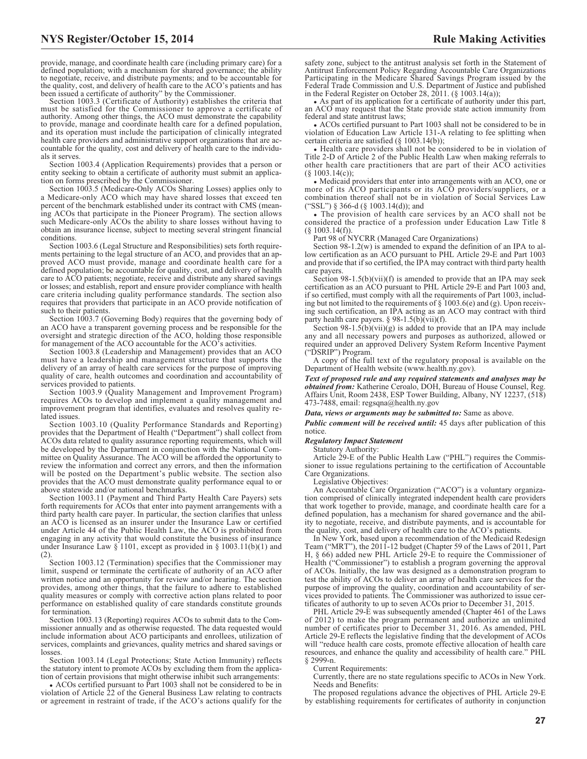provide, manage, and coordinate health care (including primary care) for a defined population; with a mechanism for shared governance; the ability to negotiate, receive, and distribute payments; and to be accountable for the quality, cost, and delivery of health care to the ACO's patients and has been issued a certificate of authority" by the Commissioner.

Section 1003.3 (Certificate of Authority) establishes the criteria that must be satisfied for the Commissioner to approve a certificate of authority. Among other things, the ACO must demonstrate the capability to provide, manage and coordinate health care for a defined population, and its operation must include the participation of clinically integrated health care providers and administrative support organizations that are accountable for the quality, cost and delivery of health care to the individuals it serves.

Section 1003.4 (Application Requirements) provides that a person or entity seeking to obtain a certificate of authority must submit an application on forms prescribed by the Commissioner.

Section 1003.5 (Medicare-Only ACOs Sharing Losses) applies only to a Medicare-only ACO which may have shared losses that exceed ten percent of the benchmark established under its contract with CMS (meaning ACOs that participate in the Pioneer Program). The section allows such Medicare-only ACOs the ability to share losses without having to obtain an insurance license, subject to meeting several stringent financial conditions.

Section 1003.6 (Legal Structure and Responsibilities) sets forth requirements pertaining to the legal structure of an ACO, and provides that an approved ACO must provide, manage and coordinate health care for a defined population; be accountable for quality, cost, and delivery of health care to ACO patients; negotiate, receive and distribute any shared savings or losses; and establish, report and ensure provider compliance with health care criteria including quality performance standards. The section also requires that providers that participate in an ACO provide notification of such to their patients.

Section 1003.7 (Governing Body) requires that the governing body of an ACO have a transparent governing process and be responsible for the oversight and strategic direction of the ACO, holding those responsible for management of the ACO accountable for the ACO's activities.

Section 1003.8 (Leadership and Management) provides that an ACO must have a leadership and management structure that supports the delivery of an array of health care services for the purpose of improving quality of care, health outcomes and coordination and accountability of services provided to patients.

Section 1003.9 (Quality Management and Improvement Program) requires ACOs to develop and implement a quality management and improvement program that identifies, evaluates and resolves quality related issues.

Section 1003.10 (Quality Performance Standards and Reporting) provides that the Department of Health ("Department") shall collect from ACOs data related to quality assurance reporting requirements, which will be developed by the Department in conjunction with the National Committee on Quality Assurance. The ACO will be afforded the opportunity to review the information and correct any errors, and then the information will be posted on the Department's public website. The section also provides that the ACO must demonstrate quality performance equal to or above statewide and/or national benchmarks.

Section 1003.11 (Payment and Third Party Health Care Payers) sets forth requirements for ACOs that enter into payment arrangements with a third party health care payer. In particular, the section clarifies that unless an ACO is licensed as an insurer under the Insurance Law or certified under Article 44 of the Public Health Law, the ACO is prohibited from engaging in any activity that would constitute the business of insurance under Insurance Law § 1101, except as provided in § 1003.11(b)(1) and (2).

Section 1003.12 (Termination) specifies that the Commissioner may limit, suspend or terminate the certificate of authority of an ACO after written notice and an opportunity for review and/or hearing. The section provides, among other things, that the failure to adhere to established quality measures or comply with corrective action plans related to poor performance on established quality of care standards constitute grounds for termination.

Section 1003.13 (Reporting) requires ACOs to submit data to the Commissioner annually and as otherwise requested. The data requested would include information about ACO participants and enrollees, utilization of services, complaints and grievances, quality metrics and shared savings or losses.

Section 1003.14 (Legal Protections; State Action Immunity) reflects the statutory intent to promote ACOs by excluding them from the application of certain provisions that might otherwise inhibit such arrangements:

- ACOs certified pursuant to Part 1003 shall not be considered to be in violation of Article 22 of the General Business Law relating to contracts or agreement in restraint of trade, if the ACO's actions qualify for the safety zone, subject to the antitrust analysis set forth in the Statement of Antitrust Enforcement Policy Regarding Accountable Care Organizations Participating in the Medicare Shared Savings Program issued by the Federal Trade Commission and U.S. Department of Justice and published in the Federal Register on October 28, 2011. (§ 1003.14(a));
- As part of its application for a certificate of authority under this part, an ACO may request that the State provide state action immunity from federal and state antitrust laws;
- ACOs certified pursuant to Part 1003 shall not be considered to be in violation of Education Law Article 131-A relating to fee splitting when certain criteria are satisfied (§ 1003.14(b));
- Health care providers shall not be considered to be in violation of Title 2-D of Article 2 of the Public Health Law when making referrals to other health care practitioners that are part of their ACO activities (§ 1003.14(c));
- Medicaid providers that enter into arrangements with an ACO, one or more of its ACO participants or its ACO providers/suppliers, or a combination thereof shall not be in violation of Social Services Law ("SSL") § 366-d (§ 1003.14(d)); and
- The provision of health care services by an ACO shall not be considered the practice of a profession under Education Law Title 8 (§ 1003.14(f)).

Part 98 of NYCRR (Managed Care Organizations)

Section 98-1.2(w) is amended to expand the definition of an IPA to allow certification as an ACO pursuant to PHL Article 29-E and Part 1003 and provide that if so certified, the IPA may contract with third party health care payers.

Section 98-1.5(b)(vii)(f) is amended to provide that an IPA may seek certification as an ACO pursuant to PHL Article 29-E and Part 1003 and, if so certified, must comply with all the requirements of Part 1003, including but not limited to the requirements of § 1003.6(e) and (g). Upon receiving such certification, an IPA acting as an ACO may contract with third party health care payers. § 98-1.5(b)(vii)(f).

Section 98-1.5(b)(vii)(g) is added to provide that an IPA may include any and all necessary powers and purposes as authorized, allowed or required under an approved Delivery System Reform Incentive Payment ("DSRIP") Program.

A copy of the full text of the regulatory proposal is available on the Department of Health website (www.health.ny.gov).

***Text of proposed rule and any required statements and analyses may be obtained from:*** Katherine Ceroalo, DOH, Bureau of House Counsel, Reg. Affairs Unit, Room 2438, ESP Tower Building, Albany, NY 12237, (518) 473-7488, email: regsqna@health.ny.gov

***Data, views or arguments may be submitted to:*** Same as above.

***Public comment will be received until:*** 45 days after publication of this notice.

***Regulatory Impact Statement***

Statutory Authority:

Article 29-E of the Public Health Law ("PHL") requires the Commissioner to issue regulations pertaining to the certification of Accountable Care Organizations.

Legislative Objectives:

An Accountable Care Organization ("ACO") is a voluntary organization comprised of clinically integrated independent health care providers that work together to provide, manage, and coordinate health care for a defined population, has a mechanism for shared governance and the ability to negotiate, receive, and distribute payments, and is accountable for the quality, cost, and delivery of health care to the ACO's patients.

In New York, based upon a recommendation of the Medicaid Redesign Team ("MRT"), the 2011-12 budget (Chapter 59 of the Laws of 2011, Part H, § 66) added new PHL Article 29-E to require the Commissioner of Health ("Commissioner") to establish a program governing the approval of ACOs. Initially, the law was designed as a demonstration program to test the ability of ACOs to deliver an array of health care services for the purpose of improving the quality, coordination and accountability of services provided to patients. The Commissioner was authorized to issue certificates of authority to up to seven ACOs prior to December 31, 2015.

PHL Article 29-E was subsequently amended (Chapter 461 of the Laws of 2012) to make the program permanent and authorize an unlimited number of certificates prior to December 31, 2016. As amended, PHL Article 29-E reflects the legislative finding that the development of ACOs will "reduce health care costs, promote effective allocation of health care resources, and enhance the quality and accessibility of health care." PHL § 2999-n.

Current Requirements:

Currently, there are no state regulations specific to ACOs in New York.

Needs and Benefits:

The proposed regulations advance the objectives of PHL Article 29-E by establishing requirements for certificates of authority in conjunction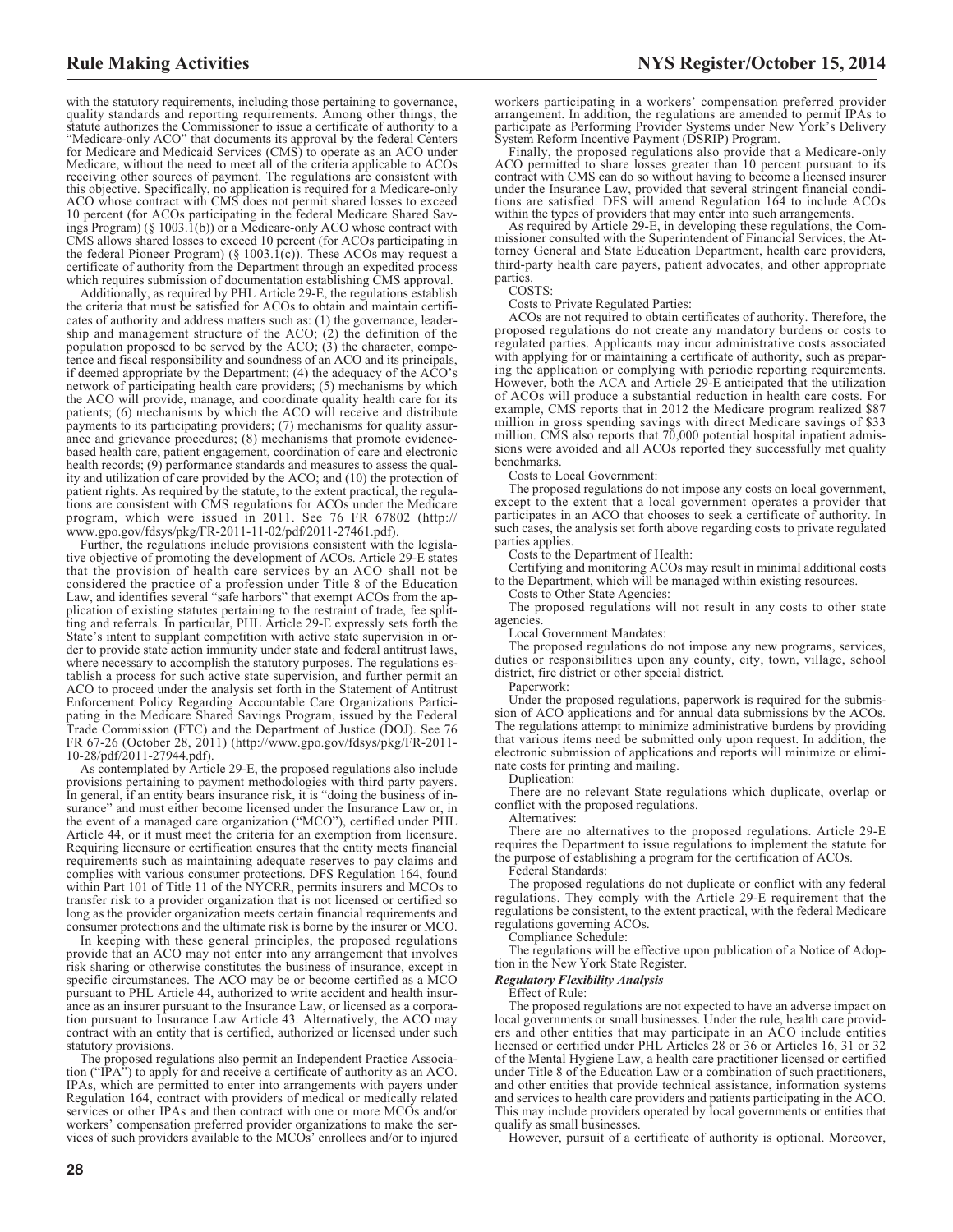with the statutory requirements, including those pertaining to governance, quality standards and reporting requirements. Among other things, the statute authorizes the Commissioner to issue a certificate of authority to a "Medicare-only ACO" that documents its approval by the federal Centers for Medicare and Medicaid Services (CMS) to operate as an ACO under Medicare, without the need to meet all of the criteria applicable to ACOs receiving other sources of payment. The regulations are consistent with this objective. Specifically, no application is required for a Medicare-only ACO whose contract with CMS does not permit shared losses to exceed 10 percent (for ACOs participating in the federal Medicare Shared Savings Program) (§ 1003.1(b)) or a Medicare-only ACO whose contract with CMS allows shared losses to exceed 10 percent (for ACOs participating in the federal Pioneer Program) (§ 1003.1(c)). These ACOs may request a certificate of authority from the Department through an expedited process which requires submission of documentation establishing CMS approval.

Additionally, as required by PHL Article 29-E, the regulations establish the criteria that must be satisfied for ACOs to obtain and maintain certificates of authority and address matters such as: (1) the governance, leadership and management structure of the ACO; (2) the definition of the population proposed to be served by the ACO; (3) the character, competence and fiscal responsibility and soundness of an ACO and its principals, if deemed appropriate by the Department; (4) the adequacy of the ACO's network of participating health care providers; (5) mechanisms by which the ACO will provide, manage, and coordinate quality health care for its patients; (6) mechanisms by which the ACO will receive and distribute payments to its participating providers; (7) mechanisms for quality assurance and grievance procedures; (8) mechanisms that promote evidence-based health care, patient engagement, coordination of care and electronic health records; (9) performance standards and measures to assess the quality and utilization of care provided by the ACO; and (10) the protection of patient rights. As required by the statute, to the extent practical, the regulations are consistent with CMS regulations for ACOs under the Medicare program, which were issued in 2011. See 76 FR 67802 (http://www.gpo.gov/fdsys/pkg/FR-2011-11-02/pdf/2011-27461.pdf).

Further, the regulations include provisions consistent with the legislative objective of promoting the development of ACOs. Article 29-E states that the provision of health care services by an ACO shall not be considered the practice of a profession under Title 8 of the Education Law, and identifies several "safe harbors" that exempt ACOs from the application of existing statutes pertaining to the restraint of trade, fee splitting and referrals. In particular, PHL Article 29-E expressly sets forth the State's intent to supplant competition with active state supervision in order to provide state action immunity under state and federal antitrust laws, where necessary to accomplish the statutory purposes. The regulations establish a process for such active state supervision, and further permit an ACO to proceed under the analysis set forth in the Statement of Antitrust Enforcement Policy Regarding Accountable Care Organizations Participating in the Medicare Shared Savings Program, issued by the Federal Trade Commission (FTC) and the Department of Justice (DOJ). See 76 FR 67-26 (October 28, 2011) (http://www.gpo.gov/fdsys/pkg/FR-2011-10-28/pdf/2011-27944.pdf).

As contemplated by Article 29-E, the proposed regulations also include provisions pertaining to payment methodologies with third party payers. In general, if an entity bears insurance risk, it is "doing the business of insurance" and must either become licensed under the Insurance Law or, in the event of a managed care organization ("MCO"), certified under PHL Article 44, or it must meet the criteria for an exemption from licensure. Requiring licensure or certification ensures that the entity meets financial requirements such as maintaining adequate reserves to pay claims and complies with various consumer protections. DFS Regulation 164, found within Part 101 of Title 11 of the NYCRR, permits insurers and MCOs to transfer risk to a provider organization that is not licensed or certified so long as the provider organization meets certain financial requirements and consumer protections and the ultimate risk is borne by the insurer or MCO.

In keeping with these general principles, the proposed regulations provide that an ACO may not enter into any arrangement that involves risk sharing or otherwise constitutes the business of insurance, except in specific circumstances. The ACO may be or become certified as a MCO pursuant to PHL Article 44, authorized to write accident and health insurance as an insurer pursuant to the Insurance Law, or licensed as a corporation pursuant to Insurance Law Article 43. Alternatively, the ACO may contract with an entity that is certified, authorized or licensed under such statutory provisions.

The proposed regulations also permit an Independent Practice Association ("IPA") to apply for and receive a certificate of authority as an ACO. IPAs, which are permitted to enter into arrangements with payers under Regulation 164, contract with providers of medical or medically related services or other IPAs and then contract with one or more MCOs and/or workers' compensation preferred provider organizations to make the services of such providers available to the MCOs' enrollees and/or to injured workers participating in a workers' compensation preferred provider arrangement. In addition, the regulations are amended to permit IPAs to participate as Performing Provider Systems under New York's Delivery System Reform Incentive Payment (DSRIP) Program.

Finally, the proposed regulations also provide that a Medicare-only ACO permitted to share losses greater than 10 percent pursuant to its contract with CMS can do so without having to become a licensed insurer under the Insurance Law, provided that several stringent financial conditions are satisfied. DFS will amend Regulation 164 to include ACOs within the types of providers that may enter into such arrangements.

As required by Article 29-E, in developing these regulations, the Commissioner consulted with the Superintendent of Financial Services, the Attorney General and State Education Department, health care providers, third-party health care payers, patient advocates, and other appropriate parties.

COSTS:

Costs to Private Regulated Parties:

ACOs are not required to obtain certificates of authority. Therefore, the proposed regulations do not create any mandatory burdens or costs to regulated parties. Applicants may incur administrative costs associated with applying for or maintaining a certificate of authority, such as preparing the application or complying with periodic reporting requirements. However, both the ACA and Article 29-E anticipated that the utilization of ACOs will produce a substantial reduction in health care costs. For example, CMS reports that in 2012 the Medicare program realized $87 million in gross spending savings with direct Medicare savings of $33 million. CMS also reports that 70,000 potential hospital inpatient admissions were avoided and all ACOs reported they successfully met quality benchmarks.

Costs to Local Government:

The proposed regulations do not impose any costs on local government, except to the extent that a local government operates a provider that participates in an ACO that chooses to seek a certificate of authority. In such cases, the analysis set forth above regarding costs to private regulated parties applies.

Costs to the Department of Health:

Certifying and monitoring ACOs may result in minimal additional costs to the Department, which will be managed within existing resources.

Costs to Other State Agencies:

The proposed regulations will not result in any costs to other state agencies.

Local Government Mandates:

The proposed regulations do not impose any new programs, services, duties or responsibilities upon any county, city, town, village, school district, fire district or other special district.

Paperwork:

Under the proposed regulations, paperwork is required for the submission of ACO applications and for annual data submissions by the ACOs. The regulations attempt to minimize administrative burdens by providing that various items need be submitted only upon request. In addition, the electronic submission of applications and reports will minimize or eliminate costs for printing and mailing.

Duplication:

There are no relevant State regulations which duplicate, overlap or conflict with the proposed regulations.

Alternatives:

There are no alternatives to the proposed regulations. Article 29-E requires the Department to issue regulations to implement the statute for the purpose of establishing a program for the certification of ACOs.

Federal Standards:

The proposed regulations do not duplicate or conflict with any federal regulations. They comply with the Article 29-E requirement that the regulations be consistent, to the extent practical, with the federal Medicare regulations governing ACOs.

Compliance Schedule:

The regulations will be effective upon publication of a Notice of Adoption in the New York State Register.

***Regulatory Flexibility Analysis***

Effect of Rule:

The proposed regulations are not expected to have an adverse impact on local governments or small businesses. Under the rule, health care providers and other entities that may participate in an ACO include entities licensed or certified under PHL Articles 28 or 36 or Articles 16, 31 or 32 of the Mental Hygiene Law, a health care practitioner licensed or certified under Title 8 of the Education Law or a combination of such practitioners, and other entities that provide technical assistance, information systems and services to health care providers and patients participating in the ACO. This may include providers operated by local governments or entities that qualify as small businesses.

However, pursuit of a certificate of authority is optional. Moreover,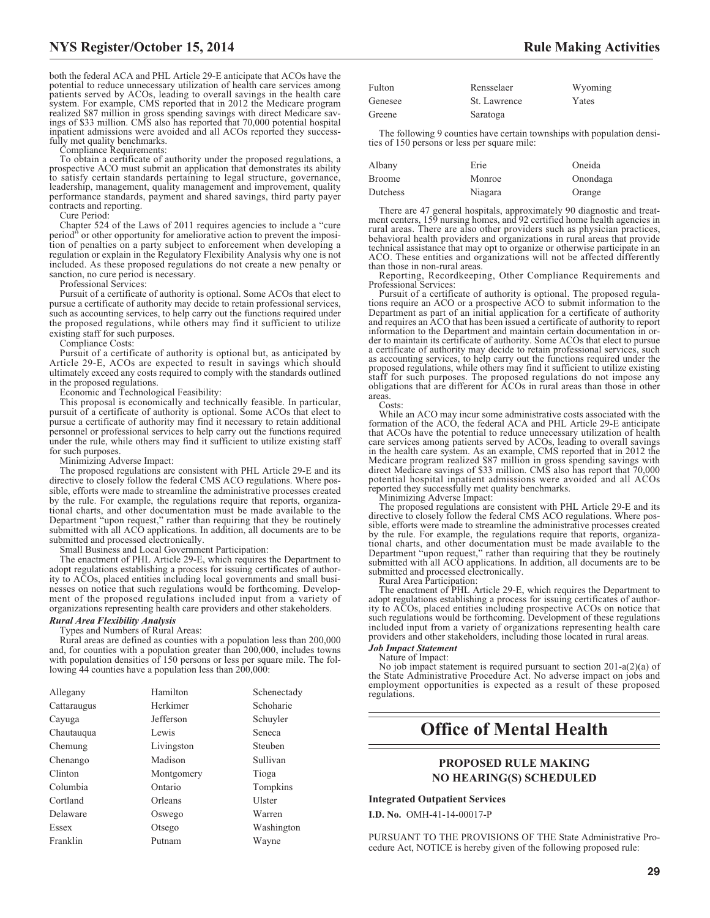both the federal ACA and PHL Article 29-E anticipate that ACOs have the potential to reduce unnecessary utilization of health care services among patients served by ACOs, leading to overall savings in the health care system. For example, CMS reported that in 2012 the Medicare program realized $87 million in gross spending savings with direct Medicare savings of $33 million. CMS also has reported that 70,000 potential hospital inpatient admissions were avoided and all ACOs reported they successfully met quality benchmarks.

Compliance Requirements:

To obtain a certificate of authority under the proposed regulations, a prospective ACO must submit an application that demonstrates its ability to satisfy certain standards pertaining to legal structure, governance, leadership, management, quality management and improvement, quality performance standards, payment and shared savings, third party payer contracts and reporting.

Cure Period:

Chapter 524 of the Laws of 2011 requires agencies to include a "cure period" or other opportunity for ameliorative action to prevent the imposition of penalties on a party subject to enforcement when developing a regulation or explain in the Regulatory Flexibility Analysis why one is not included. As these proposed regulations do not create a new penalty or sanction, no cure period is necessary.

Professional Services:

Pursuit of a certificate of authority is optional. Some ACOs that elect to pursue a certificate of authority may decide to retain professional services, such as accounting services, to help carry out the functions required under the proposed regulations, while others may find it sufficient to utilize existing staff for such purposes.

Compliance Costs:

Pursuit of a certificate of authority is optional but, as anticipated by Article 29-E, ACOs are expected to result in savings which should ultimately exceed any costs required to comply with the standards outlined in the proposed regulations.

Economic and Technological Feasibility:

This proposal is economically and technically feasible. In particular, pursuit of a certificate of authority is optional. Some ACOs that elect to pursue a certificate of authority may find it necessary to retain additional personnel or professional services to help carry out the functions required under the rule, while others may find it sufficient to utilize existing staff for such purposes.

Minimizing Adverse Impact:

The proposed regulations are consistent with PHL Article 29-E and its directive to closely follow the federal CMS ACO regulations. Where possible, efforts were made to streamline the administrative processes created by the rule. For example, the regulations require that reports, organizational charts, and other documentation must be made available to the Department "upon request," rather than requiring that they be routinely submitted with all ACO applications. In addition, all documents are to be submitted and processed electronically.

Small Business and Local Government Participation:

The enactment of PHL Article 29-E, which requires the Department to adopt regulations establishing a process for issuing certificates of authority to ACOs, placed entities including local governments and small businesses on notice that such regulations would be forthcoming. Development of the proposed regulations included input from a variety of organizations representing health care providers and other stakeholders.

***Rural Area Flexibility Analysis***

Types and Numbers of Rural Areas:

Rural areas are defined as counties with a population less than 200,000 and, for counties with a population greater than 200,000, includes towns with population densities of 150 persons or less per square mile. The following 44 counties have a population less than 200,000:

| | | |
|---|---|---|
| Allegany | Hamilton | Schenectady |
| Cattaraugus | Herkimer | Schoharie |
| Cayuga | Jefferson | Schuyler |
| Chautauqua | Lewis | Seneca |
| Chemung | Livingston | Steuben |
| Chenango | Madison | Sullivan |
| Clinton | Montgomery | Tioga |
| Columbia | Ontario | Tompkins |
| Cortland | Orleans | Ulster |
| Delaware | Oswego | Warren |
| Essex | Otsego | Washington |
| Franklin | Putnam | Wayne |
| Fulton | Rensselaer | Wyoming |
| Genesee | St. Lawrence | Yates |
| Greene | Saratoga | |

The following 9 counties have certain townships with population densities of 150 persons or less per square mile:

| | | |
|---|---|---|
| Albany | Erie | Oneida |
| Broome | Monroe | Onondaga |
| Dutchess | Niagara | Orange |

There are 47 general hospitals, approximately 90 diagnostic and treatment centers, 159 nursing homes, and 92 certified home health agencies in rural areas. There are also other providers such as physician practices, behavioral health providers and organizations in rural areas that provide technical assistance that may opt to organize or otherwise participate in an ACO. These entities and organizations will not be affected differently than those in non-rural areas.

Reporting, Recordkeeping, Other Compliance Requirements and Professional Services:

Pursuit of a certificate of authority is optional. The proposed regulations require an ACO or a prospective ACO to submit information to the Department as part of an initial application for a certificate of authority and requires an ACO that has been issued a certificate of authority to report information to the Department and maintain certain documentation in order to maintain its certificate of authority. Some ACOs that elect to pursue a certificate of authority may decide to retain professional services, such as accounting services, to help carry out the functions required under the proposed regulations, while others may find it sufficient to utilize existing staff for such purposes. The proposed regulations do not impose any obligations that are different for ACOs in rural areas than those in other areas.

Costs:

While an ACO may incur some administrative costs associated with the formation of the ACO, the federal ACA and PHL Article 29-E anticipate that ACOs have the potential to reduce unnecessary utilization of health care services among patients served by ACOs, leading to overall savings in the health care system. As an example, CMS reported that in 2012 the Medicare program realized $87 million in gross spending savings with direct Medicare savings of $33 million. CMS also has report that 70,000 potential hospital inpatient admissions were avoided and all ACOs reported they successfully met quality benchmarks.

Minimizing Adverse Impact:

The proposed regulations are consistent with PHL Article 29-E and its directive to closely follow the federal CMS ACO regulations. Where possible, efforts were made to streamline the administrative processes created by the rule. For example, the regulations require that reports, organizational charts, and other documentation must be made available to the Department "upon request," rather than requiring that they be routinely submitted with all ACO applications. In addition, all documents are to be submitted and processed electronically.

Rural Area Participation:

The enactment of PHL Article 29-E, which requires the Department to adopt regulations establishing a process for issuing certificates of authority to ACOs, placed entities including prospective ACOs on notice that such regulations would be forthcoming. Development of these regulations included input from a variety of organizations representing health care providers and other stakeholders, including those located in rural areas.

***Job Impact Statement***

Nature of Impact:

No job impact statement is required pursuant to section 201-a(2)(a) of the State Administrative Procedure Act. No adverse impact on jobs and employment opportunities is expected as a result of these proposed regulations.

# Office of Mental Health

## PROPOSED RULE MAKING NO HEARING(S) SCHEDULED

**Integrated Outpatient Services**

**I.D. No.** OMH-41-14-00017-P

PURSUANT TO THE PROVISIONS OF THE State Administrative Procedure Act, NOTICE is hereby given of the following proposed rule: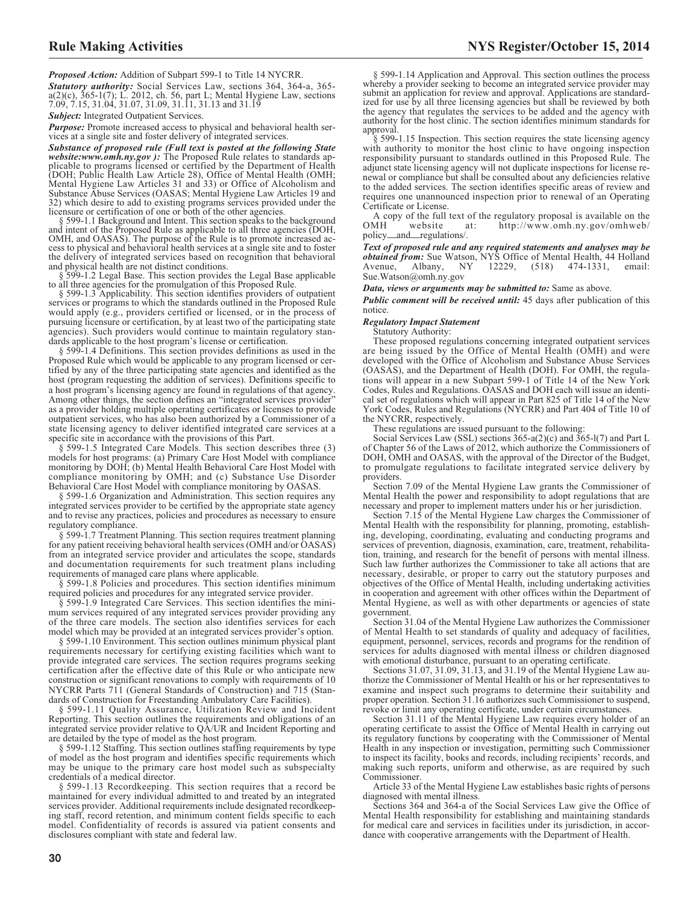*Proposed Action:* Addition of Subpart 599-1 to Title 14 NYCRR.

*Statutory authority:* Social Services Law, sections 364, 364-a, 365-a(2)(c), 365-1(7); L. 2012, ch. 56, part L; Mental Hygiene Law, sections 7.09, 7.15, 31.04, 31.07, 31.09, 31.11, 31.13 and 31.19

*Subject:* Integrated Outpatient Services.

*Purpose:* Promote increased access to physical and behavioral health services at a single site and foster delivery of integrated services.

*Substance of proposed rule (Full text is posted at the following State website:www.omh.ny.gov ):* The Proposed Rule relates to standards applicable to programs licensed or certified by the Department of Health (DOH; Public Health Law Article 28), Office of Mental Health (OMH; Mental Hygiene Law Articles 31 and 33) or Office of Alcoholism and Substance Abuse Services (OASAS; Mental Hygiene Law Articles 19 and 32) which desire to add to existing programs services provided under the licensure or certification of one or both of the other agencies.

§ 599-1.1 Background and Intent. This section speaks to the background and intent of the Proposed Rule as applicable to all three agencies (DOH, OMH, and OASAS). The purpose of the Rule is to promote increased access to physical and behavioral health services at a single site and to foster the delivery of integrated services based on recognition that behavioral and physical health are not distinct conditions.

§ 599-1.2 Legal Base. This section provides the Legal Base applicable to all three agencies for the promulgation of this Proposed Rule.

§ 599-1.3 Applicability. This section identifies providers of outpatient services or programs to which the standards outlined in the Proposed Rule would apply (e.g., providers certified or licensed, or in the process of pursuing licensure or certification, by at least two of the participating state agencies). Such providers would continue to maintain regulatory standards applicable to the host program's license or certification.

§ 599-1.4 Definitions. This section provides definitions as used in the Proposed Rule which would be applicable to any program licensed or certified by any of the three participating state agencies and identified as the host (program requesting the addition of services). Definitions specific to a host program's licensing agency are found in regulations of that agency. Among other things, the section defines an "integrated services provider" as a provider holding multiple operating certificates or licenses to provide outpatient services, who has also been authorized by a Commissioner of a state licensing agency to deliver identified integrated care services at a specific site in accordance with the provisions of this Part.

§ 599-1.5 Integrated Care Models. This section describes three (3) models for host programs: (a) Primary Care Host Model with compliance monitoring by DOH; (b) Mental Health Behavioral Care Host Model with compliance monitoring by OMH; and (c) Substance Use Disorder Behavioral Care Host Model with compliance monitoring by OASAS.

§ 599-1.6 Organization and Administration. This section requires any integrated services provider to be certified by the appropriate state agency and to revise any practices, policies and procedures as necessary to ensure regulatory compliance.

§ 599-1.7 Treatment Planning. This section requires treatment planning for any patient receiving behavioral health services (OMH and/or OASAS) from an integrated service provider and articulates the scope, standards and documentation requirements for such treatment plans including requirements of managed care plans where applicable.

§ 599-1.8 Policies and procedures. This section identifies minimum required policies and procedures for any integrated service provider.

§ 599-1.9 Integrated Care Services. This section identifies the minimum services required of any integrated services provider providing any of the three care models. The section also identifies services for each model which may be provided at an integrated services provider's option.

§ 599-1.10 Environment. This section outlines minimum physical plant requirements necessary for certifying existing facilities which want to provide integrated care services. The section requires programs seeking certification after the effective date of this Rule or who anticipate new construction or significant renovations to comply with requirements of 10 NYCRR Parts 711 (General Standards of Construction) and 715 (Standards of Construction for Freestanding Ambulatory Care Facilities).

§ 599-1.11 Quality Assurance, Utilization Review and Incident Reporting. This section outlines the requirements and obligations of an integrated service provider relative to QA/UR and Incident Reporting and are detailed by the type of model as the host program.

§ 599-1.12 Staffing. This section outlines staffing requirements by type of model as the host program and identifies specific requirements which may be unique to the primary care host model such as subspecialty credentials of a medical director.

§ 599-1.13 Recordkeeping. This section requires that a record be maintained for every individual admitted to and treated by an integrated services provider. Additional requirements include designated recordkeeping staff, record retention, and minimum content fields specific to each model. Confidentiality of records is assured via patient consents and disclosures compliant with state and federal law.

§ 599-1.14 Application and Approval. This section outlines the process whereby a provider seeking to become an integrated service provider may submit an application for review and approval. Applications are standardized for use by all three licensing agencies but shall be reviewed by both the agency that regulates the services to be added and the agency with authority for the host clinic. The section identifies minimum standards for approval.

§ 599-1.15 Inspection. This section requires the state licensing agency with authority to monitor the host clinic to have ongoing inspection responsibility pursuant to standards outlined in this Proposed Rule. The adjunct state licensing agency will not duplicate inspections for license renewal or compliance but shall be consulted about any deficiencies relative to the added services. The section identifies specific areas of review and requires one unannounced inspection prior to renewal of an Operating Certificate or License.

A copy of the full text of the regulatory proposal is available on the OMH website at: http://www.omh.ny.gov/omhweb/policy_and_regulations/.

*Text of proposed rule and any required statements and analyses may be obtained from:* Sue Watson, NYS Office of Mental Health, 44 Holland Avenue, Albany, NY 12229, (518) 474-1331, email: Sue.Watson@omh.ny.gov

*Data, views or arguments may be submitted to:* Same as above.

*Public comment will be received until:* 45 days after publication of this notice.

*Regulatory Impact Statement*

Statutory Authority:

These proposed regulations concerning integrated outpatient services are being issued by the Office of Mental Health (OMH) and were developed with the Office of Alcoholism and Substance Abuse Services (OASAS), and the Department of Health (DOH). For OMH, the regulations will appear in a new Subpart 599-1 of Title 14 of the New York Codes, Rules and Regulations. OASAS and DOH each will issue an identical set of regulations which will appear in Part 825 of Title 14 of the New York Codes, Rules and Regulations (NYCRR) and Part 404 of Title 10 of the NYCRR, respectively.

These regulations are issued pursuant to the following:

Social Services Law (SSL) sections 365-a(2)(c) and 365-l(7) and Part L of Chapter 56 of the Laws of 2012, which authorize the Commissioners of DOH, OMH and OASAS, with the approval of the Director of the Budget, to promulgate regulations to facilitate integrated service delivery by providers.

Section 7.09 of the Mental Hygiene Law grants the Commissioner of Mental Health the power and responsibility to adopt regulations that are necessary and proper to implement matters under his or her jurisdiction.

Section 7.15 of the Mental Hygiene Law charges the Commissioner of Mental Health with the responsibility for planning, promoting, establishing, developing, coordinating, evaluating and conducting programs and services of prevention, diagnosis, examination, care, treatment, rehabilitation, training, and research for the benefit of persons with mental illness. Such law further authorizes the Commissioner to take all actions that are necessary, desirable, or proper to carry out the statutory purposes and objectives of the Office of Mental Health, including undertaking activities in cooperation and agreement with other offices within the Department of Mental Hygiene, as well as with other departments or agencies of state government.

Section 31.04 of the Mental Hygiene Law authorizes the Commissioner of Mental Health to set standards of quality and adequacy of facilities, equipment, personnel, services, records and programs for the rendition of services for adults diagnosed with mental illness or children diagnosed with emotional disturbance, pursuant to an operating certificate.

Sections 31.07, 31.09, 31.13, and 31.19 of the Mental Hygiene Law authorize the Commissioner of Mental Health or his or her representatives to examine and inspect such programs to determine their suitability and proper operation. Section 31.16 authorizes such Commissioner to suspend, revoke or limit any operating certificate, under certain circumstances.

Section 31.11 of the Mental Hygiene Law requires every holder of an operating certificate to assist the Office of Mental Health in carrying out its regulatory functions by cooperating with the Commissioner of Mental Health in any inspection or investigation, permitting such Commissioner to inspect its facility, books and records, including recipients' records, and making such reports, uniform and otherwise, as are required by such Commissioner.

Article 33 of the Mental Hygiene Law establishes basic rights of persons diagnosed with mental illness.

Sections 364 and 364-a of the Social Services Law give the Office of Mental Health responsibility for establishing and maintaining standards for medical care and services in facilities under its jurisdiction, in accordance with cooperative arrangements with the Department of Health.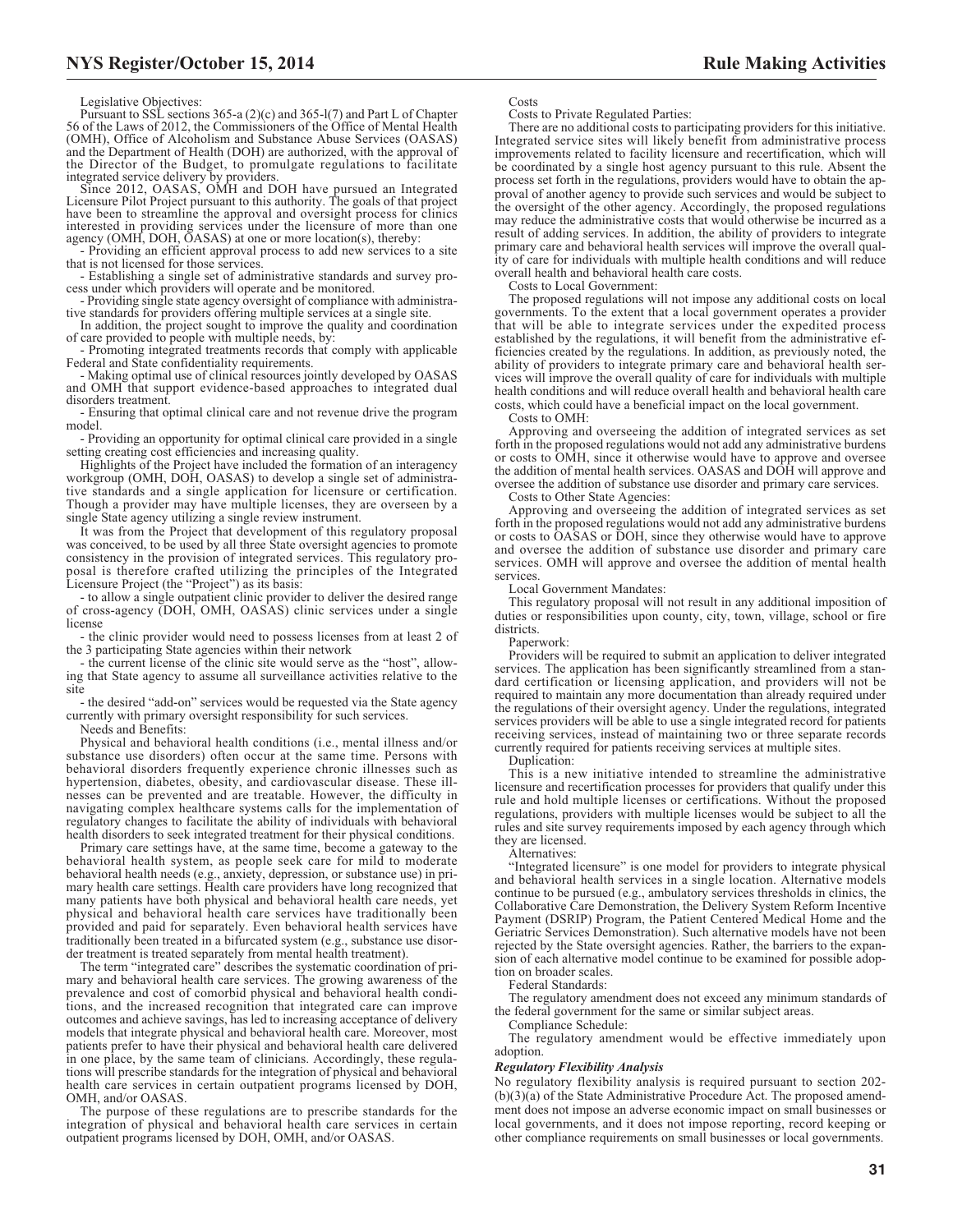Legislative Objectives:

Pursuant to SSL sections 365-a (2)(c) and 365-l(7) and Part L of Chapter 56 of the Laws of 2012, the Commissioners of the Office of Mental Health (OMH), Office of Alcoholism and Substance Abuse Services (OASAS) and the Department of Health (DOH) are authorized, with the approval of the Director of the Budget, to promulgate regulations to facilitate integrated service delivery by providers.

Since 2012, OASAS, OMH and DOH have pursued an Integrated Licensure Pilot Project pursuant to this authority. The goals of that project have been to streamline the approval and oversight process for clinics interested in providing services under the licensure of more than one agency (OMH, DOH, OASAS) at one or more location(s), thereby:

- Providing an efficient approval process to add new services to a site that is not licensed for those services.
- Establishing a single set of administrative standards and survey process under which providers will operate and be monitored.
- Providing single state agency oversight of compliance with administrative standards for providers offering multiple services at a single site.

In addition, the project sought to improve the quality and coordination of care provided to people with multiple needs, by:

- Promoting integrated treatments records that comply with applicable Federal and State confidentiality requirements.
- Making optimal use of clinical resources jointly developed by OASAS and OMH that support evidence-based approaches to integrated dual disorders treatment.
- Ensuring that optimal clinical care and not revenue drive the program model.
- Providing an opportunity for optimal clinical care provided in a single setting creating cost efficiencies and increasing quality.

Highlights of the Project have included the formation of an interagency workgroup (OMH, DOH, OASAS) to develop a single set of administrative standards and a single application for licensure or certification. Though a provider may have multiple licenses, they are overseen by a single State agency utilizing a single review instrument.

It was from the Project that development of this regulatory proposal was conceived, to be used by all three State oversight agencies to promote consistency in the provision of integrated services. This regulatory proposal is therefore crafted utilizing the principles of the Integrated Licensure Project (the "Project") as its basis:

- to allow a single outpatient clinic provider to deliver the desired range of cross-agency (DOH, OMH, OASAS) clinic services under a single license
- the clinic provider would need to possess licenses from at least 2 of the 3 participating State agencies within their network
- the current license of the clinic site would serve as the "host", allowing that State agency to assume all surveillance activities relative to the site
- the desired "add-on" services would be requested via the State agency currently with primary oversight responsibility for such services.

Needs and Benefits:

Physical and behavioral health conditions (i.e., mental illness and/or substance use disorders) often occur at the same time. Persons with behavioral disorders frequently experience chronic illnesses such as hypertension, diabetes, obesity, and cardiovascular disease. These illnesses can be prevented and are treatable. However, the difficulty in navigating complex healthcare systems calls for the implementation of regulatory changes to facilitate the ability of individuals with behavioral health disorders to seek integrated treatment for their physical conditions.

Primary care settings have, at the same time, become a gateway to the behavioral health system, as people seek care for mild to moderate behavioral health needs (e.g., anxiety, depression, or substance use) in primary health care settings. Health care providers have long recognized that many patients have both physical and behavioral health care needs, yet physical and behavioral health care services have traditionally been provided and paid for separately. Even behavioral health services have traditionally been treated in a bifurcated system (e.g., substance use disorder treatment is treated separately from mental health treatment).

The term "integrated care" describes the systematic coordination of primary and behavioral health care services. The growing awareness of the prevalence and cost of comorbid physical and behavioral health conditions, and the increased recognition that integrated care can improve outcomes and achieve savings, has led to increasing acceptance of delivery models that integrate physical and behavioral health care. Moreover, most patients prefer to have their physical and behavioral health care delivered in one place, by the same team of clinicians. Accordingly, these regulations will prescribe standards for the integration of physical and behavioral health care services in certain outpatient programs licensed by DOH, OMH, and/or OASAS.

The purpose of these regulations are to prescribe standards for the integration of physical and behavioral health care services in certain outpatient programs licensed by DOH, OMH, and/or OASAS.

Costs

Costs to Private Regulated Parties:

There are no additional costs to participating providers for this initiative. Integrated service sites will likely benefit from administrative process improvements related to facility licensure and recertification, which will be coordinated by a single host agency pursuant to this rule. Absent the process set forth in the regulations, providers would have to obtain the approval of another agency to provide such services and would be subject to the oversight of the other agency. Accordingly, the proposed regulations may reduce the administrative costs that would otherwise be incurred as a result of adding services. In addition, the ability of providers to integrate primary care and behavioral health services will improve the overall quality of care for individuals with multiple health conditions and will reduce overall health and behavioral health care costs.

Costs to Local Government:

The proposed regulations will not impose any additional costs on local governments. To the extent that a local government operates a provider that will be able to integrate services under the expedited process established by the regulations, it will benefit from the administrative efficiencies created by the regulations. In addition, as previously noted, the ability of providers to integrate primary care and behavioral health services will improve the overall quality of care for individuals with multiple health conditions and will reduce overall health and behavioral health care costs, which could have a beneficial impact on the local government.

Costs to OMH:

Approving and overseeing the addition of integrated services as set forth in the proposed regulations would not add any administrative burdens or costs to OMH, since it otherwise would have to approve and oversee the addition of mental health services. OASAS and DOH will approve and oversee the addition of substance use disorder and primary care services.

Costs to Other State Agencies:

Approving and overseeing the addition of integrated services as set forth in the proposed regulations would not add any administrative burdens or costs to OASAS or DOH, since they otherwise would have to approve and oversee the addition of substance use disorder and primary care services. OMH will approve and oversee the addition of mental health services.

Local Government Mandates:

This regulatory proposal will not result in any additional imposition of duties or responsibilities upon county, city, town, village, school or fire districts.

Paperwork:

Providers will be required to submit an application to deliver integrated services. The application has been significantly streamlined from a standard certification or licensing application, and providers will not be required to maintain any more documentation than already required under the regulations of their oversight agency. Under the regulations, integrated services providers will be able to use a single integrated record for patients receiving services, instead of maintaining two or three separate records currently required for patients receiving services at multiple sites.

Duplication:

This is a new initiative intended to streamline the administrative licensure and recertification processes for providers that qualify under this rule and hold multiple licenses or certifications. Without the proposed regulations, providers with multiple licenses would be subject to all the rules and site survey requirements imposed by each agency through which they are licensed.

Alternatives:

"Integrated licensure" is one model for providers to integrate physical and behavioral health services in a single location. Alternative models continue to be pursued (e.g., ambulatory services thresholds in clinics, the Collaborative Care Demonstration, the Delivery System Reform Incentive Payment (DSRIP) Program, the Patient Centered Medical Home and the Geriatric Services Demonstration). Such alternative models have not been rejected by the State oversight agencies. Rather, the barriers to the expansion of each alternative model continue to be examined for possible adoption on broader scales.

Federal Standards:

The regulatory amendment does not exceed any minimum standards of the federal government for the same or similar subject areas.

Compliance Schedule:

The regulatory amendment would be effective immediately upon adoption.

***Regulatory Flexibility Analysis***

No regulatory flexibility analysis is required pursuant to section 202-(b)(3)(a) of the State Administrative Procedure Act. The proposed amendment does not impose an adverse economic impact on small businesses or local governments, and it does not impose reporting, record keeping or other compliance requirements on small businesses or local governments.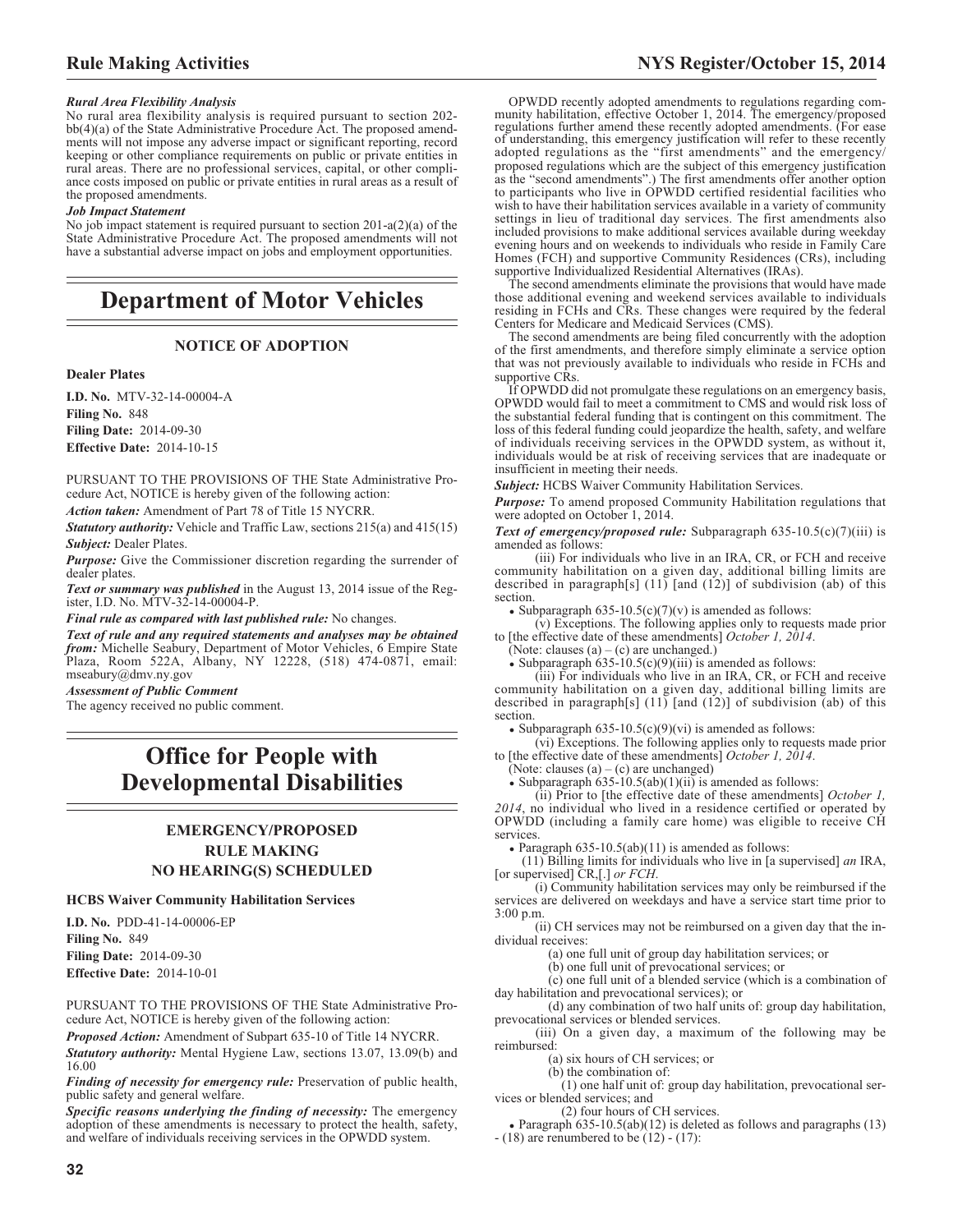***Rural Area Flexibility Analysis***

No rural area flexibility analysis is required pursuant to section 202-bb(4)(a) of the State Administrative Procedure Act. The proposed amendments will not impose any adverse impact or significant reporting, record keeping or other compliance requirements on public or private entities in rural areas. There are no professional services, capital, or other compliance costs imposed on public or private entities in rural areas as a result of the proposed amendments.

***Job Impact Statement***

No job impact statement is required pursuant to section 201-a(2)(a) of the State Administrative Procedure Act. The proposed amendments will not have a substantial adverse impact on jobs and employment opportunities.

# Department of Motor Vehicles

## NOTICE OF ADOPTION

### Dealer Plates

**I.D. No.** MTV-32-14-00004-A
**Filing No.** 848
**Filing Date:** 2014-09-30
**Effective Date:** 2014-10-15

PURSUANT TO THE PROVISIONS OF THE State Administrative Procedure Act, NOTICE is hereby given of the following action:

***Action taken:*** Amendment of Part 78 of Title 15 NYCRR.

***Statutory authority:*** Vehicle and Traffic Law, sections 215(a) and 415(15)

***Subject:*** Dealer Plates.

***Purpose:*** Give the Commissioner discretion regarding the surrender of dealer plates.

***Text or summary was published*** in the August 13, 2014 issue of the Register, I.D. No. MTV-32-14-00004-P.

***Final rule as compared with last published rule:*** No changes.

***Text of rule and any required statements and analyses may be obtained from:*** Michelle Seabury, Department of Motor Vehicles, 6 Empire State Plaza, Room 522A, Albany, NY 12228, (518) 474-0871, email: mseabury@dmv.ny.gov

***Assessment of Public Comment***

The agency received no public comment.

# Office for People with Developmental Disabilities

## EMERGENCY/PROPOSED RULE MAKING NO HEARING(S) SCHEDULED

### HCBS Waiver Community Habilitation Services

**I.D. No.** PDD-41-14-00006-EP
**Filing No.** 849
**Filing Date:** 2014-09-30
**Effective Date:** 2014-10-01

PURSUANT TO THE PROVISIONS OF THE State Administrative Procedure Act, NOTICE is hereby given of the following action:

***Proposed Action:*** Amendment of Subpart 635-10 of Title 14 NYCRR.

***Statutory authority:*** Mental Hygiene Law, sections 13.07, 13.09(b) and 16.00

***Finding of necessity for emergency rule:*** Preservation of public health, public safety and general welfare.

***Specific reasons underlying the finding of necessity:*** The emergency adoption of these amendments is necessary to protect the health, safety, and welfare of individuals receiving services in the OPWDD system.

OPWDD recently adopted amendments to regulations regarding community habilitation, effective October 1, 2014. The emergency/proposed regulations further amend these recently adopted amendments. (For ease of understanding, this emergency justification will refer to these recently adopted regulations as the "first amendments" and the emergency/proposed regulations which are the subject of this emergency justification as the "second amendments".) The first amendments offer another option to participants who live in OPWDD certified residential facilities who wish to have their habilitation services available in a variety of community settings in lieu of traditional day services. The first amendments also included provisions to make additional services available during weekday evening hours and on weekends to individuals who reside in Family Care Homes (FCH) and supportive Community Residences (CRs), including supportive Individualized Residential Alternatives (IRAs).

The second amendments eliminate the provisions that would have made those additional evening and weekend services available to individuals residing in FCHs and CRs. These changes were required by the federal Centers for Medicare and Medicaid Services (CMS).

The second amendments are being filed concurrently with the adoption of the first amendments, and therefore simply eliminate a service option that was not previously available to individuals who reside in FCHs and supportive CRs.

If OPWDD did not promulgate these regulations on an emergency basis, OPWDD would fail to meet a commitment to CMS and would risk loss of the substantial federal funding that is contingent on this commitment. The loss of this federal funding could jeopardize the health, safety, and welfare of individuals receiving services in the OPWDD system, as without it, individuals would be at risk of receiving services that are inadequate or insufficient in meeting their needs.

***Subject:*** HCBS Waiver Community Habilitation Services.

***Purpose:*** To amend proposed Community Habilitation regulations that were adopted on October 1, 2014.

***Text of emergency/proposed rule:*** Subparagraph 635-10.5(c)(7)(iii) is amended as follows:

(iii) For individuals who live in an IRA, CR, or FCH and receive community habilitation on a given day, additional billing limits are described in paragraph[s] (11) [and (12)] of subdivision (ab) of this section.

- Subparagraph 635-10.5(c)(7)(v) is amended as follows:

(v) Exceptions. The following applies only to requests made prior to [the effective date of these amendments] *October 1, 2014*.

(Note: clauses (a) – (c) are unchanged.)

- Subparagraph 635-10.5(c)(9)(iii) is amended as follows:

(iii) For individuals who live in an IRA, CR, or FCH and receive community habilitation on a given day, additional billing limits are described in paragraph[s] (11) [and (12)] of subdivision (ab) of this section.

- Subparagraph 635-10.5(c)(9)(vi) is amended as follows:

(vi) Exceptions. The following applies only to requests made prior to [the effective date of these amendments] *October 1, 2014*.

(Note: clauses (a) – (c) are unchanged)

- Subparagraph 635-10.5(ab)(1)(ii) is amended as follows:

(ii) Prior to [the effective date of these amendments] *October 1, 2014*, no individual who lived in a residence certified or operated by OPWDD (including a family care home) was eligible to receive CH services.

- Paragraph 635-10.5(ab)(11) is amended as follows:

(11) Billing limits for individuals who live in [a supervised] *an* IRA, [or supervised] CR,[.] *or FCH*.

(i) Community habilitation services may only be reimbursed if the services are delivered on weekdays and have a service start time prior to 3:00 p.m.

(ii) CH services may not be reimbursed on a given day that the individual receives:

(a) one full unit of group day habilitation services; or

(b) one full unit of prevocational services; or

(c) one full unit of a blended service (which is a combination of day habilitation and prevocational services); or

(d) any combination of two half units of: group day habilitation, prevocational services or blended services.

(iii) On a given day, a maximum of the following may be reimbursed:

(a) six hours of CH services; or

(b) the combination of:

(1) one half unit of: group day habilitation, prevocational services or blended services; and

(2) four hours of CH services.

- Paragraph 635-10.5(ab)(12) is deleted as follows and paragraphs (13) - (18) are renumbered to be (12) - (17):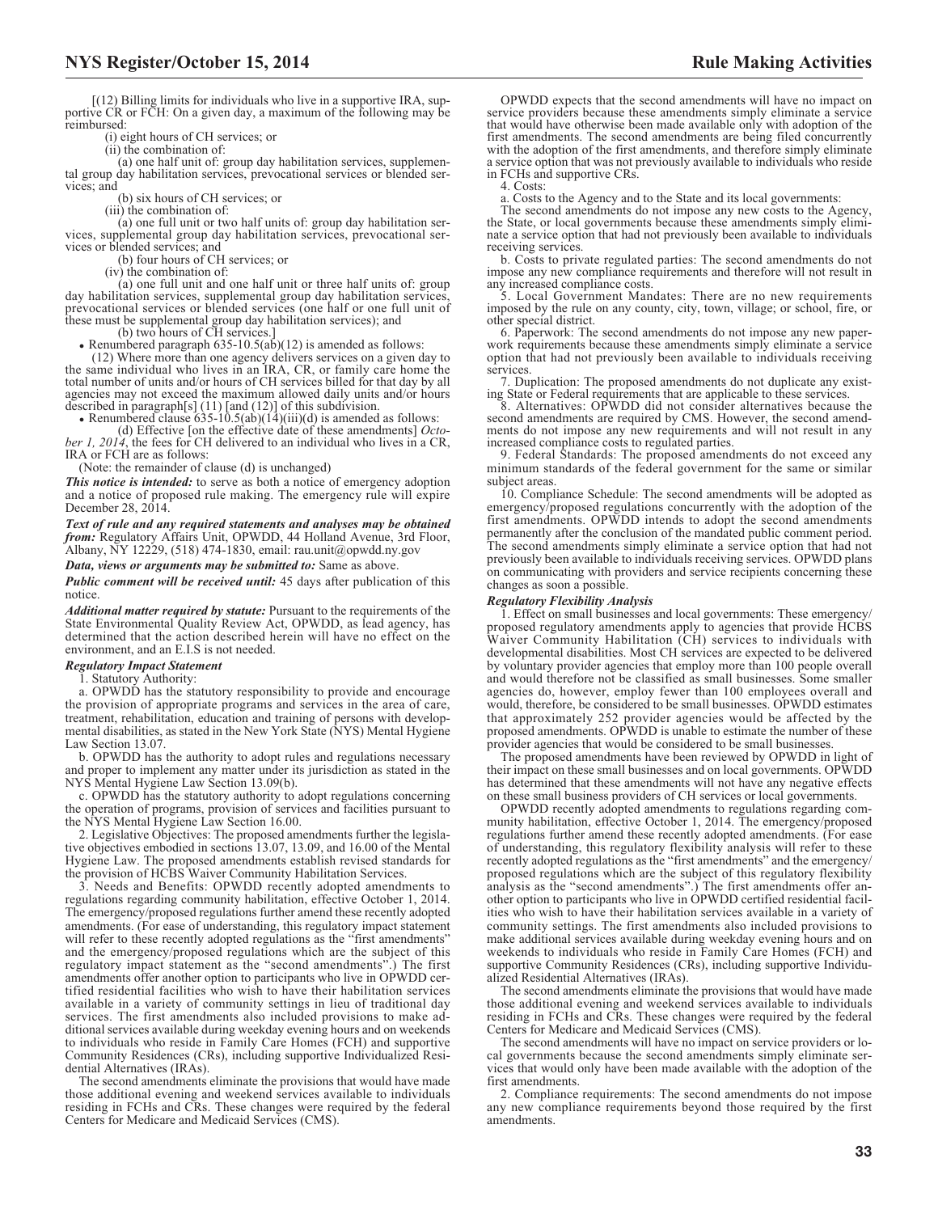[(12) Billing limits for individuals who live in a supportive IRA, supportive CR or FCH: On a given day, a maximum of the following may be reimbursed:

(i) eight hours of CH services; or

(ii) the combination of:

(a) one half unit of: group day habilitation services, supplemental group day habilitation services, prevocational services or blended services; and

(b) six hours of CH services; or

(iii) the combination of:

(a) one full unit or two half units of: group day habilitation services, supplemental group day habilitation services, prevocational services or blended services; and

(b) four hours of CH services; or

(iv) the combination of:

(a) one full unit and one half unit or three half units of: group day habilitation services, supplemental group day habilitation services, prevocational services or blended services (one half or one full unit of these must be supplemental group day habilitation services); and

(b) two hours of CH services.]

- Renumbered paragraph 635-10.5(ab)(12) is amended as follows:

(12) Where more than one agency delivers services on a given day to the same individual who lives in an IRA, CR, or family care home the total number of units and/or hours of CH services billed for that day by all agencies may not exceed the maximum allowed daily units and/or hours described in paragraph[s] (11) [and (12)] of this subdivision.

- Renumbered clause 635-10.5(ab)(14)(iii)(d) is amended as follows:

(d) Effective [on the effective date of these amendments] *October 1, 2014*, the fees for CH delivered to an individual who lives in a CR, IRA or FCH are as follows:

(Note: the remainder of clause (d) is unchanged)

***This notice is intended:*** to serve as both a notice of emergency adoption and a notice of proposed rule making. The emergency rule will expire December 28, 2014.

***Text of rule and any required statements and analyses may be obtained from:*** Regulatory Affairs Unit, OPWDD, 44 Holland Avenue, 3rd Floor, Albany, NY 12229, (518) 474-1830, email: rau.unit@opwdd.ny.gov

***Data, views or arguments may be submitted to:*** Same as above.

***Public comment will be received until:*** 45 days after publication of this notice.

***Additional matter required by statute:*** Pursuant to the requirements of the State Environmental Quality Review Act, OPWDD, as lead agency, has determined that the action described herein will have no effect on the environment, and an E.I.S is not needed.

***Regulatory Impact Statement***

1. Statutory Authority:

a. OPWDD has the statutory responsibility to provide and encourage the provision of appropriate programs and services in the area of care, treatment, rehabilitation, education and training of persons with developmental disabilities, as stated in the New York State (NYS) Mental Hygiene Law Section 13.07.

b. OPWDD has the authority to adopt rules and regulations necessary and proper to implement any matter under its jurisdiction as stated in the NYS Mental Hygiene Law Section 13.09(b).

c. OPWDD has the statutory authority to adopt regulations concerning the operation of programs, provision of services and facilities pursuant to the NYS Mental Hygiene Law Section 16.00.

2. Legislative Objectives: The proposed amendments further the legislative objectives embodied in sections 13.07, 13.09, and 16.00 of the Mental Hygiene Law. The proposed amendments establish revised standards for the provision of HCBS Waiver Community Habilitation Services.

3. Needs and Benefits: OPWDD recently adopted amendments to regulations regarding community habilitation, effective October 1, 2014. The emergency/proposed regulations further amend these recently adopted amendments. (For ease of understanding, this regulatory impact statement will refer to these recently adopted regulations as the "first amendments" and the emergency/proposed regulations which are the subject of this regulatory impact statement as the "second amendments".) The first amendments offer another option to participants who live in OPWDD certified residential facilities who wish to have their habilitation services available in a variety of community settings in lieu of traditional day services. The first amendments also included provisions to make additional services available during weekday evening hours and on weekends to individuals who reside in Family Care Homes (FCH) and supportive Community Residences (CRs), including supportive Individualized Residential Alternatives (IRAs).

The second amendments eliminate the provisions that would have made those additional evening and weekend services available to individuals residing in FCHs and CRs. These changes were required by the federal Centers for Medicare and Medicaid Services (CMS).

OPWDD expects that the second amendments will have no impact on service providers because these amendments simply eliminate a service that would have otherwise been made available only with adoption of the first amendments. The second amendments are being filed concurrently with the adoption of the first amendments, and therefore simply eliminate a service option that was not previously available to individuals who reside in FCHs and supportive CRs.

4. Costs:

a. Costs to the Agency and to the State and its local governments:

The second amendments do not impose any new costs to the Agency, the State, or local governments because these amendments simply eliminate a service option that had not previously been available to individuals receiving services.

b. Costs to private regulated parties: The second amendments do not impose any new compliance requirements and therefore will not result in any increased compliance costs.

5. Local Government Mandates: There are no new requirements imposed by the rule on any county, city, town, village; or school, fire, or other special district.

6. Paperwork: The second amendments do not impose any new paperwork requirements because these amendments simply eliminate a service option that had not previously been available to individuals receiving services.

7. Duplication: The proposed amendments do not duplicate any existing State or Federal requirements that are applicable to these services.

8. Alternatives: OPWDD did not consider alternatives because the second amendments are required by CMS. However, the second amendments do not impose any new requirements and will not result in any increased compliance costs to regulated parties.

9. Federal Standards: The proposed amendments do not exceed any minimum standards of the federal government for the same or similar subject areas.

10. Compliance Schedule: The second amendments will be adopted as emergency/proposed regulations concurrently with the adoption of the first amendments. OPWDD intends to adopt the second amendments permanently after the conclusion of the mandated public comment period. The second amendments simply eliminate a service option that had not previously been available to individuals receiving services. OPWDD plans on communicating with providers and service recipients concerning these changes as soon a possible.

***Regulatory Flexibility Analysis***

1. Effect on small businesses and local governments: These emergency/proposed regulatory amendments apply to agencies that provide HCBS Waiver Community Habilitation (CH) services to individuals with developmental disabilities. Most CH services are expected to be delivered by voluntary provider agencies that employ more than 100 people overall and would therefore not be classified as small businesses. Some smaller agencies do, however, employ fewer than 100 employees overall and would, therefore, be considered to be small businesses. OPWDD estimates that approximately 252 provider agencies would be affected by the proposed amendments. OPWDD is unable to estimate the number of these provider agencies that would be considered to be small businesses.

The proposed amendments have been reviewed by OPWDD in light of their impact on these small businesses and on local governments. OPWDD has determined that these amendments will not have any negative effects on these small business providers of CH services or local governments.

OPWDD recently adopted amendments to regulations regarding community habilitation, effective October 1, 2014. The emergency/proposed regulations further amend these recently adopted amendments. (For ease of understanding, this regulatory flexibility analysis will refer to these recently adopted regulations as the "first amendments" and the emergency/proposed regulations which are the subject of this regulatory flexibility analysis as the "second amendments".) The first amendments offer another option to participants who live in OPWDD certified residential facilities who wish to have their habilitation services available in a variety of community settings. The first amendments also included provisions to make additional services available during weekday evening hours and on weekends to individuals who reside in Family Care Homes (FCH) and supportive Community Residences (CRs), including supportive Individualized Residential Alternatives (IRAs).

The second amendments eliminate the provisions that would have made those additional evening and weekend services available to individuals residing in FCHs and CRs. These changes were required by the federal Centers for Medicare and Medicaid Services (CMS).

The second amendments will have no impact on service providers or local governments because the second amendments simply eliminate services that would only have been made available with the adoption of the first amendments.

2. Compliance requirements: The second amendments do not impose any new compliance requirements beyond those required by the first amendments.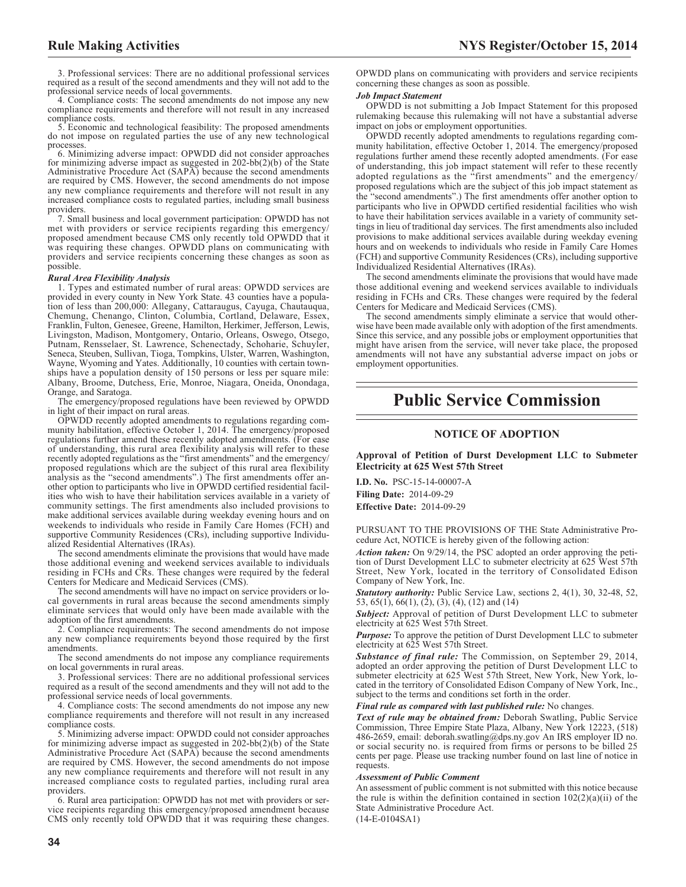3. Professional services: There are no additional professional services required as a result of the second amendments and they will not add to the professional service needs of local governments.

4. Compliance costs: The second amendments do not impose any new compliance requirements and therefore will not result in any increased compliance costs.

5. Economic and technological feasibility: The proposed amendments do not impose on regulated parties the use of any new technological processes.

6. Minimizing adverse impact: OPWDD did not consider approaches for minimizing adverse impact as suggested in 202-bb(2)(b) of the State Administrative Procedure Act (SAPA) because the second amendments are required by CMS. However, the second amendments do not impose any new compliance requirements and therefore will not result in any increased compliance costs to regulated parties, including small business providers.

7. Small business and local government participation: OPWDD has not met with providers or service recipients regarding this emergency/proposed amendment because CMS only recently told OPWDD that it was requiring these changes. OPWDD plans on communicating with providers and service recipients concerning these changes as soon as possible.

***Rural Area Flexibility Analysis***

1. Types and estimated number of rural areas: OPWDD services are provided in every county in New York State. 43 counties have a population of less than 200,000: Allegany, Cattaraugus, Cayuga, Chautauqua, Chemung, Chenango, Clinton, Columbia, Cortland, Delaware, Essex, Franklin, Fulton, Genesee, Greene, Hamilton, Herkimer, Jefferson, Lewis, Livingston, Madison, Montgomery, Ontario, Orleans, Oswego, Otsego, Putnam, Rensselaer, St. Lawrence, Schenectady, Schoharie, Schuyler, Seneca, Steuben, Sullivan, Tioga, Tompkins, Ulster, Warren, Washington, Wayne, Wyoming and Yates. Additionally, 10 counties with certain townships have a population density of 150 persons or less per square mile: Albany, Broome, Dutchess, Erie, Monroe, Niagara, Oneida, Onondaga, Orange, and Saratoga.

The emergency/proposed regulations have been reviewed by OPWDD in light of their impact on rural areas.

OPWDD recently adopted amendments to regulations regarding community habilitation, effective October 1, 2014. The emergency/proposed regulations further amend these recently adopted amendments. (For ease of understanding, this rural area flexibility analysis will refer to these recently adopted regulations as the "first amendments" and the emergency/proposed regulations which are the subject of this rural area flexibility analysis as the "second amendments".) The first amendments offer another option to participants who live in OPWDD certified residential facilities who wish to have their habilitation services available in a variety of community settings. The first amendments also included provisions to make additional services available during weekday evening hours and on weekends to individuals who reside in Family Care Homes (FCH) and supportive Community Residences (CRs), including supportive Individualized Residential Alternatives (IRAs).

The second amendments eliminate the provisions that would have made those additional evening and weekend services available to individuals residing in FCHs and CRs. These changes were required by the federal Centers for Medicare and Medicaid Services (CMS).

The second amendments will have no impact on service providers or local governments in rural areas because the second amendments simply eliminate services that would only have been made available with the adoption of the first amendments.

2. Compliance requirements: The second amendments do not impose any new compliance requirements beyond those required by the first amendments.

The second amendments do not impose any compliance requirements on local governments in rural areas.

3. Professional services: There are no additional professional services required as a result of the second amendments and they will not add to the professional service needs of local governments.

4. Compliance costs: The second amendments do not impose any new compliance requirements and therefore will not result in any increased compliance costs.

5. Minimizing adverse impact: OPWDD could not consider approaches for minimizing adverse impact as suggested in 202-bb(2)(b) of the State Administrative Procedure Act (SAPA) because the second amendments are required by CMS. However, the second amendments do not impose any new compliance requirements and therefore will not result in any increased compliance costs to regulated parties, including rural area providers.

6. Rural area participation: OPWDD has not met with providers or service recipients regarding this emergency/proposed amendment because CMS only recently told OPWDD that it was requiring these changes. OPWDD plans on communicating with providers and service recipients concerning these changes as soon as possible.

***Job Impact Statement***

OPWDD is not submitting a Job Impact Statement for this proposed rulemaking because this rulemaking will not have a substantial adverse impact on jobs or employment opportunities.

OPWDD recently adopted amendments to regulations regarding community habilitation, effective October 1, 2014. The emergency/proposed regulations further amend these recently adopted amendments. (For ease of understanding, this job impact statement will refer to these recently adopted regulations as the "first amendments" and the emergency/proposed regulations which are the subject of this job impact statement as the "second amendments".) The first amendments offer another option to participants who live in OPWDD certified residential facilities who wish to have their habilitation services available in a variety of community settings in lieu of traditional day services. The first amendments also included provisions to make additional services available during weekday evening hours and on weekends to individuals who reside in Family Care Homes (FCH) and supportive Community Residences (CRs), including supportive Individualized Residential Alternatives (IRAs).

The second amendments eliminate the provisions that would have made those additional evening and weekend services available to individuals residing in FCHs and CRs. These changes were required by the federal Centers for Medicare and Medicaid Services (CMS).

The second amendments simply eliminate a service that would otherwise have been made available only with adoption of the first amendments. Since this service, and any possible jobs or employment opportunities that might have arisen from the service, will never take place, the proposed amendments will not have any substantial adverse impact on jobs or employment opportunities.

# Public Service Commission

## NOTICE OF ADOPTION

### Approval of Petition of Durst Development LLC to Submeter Electricity at 625 West 57th Street

**I.D. No.** PSC-15-14-00007-A

**Filing Date:** 2014-09-29

**Effective Date:** 2014-09-29

PURSUANT TO THE PROVISIONS OF THE State Administrative Procedure Act, NOTICE is hereby given of the following action:

***Action taken:*** On 9/29/14, the PSC adopted an order approving the petition of Durst Development LLC to submeter electricity at 625 West 57th Street, New York, located in the territory of Consolidated Edison Company of New York, Inc.

***Statutory authority:*** Public Service Law, sections 2, 4(1), 30, 32-48, 52, 53, 65(1), 66(1), (2), (3), (4), (12) and (14)

***Subject:*** Approval of petition of Durst Development LLC to submeter electricity at 625 West 57th Street.

***Purpose:*** To approve the petition of Durst Development LLC to submeter electricity at 625 West 57th Street.

***Substance of final rule:*** The Commission, on September 29, 2014, adopted an order approving the petition of Durst Development LLC to submeter electricity at 625 West 57th Street, New York, New York, located in the territory of Consolidated Edison Company of New York, Inc., subject to the terms and conditions set forth in the order.

***Final rule as compared with last published rule:*** No changes.

***Text of rule may be obtained from:*** Deborah Swatling, Public Service Commission, Three Empire State Plaza, Albany, New York 12223, (518) 486-2659, email: deborah.swatling@dps.ny.gov An IRS employer ID no. or social security no. is required from firms or persons to be billed 25 cents per page. Please use tracking number found on last line of notice in requests.

***Assessment of Public Comment***

An assessment of public comment is not submitted with this notice because the rule is within the definition contained in section 102(2)(a)(ii) of the State Administrative Procedure Act.

(14-E-0104SA1)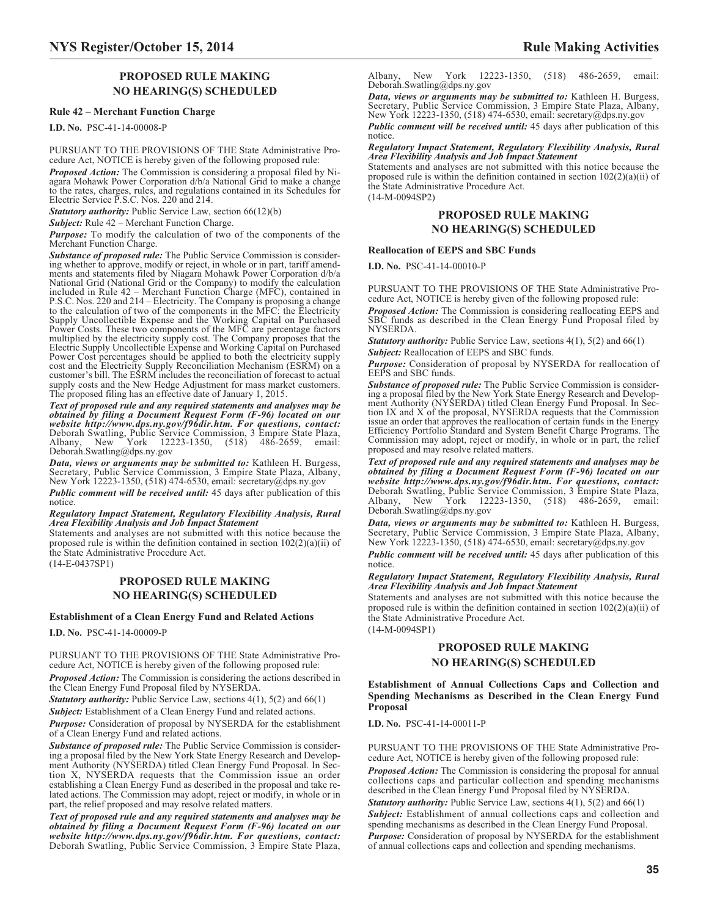## PROPOSED RULE MAKING NO HEARING(S) SCHEDULED

### Rule 42 – Merchant Function Charge

**I.D. No.** PSC-41-14-00008-P

PURSUANT TO THE PROVISIONS OF THE State Administrative Procedure Act, NOTICE is hereby given of the following proposed rule:

***Proposed Action:*** The Commission is considering a proposal filed by Niagara Mohawk Power Corporation d/b/a National Grid to make a change to the rates, charges, rules, and regulations contained in its Schedules for Electric Service P.S.C. Nos. 220 and 214.

***Statutory authority:*** Public Service Law, section 66(12)(b)

***Subject:*** Rule 42 – Merchant Function Charge.

***Purpose:*** To modify the calculation of two of the components of the Merchant Function Charge.

***Substance of proposed rule:*** The Public Service Commission is considering whether to approve, modify or reject, in whole or in part, tariff amendments and statements filed by Niagara Mohawk Power Corporation d/b/a National Grid (National Grid or the Company) to modify the calculation included in Rule 42 – Merchant Function Charge (MFC), contained in P.S.C. Nos. 220 and 214 – Electricity. The Company is proposing a change to the calculation of two of the components in the MFC: the Electricity Supply Uncollectible Expense and the Working Capital on Purchased Power Costs. These two components of the MFC are percentage factors multiplied by the electricity supply cost. The Company proposes that the Electric Supply Uncollectible Expense and Working Capital on Purchased Power Cost percentages should be applied to both the electricity supply cost and the Electricity Supply Reconciliation Mechanism (ESRM) on a customer's bill. The ESRM includes the reconciliation of forecast to actual supply costs and the New Hedge Adjustment for mass market customers. The proposed filing has an effective date of January 1, 2015.

***Text of proposed rule and any required statements and analyses may be obtained by filing a Document Request Form (F-96) located on our website http://www.dps.ny.gov/f96dir.htm. For questions, contact:*** Deborah Swatling, Public Service Commission, 3 Empire State Plaza, Albany, New York 12223-1350, (518) 486-2659, email: Deborah.Swatling@dps.ny.gov

***Data, views or arguments may be submitted to:*** Kathleen H. Burgess, Secretary, Public Service Commission, 3 Empire State Plaza, Albany, New York 12223-1350, (518) 474-6530, email: secretary@dps.ny.gov

***Public comment will be received until:*** 45 days after publication of this notice.

***Regulatory Impact Statement, Regulatory Flexibility Analysis, Rural Area Flexibility Analysis and Job Impact Statement***

Statements and analyses are not submitted with this notice because the proposed rule is within the definition contained in section 102(2)(a)(ii) of the State Administrative Procedure Act.

(14-E-0437SP1)

## PROPOSED RULE MAKING NO HEARING(S) SCHEDULED

### Establishment of a Clean Energy Fund and Related Actions

**I.D. No.** PSC-41-14-00009-P

PURSUANT TO THE PROVISIONS OF THE State Administrative Procedure Act, NOTICE is hereby given of the following proposed rule:

***Proposed Action:*** The Commission is considering the actions described in the Clean Energy Fund Proposal filed by NYSERDA.

***Statutory authority:*** Public Service Law, sections 4(1), 5(2) and 66(1)

***Subject:*** Establishment of a Clean Energy Fund and related actions.

***Purpose:*** Consideration of proposal by NYSERDA for the establishment of a Clean Energy Fund and related actions.

***Substance of proposed rule:*** The Public Service Commission is considering a proposal filed by the New York State Energy Research and Development Authority (NYSERDA) titled Clean Energy Fund Proposal. In Section X, NYSERDA requests that the Commission issue an order establishing a Clean Energy Fund as described in the proposal and take related actions. The Commission may adopt, reject or modify, in whole or in part, the relief proposed and may resolve related matters.

***Text of proposed rule and any required statements and analyses may be obtained by filing a Document Request Form (F-96) located on our website http://www.dps.ny.gov/f96dir.htm. For questions, contact:*** Deborah Swatling, Public Service Commission, 3 Empire State Plaza, Albany, New York 12223-1350, (518) 486-2659, email: Deborah.Swatling@dps.ny.gov

***Data, views or arguments may be submitted to:*** Kathleen H. Burgess, Secretary, Public Service Commission, 3 Empire State Plaza, Albany, New York 12223-1350, (518) 474-6530, email: secretary@dps.ny.gov

***Public comment will be received until:*** 45 days after publication of this notice.

***Regulatory Impact Statement, Regulatory Flexibility Analysis, Rural Area Flexibility Analysis and Job Impact Statement***

Statements and analyses are not submitted with this notice because the proposed rule is within the definition contained in section 102(2)(a)(ii) of the State Administrative Procedure Act.

(14-M-0094SP2)

## PROPOSED RULE MAKING NO HEARING(S) SCHEDULED

### Reallocation of EEPS and SBC Funds

**I.D. No.** PSC-41-14-00010-P

PURSUANT TO THE PROVISIONS OF THE State Administrative Procedure Act, NOTICE is hereby given of the following proposed rule:

***Proposed Action:*** The Commission is considering reallocating EEPS and SBC funds as described in the Clean Energy Fund Proposal filed by NYSERDA.

***Statutory authority:*** Public Service Law, sections 4(1), 5(2) and 66(1)

***Subject:*** Reallocation of EEPS and SBC funds.

***Purpose:*** Consideration of proposal by NYSERDA for reallocation of EEPS and SBC funds.

***Substance of proposed rule:*** The Public Service Commission is considering a proposal filed by the New York State Energy Research and Development Authority (NYSERDA) titled Clean Energy Fund Proposal. In Section IX and X of the proposal, NYSERDA requests that the Commission issue an order that approves the reallocation of certain funds in the Energy Efficiency Portfolio Standard and System Benefit Charge Programs. The Commission may adopt, reject or modify, in whole or in part, the relief proposed and may resolve related matters.

***Text of proposed rule and any required statements and analyses may be obtained by filing a Document Request Form (F-96) located on our website http://www.dps.ny.gov/f96dir.htm. For questions, contact:*** Deborah Swatling, Public Service Commission, 3 Empire State Plaza, Albany, New York 12223-1350, (518) 486-2659, email: Deborah.Swatling@dps.ny.gov

***Data, views or arguments may be submitted to:*** Kathleen H. Burgess, Secretary, Public Service Commission, 3 Empire State Plaza, Albany, New York 12223-1350, (518) 474-6530, email: secretary@dps.ny.gov

***Public comment will be received until:*** 45 days after publication of this notice.

***Regulatory Impact Statement, Regulatory Flexibility Analysis, Rural Area Flexibility Analysis and Job Impact Statement***

Statements and analyses are not submitted with this notice because the proposed rule is within the definition contained in section 102(2)(a)(ii) of the State Administrative Procedure Act.

(14-M-0094SP1)

## PROPOSED RULE MAKING NO HEARING(S) SCHEDULED

### Establishment of Annual Collections Caps and Collection and Spending Mechanisms as Described in the Clean Energy Fund Proposal

**I.D. No.** PSC-41-14-00011-P

PURSUANT TO THE PROVISIONS OF THE State Administrative Procedure Act, NOTICE is hereby given of the following proposed rule:

***Proposed Action:*** The Commission is considering the proposal for annual collections caps and particular collection and spending mechanisms described in the Clean Energy Fund Proposal filed by NYSERDA.

***Statutory authority:*** Public Service Law, sections 4(1), 5(2) and 66(1)

***Subject:*** Establishment of annual collections caps and collection and spending mechanisms as described in the Clean Energy Fund Proposal.

***Purpose:*** Consideration of proposal by NYSERDA for the establishment of annual collections caps and collection and spending mechanisms.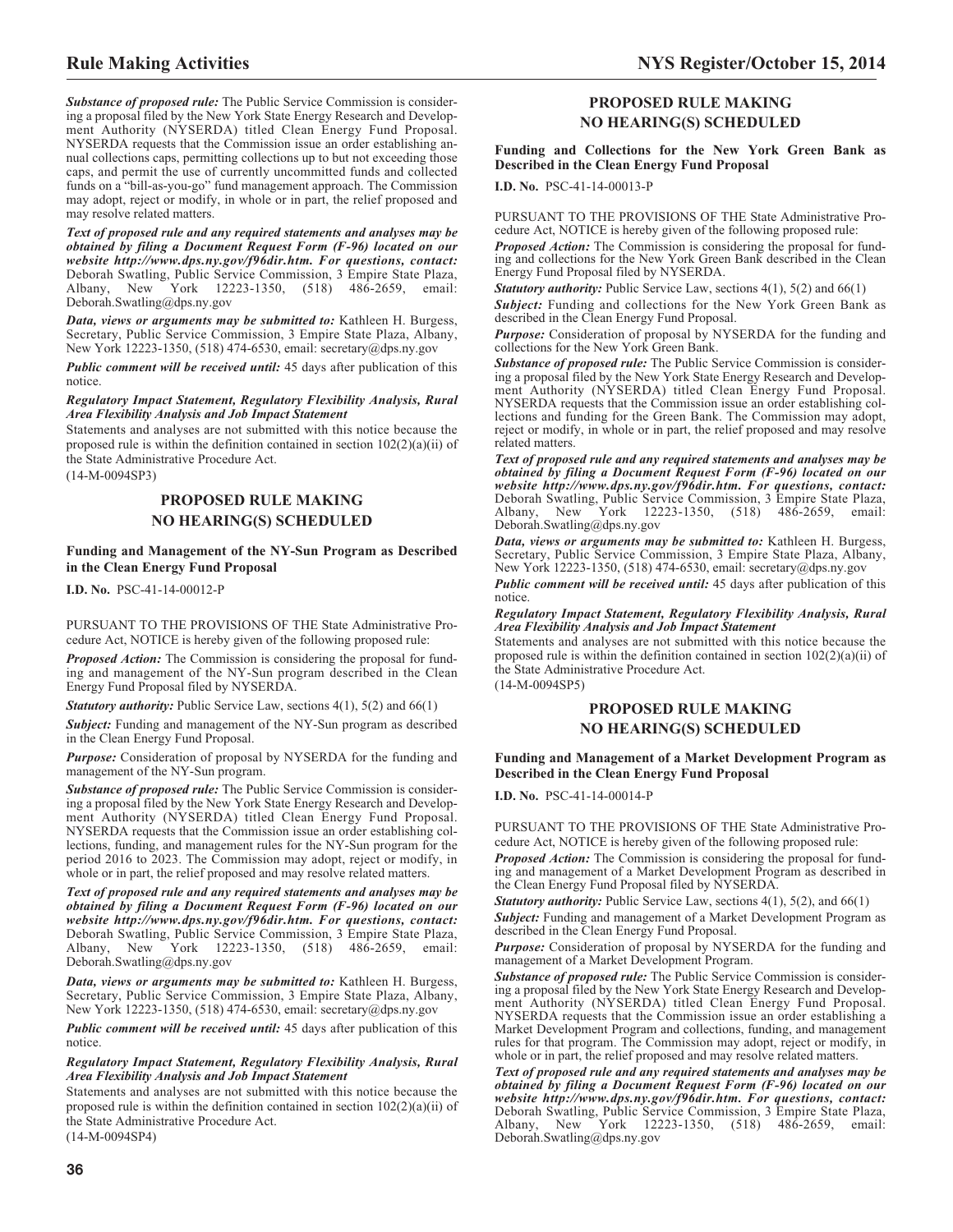***Substance of proposed rule:*** The Public Service Commission is considering a proposal filed by the New York State Energy Research and Development Authority (NYSERDA) titled Clean Energy Fund Proposal. NYSERDA requests that the Commission issue an order establishing annual collections caps, permitting collections up to but not exceeding those caps, and permit the use of currently uncommitted funds and collected funds on a "bill-as-you-go" fund management approach. The Commission may adopt, reject or modify, in whole or in part, the relief proposed and may resolve related matters.

***Text of proposed rule and any required statements and analyses may be obtained by filing a Document Request Form (F-96) located on our website http://www.dps.ny.gov/f96dir.htm. For questions, contact:*** Deborah Swatling, Public Service Commission, 3 Empire State Plaza, Albany, New York 12223-1350, (518) 486-2659, email: Deborah.Swatling@dps.ny.gov

***Data, views or arguments may be submitted to:*** Kathleen H. Burgess, Secretary, Public Service Commission, 3 Empire State Plaza, Albany, New York 12223-1350, (518) 474-6530, email: secretary@dps.ny.gov

***Public comment will be received until:*** 45 days after publication of this notice.

***Regulatory Impact Statement, Regulatory Flexibility Analysis, Rural Area Flexibility Analysis and Job Impact Statement***

Statements and analyses are not submitted with this notice because the proposed rule is within the definition contained in section 102(2)(a)(ii) of the State Administrative Procedure Act.

(14-M-0094SP3)

## PROPOSED RULE MAKING NO HEARING(S) SCHEDULED

### Funding and Management of the NY-Sun Program as Described in the Clean Energy Fund Proposal

**I.D. No.** PSC-41-14-00012-P

PURSUANT TO THE PROVISIONS OF THE State Administrative Procedure Act, NOTICE is hereby given of the following proposed rule:

***Proposed Action:*** The Commission is considering the proposal for funding and management of the NY-Sun program described in the Clean Energy Fund Proposal filed by NYSERDA.

***Statutory authority:*** Public Service Law, sections 4(1), 5(2) and 66(1)

***Subject:*** Funding and management of the NY-Sun program as described in the Clean Energy Fund Proposal.

***Purpose:*** Consideration of proposal by NYSERDA for the funding and management of the NY-Sun program.

***Substance of proposed rule:*** The Public Service Commission is considering a proposal filed by the New York State Energy Research and Development Authority (NYSERDA) titled Clean Energy Fund Proposal. NYSERDA requests that the Commission issue an order establishing collections, funding, and management rules for the NY-Sun program for the period 2016 to 2023. The Commission may adopt, reject or modify, in whole or in part, the relief proposed and may resolve related matters.

***Text of proposed rule and any required statements and analyses may be obtained by filing a Document Request Form (F-96) located on our website http://www.dps.ny.gov/f96dir.htm. For questions, contact:*** Deborah Swatling, Public Service Commission, 3 Empire State Plaza, Albany, New York 12223-1350, (518) 486-2659, email: Deborah.Swatling@dps.ny.gov

***Data, views or arguments may be submitted to:*** Kathleen H. Burgess, Secretary, Public Service Commission, 3 Empire State Plaza, Albany, New York 12223-1350, (518) 474-6530, email: secretary@dps.ny.gov

***Public comment will be received until:*** 45 days after publication of this notice.

***Regulatory Impact Statement, Regulatory Flexibility Analysis, Rural Area Flexibility Analysis and Job Impact Statement***

Statements and analyses are not submitted with this notice because the proposed rule is within the definition contained in section 102(2)(a)(ii) of the State Administrative Procedure Act.

(14-M-0094SP4)

## PROPOSED RULE MAKING NO HEARING(S) SCHEDULED

### Funding and Collections for the New York Green Bank as Described in the Clean Energy Fund Proposal

**I.D. No.** PSC-41-14-00013-P

PURSUANT TO THE PROVISIONS OF THE State Administrative Procedure Act, NOTICE is hereby given of the following proposed rule:

***Proposed Action:*** The Commission is considering the proposal for funding and collections for the New York Green Bank described in the Clean Energy Fund Proposal filed by NYSERDA.

***Statutory authority:*** Public Service Law, sections 4(1), 5(2) and 66(1)

***Subject:*** Funding and collections for the New York Green Bank as described in the Clean Energy Fund Proposal.

***Purpose:*** Consideration of proposal by NYSERDA for the funding and collections for the New York Green Bank.

***Substance of proposed rule:*** The Public Service Commission is considering a proposal filed by the New York State Energy Research and Development Authority (NYSERDA) titled Clean Energy Fund Proposal. NYSERDA requests that the Commission issue an order establishing collections and funding for the Green Bank. The Commission may adopt, reject or modify, in whole or in part, the relief proposed and may resolve related matters.

***Text of proposed rule and any required statements and analyses may be obtained by filing a Document Request Form (F-96) located on our website http://www.dps.ny.gov/f96dir.htm. For questions, contact:*** Deborah Swatling, Public Service Commission, 3 Empire State Plaza, Albany, New York 12223-1350, (518) 486-2659, email: Deborah.Swatling@dps.ny.gov

***Data, views or arguments may be submitted to:*** Kathleen H. Burgess, Secretary, Public Service Commission, 3 Empire State Plaza, Albany, New York 12223-1350, (518) 474-6530, email: secretary@dps.ny.gov

***Public comment will be received until:*** 45 days after publication of this notice.

***Regulatory Impact Statement, Regulatory Flexibility Analysis, Rural Area Flexibility Analysis and Job Impact Statement***

Statements and analyses are not submitted with this notice because the proposed rule is within the definition contained in section 102(2)(a)(ii) of the State Administrative Procedure Act.

(14-M-0094SP5)

## PROPOSED RULE MAKING NO HEARING(S) SCHEDULED

### Funding and Management of a Market Development Program as Described in the Clean Energy Fund Proposal

**I.D. No.** PSC-41-14-00014-P

PURSUANT TO THE PROVISIONS OF THE State Administrative Procedure Act, NOTICE is hereby given of the following proposed rule:

***Proposed Action:*** The Commission is considering the proposal for funding and management of a Market Development Program as described in the Clean Energy Fund Proposal filed by NYSERDA.

***Statutory authority:*** Public Service Law, sections 4(1), 5(2), and 66(1)

***Subject:*** Funding and management of a Market Development Program as described in the Clean Energy Fund Proposal.

***Purpose:*** Consideration of proposal by NYSERDA for the funding and management of a Market Development Program.

***Substance of proposed rule:*** The Public Service Commission is considering a proposal filed by the New York State Energy Research and Development Authority (NYSERDA) titled Clean Energy Fund Proposal. NYSERDA requests that the Commission issue an order establishing a Market Development Program and collections, funding, and management rules for that program. The Commission may adopt, reject or modify, in whole or in part, the relief proposed and may resolve related matters.

***Text of proposed rule and any required statements and analyses may be obtained by filing a Document Request Form (F-96) located on our website http://www.dps.ny.gov/f96dir.htm. For questions, contact:*** Deborah Swatling, Public Service Commission, 3 Empire State Plaza, Albany, New York 12223-1350, (518) 486-2659, email: Deborah.Swatling@dps.ny.gov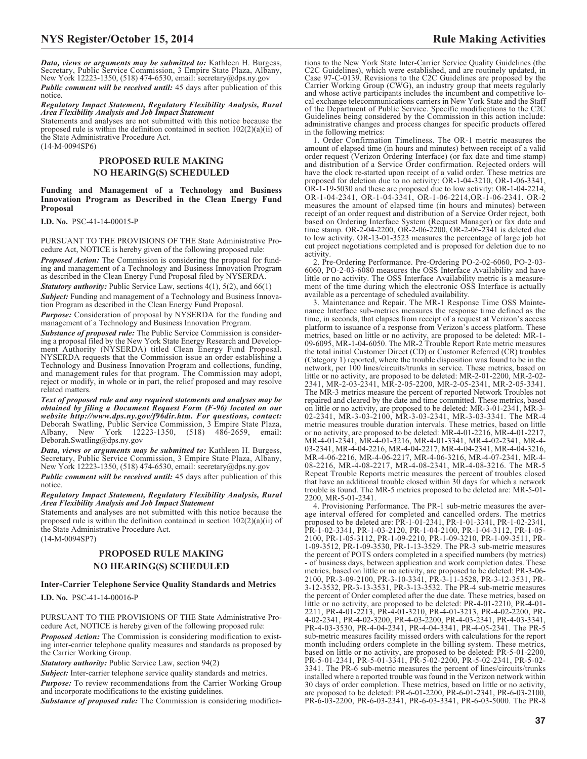***Data, views or arguments may be submitted to:*** Kathleen H. Burgess, Secretary, Public Service Commission, 3 Empire State Plaza, Albany, New York 12223-1350, (518) 474-6530, email: secretary@dps.ny.gov

***Public comment will be received until:*** 45 days after publication of this notice.

***Regulatory Impact Statement, Regulatory Flexibility Analysis, Rural Area Flexibility Analysis and Job Impact Statement***

Statements and analyses are not submitted with this notice because the proposed rule is within the definition contained in section 102(2)(a)(ii) of the State Administrative Procedure Act.

(14-M-0094SP6)

## PROPOSED RULE MAKING NO HEARING(S) SCHEDULED

### Funding and Management of a Technology and Business Innovation Program as Described in the Clean Energy Fund Proposal

**I.D. No.** PSC-41-14-00015-P

PURSUANT TO THE PROVISIONS OF THE State Administrative Procedure Act, NOTICE is hereby given of the following proposed rule:

***Proposed Action:*** The Commission is considering the proposal for funding and management of a Technology and Business Innovation Program as described in the Clean Energy Fund Proposal filed by NYSERDA.

***Statutory authority:*** Public Service Law, sections 4(1), 5(2), and 66(1)

***Subject:*** Funding and management of a Technology and Business Innovation Program as described in the Clean Energy Fund Proposal.

***Purpose:*** Consideration of proposal by NYSERDA for the funding and management of a Technology and Business Innovation Program.

***Substance of proposed rule:*** The Public Service Commission is considering a proposal filed by the New York State Energy Research and Development Authority (NYSERDA) titled Clean Energy Fund Proposal. NYSERDA requests that the Commission issue an order establishing a Technology and Business Innovation Program and collections, funding, and management rules for that program. The Commission may adopt, reject or modify, in whole or in part, the relief proposed and may resolve related matters.

***Text of proposed rule and any required statements and analyses may be obtained by filing a Document Request Form (F-96) located on our website http://www.dps.ny.gov/f96dir.htm. For questions, contact:*** Deborah Swatling, Public Service Commission, 3 Empire State Plaza, Albany, New York 12223-1350, (518) 486-2659, email: Deborah.Swatling@dps.ny.gov

***Data, views or arguments may be submitted to:*** Kathleen H. Burgess, Secretary, Public Service Commission, 3 Empire State Plaza, Albany, New York 12223-1350, (518) 474-6530, email: secretary@dps.ny.gov

***Public comment will be received until:*** 45 days after publication of this notice.

***Regulatory Impact Statement, Regulatory Flexibility Analysis, Rural Area Flexibility Analysis and Job Impact Statement***

Statements and analyses are not submitted with this notice because the proposed rule is within the definition contained in section 102(2)(a)(ii) of the State Administrative Procedure Act.

(14-M-0094SP7)

## PROPOSED RULE MAKING NO HEARING(S) SCHEDULED

### Inter-Carrier Telephone Service Quality Standards and Metrics

**I.D. No.** PSC-41-14-00016-P

PURSUANT TO THE PROVISIONS OF THE State Administrative Procedure Act, NOTICE is hereby given of the following proposed rule:

***Proposed Action:*** The Commission is considering modification to existing inter-carrier telephone quality measures and standards as proposed by the Carrier Working Group.

***Statutory authority:*** Public Service Law, section 94(2)

***Subject:*** Inter-carrier telephone service quality standards and metrics.

***Purpose:*** To review recommendations from the Carrier Working Group and incorporate modifications to the existing guidelines.

***Substance of proposed rule:*** The Commission is considering modifications to the New York State Inter-Carrier Service Quality Guidelines (the C2C Guidelines), which were established, and are routinely updated, in Case 97-C-0139. Revisions to the C2C Guidelines are proposed by the Carrier Working Group (CWG), an industry group that meets regularly and whose active participants includes the incumbent and competitive local exchange telecommunications carriers in New York State and the Staff of the Department of Public Service. Specific modifications to the C2C Guidelines being considered by the Commission in this action include: administrative changes and process changes for specific products offered in the following metrics:

1. Order Confirmation Timeliness. The OR-1 metric measures the amount of elapsed time (in hours and minutes) between receipt of a valid order request (Verizon Ordering Interface) (or fax date and time stamp) and distribution of a Service Order confirmation. Rejected orders will have the clock re-started upon receipt of a valid order. These metrics are proposed for deletion due to no activity: OR-1-04-3210, OR-1-06-3341, OR-1-19-5030 and these are proposed due to low activity: OR-1-04-2214, OR-1-04-2341, OR-1-04-3341, OR-1-06-2214,OR-1-06-2341. OR-2 measures the amount of elapsed time (in hours and minutes) between receipt of an order request and distribution of a Service Order reject, both based on Ordering Interface System (Request Manager) or fax date and time stamp. OR-2-04-2200, OR-2-06-2200, OR-2-06-2341 is deleted due to low activity. OR-13-01-3523 measures the percentage of large job hot cut project negotiations completed and is proposed for deletion due to no activity.

2. Pre-Ordering Performance. Pre-Ordering PO-2-02-6060, PO-2-03-6060, PO-2-03-6080 measures the OSS Interface Availability and have little or no activity. The OSS Interface Availability metric is a measurement of the time during which the electronic OSS Interface is actually available as a percentage of scheduled availability.

3. Maintenance and Repair. The MR-1 Response Time OSS Maintenance Interface sub-metrics measures the response time defined as the time, in seconds, that elapses from receipt of a request at Verizon's access platform to issuance of a response from Verizon's access platform. These metrics, based on little or no activity, are proposed to be deleted: MR-1-09-6095, MR-1-04-6050. The MR-2 Trouble Report Rate metric measures the total initial Customer Direct (CD) or Customer Referred (CR) troubles (Category 1) reported, where the trouble disposition was found to be in the network, per 100 lines/circuits/trunks in service. These metrics, based on little or no activity, are proposed to be deleted: MR-2-01-2200, MR-2-02-2341, MR-2-03-2341, MR-2-05-2200, MR-2-05-2341, MR-2-05-3341. The MR-3 metrics measure the percent of reported Network Troubles not repaired and cleared by the date and time committed. These metrics, based on little or no activity, are proposed to be deleted: MR-3-01-2341, MR-3-02-2341, MR-3-03-2100, MR-3-03-2341, MR-3-03-3341. The MR-4 metric measures trouble duration intervals. These metrics, based on little or no activity, are proposed to be deleted: MR-4-01-2216, MR-4-01-2217, MR-4-01-2341, MR-4-01-3216, MR-4-01-3341, MR-4-02-2341, MR-4-03-2341, MR-4-04-2216, MR-4-04-2217, MR-4-04-2341, MR-4-04-3216, MR-4-06-2216, MR-4-06-2217, MR-4-06-3216, MR-4-07-2341, MR-4-08-2216, MR-4-08-2217, MR-4-08-2341, MR-4-08-3216. The MR-5 Repeat Trouble Reports metric measures the percent of troubles closed that have an additional trouble closed within 30 days for which a network trouble is found. The MR-5 metrics proposed to be deleted are: MR-5-01-2200, MR-5-01-2341.

4. Provisioning Performance. The PR-1 sub-metric measures the average interval offered for completed and cancelled orders. The metrics proposed to be deleted are: PR-1-01-2341, PR-1-01-3341, PR-1-02-2341, PR-1-02-3341, PR-1-03-2120, PR-1-04-2100, PR-1-04-3112, PR-1-05-2100, PR-1-05-3112, PR-1-09-2210, PR-1-09-3210, PR-1-09-3511, PR-1-09-3512, PR-1-09-3530, PR-1-13-3529. The PR-3 sub-metric measures the percent of POTS orders completed in a specified numbers (by metrics) - of business days, between application and work completion dates. These metrics, based on little or no activity, are proposed to be deleted: PR-3-06-2100, PR-3-09-2100, PR-3-10-3341, PR-3-11-3528, PR-3-12-3531, PR-3-12-3532, PR-3-13-3531, PR-3-13-3532. The PR-4 sub-metric measures the percent of Order completed after the due date. These metrics, based on little or no activity, are proposed to be deleted: PR-4-01-2210, PR-4-01-2211, PR-4-01-2213, PR-4-01-3210, PR-4-01-3213, PR-4-02-2200, PR-4-02-2341, PR-4-02-3200, PR-4-03-2200, PR-4-03-2341, PR-4-03-3341, PR-4-03-3530, PR-4-04-2341, PR-4-04-3341, PR-4-05-2341. The PR-5 sub-metric measures facility missed orders with calculations for the report month including orders complete in the billing system. These metrics, based on little or no activity, are proposed to be deleted: PR-5-01-2200, PR-5-01-2341, PR-5-01-3341, PR-5-02-2200, PR-5-02-2341, PR-5-02-3341. The PR-6 sub-metric measures the percent of lines/circuits/trunks installed where a reported trouble was found in the Verizon network within 30 days of order completion. These metrics, based on little or no activity, are proposed to be deleted: PR-6-01-2200, PR-6-01-2341, PR-6-03-2100, PR-6-03-2200, PR-6-03-2341, PR-6-03-3341, PR-6-03-5000. The PR-8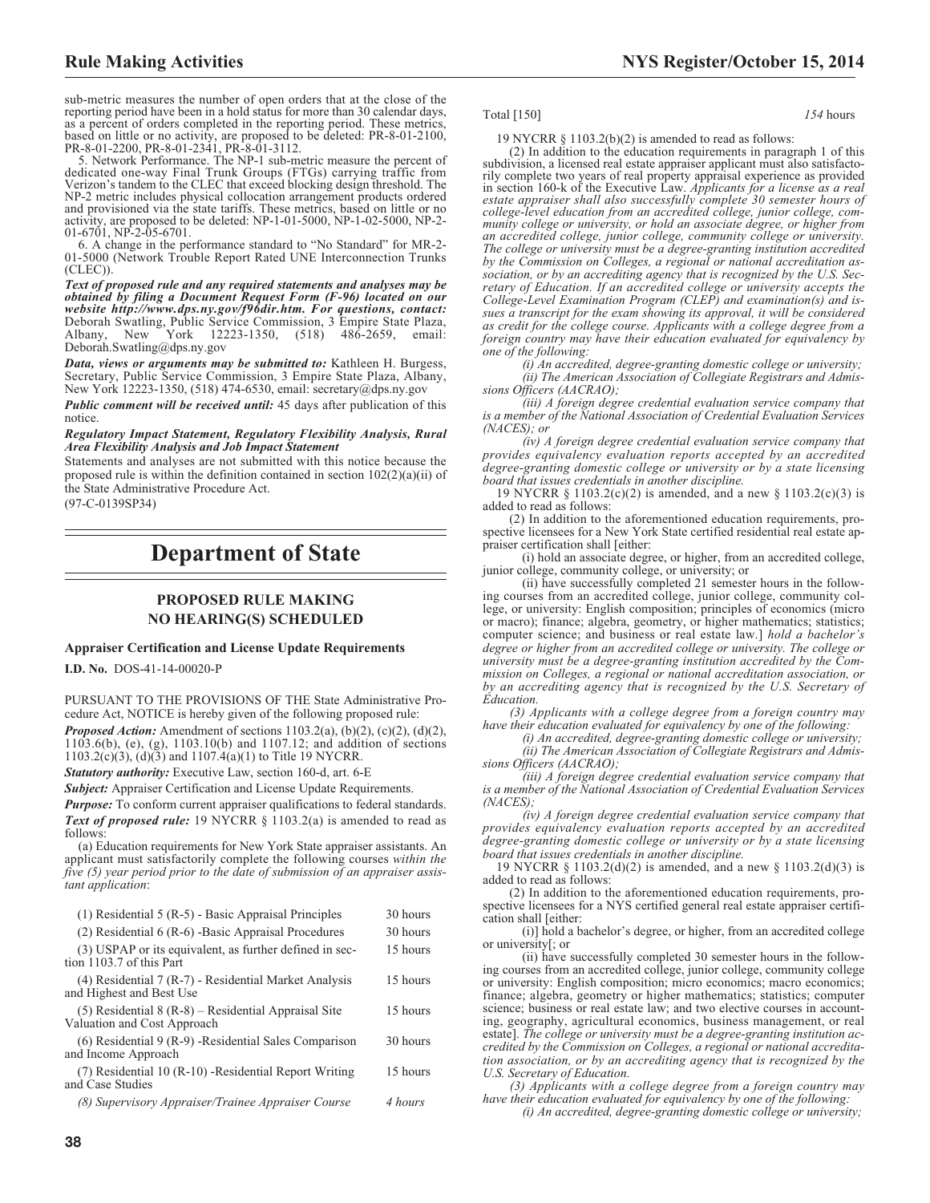sub-metric measures the number of open orders that at the close of the reporting period have been in a hold status for more than 30 calendar days, as a percent of orders completed in the reporting period. These metrics, based on little or no activity, are proposed to be deleted: PR-8-01-2100, PR-8-01-2200, PR-8-01-2341, PR-8-01-3112.

5. Network Performance. The NP-1 sub-metric measure the percent of dedicated one-way Final Trunk Groups (FTGs) carrying traffic from Verizon's tandem to the CLEC that exceed blocking design threshold. The NP-2 metric includes physical collocation arrangement products ordered and provisioned via the state tariffs. These metrics, based on little or no activity, are proposed to be deleted: NP-1-01-5000, NP-1-02-5000, NP-2-01-6701, NP-2-05-6701.

6. A change in the performance standard to "No Standard" for MR-2-01-5000 (Network Trouble Report Rated UNE Interconnection Trunks (CLEC)).

***Text of proposed rule and any required statements and analyses may be obtained by filing a Document Request Form (F-96) located on our website http://www.dps.ny.gov/f96dir.htm. For questions, contact:*** Deborah Swatling, Public Service Commission, 3 Empire State Plaza, Albany, New York 12223-1350, (518) 486-2659, email: Deborah.Swatling@dps.ny.gov

***Data, views or arguments may be submitted to:*** Kathleen H. Burgess, Secretary, Public Service Commission, 3 Empire State Plaza, Albany, New York 12223-1350, (518) 474-6530, email: secretary@dps.ny.gov

***Public comment will be received until:*** 45 days after publication of this notice.

***Regulatory Impact Statement, Regulatory Flexibility Analysis, Rural Area Flexibility Analysis and Job Impact Statement***

Statements and analyses are not submitted with this notice because the proposed rule is within the definition contained in section 102(2)(a)(ii) of the State Administrative Procedure Act.

(97-C-0139SP34)

# Department of State

## PROPOSED RULE MAKING
## NO HEARING(S) SCHEDULED

**Appraiser Certification and License Update Requirements**

**I.D. No.** DOS-41-14-00020-P

PURSUANT TO THE PROVISIONS OF THE State Administrative Procedure Act, NOTICE is hereby given of the following proposed rule:

***Proposed Action:*** Amendment of sections 1103.2(a), (b)(2), (c)(2), (d)(2), 1103.6(b), (e), (g), 1103.10(b) and 1107.12; and addition of sections 1103.2(c)(3), (d)(3) and 1107.4(a)(1) to Title 19 NYCRR.

***Statutory authority:*** Executive Law, section 160-d, art. 6-E

***Subject:*** Appraiser Certification and License Update Requirements.

***Purpose:*** To conform current appraiser qualifications to federal standards.

***Text of proposed rule:*** 19 NYCRR § 1103.2(a) is amended to read as follows:

(a) Education requirements for New York State appraiser assistants. An applicant must satisfactorily complete the following courses *within the five (5) year period prior to the date of submission of an appraiser assistant application*:

| | |
|---|---|
| (1) Residential 5 (R-5) - Basic Appraisal Principles | 30 hours |
| (2) Residential 6 (R-6) -Basic Appraisal Procedures | 30 hours |
| (3) USPAP or its equivalent, as further defined in section 1103.7 of this Part | 15 hours |
| (4) Residential 7 (R-7) - Residential Market Analysis and Highest and Best Use | 15 hours |
| (5) Residential 8 (R-8) – Residential Appraisal Site Valuation and Cost Approach | 15 hours |
| (6) Residential 9 (R-9) -Residential Sales Comparison and Income Approach | 30 hours |
| (7) Residential 10 (R-10) -Residential Report Writing and Case Studies | 15 hours |
| *(8) Supervisory Appraiser/Trainee Appraiser Course* | *4 hours* |
| Total [150] | *154* hours |

19 NYCRR § 1103.2(b)(2) is amended to read as follows:

(2) In addition to the education requirements in paragraph 1 of this subdivision, a licensed real estate appraiser applicant must also satisfactorily complete two years of real property appraisal experience as provided in section 160-k of the Executive Law. *Applicants for a license as a real estate appraiser shall also successfully complete 30 semester hours of college-level education from an accredited college, junior college, community college or university, or hold an associate degree, or higher from an accredited college, junior college, community college or university. The college or university must be a degree-granting institution accredited by the Commission on Colleges, a regional or national accreditation association, or by an accrediting agency that is recognized by the U.S. Secretary of Education. If an accredited college or university accepts the College-Level Examination Program (CLEP) and examination(s) and issues a transcript for the exam showing its approval, it will be considered as credit for the college course. Applicants with a college degree from a foreign country may have their education evaluated for equivalency by one of the following:*

*(i) An accredited, degree-granting domestic college or university;*

*(ii) The American Association of Collegiate Registrars and Admissions Officers (AACRAO);*

*(iii) A foreign degree credential evaluation service company that is a member of the National Association of Credential Evaluation Services (NACES); or*

*(iv) A foreign degree credential evaluation service company that provides equivalency evaluation reports accepted by an accredited degree-granting domestic college or university or by a state licensing board that issues credentials in another discipline.*

19 NYCRR § 1103.2(c)(2) is amended, and a new § 1103.2(c)(3) is added to read as follows:

(2) In addition to the aforementioned education requirements, prospective licensees for a New York State certified residential real estate appraiser certification shall [either:

(i) hold an associate degree, or higher, from an accredited college, junior college, community college, or university; or

(ii) have successfully completed 21 semester hours in the following courses from an accredited college, junior college, community college, or university: English composition; principles of economics (micro or macro); finance; algebra, geometry, or higher mathematics; statistics; computer science; and business or real estate law.] *hold a bachelor's degree or higher from an accredited college or university. The college or university must be a degree-granting institution accredited by the Commission on Colleges, a regional or national accreditation association, or by an accrediting agency that is recognized by the U.S. Secretary of Education.*

*(3) Applicants with a college degree from a foreign country may have their education evaluated for equivalency by one of the following:*

*(i) An accredited, degree-granting domestic college or university;*

*(ii) The American Association of Collegiate Registrars and Admissions Officers (AACRAO);*

*(iii) A foreign degree credential evaluation service company that is a member of the National Association of Credential Evaluation Services (NACES);*

*(iv) A foreign degree credential evaluation service company that provides equivalency evaluation reports accepted by an accredited degree-granting domestic college or university or by a state licensing board that issues credentials in another discipline.*

19 NYCRR § 1103.2(d)(2) is amended, and a new § 1103.2(d)(3) is added to read as follows:

(2) In addition to the aforementioned education requirements, prospective licensees for a NYS certified general real estate appraiser certification shall [either:

(i)] hold a bachelor's degree, or higher, from an accredited college or university[; or

(ii) have successfully completed 30 semester hours in the following courses from an accredited college, junior college, community college or university: English composition; micro economics; macro economics; finance; algebra, geometry or higher mathematics; statistics; computer science; business or real estate law; and two elective courses in accounting, geography, agricultural economics, business management, or real estate]. *The college or university must be a degree-granting institution accredited by the Commission on Colleges, a regional or national accreditation association, or by an accrediting agency that is recognized by the U.S. Secretary of Education.*

*(3) Applicants with a college degree from a foreign country may have their education evaluated for equivalency by one of the following:*

*(i) An accredited, degree-granting domestic college or university;*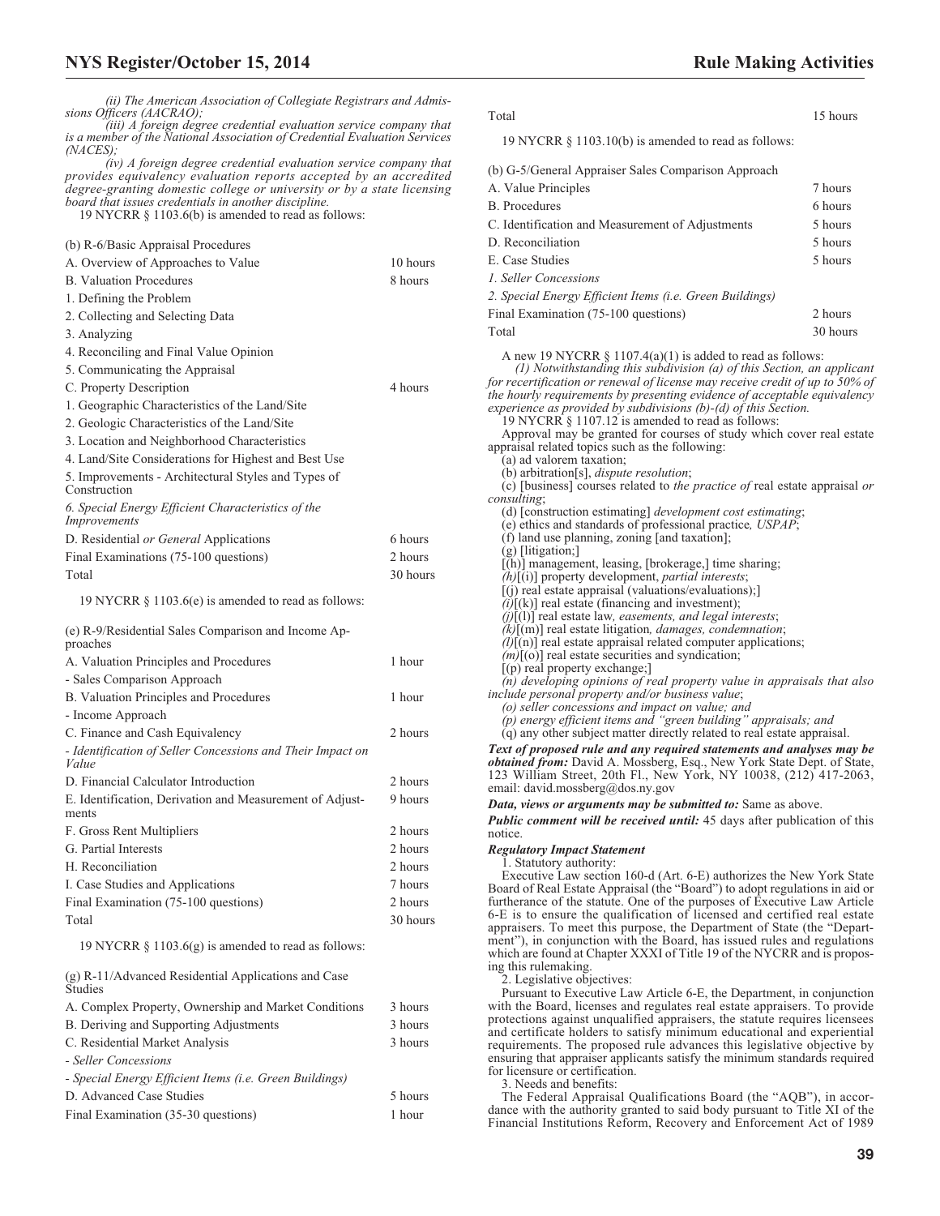*(ii) The American Association of Collegiate Registrars and Admissions Officers (AACRAO);*

*(iii) A foreign degree credential evaluation service company that is a member of the National Association of Credential Evaluation Services (NACES);*

*(iv) A foreign degree credential evaluation service company that provides equivalency evaluation reports accepted by an accredited degree-granting domestic college or university or by a state licensing board that issues credentials in another discipline.*

19 NYCRR § 1103.6(b) is amended to read as follows:

| (b) R-6/Basic Appraisal Procedures | |
|---|---|
| A. Overview of Approaches to Value | 10 hours |
| B. Valuation Procedures | 8 hours |
| 1. Defining the Problem | |
| 2. Collecting and Selecting Data | |
| 3. Analyzing | |
| 4. Reconciling and Final Value Opinion | |
| 5. Communicating the Appraisal | |
| C. Property Description | 4 hours |
| 1. Geographic Characteristics of the Land/Site | |
| 2. Geologic Characteristics of the Land/Site | |
| 3. Location and Neighborhood Characteristics | |
| 4. Land/Site Considerations for Highest and Best Use | |
| 5. Improvements - Architectural Styles and Types of Construction | |
| *6. Special Energy Efficient Characteristics of the Improvements* | |
| D. Residential *or General* Applications | 6 hours |
| Final Examinations (75-100 questions) | 2 hours |
| Total | 30 hours |

19 NYCRR § 1103.6(e) is amended to read as follows:

| (e) R-9/Residential Sales Comparison and Income Approaches | |
|---|---|
| A. Valuation Principles and Procedures | 1 hour |
| - Sales Comparison Approach | |
| B. Valuation Principles and Procedures | 1 hour |
| - Income Approach | |
| C. Finance and Cash Equivalency | 2 hours |
| *- Identification of Seller Concessions and Their Impact on Value* | |
| D. Financial Calculator Introduction | 2 hours |
| E. Identification, Derivation and Measurement of Adjustments | 9 hours |
| F. Gross Rent Multipliers | 2 hours |
| G. Partial Interests | 2 hours |
| H. Reconciliation | 2 hours |
| I. Case Studies and Applications | 7 hours |
| Final Examination (75-100 questions) | 2 hours |
| Total | 30 hours |

19 NYCRR § 1103.6(g) is amended to read as follows:

| (g) R-11/Advanced Residential Applications and Case Studies | |
|---|---|
| A. Complex Property, Ownership and Market Conditions | 3 hours |
| B. Deriving and Supporting Adjustments | 3 hours |
| C. Residential Market Analysis | 3 hours |
| *- Seller Concessions* | |
| *- Special Energy Efficient Items (i.e. Green Buildings)* | |
| D. Advanced Case Studies | 5 hours |
| Final Examination (35-30 questions) | 1 hour |
| Total | 15 hours |

19 NYCRR § 1103.10(b) is amended to read as follows:

| (b) G-5/General Appraiser Sales Comparison Approach | |
|---|---|
| A. Value Principles | 7 hours |
| B. Procedures | 6 hours |
| C. Identification and Measurement of Adjustments | 5 hours |
| D. Reconciliation | 5 hours |
| E. Case Studies | 5 hours |
| *1. Seller Concessions* | |
| *2. Special Energy Efficient Items (i.e. Green Buildings)* | |
| Final Examination (75-100 questions) | 2 hours |
| Total | 30 hours |

A new 19 NYCRR § 1107.4(a)(1) is added to read as follows:

*(1) Notwithstanding this subdivision (a) of this Section, an applicant for recertification or renewal of license may receive credit of up to 50% of the hourly requirements by presenting evidence of acceptable equivalency experience as provided by subdivisions (b)-(d) of this Section.*

19 NYCRR § 1107.12 is amended to read as follows:

Approval may be granted for courses of study which cover real estate appraisal related topics such as the following:

(a) ad valorem taxation;

(b) arbitration[s], *dispute resolution*;

(c) [business] courses related to *the practice of* real estate appraisal *or consulting*;

(d) [construction estimating] *development cost estimating*;

(e) ethics and standards of professional practice*, USPAP*;

(f) land use planning, zoning [and taxation];

(g) [litigation;]

[(h)] management, leasing, [brokerage,] time sharing;

*(h)*[(i)] property development, *partial interests*;

[(j) real estate appraisal (valuations/evaluations);]

*(i)*[(k)] real estate (financing and investment);

*(j)*[(l)] real estate law*, easements, and legal interests*;

*(k)*[(m)] real estate litigation*, damages, condemnation*;

*(l)*[(n)] real estate appraisal related computer applications;

*(m)*[(o)] real estate securities and syndication;

[(p) real property exchange;]

*(n) developing opinions of real property value in appraisals that also include personal property and/or business value*;

*(o) seller concessions and impact on value; and*

*(p) energy efficient items and "green building" appraisals; and*

(q) any other subject matter directly related to real estate appraisal.

***Text of proposed rule and any required statements and analyses may be obtained from:*** David A. Mossberg, Esq., New York State Dept. of State, 123 William Street, 20th Fl., New York, NY 10038, (212) 417-2063, email: david.mossberg@dos.ny.gov

***Data, views or arguments may be submitted to:*** Same as above.

***Public comment will be received until:*** 45 days after publication of this notice.

***Regulatory Impact Statement***

1. Statutory authority:

Executive Law section 160-d (Art. 6-E) authorizes the New York State Board of Real Estate Appraisal (the "Board") to adopt regulations in aid or furtherance of the statute. One of the purposes of Executive Law Article 6-E is to ensure the qualification of licensed and certified real estate appraisers. To meet this purpose, the Department of State (the "Department"), in conjunction with the Board, has issued rules and regulations which are found at Chapter XXXI of Title 19 of the NYCRR and is proposing this rulemaking.

2. Legislative objectives:

Pursuant to Executive Law Article 6-E, the Department, in conjunction with the Board, licenses and regulates real estate appraisers. To provide protections against unqualified appraisers, the statute requires licensees and certificate holders to satisfy minimum educational and experiential requirements. The proposed rule advances this legislative objective by ensuring that appraiser applicants satisfy the minimum standards required for licensure or certification.

3. Needs and benefits:

The Federal Appraisal Qualifications Board (the "AQB"), in accordance with the authority granted to said body pursuant to Title XI of the Financial Institutions Reform, Recovery and Enforcement Act of 1989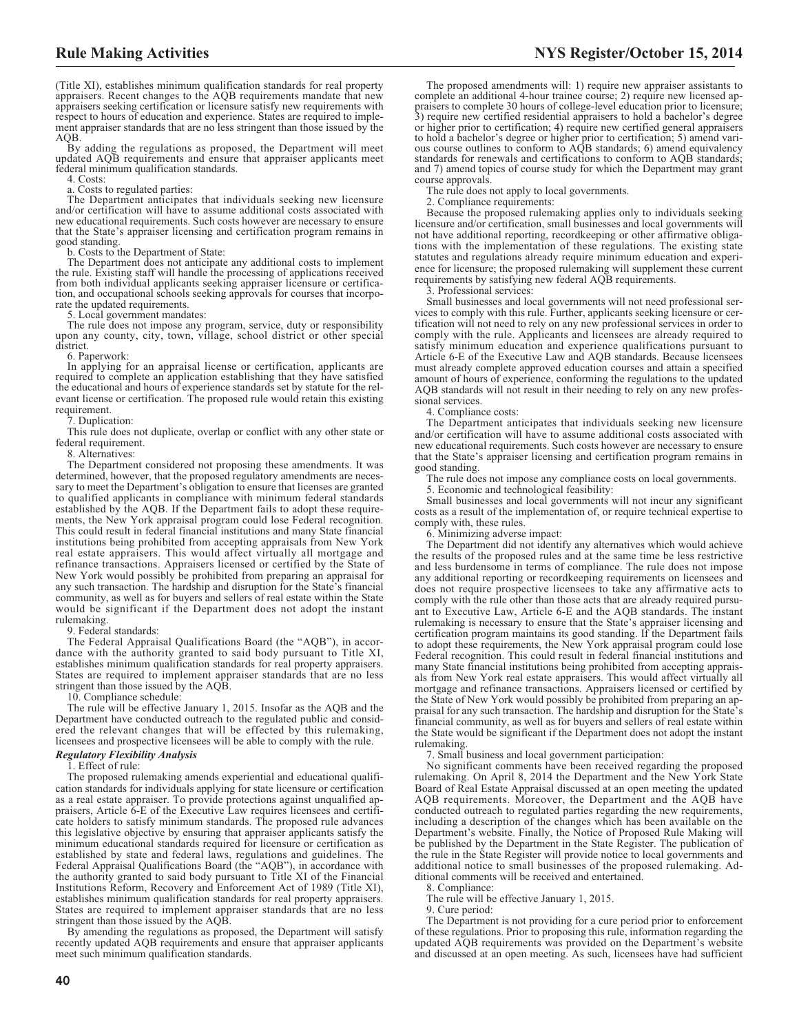(Title XI), establishes minimum qualification standards for real property appraisers. Recent changes to the AQB requirements mandate that new appraisers seeking certification or licensure satisfy new requirements with respect to hours of education and experience. States are required to implement appraiser standards that are no less stringent than those issued by the AQB.

By adding the regulations as proposed, the Department will meet updated AQB requirements and ensure that appraiser applicants meet federal minimum qualification standards.

4. Costs:

a. Costs to regulated parties:

The Department anticipates that individuals seeking new licensure and/or certification will have to assume additional costs associated with new educational requirements. Such costs however are necessary to ensure that the State's appraiser licensing and certification program remains in good standing.

b. Costs to the Department of State:

The Department does not anticipate any additional costs to implement the rule. Existing staff will handle the processing of applications received from both individual applicants seeking appraiser licensure or certification, and occupational schools seeking approvals for courses that incorporate the updated requirements.

5. Local government mandates:

The rule does not impose any program, service, duty or responsibility upon any county, city, town, village, school district or other special district.

6. Paperwork:

In applying for an appraisal license or certification, applicants are required to complete an application establishing that they have satisfied the educational and hours of experience standards set by statute for the relevant license or certification. The proposed rule would retain this existing requirement.

7. Duplication:

This rule does not duplicate, overlap or conflict with any other state or federal requirement.

8. Alternatives:

The Department considered not proposing these amendments. It was determined, however, that the proposed regulatory amendments are necessary to meet the Department's obligation to ensure that licenses are granted to qualified applicants in compliance with minimum federal standards established by the AQB. If the Department fails to adopt these requirements, the New York appraisal program could lose Federal recognition. This could result in federal financial institutions and many State financial institutions being prohibited from accepting appraisals from New York real estate appraisers. This would affect virtually all mortgage and refinance transactions. Appraisers licensed or certified by the State of New York would possibly be prohibited from preparing an appraisal for any such transaction. The hardship and disruption for the State's financial community, as well as for buyers and sellers of real estate within the State would be significant if the Department does not adopt the instant rulemaking.

9. Federal standards:

The Federal Appraisal Qualifications Board (the "AQB"), in accordance with the authority granted to said body pursuant to Title XI, establishes minimum qualification standards for real property appraisers. States are required to implement appraiser standards that are no less stringent than those issued by the AQB.

10. Compliance schedule:

The rule will be effective January 1, 2015. Insofar as the AQB and the Department have conducted outreach to the regulated public and considered the relevant changes that will be effected by this rulemaking, licensees and prospective licensees will be able to comply with the rule.

***Regulatory Flexibility Analysis***

1. Effect of rule:

The proposed rulemaking amends experiential and educational qualification standards for individuals applying for state licensure or certification as a real estate appraiser. To provide protections against unqualified appraisers, Article 6-E of the Executive Law requires licensees and certificate holders to satisfy minimum standards. The proposed rule advances this legislative objective by ensuring that appraiser applicants satisfy the minimum educational standards required for licensure or certification as established by state and federal laws, regulations and guidelines. The Federal Appraisal Qualifications Board (the "AQB"), in accordance with the authority granted to said body pursuant to Title XI of the Financial Institutions Reform, Recovery and Enforcement Act of 1989 (Title XI), establishes minimum qualification standards for real property appraisers. States are required to implement appraiser standards that are no less stringent than those issued by the AQB.

By amending the regulations as proposed, the Department will satisfy recently updated AQB requirements and ensure that appraiser applicants meet such minimum qualification standards.

The proposed amendments will: 1) require new appraiser assistants to complete an additional 4-hour trainee course; 2) require new licensed appraisers to complete 30 hours of college-level education prior to licensure; 3) require new certified residential appraisers to hold a bachelor's degree or higher prior to certification; 4) require new certified general appraisers to hold a bachelor's degree or higher prior to certification; 5) amend various course outlines to conform to AQB standards; 6) amend equivalency standards for renewals and certifications to conform to AQB standards; and 7) amend topics of course study for which the Department may grant course approvals.

The rule does not apply to local governments.

2. Compliance requirements:

Because the proposed rulemaking applies only to individuals seeking licensure and/or certification, small businesses and local governments will not have additional reporting, recordkeeping or other affirmative obligations with the implementation of these regulations. The existing state statutes and regulations already require minimum education and experience for licensure; the proposed rulemaking will supplement these current requirements by satisfying new federal AQB requirements.

3. Professional services:

Small businesses and local governments will not need professional services to comply with this rule. Further, applicants seeking licensure or certification will not need to rely on any new professional services in order to comply with the rule. Applicants and licensees are already required to satisfy minimum education and experience qualifications pursuant to Article 6-E of the Executive Law and AQB standards. Because licensees must already complete approved education courses and attain a specified amount of hours of experience, conforming the regulations to the updated AQB standards will not result in their needing to rely on any new professional services.

4. Compliance costs:

The Department anticipates that individuals seeking new licensure and/or certification will have to assume additional costs associated with new educational requirements. Such costs however are necessary to ensure that the State's appraiser licensing and certification program remains in good standing.

The rule does not impose any compliance costs on local governments.

5. Economic and technological feasibility:

Small businesses and local governments will not incur any significant costs as a result of the implementation of, or require technical expertise to comply with, these rules.

6. Minimizing adverse impact:

The Department did not identify any alternatives which would achieve the results of the proposed rules and at the same time be less restrictive and less burdensome in terms of compliance. The rule does not impose any additional reporting or recordkeeping requirements on licensees and does not require prospective licensees to take any affirmative acts to comply with the rule other than those acts that are already required pursuant to Executive Law, Article 6-E and the AQB standards. The instant rulemaking is necessary to ensure that the State's appraiser licensing and certification program maintains its good standing. If the Department fails to adopt these requirements, the New York appraisal program could lose Federal recognition. This could result in federal financial institutions and many State financial institutions being prohibited from accepting appraisals from New York real estate appraisers. This would affect virtually all mortgage and refinance transactions. Appraisers licensed or certified by the State of New York would possibly be prohibited from preparing an appraisal for any such transaction. The hardship and disruption for the State's financial community, as well as for buyers and sellers of real estate within the State would be significant if the Department does not adopt the instant rulemaking.

7. Small business and local government participation:

No significant comments have been received regarding the proposed rulemaking. On April 8, 2014 the Department and the New York State Board of Real Estate Appraisal discussed at an open meeting the updated AQB requirements. Moreover, the Department and the AQB have conducted outreach to regulated parties regarding the new requirements, including a description of the changes which has been available on the Department's website. Finally, the Notice of Proposed Rule Making will be published by the Department in the State Register. The publication of the rule in the State Register will provide notice to local governments and additional notice to small businesses of the proposed rulemaking. Additional comments will be received and entertained.

8. Compliance:

The rule will be effective January 1, 2015.

9. Cure period:

The Department is not providing for a cure period prior to enforcement of these regulations. Prior to proposing this rule, information regarding the updated AQB requirements was provided on the Department's website and discussed at an open meeting. As such, licensees have had sufficient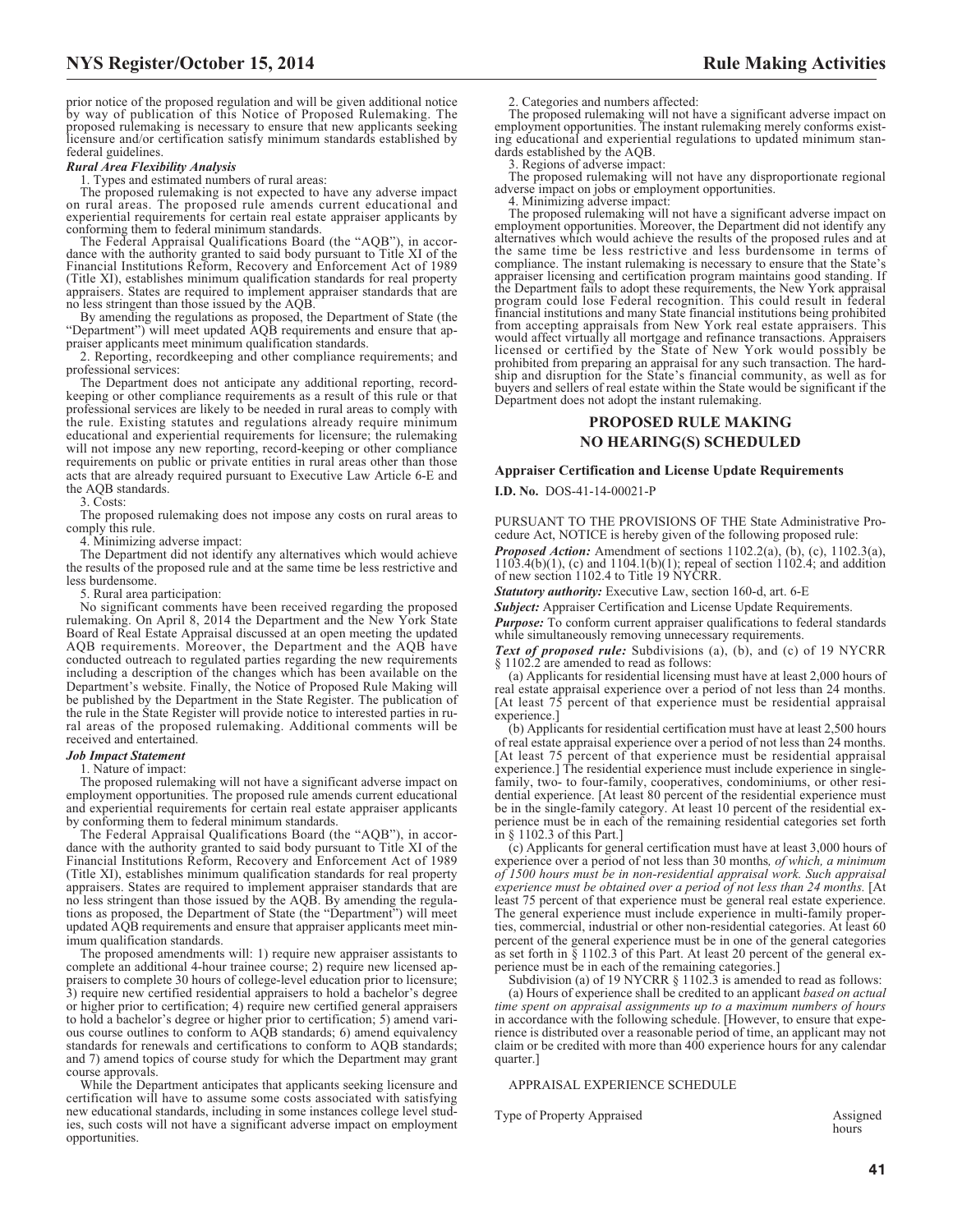prior notice of the proposed regulation and will be given additional notice by way of publication of this Notice of Proposed Rulemaking. The proposed rulemaking is necessary to ensure that new applicants seeking licensure and/or certification satisfy minimum standards established by federal guidelines.

***Rural Area Flexibility Analysis***

1. Types and estimated numbers of rural areas:

The proposed rulemaking is not expected to have any adverse impact on rural areas. The proposed rule amends current educational and experiential requirements for certain real estate appraiser applicants by conforming them to federal minimum standards.

The Federal Appraisal Qualifications Board (the "AQB"), in accordance with the authority granted to said body pursuant to Title XI of the Financial Institutions Reform, Recovery and Enforcement Act of 1989 (Title XI), establishes minimum qualification standards for real property appraisers. States are required to implement appraiser standards that are no less stringent than those issued by the AQB.

By amending the regulations as proposed, the Department of State (the "Department") will meet updated AQB requirements and ensure that appraiser applicants meet minimum qualification standards.

2. Reporting, recordkeeping and other compliance requirements; and professional services:

The Department does not anticipate any additional reporting, recordkeeping or other compliance requirements as a result of this rule or that professional services are likely to be needed in rural areas to comply with the rule. Existing statutes and regulations already require minimum educational and experiential requirements for licensure; the rulemaking will not impose any new reporting, record-keeping or other compliance requirements on public or private entities in rural areas other than those acts that are already required pursuant to Executive Law Article 6-E and the AQB standards.

3. Costs:

The proposed rulemaking does not impose any costs on rural areas to comply this rule.

4. Minimizing adverse impact:

The Department did not identify any alternatives which would achieve the results of the proposed rule and at the same time be less restrictive and less burdensome.

5. Rural area participation:

No significant comments have been received regarding the proposed rulemaking. On April 8, 2014 the Department and the New York State Board of Real Estate Appraisal discussed at an open meeting the updated AQB requirements. Moreover, the Department and the AQB have conducted outreach to regulated parties regarding the new requirements including a description of the changes which has been available on the Department's website. Finally, the Notice of Proposed Rule Making will be published by the Department in the State Register. The publication of the rule in the State Register will provide notice to interested parties in rural areas of the proposed rulemaking. Additional comments will be received and entertained.

***Job Impact Statement***

1. Nature of impact:

The proposed rulemaking will not have a significant adverse impact on employment opportunities. The proposed rule amends current educational and experiential requirements for certain real estate appraiser applicants by conforming them to federal minimum standards.

The Federal Appraisal Qualifications Board (the "AQB"), in accordance with the authority granted to said body pursuant to Title XI of the Financial Institutions Reform, Recovery and Enforcement Act of 1989 (Title XI), establishes minimum qualification standards for real property appraisers. States are required to implement appraiser standards that are no less stringent than those issued by the AQB. By amending the regulations as proposed, the Department of State (the "Department") will meet updated AQB requirements and ensure that appraiser applicants meet minimum qualification standards.

The proposed amendments will: 1) require new appraiser assistants to complete an additional 4-hour trainee course; 2) require new licensed appraisers to complete 30 hours of college-level education prior to licensure; 3) require new certified residential appraisers to hold a bachelor's degree or higher prior to certification; 4) require new certified general appraisers to hold a bachelor's degree or higher prior to certification; 5) amend various course outlines to conform to AQB standards; 6) amend equivalency standards for renewals and certifications to conform to AQB standards; and 7) amend topics of course study for which the Department may grant course approvals.

While the Department anticipates that applicants seeking licensure and certification will have to assume some costs associated with satisfying new educational standards, including in some instances college level studies, such costs will not have a significant adverse impact on employment opportunities.

2. Categories and numbers affected:

The proposed rulemaking will not have a significant adverse impact on employment opportunities. The instant rulemaking merely conforms existing educational and experiential regulations to updated minimum standards established by the AQB.

3. Regions of adverse impact:

The proposed rulemaking will not have any disproportionate regional adverse impact on jobs or employment opportunities.

4. Minimizing adverse impact:

The proposed rulemaking will not have a significant adverse impact on employment opportunities. Moreover, the Department did not identify any alternatives which would achieve the results of the proposed rules and at the same time be less restrictive and less burdensome in terms of compliance. The instant rulemaking is necessary to ensure that the State's appraiser licensing and certification program maintains good standing. If the Department fails to adopt these requirements, the New York appraisal program could lose Federal recognition. This could result in federal financial institutions and many State financial institutions being prohibited from accepting appraisals from New York real estate appraisers. This would affect virtually all mortgage and refinance transactions. Appraisers licensed or certified by the State of New York would possibly be prohibited from preparing an appraisal for any such transaction. The hardship and disruption for the State's financial community, as well as for buyers and sellers of real estate within the State would be significant if the Department does not adopt the instant rulemaking.

## PROPOSED RULE MAKING
## NO HEARING(S) SCHEDULED

### Appraiser Certification and License Update Requirements

**I.D. No.** DOS-41-14-00021-P

PURSUANT TO THE PROVISIONS OF THE State Administrative Procedure Act, NOTICE is hereby given of the following proposed rule:

***Proposed Action:*** Amendment of sections 1102.2(a), (b), (c), 1102.3(a), 1103.4(b)(1), (c) and 1104.1(b)(1); repeal of section 1102.4; and addition of new section 1102.4 to Title 19 NYCRR.

***Statutory authority:*** Executive Law, section 160-d, art. 6-E

***Subject:*** Appraiser Certification and License Update Requirements.

***Purpose:*** To conform current appraiser qualifications to federal standards while simultaneously removing unnecessary requirements.

***Text of proposed rule:*** Subdivisions (a), (b), and (c) of 19 NYCRR § 1102.2 are amended to read as follows:

(a) Applicants for residential licensing must have at least 2,000 hours of real estate appraisal experience over a period of not less than 24 months. [At least 75 percent of that experience must be residential appraisal experience.]

(b) Applicants for residential certification must have at least 2,500 hours of real estate appraisal experience over a period of not less than 24 months. [At least 75 percent of that experience must be residential appraisal experience.] The residential experience must include experience in single-family, two- to four-family, cooperatives, condominiums, or other residential experience. [At least 80 percent of the residential experience must be in the single-family category. At least 10 percent of the residential experience must be in each of the remaining residential categories set forth in § 1102.3 of this Part.]

(c) Applicants for general certification must have at least 3,000 hours of experience over a period of not less than 30 months*, of which, a minimum of 1500 hours must be in non-residential appraisal work. Such appraisal experience must be obtained over a period of not less than 24 months.* [At least 75 percent of that experience must be general real estate experience. The general experience must include experience in multi-family properties, commercial, industrial or other non-residential categories. At least 60 percent of the general experience must be in one of the general categories as set forth in § 1102.3 of this Part. At least 20 percent of the general experience must be in each of the remaining categories.]

Subdivision (a) of 19 NYCRR § 1102.3 is amended to read as follows:

(a) Hours of experience shall be credited to an applicant *based on actual time spent on appraisal assignments up to a maximum numbers of hours* in accordance with the following schedule. [However, to ensure that experience is distributed over a reasonable period of time, an applicant may not claim or be credited with more than 400 experience hours for any calendar quarter.]

APPRAISAL EXPERIENCE SCHEDULE

| Type of Property Appraised | Assigned hours |
|---|---|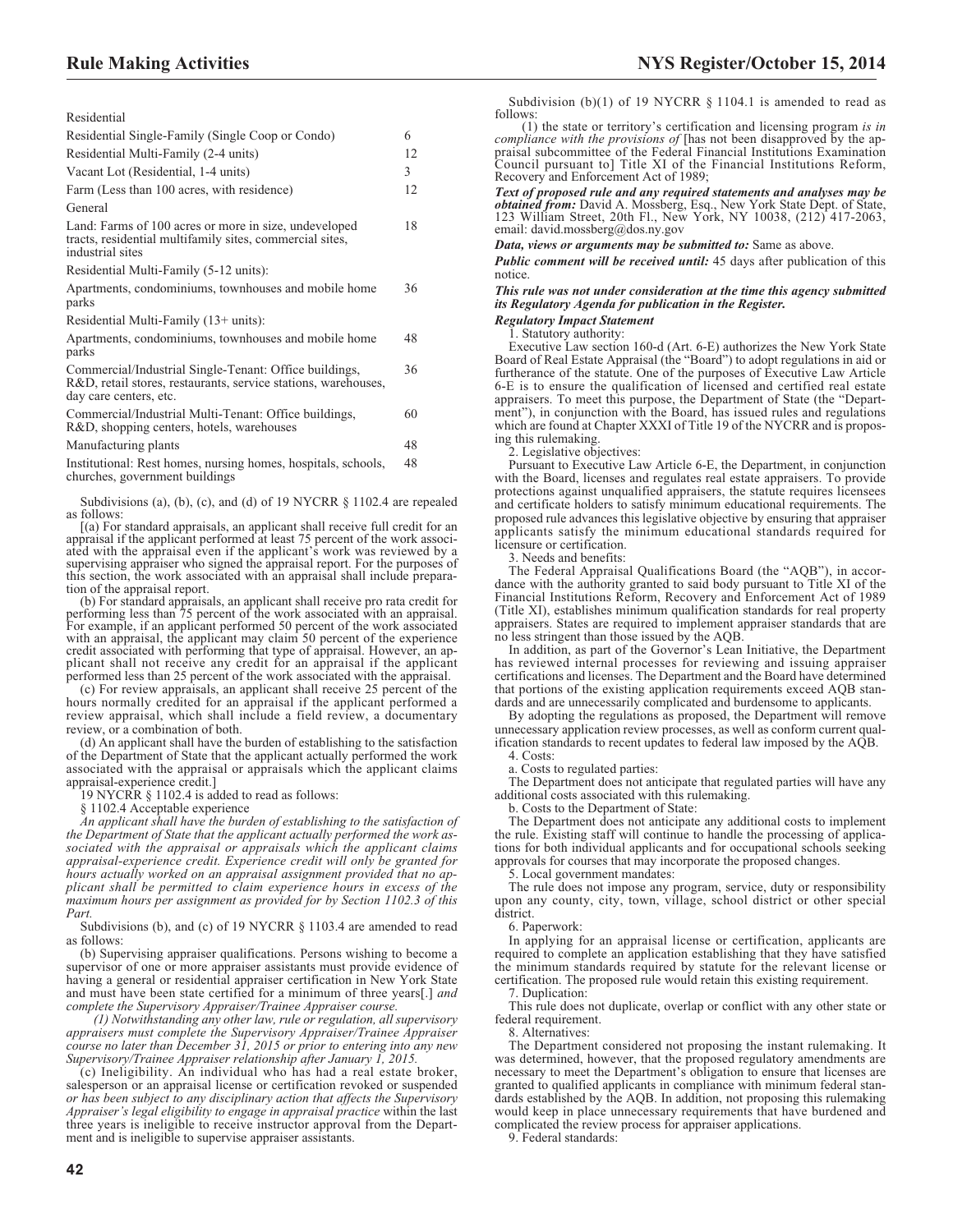| | |
|---|---|
| Residential | |
| Residential Single-Family (Single Coop or Condo) | 6 |
| Residential Multi-Family (2-4 units) | 12 |
| Vacant Lot (Residential, 1-4 units) | 3 |
| Farm (Less than 100 acres, with residence) | 12 |
| General | |
| Land: Farms of 100 acres or more in size, undeveloped tracts, residential multifamily sites, commercial sites, industrial sites | 18 |
| Residential Multi-Family (5-12 units): | |
| Apartments, condominiums, townhouses and mobile home parks | 36 |
| Residential Multi-Family (13+ units): | |
| Apartments, condominiums, townhouses and mobile home parks | 48 |
| Commercial/Industrial Single-Tenant: Office buildings, R&D, retail stores, restaurants, service stations, warehouses, day care centers, etc. | 36 |
| Commercial/Industrial Multi-Tenant: Office buildings, R&D, shopping centers, hotels, warehouses | 60 |
| Manufacturing plants | 48 |
| Institutional: Rest homes, nursing homes, hospitals, schools, churches, government buildings | 48 |

Subdivisions (a), (b), (c), and (d) of 19 NYCRR § 1102.4 are repealed as follows:

[(a) For standard appraisals, an applicant shall receive full credit for an appraisal if the applicant performed at least 75 percent of the work associated with the appraisal even if the applicant's work was reviewed by a supervising appraiser who signed the appraisal report. For the purposes of this section, the work associated with an appraisal shall include preparation of the appraisal report.

(b) For standard appraisals, an applicant shall receive pro rata credit for performing less than 75 percent of the work associated with an appraisal. For example, if an applicant performed 50 percent of the work associated with an appraisal, the applicant may claim 50 percent of the experience credit associated with performing that type of appraisal. However, an applicant shall not receive any credit for an appraisal if the applicant performed less than 25 percent of the work associated with the appraisal.

(c) For review appraisals, an applicant shall receive 25 percent of the hours normally credited for an appraisal if the applicant performed a review appraisal, which shall include a field review, a documentary review, or a combination of both.

(d) An applicant shall have the burden of establishing to the satisfaction of the Department of State that the applicant actually performed the work associated with the appraisal or appraisals which the applicant claims appraisal-experience credit.]

19 NYCRR § 1102.4 is added to read as follows:

§ 1102.4 Acceptable experience

*An applicant shall have the burden of establishing to the satisfaction of the Department of State that the applicant actually performed the work associated with the appraisal or appraisals which the applicant claims appraisal-experience credit. Experience credit will only be granted for hours actually worked on an appraisal assignment provided that no applicant shall be permitted to claim experience hours in excess of the maximum hours per assignment as provided for by Section 1102.3 of this Part.*

Subdivisions (b), and (c) of 19 NYCRR § 1103.4 are amended to read as follows:

(b) Supervising appraiser qualifications. Persons wishing to become a supervisor of one or more appraiser assistants must provide evidence of having a general or residential appraiser certification in New York State and must have been state certified for a minimum of three years[.] *and complete the Supervisory Appraiser/Trainee Appraiser course.*

*(1) Notwithstanding any other law, rule or regulation, all supervisory appraisers must complete the Supervisory Appraiser/Trainee Appraiser course no later than December 31, 2015 or prior to entering into any new Supervisory/Trainee Appraiser relationship after January 1, 2015.*

(c) Ineligibility. An individual who has had a real estate broker, salesperson or an appraisal license or certification revoked or suspended *or has been subject to any disciplinary action that affects the Supervisory Appraiser's legal eligibility to engage in appraisal practice* within the last three years is ineligible to receive instructor approval from the Department and is ineligible to supervise appraiser assistants.

Subdivision (b)(1) of 19 NYCRR § 1104.1 is amended to read as follows:

(1) the state or territory's certification and licensing program *is in compliance with the provisions of* [has not been disapproved by the appraisal subcommittee of the Federal Financial Institutions Examination Council pursuant to] Title XI of the Financial Institutions Reform, Recovery and Enforcement Act of 1989;

***Text of proposed rule and any required statements and analyses may be obtained from:*** David A. Mossberg, Esq., New York State Dept. of State, 123 William Street, 20th Fl., New York, NY 10038, (212) 417-2063, email: david.mossberg@dos.ny.gov

***Data, views or arguments may be submitted to:*** Same as above.

***Public comment will be received until:*** 45 days after publication of this notice.

***This rule was not under consideration at the time this agency submitted its Regulatory Agenda for publication in the Register.***

***Regulatory Impact Statement***

1. Statutory authority:

Executive Law section 160-d (Art. 6-E) authorizes the New York State Board of Real Estate Appraisal (the "Board") to adopt regulations in aid or furtherance of the statute. One of the purposes of Executive Law Article 6-E is to ensure the qualification of licensed and certified real estate appraisers. To meet this purpose, the Department of State (the "Department"), in conjunction with the Board, has issued rules and regulations which are found at Chapter XXXI of Title 19 of the NYCRR and is proposing this rulemaking.

2. Legislative objectives:

Pursuant to Executive Law Article 6-E, the Department, in conjunction with the Board, licenses and regulates real estate appraisers. To provide protections against unqualified appraisers, the statute requires licensees and certificate holders to satisfy minimum educational requirements. The proposed rule advances this legislative objective by ensuring that appraiser applicants satisfy the minimum educational standards required for licensure or certification.

3. Needs and benefits:

The Federal Appraisal Qualifications Board (the "AQB"), in accordance with the authority granted to said body pursuant to Title XI of the Financial Institutions Reform, Recovery and Enforcement Act of 1989 (Title XI), establishes minimum qualification standards for real property appraisers. States are required to implement appraiser standards that are no less stringent than those issued by the AQB.

In addition, as part of the Governor's Lean Initiative, the Department has reviewed internal processes for reviewing and issuing appraiser certifications and licenses. The Department and the Board have determined that portions of the existing application requirements exceed AQB standards and are unnecessarily complicated and burdensome to applicants.

By adopting the regulations as proposed, the Department will remove unnecessary application review processes, as well as conform current qualification standards to recent updates to federal law imposed by the AQB.

4. Costs:

a. Costs to regulated parties:

The Department does not anticipate that regulated parties will have any additional costs associated with this rulemaking.

b. Costs to the Department of State:

The Department does not anticipate any additional costs to implement the rule. Existing staff will continue to handle the processing of applications for both individual applicants and for occupational schools seeking approvals for courses that may incorporate the proposed changes.

5. Local government mandates:

The rule does not impose any program, service, duty or responsibility upon any county, city, town, village, school district or other special district.

6. Paperwork:

In applying for an appraisal license or certification, applicants are required to complete an application establishing that they have satisfied the minimum standards required by statute for the relevant license or certification. The proposed rule would retain this existing requirement.

7. Duplication:

This rule does not duplicate, overlap or conflict with any other state or federal requirement.

8. Alternatives:

The Department considered not proposing the instant rulemaking. It was determined, however, that the proposed regulatory amendments are necessary to meet the Department's obligation to ensure that licenses are granted to qualified applicants in compliance with minimum federal standards established by the AQB. In addition, not proposing this rulemaking would keep in place unnecessary requirements that have burdened and complicated the review process for appraiser applications.

9. Federal standards: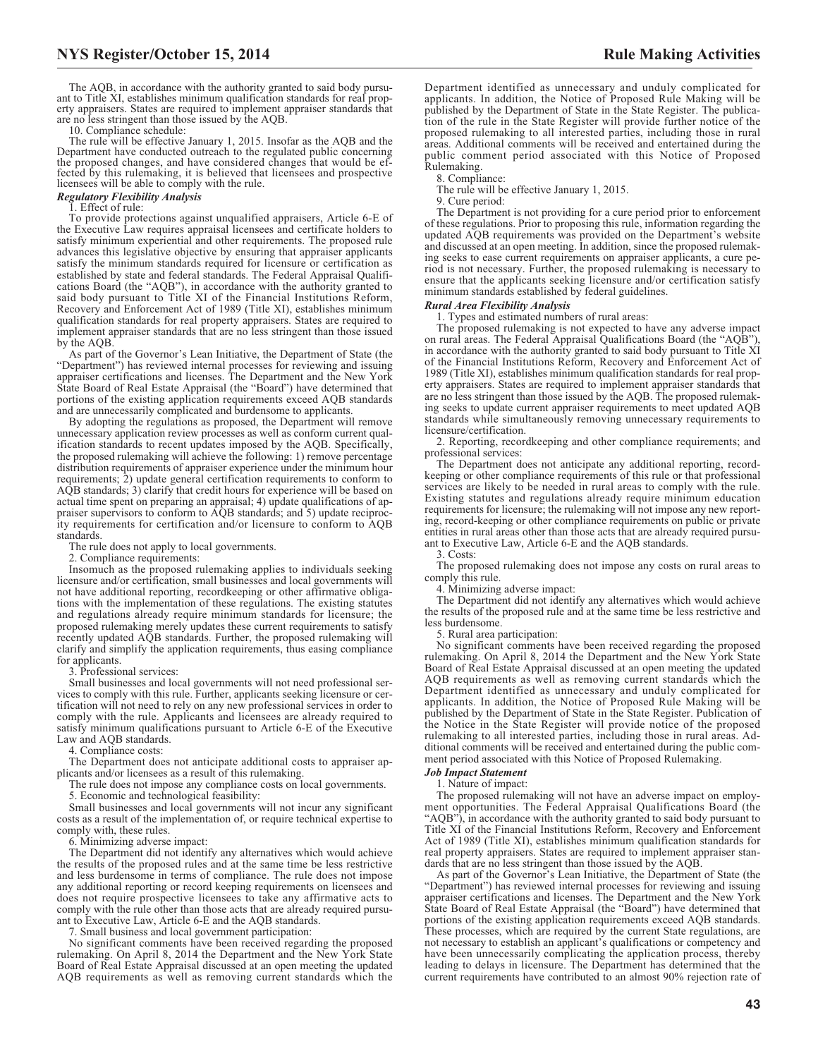The AQB, in accordance with the authority granted to said body pursuant to Title XI, establishes minimum qualification standards for real property appraisers. States are required to implement appraiser standards that are no less stringent than those issued by the AQB.

10. Compliance schedule:

The rule will be effective January 1, 2015. Insofar as the AQB and the Department have conducted outreach to the regulated public concerning the proposed changes, and have considered changes that would be effected by this rulemaking, it is believed that licensees and prospective licensees will be able to comply with the rule.

***Regulatory Flexibility Analysis***

1. Effect of rule:

To provide protections against unqualified appraisers, Article 6-E of the Executive Law requires appraisal licensees and certificate holders to satisfy minimum experiential and other requirements. The proposed rule advances this legislative objective by ensuring that appraiser applicants satisfy the minimum standards required for licensure or certification as established by state and federal standards. The Federal Appraisal Qualifications Board (the "AQB"), in accordance with the authority granted to said body pursuant to Title XI of the Financial Institutions Reform, Recovery and Enforcement Act of 1989 (Title XI), establishes minimum qualification standards for real property appraisers. States are required to implement appraiser standards that are no less stringent than those issued by the AQB.

As part of the Governor's Lean Initiative, the Department of State (the "Department") has reviewed internal processes for reviewing and issuing appraiser certifications and licenses. The Department and the New York State Board of Real Estate Appraisal (the "Board") have determined that portions of the existing application requirements exceed AQB standards and are unnecessarily complicated and burdensome to applicants.

By adopting the regulations as proposed, the Department will remove unnecessary application review processes as well as conform current qualification standards to recent updates imposed by the AQB. Specifically, the proposed rulemaking will achieve the following: 1) remove percentage distribution requirements of appraiser experience under the minimum hour requirements; 2) update general certification requirements to conform to AQB standards; 3) clarify that credit hours for experience will be based on actual time spent on preparing an appraisal; 4) update qualifications of appraiser supervisors to conform to AQB standards; and 5) update reciprocity requirements for certification and/or licensure to conform to AQB standards.

The rule does not apply to local governments.

2. Compliance requirements:

Insomuch as the proposed rulemaking applies to individuals seeking licensure and/or certification, small businesses and local governments will not have additional reporting, recordkeeping or other affirmative obligations with the implementation of these regulations. The existing statutes and regulations already require minimum standards for licensure; the proposed rulemaking merely updates these current requirements to satisfy recently updated AQB standards. Further, the proposed rulemaking will clarify and simplify the application requirements, thus easing compliance for applicants.

3. Professional services:

Small businesses and local governments will not need professional services to comply with this rule. Further, applicants seeking licensure or certification will not need to rely on any new professional services in order to comply with the rule. Applicants and licensees are already required to satisfy minimum qualifications pursuant to Article 6-E of the Executive Law and AQB standards.

4. Compliance costs:

The Department does not anticipate additional costs to appraiser applicants and/or licensees as a result of this rulemaking.

The rule does not impose any compliance costs on local governments.

5. Economic and technological feasibility:

Small businesses and local governments will not incur any significant costs as a result of the implementation of, or require technical expertise to comply with, these rules.

6. Minimizing adverse impact:

The Department did not identify any alternatives which would achieve the results of the proposed rules and at the same time be less restrictive and less burdensome in terms of compliance. The rule does not impose any additional reporting or record keeping requirements on licensees and does not require prospective licensees to take any affirmative acts to comply with the rule other than those acts that are already required pursuant to Executive Law, Article 6-E and the AQB standards.

7. Small business and local government participation:

No significant comments have been received regarding the proposed rulemaking. On April 8, 2014 the Department and the New York State Board of Real Estate Appraisal discussed at an open meeting the updated AQB requirements as well as removing current standards which the Department identified as unnecessary and unduly complicated for applicants. In addition, the Notice of Proposed Rule Making will be published by the Department of State in the State Register. The publication of the rule in the State Register will provide further notice of the proposed rulemaking to all interested parties, including those in rural areas. Additional comments will be received and entertained during the public comment period associated with this Notice of Proposed Rulemaking.

8. Compliance:

The rule will be effective January 1, 2015.

9. Cure period:

The Department is not providing for a cure period prior to enforcement of these regulations. Prior to proposing this rule, information regarding the updated AQB requirements was provided on the Department's website and discussed at an open meeting. In addition, since the proposed rulemaking seeks to ease current requirements on appraiser applicants, a cure period is not necessary. Further, the proposed rulemaking is necessary to ensure that the applicants seeking licensure and/or certification satisfy minimum standards established by federal guidelines.

***Rural Area Flexibility Analysis***

1. Types and estimated numbers of rural areas:

The proposed rulemaking is not expected to have any adverse impact on rural areas. The Federal Appraisal Qualifications Board (the "AQB"), in accordance with the authority granted to said body pursuant to Title XI of the Financial Institutions Reform, Recovery and Enforcement Act of 1989 (Title XI), establishes minimum qualification standards for real property appraisers. States are required to implement appraiser standards that are no less stringent than those issued by the AQB. The proposed rulemaking seeks to update current appraiser requirements to meet updated AQB standards while simultaneously removing unnecessary requirements to licensure/certification.

2. Reporting, recordkeeping and other compliance requirements; and professional services:

The Department does not anticipate any additional reporting, recordkeeping or other compliance requirements of this rule or that professional services are likely to be needed in rural areas to comply with the rule. Existing statutes and regulations already require minimum education requirements for licensure; the rulemaking will not impose any new reporting, record-keeping or other compliance requirements on public or private entities in rural areas other than those acts that are already required pursuant to Executive Law, Article 6-E and the AQB standards.

3. Costs:

The proposed rulemaking does not impose any costs on rural areas to comply this rule.

4. Minimizing adverse impact:

The Department did not identify any alternatives which would achieve the results of the proposed rule and at the same time be less restrictive and less burdensome.

5. Rural area participation:

No significant comments have been received regarding the proposed rulemaking. On April 8, 2014 the Department and the New York State Board of Real Estate Appraisal discussed at an open meeting the updated AQB requirements as well as removing current standards which the Department identified as unnecessary and unduly complicated for applicants. In addition, the Notice of Proposed Rule Making will be published by the Department of State in the State Register. Publication of the Notice in the State Register will provide notice of the proposed rulemaking to all interested parties, including those in rural areas. Additional comments will be received and entertained during the public comment period associated with this Notice of Proposed Rulemaking.

***Job Impact Statement***

1. Nature of impact:

The proposed rulemaking will not have an adverse impact on employment opportunities. The Federal Appraisal Qualifications Board (the "AQB"), in accordance with the authority granted to said body pursuant to Title XI of the Financial Institutions Reform, Recovery and Enforcement Act of 1989 (Title XI), establishes minimum qualification standards for real property appraisers. States are required to implement appraiser standards that are no less stringent than those issued by the AQB.

As part of the Governor's Lean Initiative, the Department of State (the "Department") has reviewed internal processes for reviewing and issuing appraiser certifications and licenses. The Department and the New York State Board of Real Estate Appraisal (the "Board") have determined that portions of the existing application requirements exceed AQB standards. These processes, which are required by the current State regulations, are not necessary to establish an applicant's qualifications or competency and have been unnecessarily complicating the application process, thereby leading to delays in licensure. The Department has determined that the current requirements have contributed to an almost 90% rejection rate of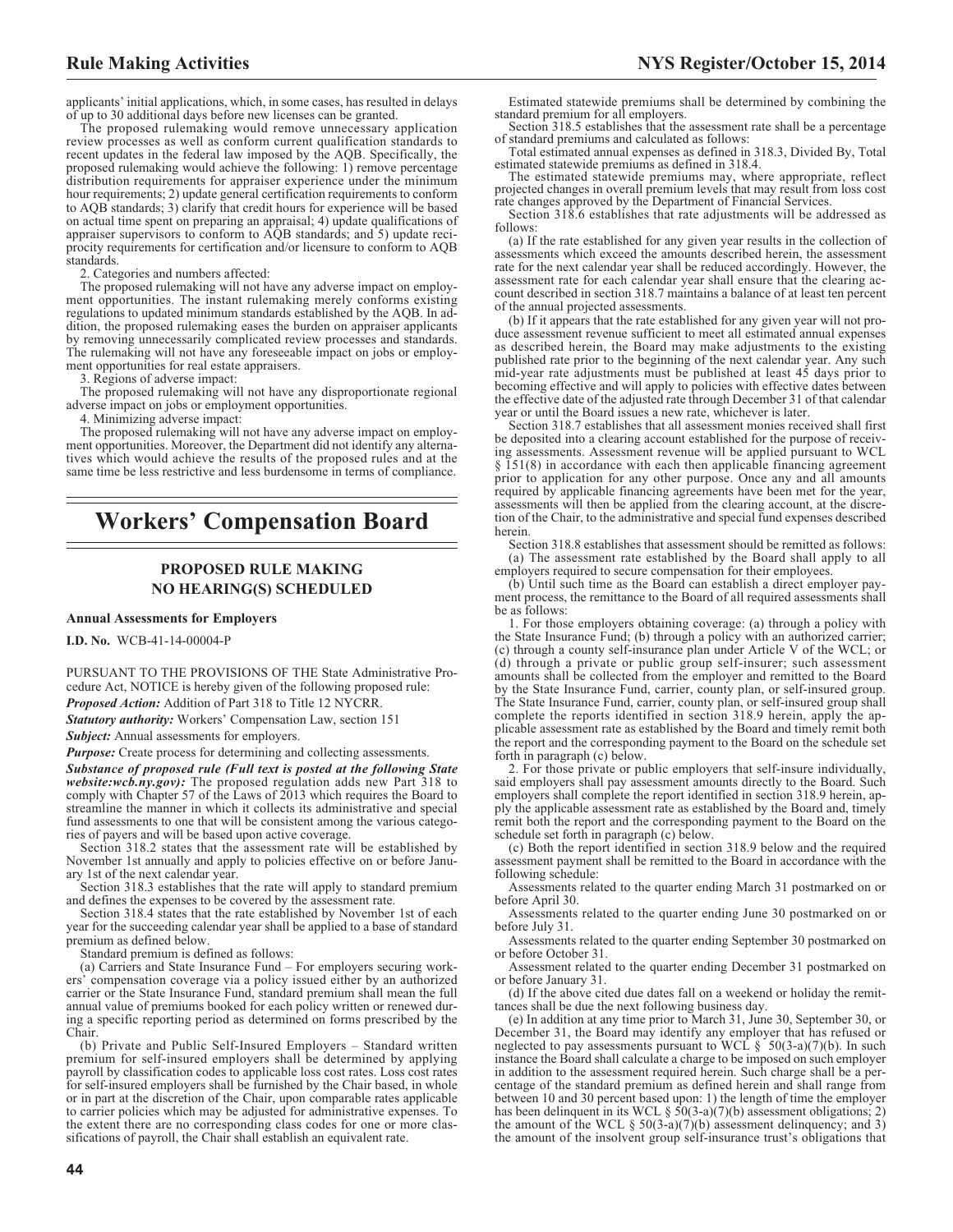applicants' initial applications, which, in some cases, has resulted in delays of up to 30 additional days before new licenses can be granted.

The proposed rulemaking would remove unnecessary application review processes as well as conform current qualification standards to recent updates in the federal law imposed by the AQB. Specifically, the proposed rulemaking would achieve the following: 1) remove percentage distribution requirements for appraiser experience under the minimum hour requirements; 2) update general certification requirements to conform to AQB standards; 3) clarify that credit hours for experience will be based on actual time spent on preparing an appraisal; 4) update qualifications of appraiser supervisors to conform to AQB standards; and 5) update reciprocity requirements for certification and/or licensure to conform to AQB standards.

2. Categories and numbers affected:

The proposed rulemaking will not have any adverse impact on employment opportunities. The instant rulemaking merely conforms existing regulations to updated minimum standards established by the AQB. In addition, the proposed rulemaking eases the burden on appraiser applicants by removing unnecessarily complicated review processes and standards. The rulemaking will not have any foreseeable impact on jobs or employment opportunities for real estate appraisers.

3. Regions of adverse impact:

The proposed rulemaking will not have any disproportionate regional adverse impact on jobs or employment opportunities.

4. Minimizing adverse impact:

The proposed rulemaking will not have any adverse impact on employment opportunities. Moreover, the Department did not identify any alternatives which would achieve the results of the proposed rules and at the same time be less restrictive and less burdensome in terms of compliance.

# Workers' Compensation Board

## PROPOSED RULE MAKING NO HEARING(S) SCHEDULED

**Annual Assessments for Employers**

**I.D. No.** WCB-41-14-00004-P

PURSUANT TO THE PROVISIONS OF THE State Administrative Procedure Act, NOTICE is hereby given of the following proposed rule:

***Proposed Action:*** Addition of Part 318 to Title 12 NYCRR.

***Statutory authority:*** Workers' Compensation Law, section 151

***Subject:*** Annual assessments for employers.

***Purpose:*** Create process for determining and collecting assessments.

***Substance of proposed rule (Full text is posted at the following State website:wcb.ny.gov):*** The proposed regulation adds new Part 318 to comply with Chapter 57 of the Laws of 2013 which requires the Board to streamline the manner in which it collects its administrative and special fund assessments to one that will be consistent among the various categories of payers and will be based upon active coverage.

Section 318.2 states that the assessment rate will be established by November 1st annually and apply to policies effective on or before January 1st of the next calendar year.

Section 318.3 establishes that the rate will apply to standard premium and defines the expenses to be covered by the assessment rate.

Section 318.4 states that the rate established by November 1st of each year for the succeeding calendar year shall be applied to a base of standard premium as defined below.

Standard premium is defined as follows:

(a) Carriers and State Insurance Fund – For employers securing workers' compensation coverage via a policy issued either by an authorized carrier or the State Insurance Fund, standard premium shall mean the full annual value of premiums booked for each policy written or renewed during a specific reporting period as determined on forms prescribed by the Chair.

(b) Private and Public Self-Insured Employers – Standard written premium for self-insured employers shall be determined by applying payroll by classification codes to applicable loss cost rates. Loss cost rates for self-insured employers shall be furnished by the Chair based, in whole or in part at the discretion of the Chair, upon comparable rates applicable to carrier policies which may be adjusted for administrative expenses. To the extent there are no corresponding class codes for one or more classifications of payroll, the Chair shall establish an equivalent rate.

Estimated statewide premiums shall be determined by combining the standard premium for all employers.

Section 318.5 establishes that the assessment rate shall be a percentage of standard premiums and calculated as follows:

Total estimated annual expenses as defined in 318.3, Divided By, Total estimated statewide premiums as defined in 318.4.

The estimated statewide premiums may, where appropriate, reflect projected changes in overall premium levels that may result from loss cost rate changes approved by the Department of Financial Services.

Section 318.6 establishes that rate adjustments will be addressed as follows:

(a) If the rate established for any given year results in the collection of assessments which exceed the amounts described herein, the assessment rate for the next calendar year shall be reduced accordingly. However, the assessment rate for each calendar year shall ensure that the clearing account described in section 318.7 maintains a balance of at least ten percent of the annual projected assessments.

(b) If it appears that the rate established for any given year will not produce assessment revenue sufficient to meet all estimated annual expenses as described herein, the Board may make adjustments to the existing published rate prior to the beginning of the next calendar year. Any such mid-year rate adjustments must be published at least 45 days prior to becoming effective and will apply to policies with effective dates between the effective date of the adjusted rate through December 31 of that calendar year or until the Board issues a new rate, whichever is later.

Section 318.7 establishes that all assessment monies received shall first be deposited into a clearing account established for the purpose of receiving assessments. Assessment revenue will be applied pursuant to WCL § 151(8) in accordance with each then applicable financing agreement prior to application for any other purpose. Once any and all amounts required by applicable financing agreements have been met for the year, assessments will then be applied from the clearing account, at the discretion of the Chair, to the administrative and special fund expenses described herein.

Section 318.8 establishes that assessment should be remitted as follows:

(a) The assessment rate established by the Board shall apply to all employers required to secure compensation for their employees.

(b) Until such time as the Board can establish a direct employer payment process, the remittance to the Board of all required assessments shall be as follows:

1. For those employers obtaining coverage: (a) through a policy with the State Insurance Fund; (b) through a policy with an authorized carrier; (c) through a county self-insurance plan under Article V of the WCL; or (d) through a private or public group self-insurer; such assessment amounts shall be collected from the employer and remitted to the Board by the State Insurance Fund, carrier, county plan, or self-insured group. The State Insurance Fund, carrier, county plan, or self-insured group shall complete the reports identified in section 318.9 herein, apply the applicable assessment rate as established by the Board and timely remit both the report and the corresponding payment to the Board on the schedule set forth in paragraph (c) below.

2. For those private or public employers that self-insure individually, said employers shall pay assessment amounts directly to the Board. Such employers shall complete the report identified in section 318.9 herein, apply the applicable assessment rate as established by the Board and, timely remit both the report and the corresponding payment to the Board on the schedule set forth in paragraph (c) below.

(c) Both the report identified in section 318.9 below and the required assessment payment shall be remitted to the Board in accordance with the following schedule:

Assessments related to the quarter ending March 31 postmarked on or before April 30.

Assessments related to the quarter ending June 30 postmarked on or before July 31.

Assessments related to the quarter ending September 30 postmarked on or before October 31.

Assessment related to the quarter ending December 31 postmarked on or before January 31.

(d) If the above cited due dates fall on a weekend or holiday the remittances shall be due the next following business day.

(e) In addition at any time prior to March 31, June 30, September 30, or December 31, the Board may identify any employer that has refused or neglected to pay assessments pursuant to WCL § 50(3-a)(7)(b). In such instance the Board shall calculate a charge to be imposed on such employer in addition to the assessment required herein. Such charge shall be a percentage of the standard premium as defined herein and shall range from between 10 and 30 percent based upon: 1) the length of time the employer has been delinquent in its WCL § 50(3-a)(7)(b) assessment obligations; 2) the amount of the WCL § 50(3-a)(7)(b) assessment delinquency; and 3) the amount of the insolvent group self-insurance trust's obligations that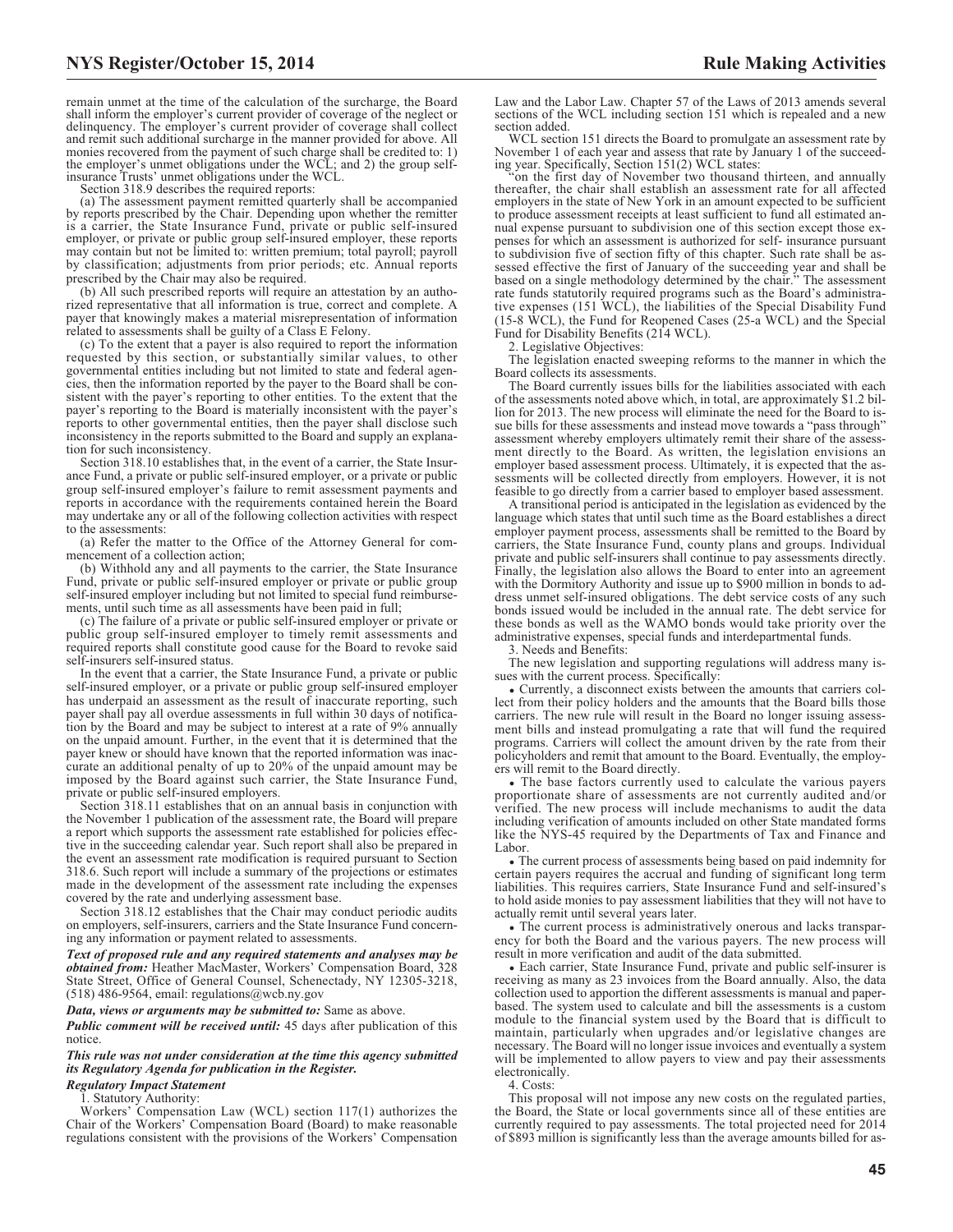remain unmet at the time of the calculation of the surcharge, the Board shall inform the employer's current provider of coverage of the neglect or delinquency. The employer's current provider of coverage shall collect and remit such additional surcharge in the manner provided for above. All monies recovered from the payment of such charge shall be credited to: 1) the employer's unmet obligations under the WCL; and 2) the group self-insurance Trusts' unmet obligations under the WCL.

Section 318.9 describes the required reports:

(a) The assessment payment remitted quarterly shall be accompanied by reports prescribed by the Chair. Depending upon whether the remitter is a carrier, the State Insurance Fund, private or public self-insured employer, or private or public group self-insured employer, these reports may contain but not be limited to: written premium; total payroll; payroll by classification; adjustments from prior periods; etc. Annual reports prescribed by the Chair may also be required.

(b) All such prescribed reports will require an attestation by an authorized representative that all information is true, correct and complete. A payer that knowingly makes a material misrepresentation of information related to assessments shall be guilty of a Class E Felony.

(c) To the extent that a payer is also required to report the information requested by this section, or substantially similar values, to other governmental entities including but not limited to state and federal agencies, then the information reported by the payer to the Board shall be consistent with the payer's reporting to other entities. To the extent that the payer's reporting to the Board is materially inconsistent with the payer's reports to other governmental entities, then the payer shall disclose such inconsistency in the reports submitted to the Board and supply an explanation for such inconsistency.

Section 318.10 establishes that, in the event of a carrier, the State Insurance Fund, a private or public self-insured employer, or a private or public group self-insured employer's failure to remit assessment payments and reports in accordance with the requirements contained herein the Board may undertake any or all of the following collection activities with respect to the assessments:

(a) Refer the matter to the Office of the Attorney General for commencement of a collection action;

(b) Withhold any and all payments to the carrier, the State Insurance Fund, private or public self-insured employer or private or public group self-insured employer including but not limited to special fund reimbursements, until such time as all assessments have been paid in full;

(c) The failure of a private or public self-insured employer or private or public group self-insured employer to timely remit assessments and required reports shall constitute good cause for the Board to revoke said self-insurers self-insured status.

In the event that a carrier, the State Insurance Fund, a private or public self-insured employer, or a private or public group self-insured employer has underpaid an assessment as the result of inaccurate reporting, such payer shall pay all overdue assessments in full within 30 days of notification by the Board and may be subject to interest at a rate of 9% annually on the unpaid amount. Further, in the event that it is determined that the payer knew or should have known that the reported information was inaccurate an additional penalty of up to 20% of the unpaid amount may be imposed by the Board against such carrier, the State Insurance Fund, private or public self-insured employers.

Section 318.11 establishes that on an annual basis in conjunction with the November 1 publication of the assessment rate, the Board will prepare a report which supports the assessment rate established for policies effective in the succeeding calendar year. Such report shall also be prepared in the event an assessment rate modification is required pursuant to Section 318.6. Such report will include a summary of the projections or estimates made in the development of the assessment rate including the expenses covered by the rate and underlying assessment base.

Section 318.12 establishes that the Chair may conduct periodic audits on employers, self-insurers, carriers and the State Insurance Fund concerning any information or payment related to assessments.

***Text of proposed rule and any required statements and analyses may be obtained from:*** Heather MacMaster, Workers' Compensation Board, 328 State Street, Office of General Counsel, Schenectady, NY 12305-3218, (518) 486-9564, email: regulations@wcb.ny.gov

***Data, views or arguments may be submitted to:*** Same as above.

***Public comment will be received until:*** 45 days after publication of this notice.

***This rule was not under consideration at the time this agency submitted its Regulatory Agenda for publication in the Register.***

***Regulatory Impact Statement***

1. Statutory Authority:

Workers' Compensation Law (WCL) section 117(1) authorizes the Chair of the Workers' Compensation Board (Board) to make reasonable regulations consistent with the provisions of the Workers' Compensation Law and the Labor Law. Chapter 57 of the Laws of 2013 amends several sections of the WCL including section 151 which is repealed and a new section added.

WCL section 151 directs the Board to promulgate an assessment rate by November 1 of each year and assess that rate by January 1 of the succeeding year. Specifically, Section 151(2) WCL states:

"on the first day of November two thousand thirteen, and annually thereafter, the chair shall establish an assessment rate for all affected employers in the state of New York in an amount expected to be sufficient to produce assessment receipts at least sufficient to fund all estimated annual expense pursuant to subdivision one of this section except those expenses for which an assessment is authorized for self- insurance pursuant to subdivision five of section fifty of this chapter. Such rate shall be assessed effective the first of January of the succeeding year and shall be based on a single methodology determined by the chair." The assessment rate funds statutorily required programs such as the Board's administrative expenses (151 WCL), the liabilities of the Special Disability Fund (15-8 WCL), the Fund for Reopened Cases (25-a WCL) and the Special Fund for Disability Benefits (214 WCL).

2. Legislative Objectives:

The legislation enacted sweeping reforms to the manner in which the Board collects its assessments.

The Board currently issues bills for the liabilities associated with each of the assessments noted above which, in total, are approximately $1.2 billion for 2013. The new process will eliminate the need for the Board to issue bills for these assessments and instead move towards a "pass through" assessment whereby employers ultimately remit their share of the assessment directly to the Board. As written, the legislation envisions an employer based assessment process. Ultimately, it is expected that the assessments will be collected directly from employers. However, it is not feasible to go directly from a carrier based to employer based assessment.

A transitional period is anticipated in the legislation as evidenced by the language which states that until such time as the Board establishes a direct employer payment process, assessments shall be remitted to the Board by carriers, the State Insurance Fund, county plans and groups. Individual private and public self-insurers shall continue to pay assessments directly. Finally, the legislation also allows the Board to enter into an agreement with the Dormitory Authority and issue up to $900 million in bonds to address unmet self-insured obligations. The debt service costs of any such bonds issued would be included in the annual rate. The debt service for these bonds as well as the WAMO bonds would take priority over the administrative expenses, special funds and interdepartmental funds.

3. Needs and Benefits:

The new legislation and supporting regulations will address many issues with the current process. Specifically:

- Currently, a disconnect exists between the amounts that carriers collect from their policy holders and the amounts that the Board bills those carriers. The new rule will result in the Board no longer issuing assessment bills and instead promulgating a rate that will fund the required programs. Carriers will collect the amount driven by the rate from their policyholders and remit that amount to the Board. Eventually, the employers will remit to the Board directly.
- The base factors currently used to calculate the various payers proportionate share of assessments are not currently audited and/or verified. The new process will include mechanisms to audit the data including verification of amounts included on other State mandated forms like the NYS-45 required by the Departments of Tax and Finance and Labor.
- The current process of assessments being based on paid indemnity for certain payers requires the accrual and funding of significant long term liabilities. This requires carriers, State Insurance Fund and self-insured's to hold aside monies to pay assessment liabilities that they will not have to actually remit until several years later.
- The current process is administratively onerous and lacks transparency for both the Board and the various payers. The new process will result in more verification and audit of the data submitted.
- Each carrier, State Insurance Fund, private and public self-insurer is receiving as many as 23 invoices from the Board annually. Also, the data collection used to apportion the different assessments is manual and paper-based. The system used to calculate and bill the assessments is a custom module to the financial system used by the Board that is difficult to maintain, particularly when upgrades and/or legislative changes are necessary. The Board will no longer issue invoices and eventually a system will be implemented to allow payers to view and pay their assessments electronically.

4. Costs:

This proposal will not impose any new costs on the regulated parties, the Board, the State or local governments since all of these entities are currently required to pay assessments. The total projected need for 2014 of $893 million is significantly less than the average amounts billed for as-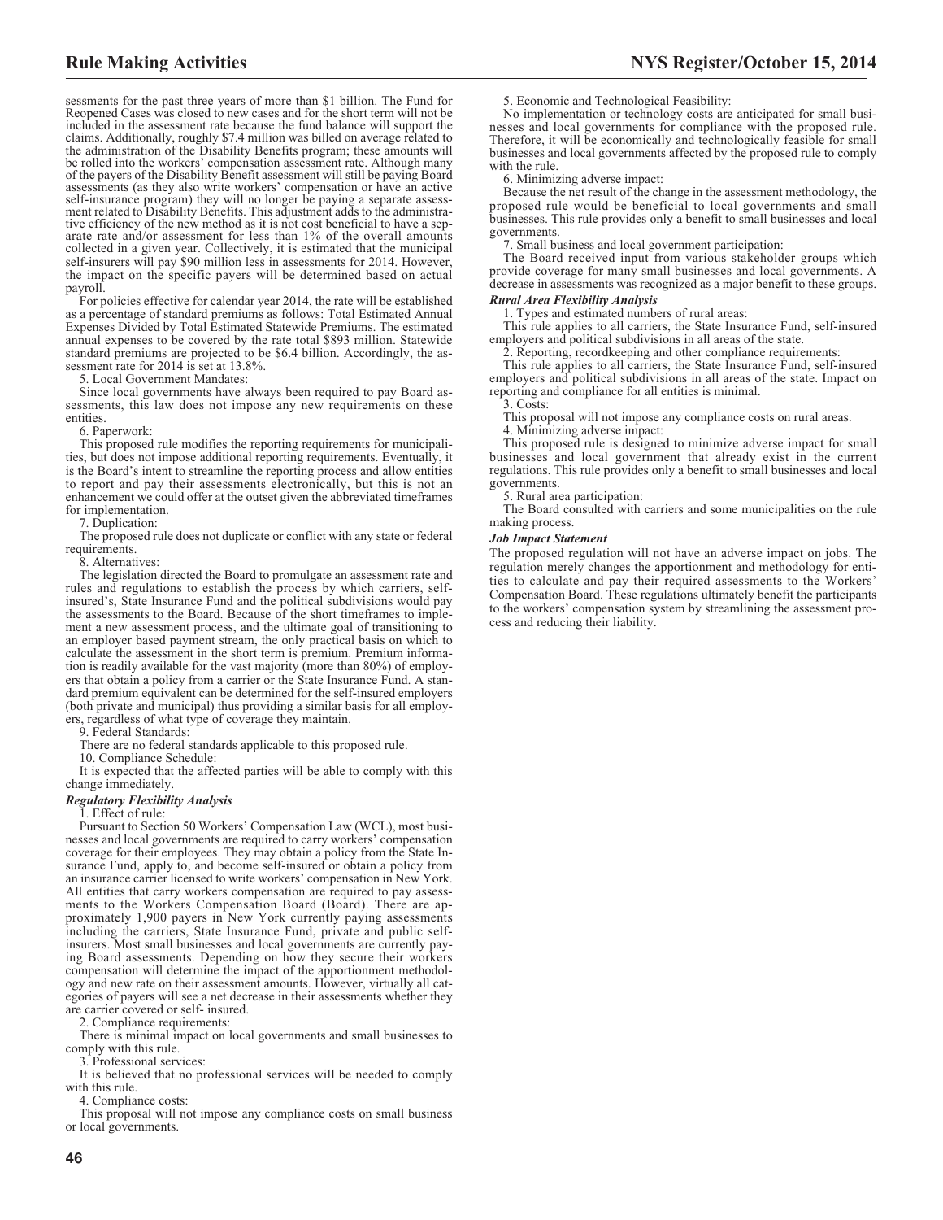sessments for the past three years of more than $1 billion. The Fund for Reopened Cases was closed to new cases and for the short term will not be included in the assessment rate because the fund balance will support the claims. Additionally, roughly $7.4 million was billed on average related to the administration of the Disability Benefits program; these amounts will be rolled into the workers' compensation assessment rate. Although many of the payers of the Disability Benefit assessment will still be paying Board assessments (as they also write workers' compensation or have an active self-insurance program) they will no longer be paying a separate assessment related to Disability Benefits. This adjustment adds to the administrative efficiency of the new method as it is not cost beneficial to have a separate rate and/or assessment for less than 1% of the overall amounts collected in a given year. Collectively, it is estimated that the municipal self-insurers will pay $90 million less in assessments for 2014. However, the impact on the specific payers will be determined based on actual payroll.

For policies effective for calendar year 2014, the rate will be established as a percentage of standard premiums as follows: Total Estimated Annual Expenses Divided by Total Estimated Statewide Premiums. The estimated annual expenses to be covered by the rate total $893 million. Statewide standard premiums are projected to be $6.4 billion. Accordingly, the assessment rate for 2014 is set at 13.8%.

5. Local Government Mandates:

Since local governments have always been required to pay Board assessments, this law does not impose any new requirements on these entities.

6. Paperwork:

This proposed rule modifies the reporting requirements for municipalities, but does not impose additional reporting requirements. Eventually, it is the Board's intent to streamline the reporting process and allow entities to report and pay their assessments electronically, but this is not an enhancement we could offer at the outset given the abbreviated timeframes for implementation.

7. Duplication:

The proposed rule does not duplicate or conflict with any state or federal requirements.

8. Alternatives:

The legislation directed the Board to promulgate an assessment rate and rules and regulations to establish the process by which carriers, self-insured's, State Insurance Fund and the political subdivisions would pay the assessments to the Board. Because of the short timeframes to implement a new assessment process, and the ultimate goal of transitioning to an employer based payment stream, the only practical basis on which to calculate the assessment in the short term is premium. Premium information is readily available for the vast majority (more than 80%) of employers that obtain a policy from a carrier or the State Insurance Fund. A standard premium equivalent can be determined for the self-insured employers (both private and municipal) thus providing a similar basis for all employers, regardless of what type of coverage they maintain.

9. Federal Standards:

There are no federal standards applicable to this proposed rule.

10. Compliance Schedule:

It is expected that the affected parties will be able to comply with this change immediately.

***Regulatory Flexibility Analysis***

1. Effect of rule:

Pursuant to Section 50 Workers' Compensation Law (WCL), most businesses and local governments are required to carry workers' compensation coverage for their employees. They may obtain a policy from the State Insurance Fund, apply to, and become self-insured or obtain a policy from an insurance carrier licensed to write workers' compensation in New York. All entities that carry workers compensation are required to pay assessments to the Workers Compensation Board (Board). There are approximately 1,900 payers in New York currently paying assessments including the carriers, State Insurance Fund, private and public self-insurers. Most small businesses and local governments are currently paying Board assessments. Depending on how they secure their workers compensation will determine the impact of the apportionment methodology and new rate on their assessment amounts. However, virtually all categories of payers will see a net decrease in their assessments whether they are carrier covered or self- insured.

2. Compliance requirements:

There is minimal impact on local governments and small businesses to comply with this rule.

3. Professional services:

It is believed that no professional services will be needed to comply with this rule.

4. Compliance costs:

This proposal will not impose any compliance costs on small business or local governments.

5. Economic and Technological Feasibility:

No implementation or technology costs are anticipated for small businesses and local governments for compliance with the proposed rule. Therefore, it will be economically and technologically feasible for small businesses and local governments affected by the proposed rule to comply with the rule.

6. Minimizing adverse impact:

Because the net result of the change in the assessment methodology, the proposed rule would be beneficial to local governments and small businesses. This rule provides only a benefit to small businesses and local governments.

7. Small business and local government participation:

The Board received input from various stakeholder groups which provide coverage for many small businesses and local governments. A decrease in assessments was recognized as a major benefit to these groups.

***Rural Area Flexibility Analysis***

1. Types and estimated numbers of rural areas:

This rule applies to all carriers, the State Insurance Fund, self-insured employers and political subdivisions in all areas of the state.

2. Reporting, recordkeeping and other compliance requirements:

This rule applies to all carriers, the State Insurance Fund, self-insured employers and political subdivisions in all areas of the state. Impact on reporting and compliance for all entities is minimal.

3. Costs:

This proposal will not impose any compliance costs on rural areas.

4. Minimizing adverse impact:

This proposed rule is designed to minimize adverse impact for small businesses and local government that already exist in the current regulations. This rule provides only a benefit to small businesses and local governments.

5. Rural area participation:

The Board consulted with carriers and some municipalities on the rule making process.

***Job Impact Statement***

The proposed regulation will not have an adverse impact on jobs. The regulation merely changes the apportionment and methodology for entities to calculate and pay their required assessments to the Workers' Compensation Board. These regulations ultimately benefit the participants to the workers' compensation system by streamlining the assessment process and reducing their liability.